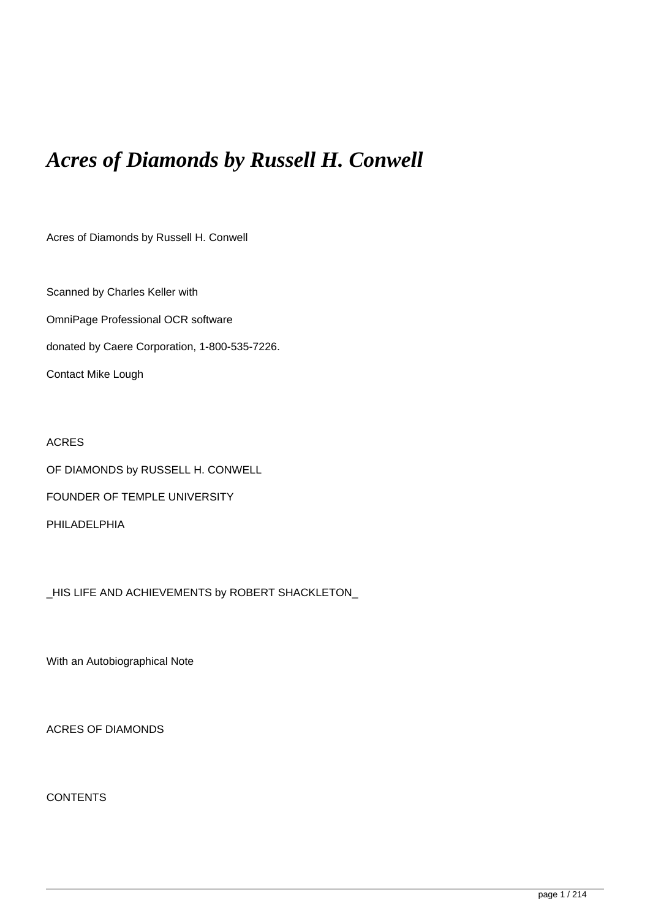# *Acres of Diamonds by Russell H. Conwell*

Acres of Diamonds by Russell H. Conwell

Scanned by Charles Keller with

OmniPage Professional OCR software

donated by Caere Corporation, 1-800-535-7226.

Contact Mike Lough

ACRES

OF DIAMONDS by RUSSELL H. CONWELL

FOUNDER OF TEMPLE UNIVERSITY

PHILADELPHIA

_HIS LIFE AND ACHIEVEMENTS by ROBERT SHACKLETON_

With an Autobiographical Note

ACRES OF DIAMONDS

CONTENTS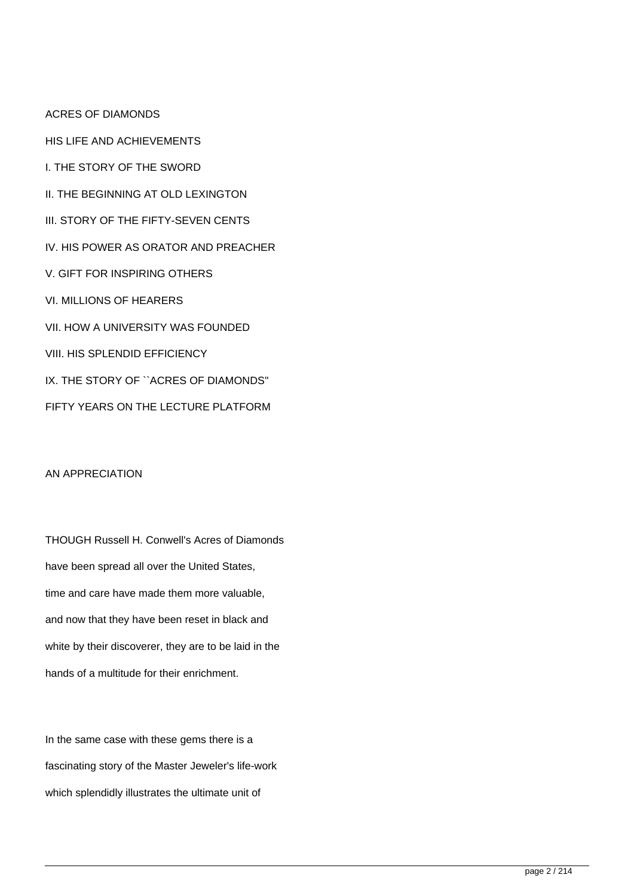ACRES OF DIAMONDS

HIS LIFE AND ACHIEVEMENTS

I. THE STORY OF THE SWORD

II. THE BEGINNING AT OLD LEXINGTON

III. STORY OF THE FIFTY-SEVEN CENTS

IV. HIS POWER AS ORATOR AND PREACHER

V. GIFT FOR INSPIRING OTHERS

VI. MILLIONS OF HEARERS

VII. HOW A UNIVERSITY WAS FOUNDED

VIII. HIS SPLENDID EFFICIENCY

IX. THE STORY OF ``ACRES OF DIAMONDS''

FIFTY YEARS ON THE LECTURE PLATFORM

## AN APPRECIATION

THOUGH Russell H. Conwell's Acres of Diamonds have been spread all over the United States, time and care have made them more valuable, and now that they have been reset in black and white by their discoverer, they are to be laid in the hands of a multitude for their enrichment.

In the same case with these gems there is a fascinating story of the Master Jeweler's life-work which splendidly illustrates the ultimate unit of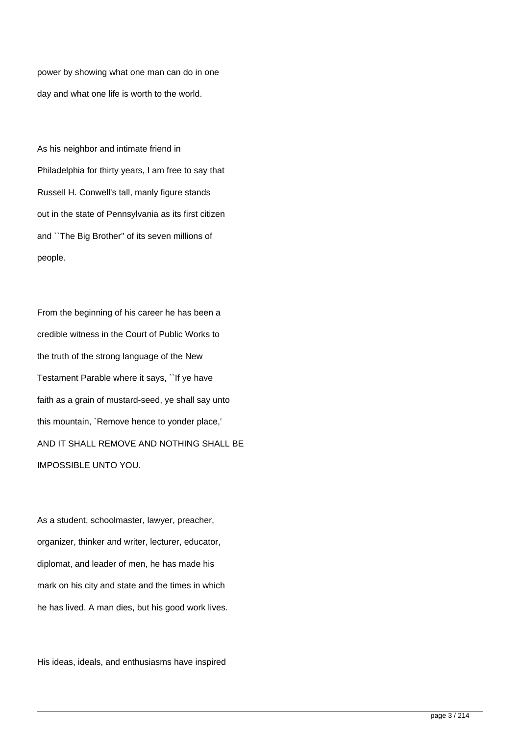power by showing what one man can do in one day and what one life is worth to the world.

As his neighbor and intimate friend in Philadelphia for thirty years, I am free to say that Russell H. Conwell's tall, manly figure stands out in the state of Pennsylvania as its first citizen and ``The Big Brother'' of its seven millions of people.

From the beginning of his career he has been a credible witness in the Court of Public Works to the truth of the strong language of the New Testament Parable where it says, ``If ye have faith as a grain of mustard-seed, ye shall say unto this mountain, `Remove hence to yonder place,' AND IT SHALL REMOVE AND NOTHING SHALL BE IMPOSSIBLE UNTO YOU.

As a student, schoolmaster, lawyer, preacher, organizer, thinker and writer, lecturer, educator, diplomat, and leader of men, he has made his mark on his city and state and the times in which he has lived. A man dies, but his good work lives.

His ideas, ideals, and enthusiasms have inspired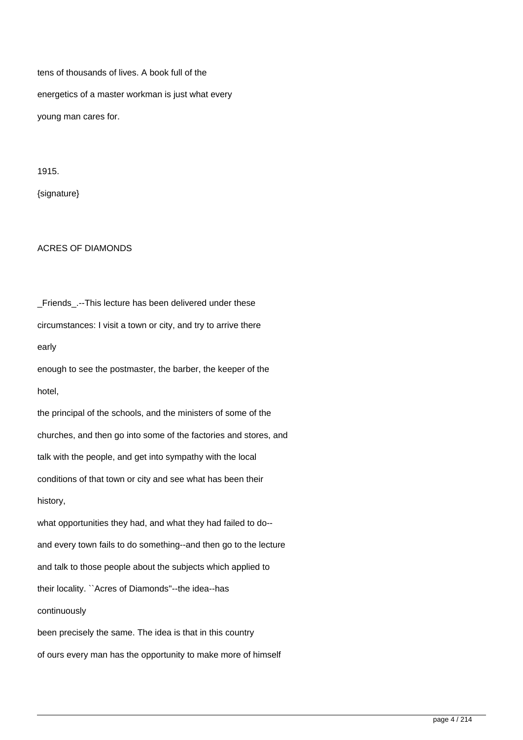tens of thousands of lives. A book full of the energetics of a master workman is just what every young man cares for.

1915.

{signature}

# ACRES OF DIAMONDS

_Friends_.--This lecture has been delivered under these circumstances: I visit a town or city, and try to arrive there early enough to see the postmaster, the barber, the keeper of the hotel, the principal of the schools, and the ministers of some of the churches, and then go into some of the factories and stores, and talk with the people, and get into sympathy with the local conditions of that town or city and see what has been their history, what opportunities they had, and what they had failed to do-- and every town fails to do something--and then go to the lecture and talk to those people about the subjects which applied to their locality. ``Acres of Diamonds''--the idea--has continuously been precisely the same. The idea is that in this country of ours every man has the opportunity to make more of himself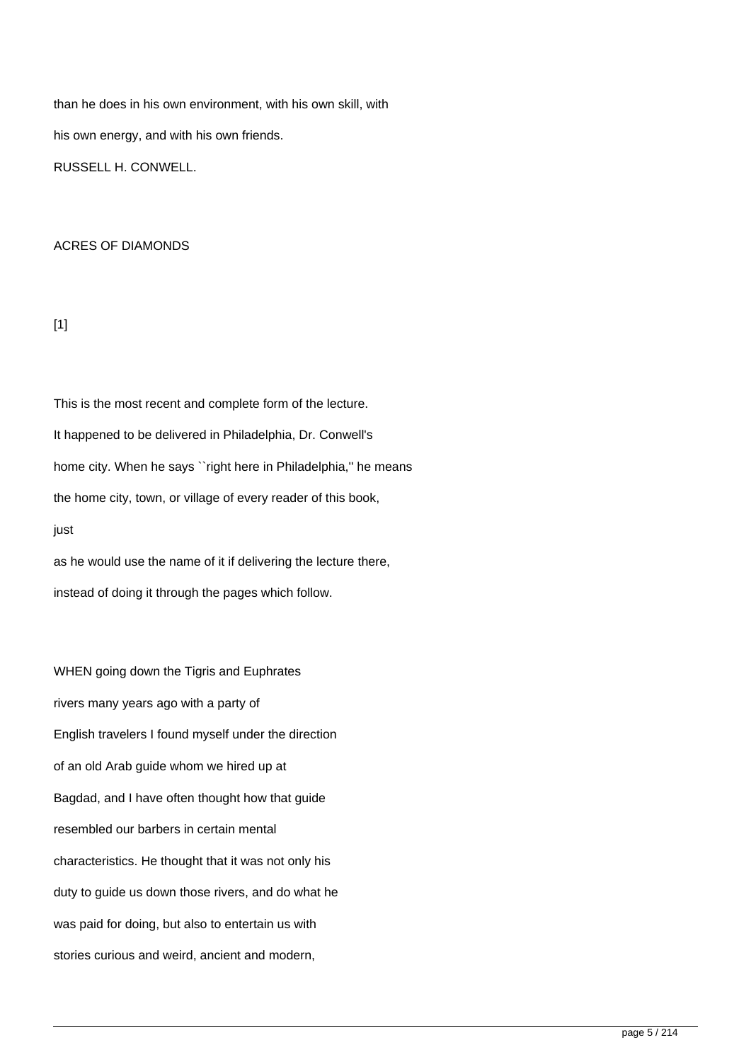than he does in his own environment, with his own skill, with his own energy, and with his own friends.

RUSSELL H. CONWELL.

# ACRES OF DIAMONDS

[1]

This is the most recent and complete form of the lecture. It happened to be delivered in Philadelphia, Dr. Conwell's home city. When he says ``right here in Philadelphia,'' he means the home city, town, or village of every reader of this book, just as he would use the name of it if delivering the lecture there, instead of doing it through the pages which follow.

WHEN going down the Tigris and Euphrates rivers many years ago with a party of English travelers I found myself under the direction of an old Arab guide whom we hired up at Bagdad, and I have often thought how that guide resembled our barbers in certain mental characteristics. He thought that it was not only his duty to guide us down those rivers, and do what he was paid for doing, but also to entertain us with stories curious and weird, ancient and modern,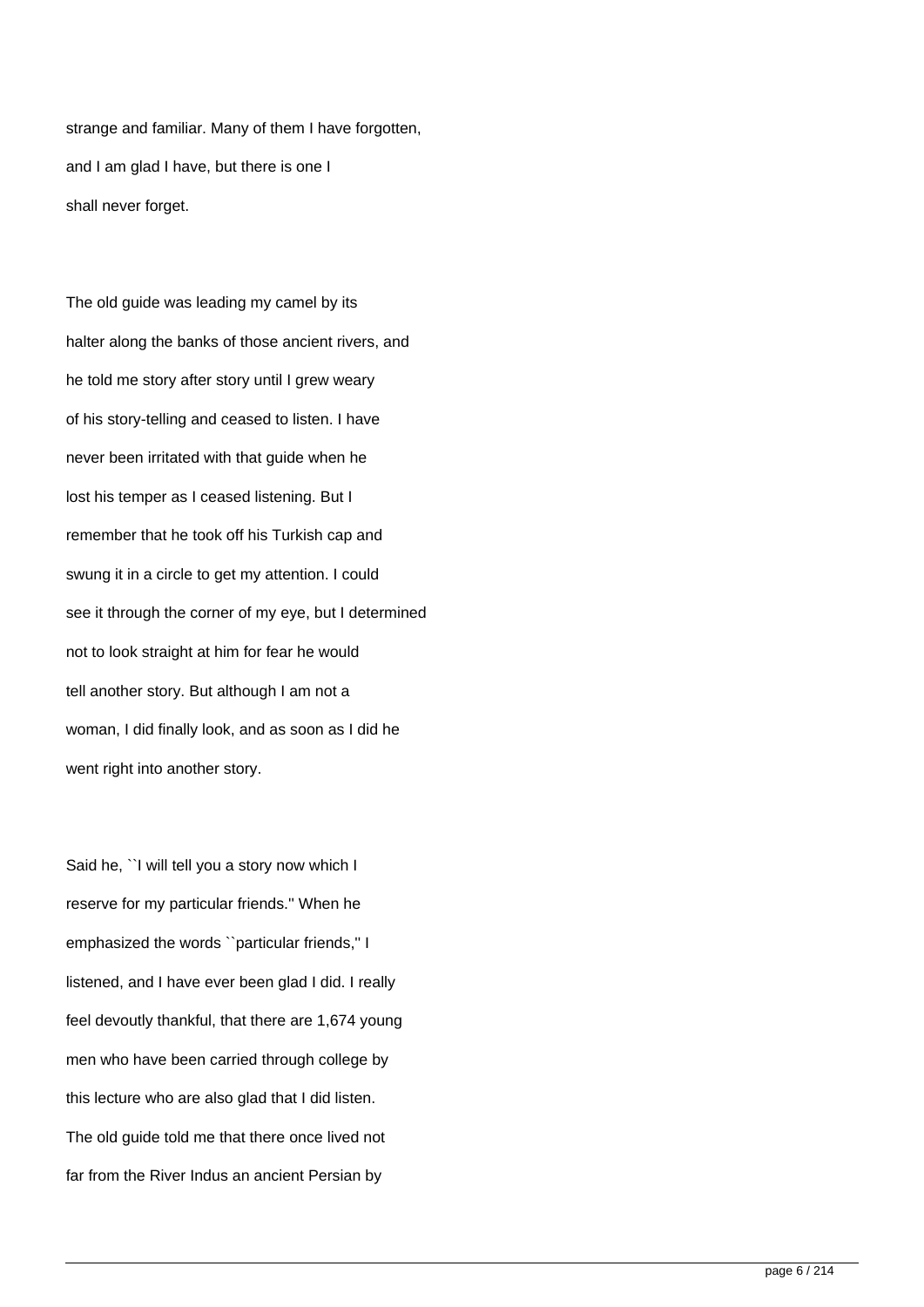strange and familiar. Many of them I have forgotten, and I am glad I have, but there is one I shall never forget.

The old guide was leading my camel by its halter along the banks of those ancient rivers, and he told me story after story until I grew weary of his story-telling and ceased to listen. I have never been irritated with that guide when he lost his temper as I ceased listening. But I remember that he took off his Turkish cap and swung it in a circle to get my attention. I could see it through the corner of my eye, but I determined not to look straight at him for fear he would tell another story. But although I am not a woman, I did finally look, and as soon as I did he went right into another story.

Said he, ``I will tell you a story now which I reserve for my particular friends.'' When he emphasized the words ``particular friends,'' I listened, and I have ever been glad I did. I really feel devoutly thankful, that there are 1,674 young men who have been carried through college by this lecture who are also glad that I did listen. The old guide told me that there once lived not far from the River Indus an ancient Persian by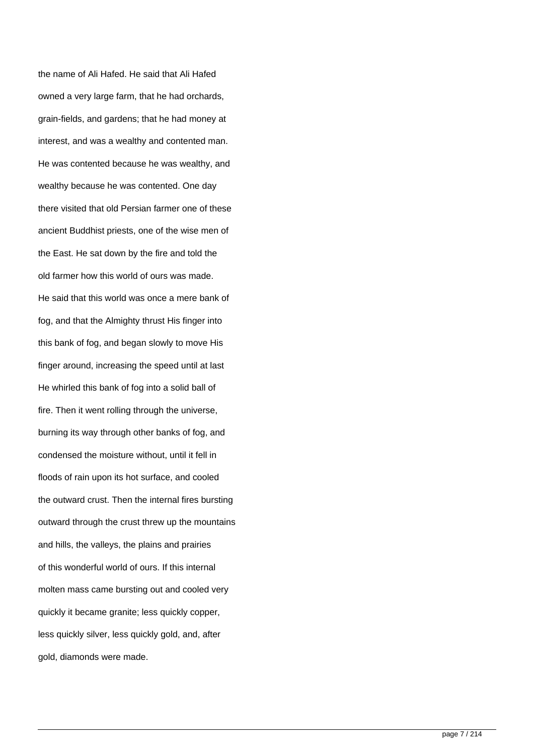the name of Ali Hafed. He said that Ali Hafed owned a very large farm, that he had orchards, grain-fields, and gardens; that he had money at interest, and was a wealthy and contented man. He was contented because he was wealthy, and wealthy because he was contented. One day there visited that old Persian farmer one of these ancient Buddhist priests, one of the wise men of the East. He sat down by the fire and told the old farmer how this world of ours was made. He said that this world was once a mere bank of fog, and that the Almighty thrust His finger into this bank of fog, and began slowly to move His finger around, increasing the speed until at last He whirled this bank of fog into a solid ball of fire. Then it went rolling through the universe, burning its way through other banks of fog, and condensed the moisture without, until it fell in floods of rain upon its hot surface, and cooled the outward crust. Then the internal fires bursting outward through the crust threw up the mountains and hills, the valleys, the plains and prairies of this wonderful world of ours. If this internal molten mass came bursting out and cooled very quickly it became granite; less quickly copper, less quickly silver, less quickly gold, and, after gold, diamonds were made.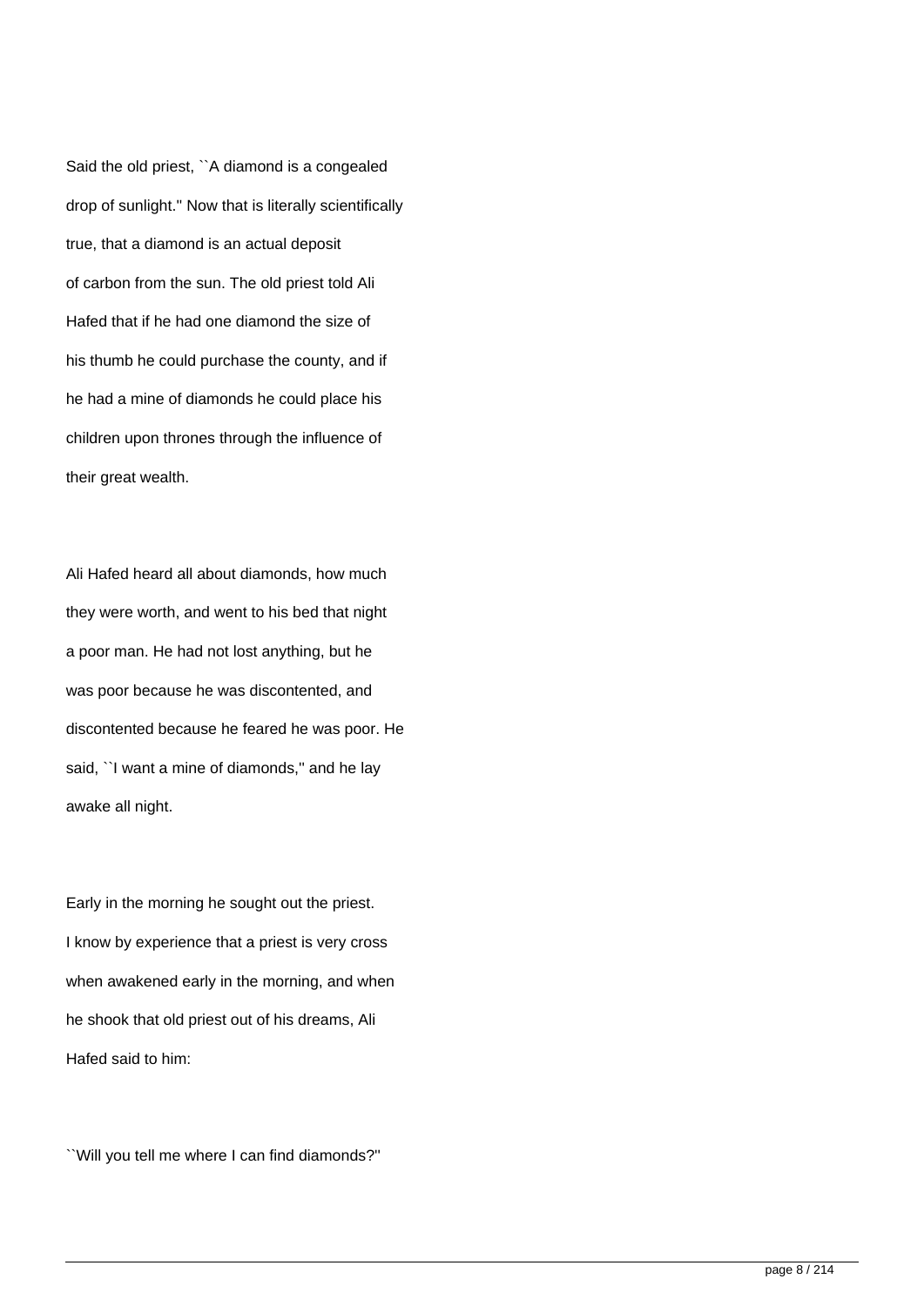Said the old priest, ``A diamond is a congealed drop of sunlight.'' Now that is literally scientifically true, that a diamond is an actual deposit of carbon from the sun. The old priest told Ali Hafed that if he had one diamond the size of his thumb he could purchase the county, and if he had a mine of diamonds he could place his children upon thrones through the influence of their great wealth.

Ali Hafed heard all about diamonds, how much they were worth, and went to his bed that night a poor man. He had not lost anything, but he was poor because he was discontented, and discontented because he feared he was poor. He said, ``I want a mine of diamonds,'' and he lay awake all night.

Early in the morning he sought out the priest. I know by experience that a priest is very cross when awakened early in the morning, and when he shook that old priest out of his dreams, Ali Hafed said to him:

``Will you tell me where I can find diamonds?''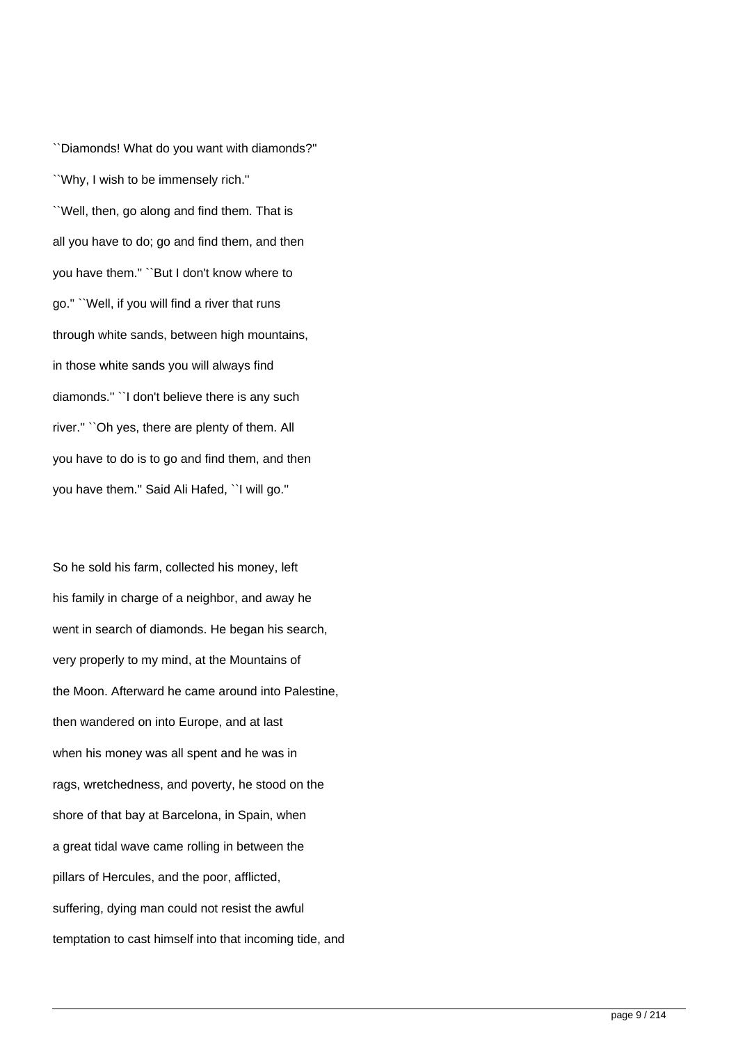``Diamonds! What do you want with diamonds?'' ``Why, I wish to be immensely rich.'' ``Well, then, go along and find them. That is all you have to do; go and find them, and then you have them.'' ``But I don't know where to go.'' ``Well, if you will find a river that runs through white sands, between high mountains, in those white sands you will always find diamonds.'' ``I don't believe there is any such river.'' ``Oh yes, there are plenty of them. All you have to do is to go and find them, and then you have them.'' Said Ali Hafed, ``I will go.''

So he sold his farm, collected his money, left his family in charge of a neighbor, and away he went in search of diamonds. He began his search, very properly to my mind, at the Mountains of the Moon. Afterward he came around into Palestine, then wandered on into Europe, and at last when his money was all spent and he was in rags, wretchedness, and poverty, he stood on the shore of that bay at Barcelona, in Spain, when a great tidal wave came rolling in between the pillars of Hercules, and the poor, afflicted, suffering, dying man could not resist the awful temptation to cast himself into that incoming tide, and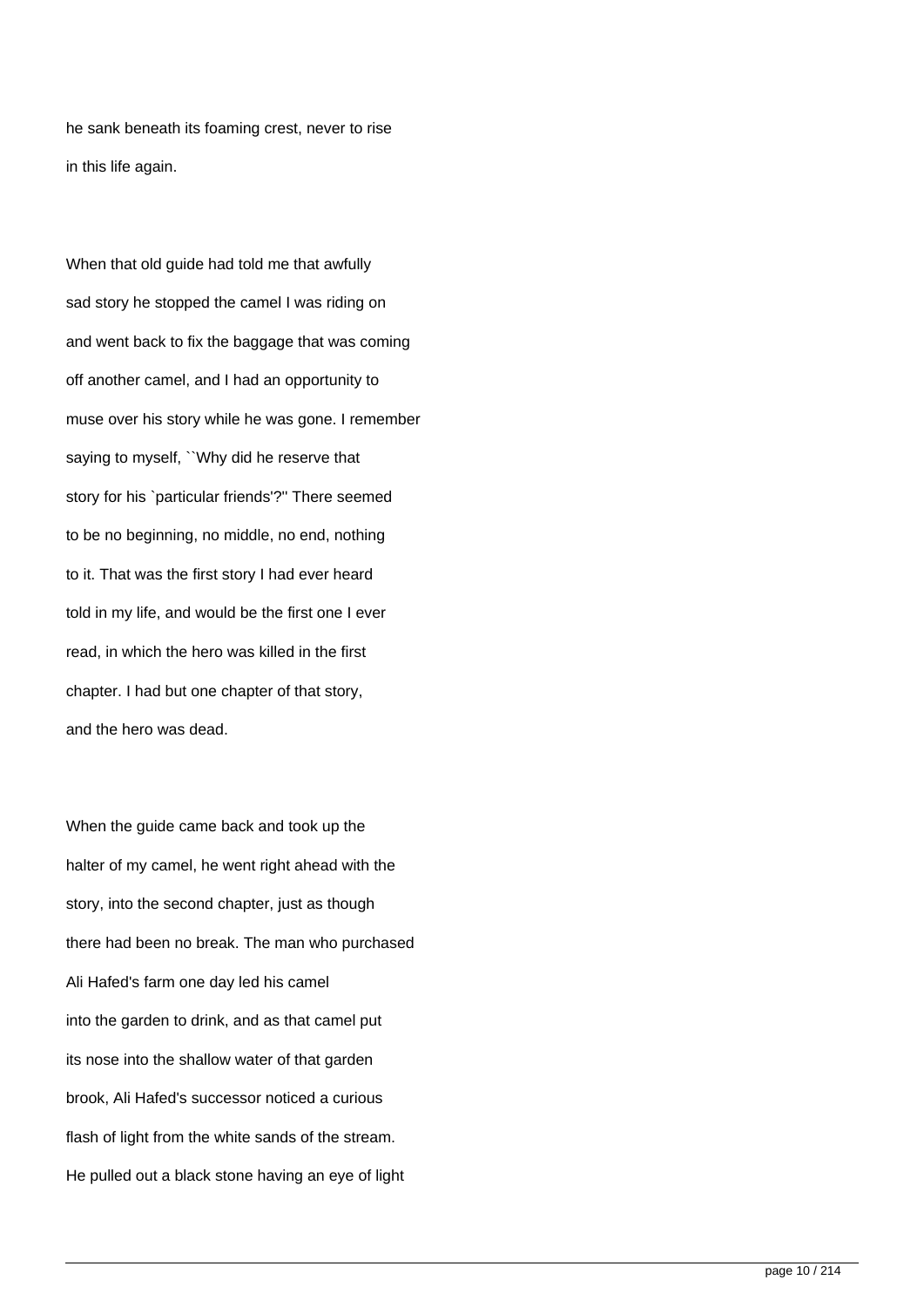he sank beneath its foaming crest, never to rise in this life again.

When that old guide had told me that awfully sad story he stopped the camel I was riding on and went back to fix the baggage that was coming off another camel, and I had an opportunity to muse over his story while he was gone. I remember saying to myself, ``Why did he reserve that story for his `particular friends'?'' There seemed to be no beginning, no middle, no end, nothing to it. That was the first story I had ever heard told in my life, and would be the first one I ever read, in which the hero was killed in the first chapter. I had but one chapter of that story, and the hero was dead.

When the guide came back and took up the halter of my camel, he went right ahead with the story, into the second chapter, just as though there had been no break. The man who purchased Ali Hafed's farm one day led his camel into the garden to drink, and as that camel put its nose into the shallow water of that garden brook, Ali Hafed's successor noticed a curious flash of light from the white sands of the stream. He pulled out a black stone having an eye of light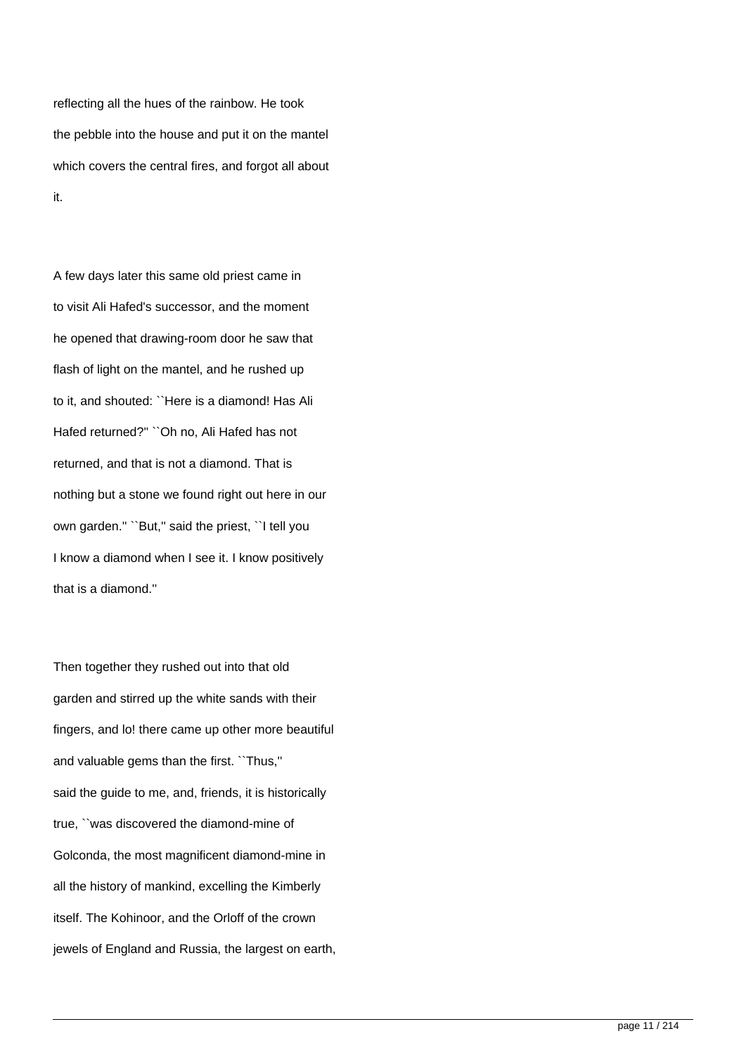reflecting all the hues of the rainbow. He took the pebble into the house and put it on the mantel which covers the central fires, and forgot all about it.

A few days later this same old priest came in to visit Ali Hafed's successor, and the moment he opened that drawing-room door he saw that flash of light on the mantel, and he rushed up to it, and shouted: ``Here is a diamond! Has Ali Hafed returned?'' ``Oh no, Ali Hafed has not returned, and that is not a diamond. That is nothing but a stone we found right out here in our own garden.'' ``But,'' said the priest, ``I tell you I know a diamond when I see it. I know positively that is a diamond.''

Then together they rushed out into that old garden and stirred up the white sands with their fingers, and lo! there came up other more beautiful and valuable gems than the first. ``Thus,'' said the guide to me, and, friends, it is historically true, ``was discovered the diamond-mine of Golconda, the most magnificent diamond-mine in all the history of mankind, excelling the Kimberly itself. The Kohinoor, and the Orloff of the crown jewels of England and Russia, the largest on earth,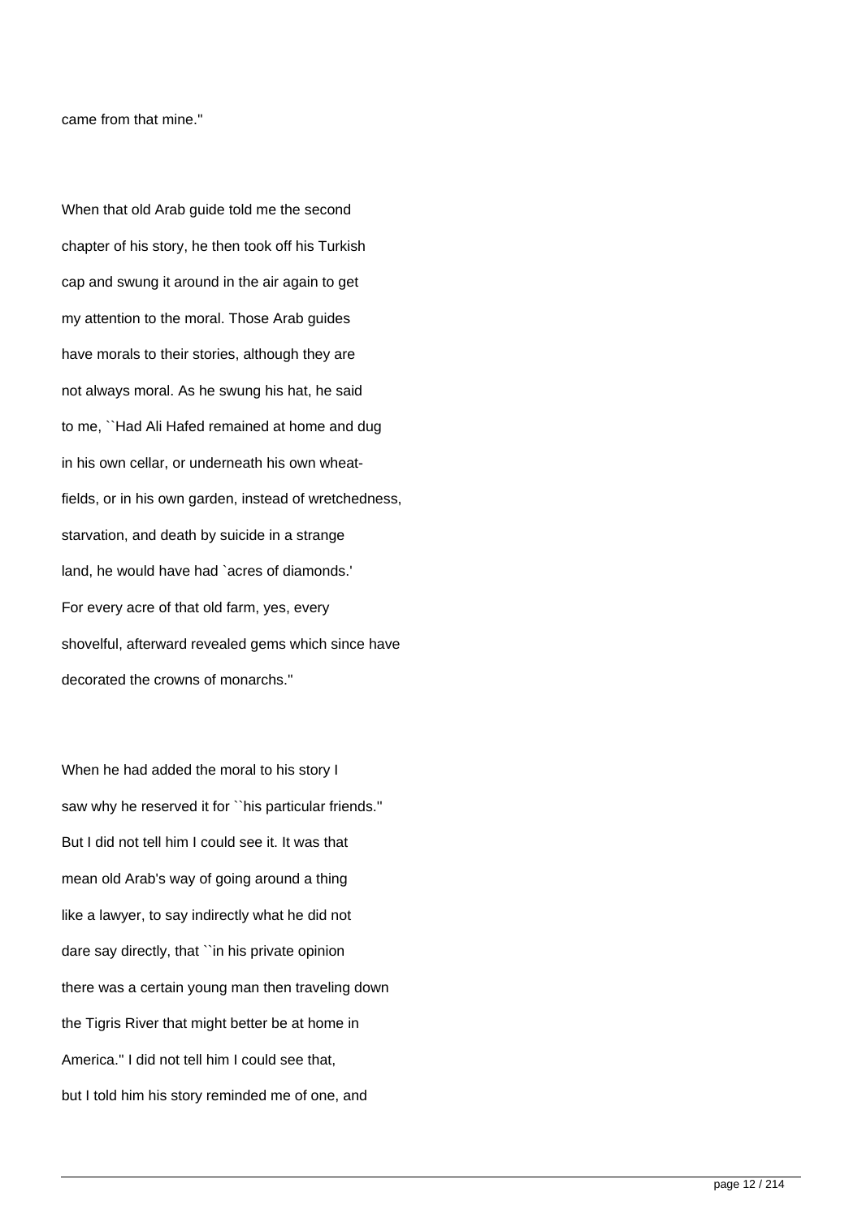came from that mine.''

When that old Arab guide told me the second chapter of his story, he then took off his Turkish cap and swung it around in the air again to get my attention to the moral. Those Arab guides have morals to their stories, although they are not always moral. As he swung his hat, he said to me, ``Had Ali Hafed remained at home and dug in his own cellar, or underneath his own wheat-fields, or in his own garden, instead of wretchedness, starvation, and death by suicide in a strange land, he would have had `acres of diamonds.' For every acre of that old farm, yes, every shovelful, afterward revealed gems which since have decorated the crowns of monarchs.''

When he had added the moral to his story I saw why he reserved it for ``his particular friends.'' But I did not tell him I could see it. It was that mean old Arab's way of going around a thing like a lawyer, to say indirectly what he did not dare say directly, that ``in his private opinion there was a certain young man then traveling down the Tigris River that might better be at home in America.'' I did not tell him I could see that, but I told him his story reminded me of one, and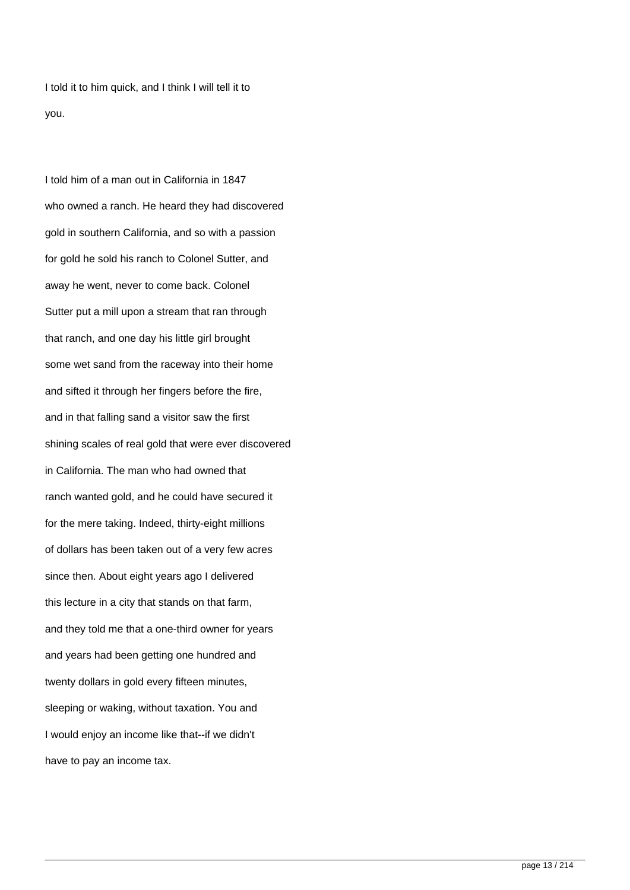I told it to him quick, and I think I will tell it to you.

I told him of a man out in California in 1847 who owned a ranch. He heard they had discovered gold in southern California, and so with a passion for gold he sold his ranch to Colonel Sutter, and away he went, never to come back. Colonel Sutter put a mill upon a stream that ran through that ranch, and one day his little girl brought some wet sand from the raceway into their home and sifted it through her fingers before the fire, and in that falling sand a visitor saw the first shining scales of real gold that were ever discovered in California. The man who had owned that ranch wanted gold, and he could have secured it for the mere taking. Indeed, thirty-eight millions of dollars has been taken out of a very few acres since then. About eight years ago I delivered this lecture in a city that stands on that farm, and they told me that a one-third owner for years and years had been getting one hundred and twenty dollars in gold every fifteen minutes, sleeping or waking, without taxation. You and I would enjoy an income like that--if we didn't have to pay an income tax.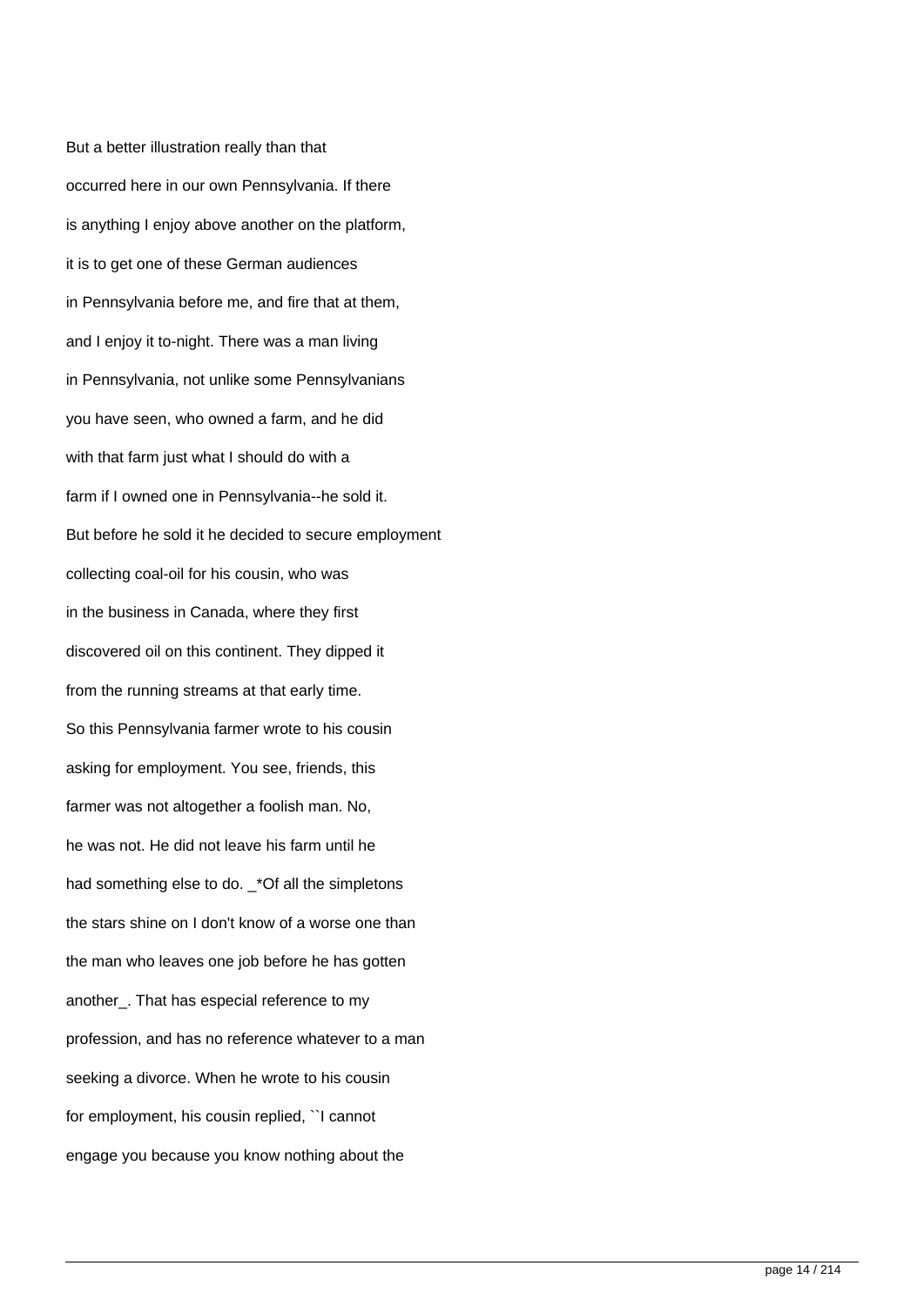But a better illustration really than that occurred here in our own Pennsylvania. If there is anything I enjoy above another on the platform, it is to get one of these German audiences in Pennsylvania before me, and fire that at them, and I enjoy it to-night. There was a man living in Pennsylvania, not unlike some Pennsylvanians you have seen, who owned a farm, and he did with that farm just what I should do with a farm if I owned one in Pennsylvania--he sold it. But before he sold it he decided to secure employment collecting coal-oil for his cousin, who was in the business in Canada, where they first discovered oil on this continent. They dipped it from the running streams at that early time. So this Pennsylvania farmer wrote to his cousin asking for employment. You see, friends, this farmer was not altogether a foolish man. No, he was not. He did not leave his farm until he had something else to do. _*Of all the simpletons the stars shine on I don't know of a worse one than the man who leaves one job before he has gotten another_. That has especial reference to my profession, and has no reference whatever to a man seeking a divorce. When he wrote to his cousin for employment, his cousin replied, ``I cannot engage you because you know nothing about the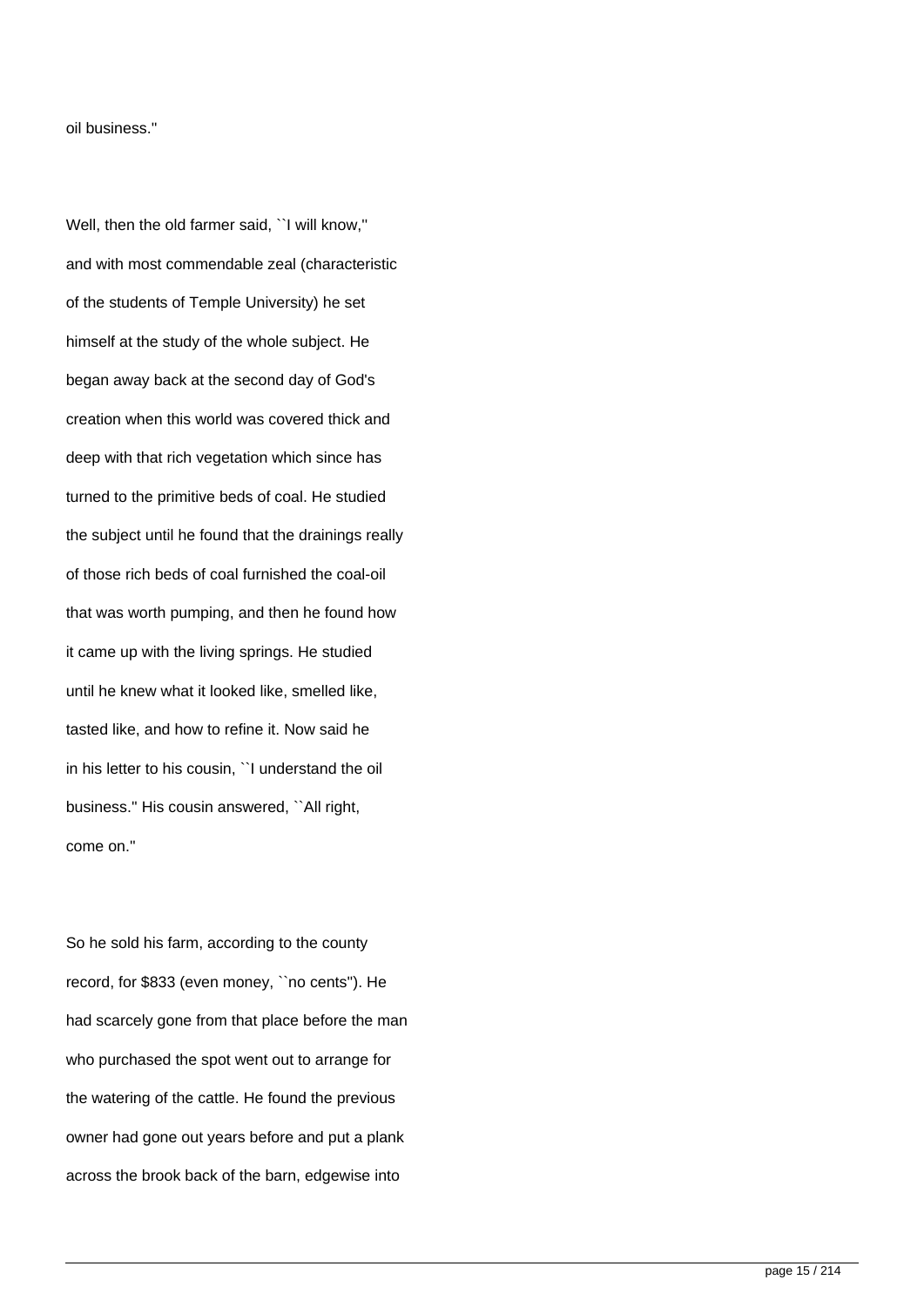oil business.''

Well, then the old farmer said, ``I will know,'' and with most commendable zeal (characteristic of the students of Temple University) he set himself at the study of the whole subject. He began away back at the second day of God's creation when this world was covered thick and deep with that rich vegetation which since has turned to the primitive beds of coal. He studied the subject until he found that the drainings really of those rich beds of coal furnished the coal-oil that was worth pumping, and then he found how it came up with the living springs. He studied until he knew what it looked like, smelled like, tasted like, and how to refine it. Now said he in his letter to his cousin, ``I understand the oil business.'' His cousin answered, ``All right, come on.''

So he sold his farm, according to the county record, for $833 (even money, ``no cents''). He had scarcely gone from that place before the man who purchased the spot went out to arrange for the watering of the cattle. He found the previous owner had gone out years before and put a plank across the brook back of the barn, edgewise into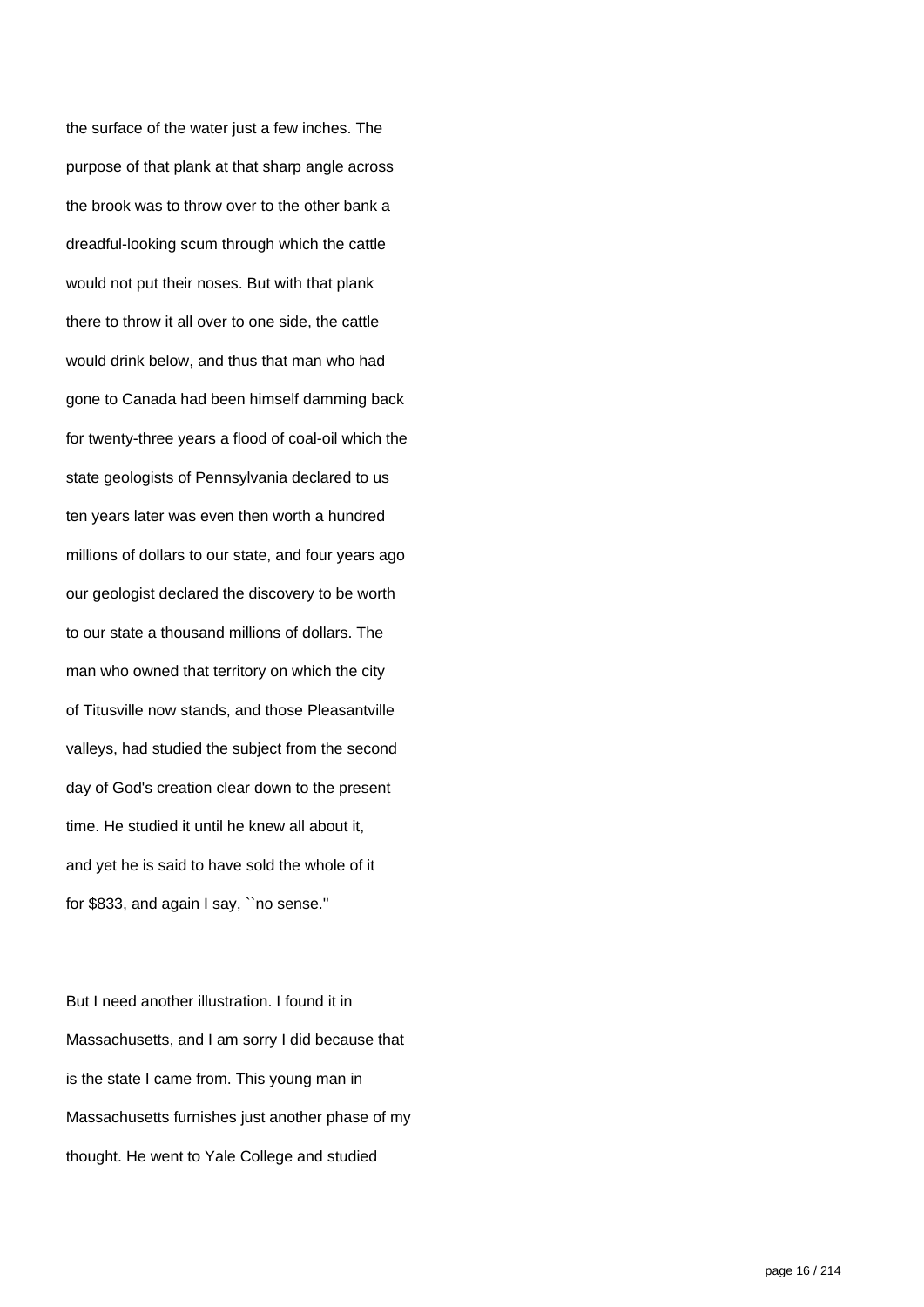the surface of the water just a few inches. The purpose of that plank at that sharp angle across the brook was to throw over to the other bank a dreadful-looking scum through which the cattle would not put their noses. But with that plank there to throw it all over to one side, the cattle would drink below, and thus that man who had gone to Canada had been himself damming back for twenty-three years a flood of coal-oil which the state geologists of Pennsylvania declared to us ten years later was even then worth a hundred millions of dollars to our state, and four years ago our geologist declared the discovery to be worth to our state a thousand millions of dollars. The man who owned that territory on which the city of Titusville now stands, and those Pleasantville valleys, had studied the subject from the second day of God's creation clear down to the present time. He studied it until he knew all about it, and yet he is said to have sold the whole of it for $833, and again I say, ``no sense.''

But I need another illustration. I found it in Massachusetts, and I am sorry I did because that is the state I came from. This young man in Massachusetts furnishes just another phase of my thought. He went to Yale College and studied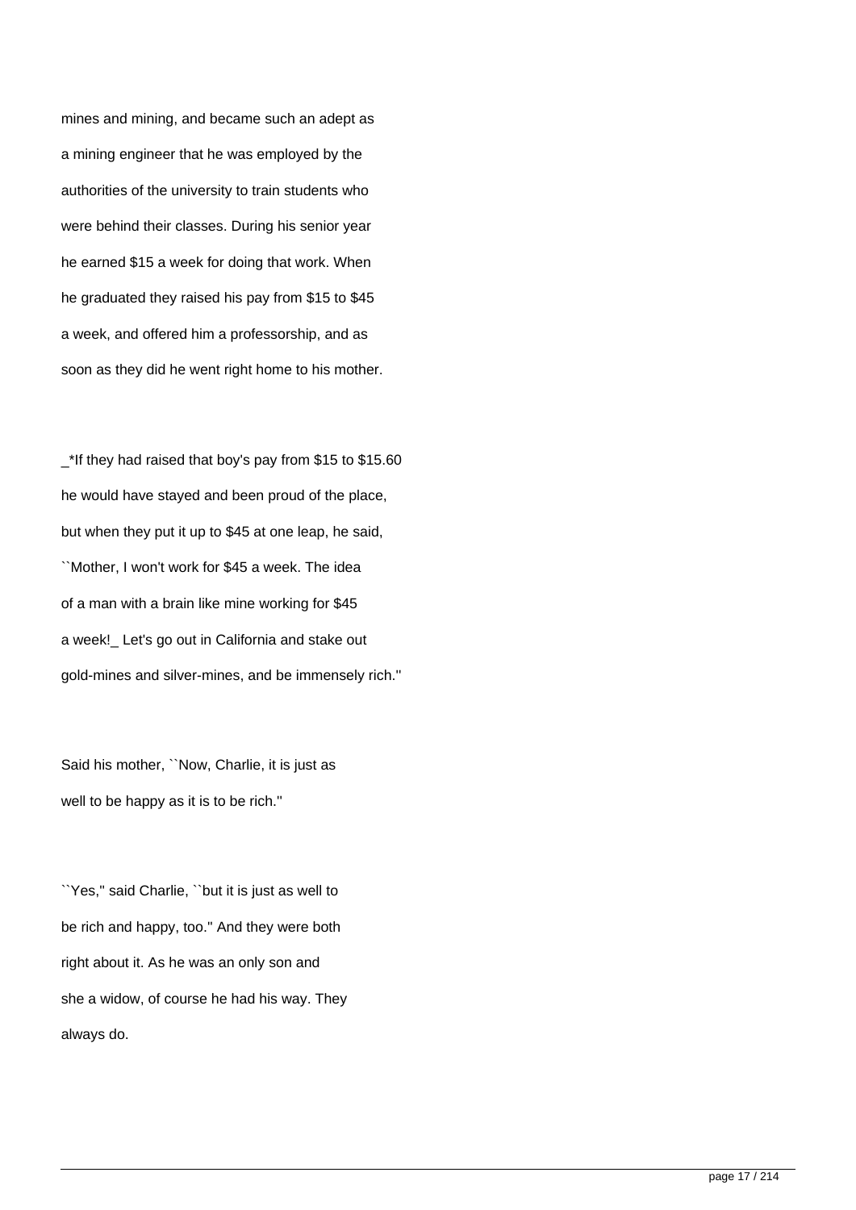mines and mining, and became such an adept as a mining engineer that he was employed by the authorities of the university to train students who were behind their classes. During his senior year he earned $15 a week for doing that work. When he graduated they raised his pay from $15 to $45 a week, and offered him a professorship, and as soon as they did he went right home to his mother.

_*If they had raised that boy's pay from $15 to $15.60 he would have stayed and been proud of the place, but when they put it up to $45 at one leap, he said, ``Mother, I won't work for $45 a week. The idea of a man with a brain like mine working for $45 a week!_ Let's go out in California and stake out gold-mines and silver-mines, and be immensely rich.''

Said his mother, ``Now, Charlie, it is just as well to be happy as it is to be rich.''

``Yes,'' said Charlie, ``but it is just as well to be rich and happy, too.'' And they were both right about it. As he was an only son and she a widow, of course he had his way. They always do.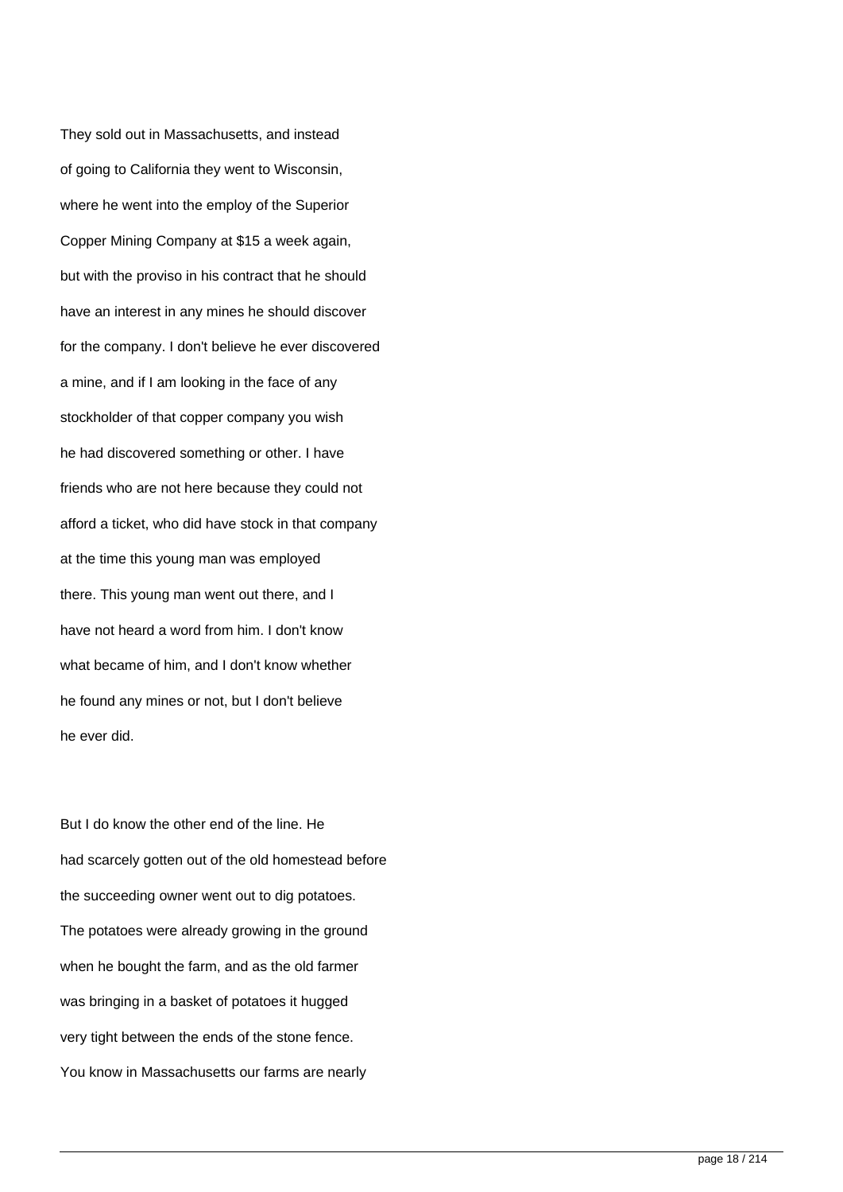They sold out in Massachusetts, and instead of going to California they went to Wisconsin, where he went into the employ of the Superior Copper Mining Company at $15 a week again, but with the proviso in his contract that he should have an interest in any mines he should discover for the company. I don't believe he ever discovered a mine, and if I am looking in the face of any stockholder of that copper company you wish he had discovered something or other. I have friends who are not here because they could not afford a ticket, who did have stock in that company at the time this young man was employed there. This young man went out there, and I have not heard a word from him. I don't know what became of him, and I don't know whether he found any mines or not, but I don't believe he ever did.

But I do know the other end of the line. He had scarcely gotten out of the old homestead before the succeeding owner went out to dig potatoes. The potatoes were already growing in the ground when he bought the farm, and as the old farmer was bringing in a basket of potatoes it hugged very tight between the ends of the stone fence. You know in Massachusetts our farms are nearly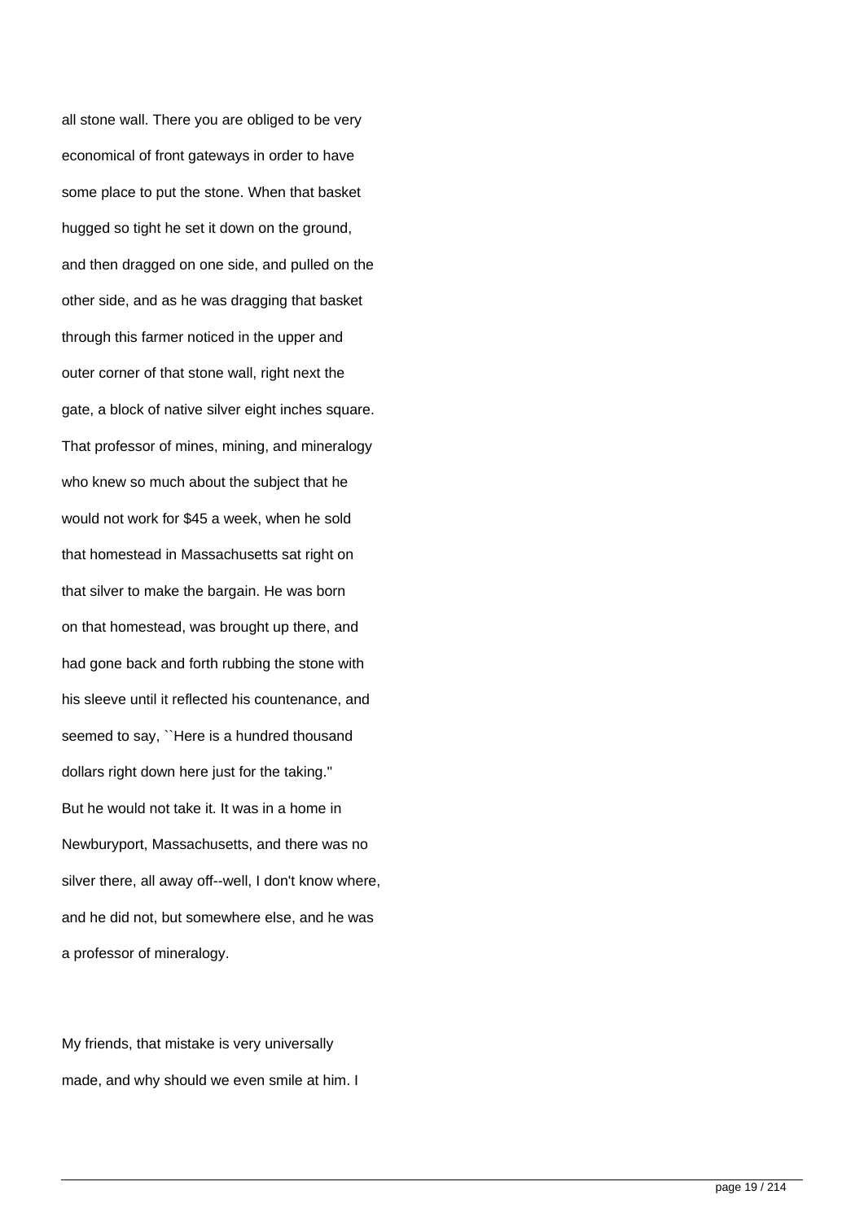all stone wall. There you are obliged to be very economical of front gateways in order to have some place to put the stone. When that basket hugged so tight he set it down on the ground, and then dragged on one side, and pulled on the other side, and as he was dragging that basket through this farmer noticed in the upper and outer corner of that stone wall, right next the gate, a block of native silver eight inches square. That professor of mines, mining, and mineralogy who knew so much about the subject that he would not work for $45 a week, when he sold that homestead in Massachusetts sat right on that silver to make the bargain. He was born on that homestead, was brought up there, and had gone back and forth rubbing the stone with his sleeve until it reflected his countenance, and seemed to say, ``Here is a hundred thousand dollars right down here just for the taking.'' But he would not take it. It was in a home in Newburyport, Massachusetts, and there was no silver there, all away off--well, I don't know where, and he did not, but somewhere else, and he was a professor of mineralogy.

My friends, that mistake is very universally made, and why should we even smile at him. I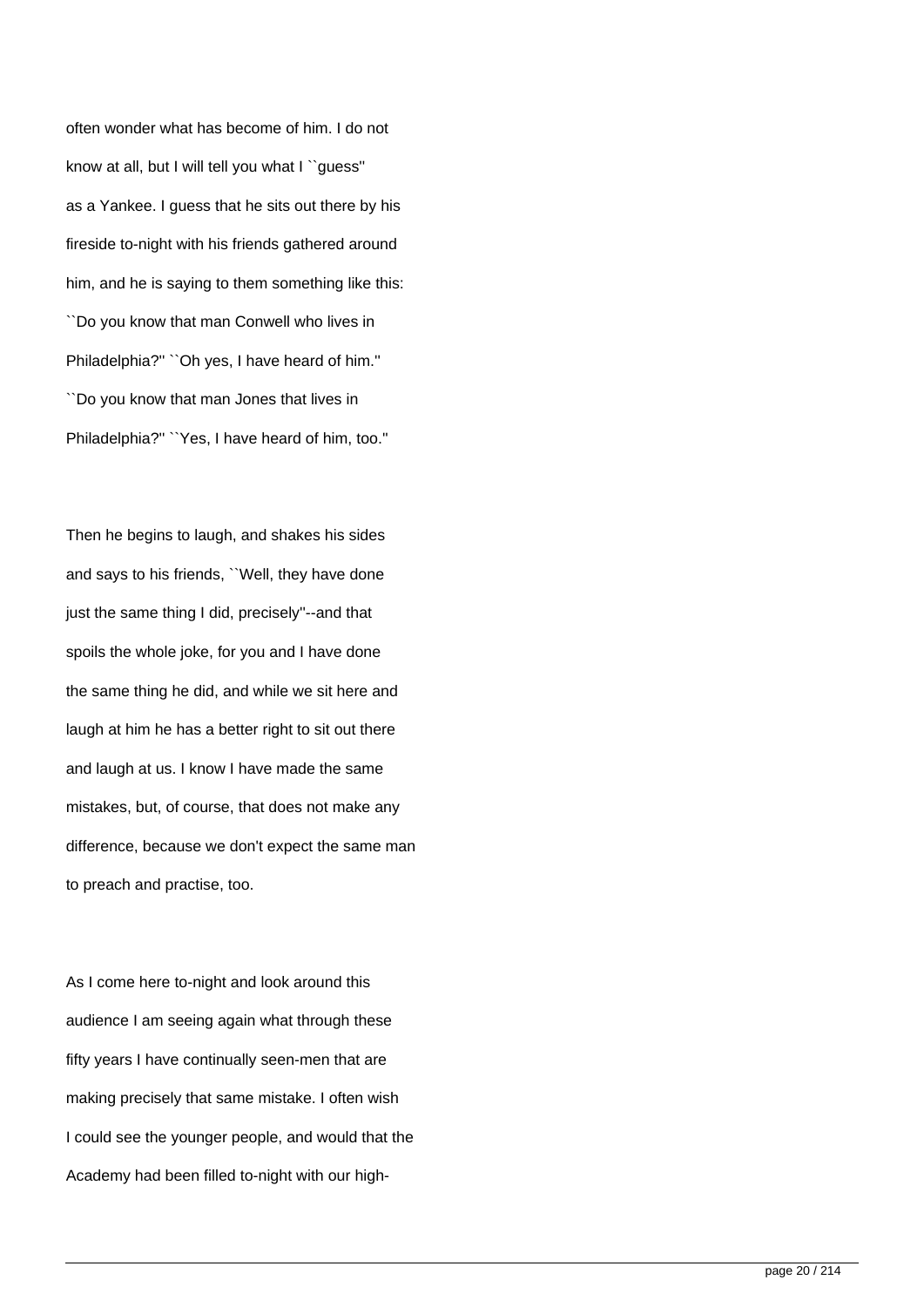often wonder what has become of him. I do not know at all, but I will tell you what I ``guess'' as a Yankee. I guess that he sits out there by his fireside to-night with his friends gathered around him, and he is saying to them something like this: ``Do you know that man Conwell who lives in Philadelphia?'' ``Oh yes, I have heard of him.'' ``Do you know that man Jones that lives in Philadelphia?'' ``Yes, I have heard of him, too.''

Then he begins to laugh, and shakes his sides and says to his friends, ``Well, they have done just the same thing I did, precisely''--and that spoils the whole joke, for you and I have done the same thing he did, and while we sit here and laugh at him he has a better right to sit out there and laugh at us. I know I have made the same mistakes, but, of course, that does not make any difference, because we don't expect the same man to preach and practise, too.

As I come here to-night and look around this audience I am seeing again what through these fifty years I have continually seen-men that are making precisely that same mistake. I often wish I could see the younger people, and would that the Academy had been filled to-night with our high-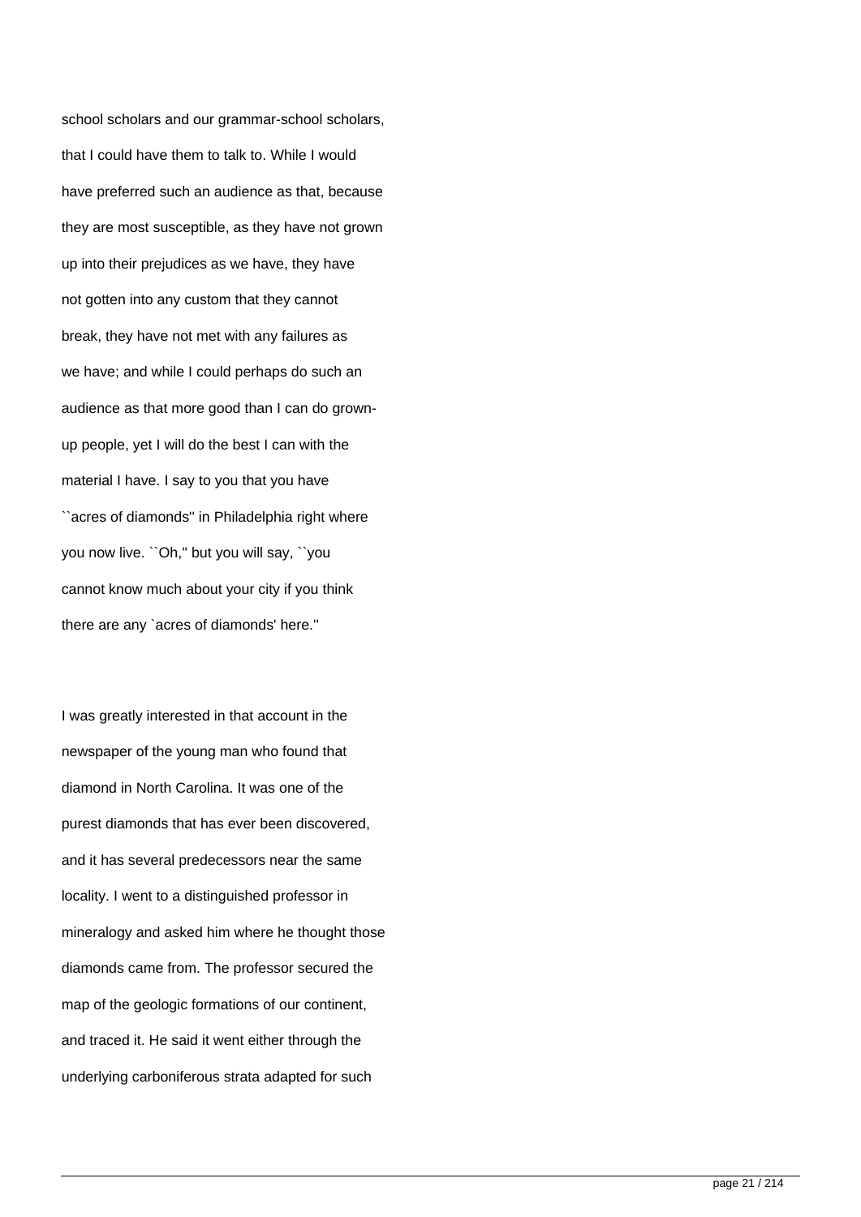school scholars and our grammar-school scholars, that I could have them to talk to. While I would have preferred such an audience as that, because they are most susceptible, as they have not grown up into their prejudices as we have, they have not gotten into any custom that they cannot break, they have not met with any failures as we have; and while I could perhaps do such an audience as that more good than I can do grown-up people, yet I will do the best I can with the material I have. I say to you that you have ``acres of diamonds'' in Philadelphia right where you now live. ``Oh,'' but you will say, ``you cannot know much about your city if you think there are any `acres of diamonds' here.''

I was greatly interested in that account in the newspaper of the young man who found that diamond in North Carolina. It was one of the purest diamonds that has ever been discovered, and it has several predecessors near the same locality. I went to a distinguished professor in mineralogy and asked him where he thought those diamonds came from. The professor secured the map of the geologic formations of our continent, and traced it. He said it went either through the underlying carboniferous strata adapted for such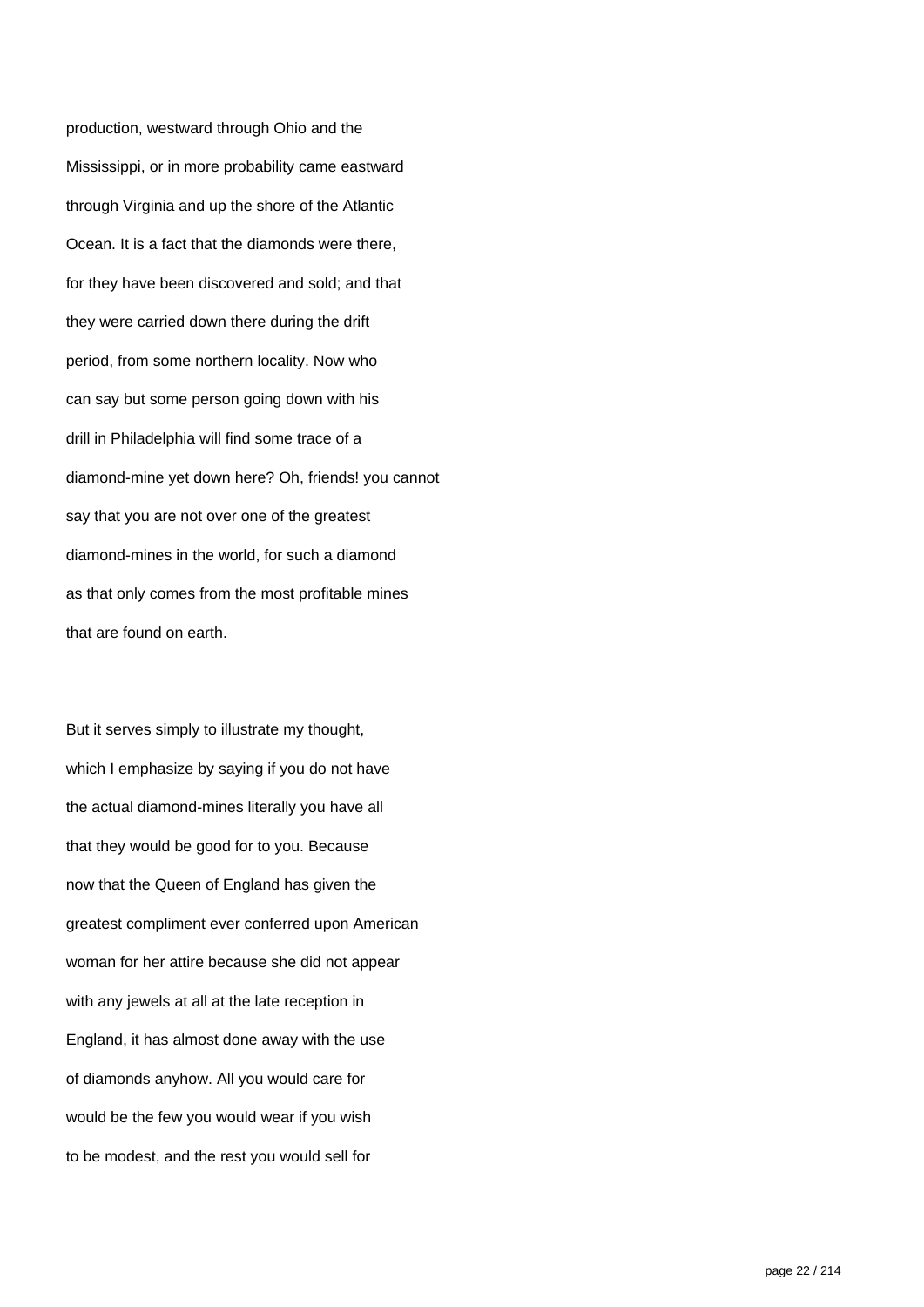production, westward through Ohio and the Mississippi, or in more probability came eastward through Virginia and up the shore of the Atlantic Ocean. It is a fact that the diamonds were there, for they have been discovered and sold; and that they were carried down there during the drift period, from some northern locality. Now who can say but some person going down with his drill in Philadelphia will find some trace of a diamond-mine yet down here? Oh, friends! you cannot say that you are not over one of the greatest diamond-mines in the world, for such a diamond as that only comes from the most profitable mines that are found on earth.

But it serves simply to illustrate my thought, which I emphasize by saying if you do not have the actual diamond-mines literally you have all that they would be good for to you. Because now that the Queen of England has given the greatest compliment ever conferred upon American woman for her attire because she did not appear with any jewels at all at the late reception in England, it has almost done away with the use of diamonds anyhow. All you would care for would be the few you would wear if you wish to be modest, and the rest you would sell for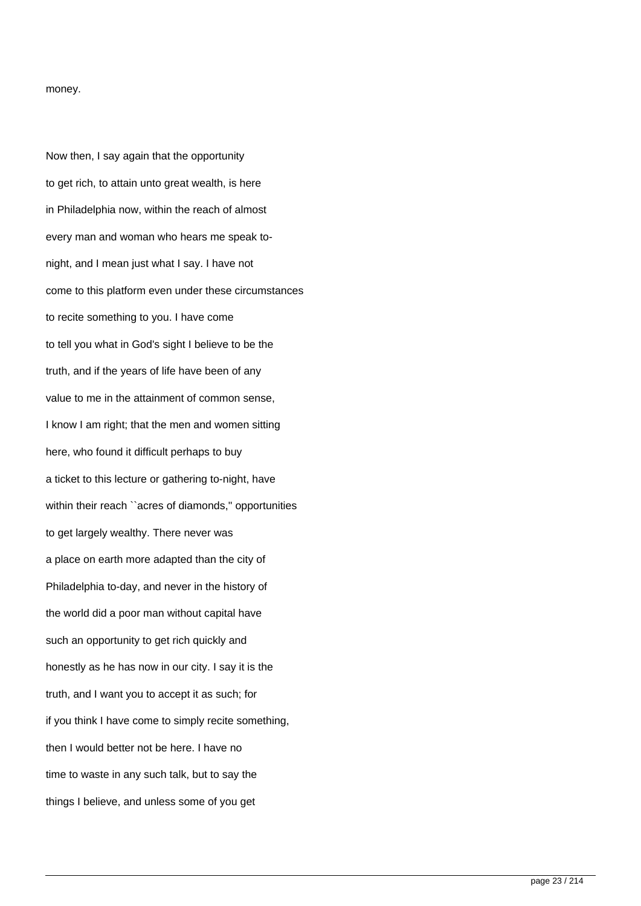money.

Now then, I say again that the opportunity to get rich, to attain unto great wealth, is here in Philadelphia now, within the reach of almost every man and woman who hears me speak to-night, and I mean just what I say. I have not come to this platform even under these circumstances to recite something to you. I have come to tell you what in God's sight I believe to be the truth, and if the years of life have been of any value to me in the attainment of common sense, I know I am right; that the men and women sitting here, who found it difficult perhaps to buy a ticket to this lecture or gathering to-night, have within their reach ``acres of diamonds,'' opportunities to get largely wealthy. There never was a place on earth more adapted than the city of Philadelphia to-day, and never in the history of the world did a poor man without capital have such an opportunity to get rich quickly and honestly as he has now in our city. I say it is the truth, and I want you to accept it as such; for if you think I have come to simply recite something, then I would better not be here. I have no time to waste in any such talk, but to say the things I believe, and unless some of you get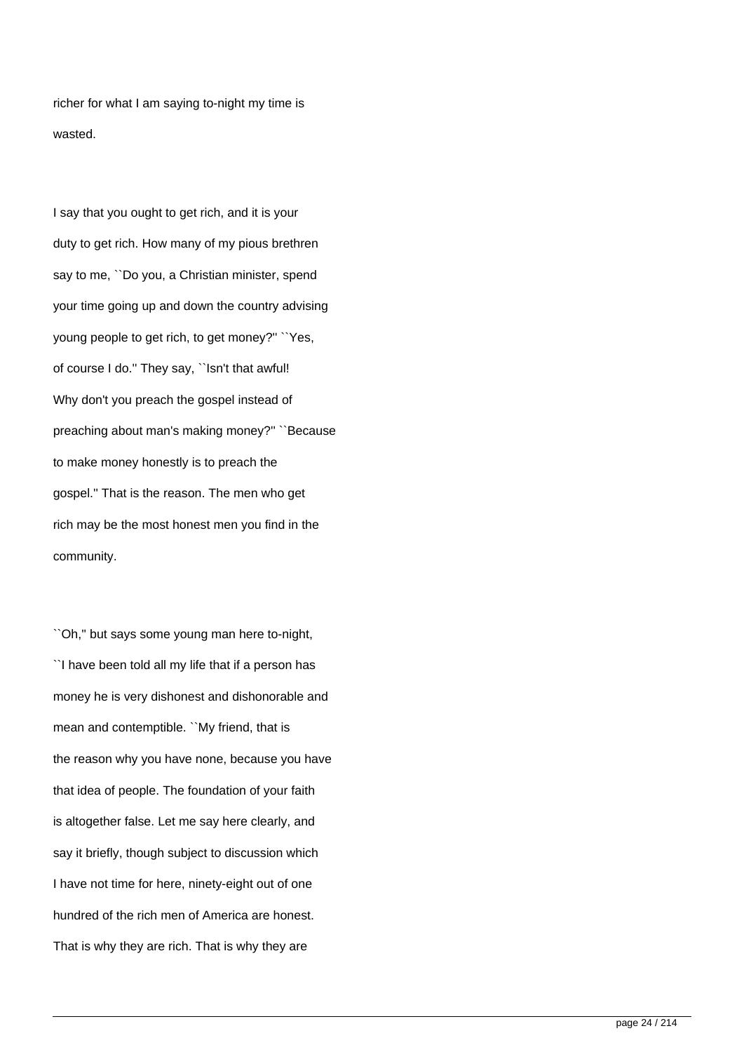richer for what I am saying to-night my time is wasted.

I say that you ought to get rich, and it is your duty to get rich. How many of my pious brethren say to me, ``Do you, a Christian minister, spend your time going up and down the country advising young people to get rich, to get money?'' ``Yes, of course I do.'' They say, ``Isn't that awful! Why don't you preach the gospel instead of preaching about man's making money?'' ``Because to make money honestly is to preach the gospel.'' That is the reason. The men who get rich may be the most honest men you find in the community.

``Oh,'' but says some young man here to-night, ``I have been told all my life that if a person has money he is very dishonest and dishonorable and mean and contemptible. ``My friend, that is the reason why you have none, because you have that idea of people. The foundation of your faith is altogether false. Let me say here clearly, and say it briefly, though subject to discussion which I have not time for here, ninety-eight out of one hundred of the rich men of America are honest. That is why they are rich. That is why they are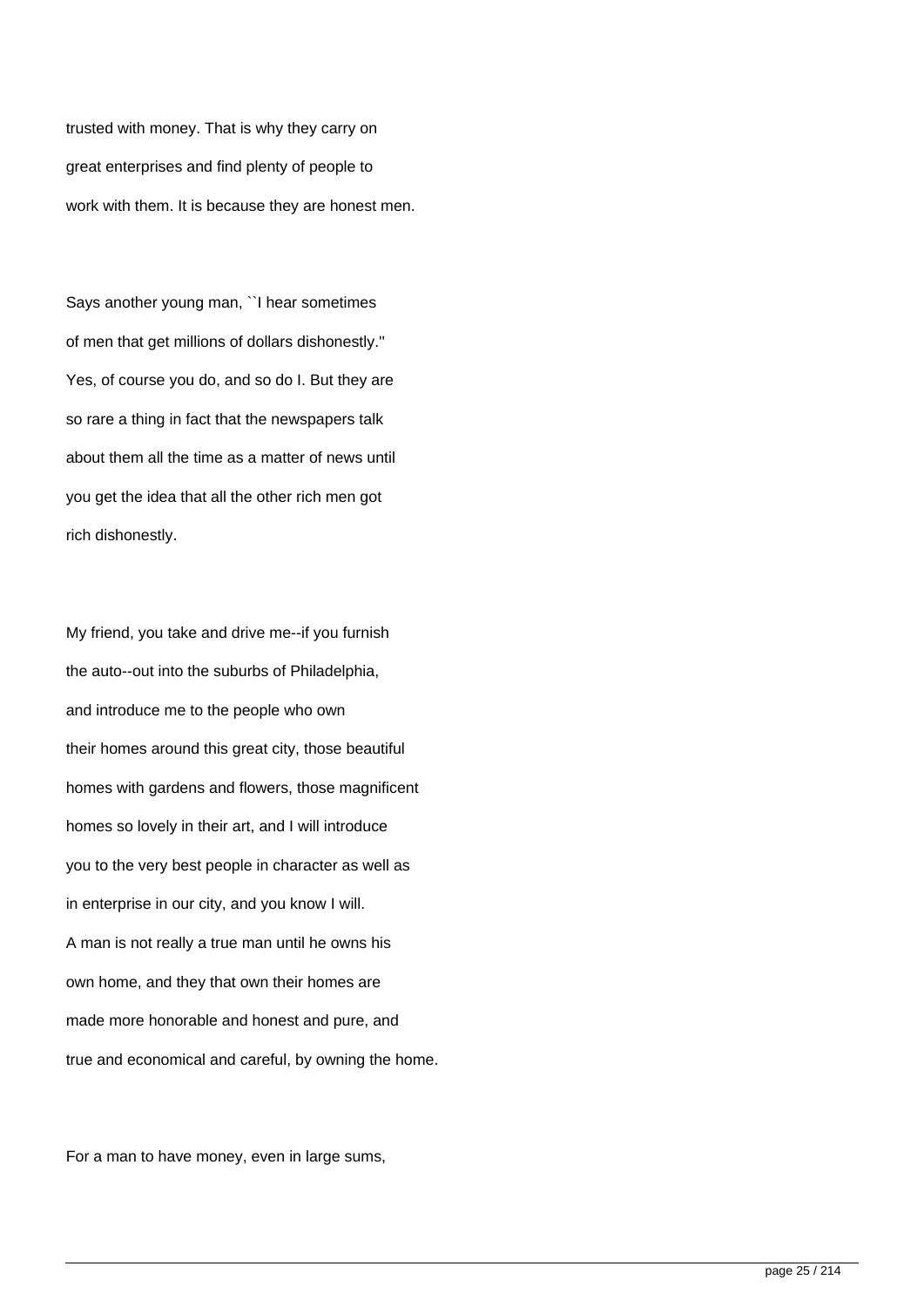trusted with money. That is why they carry on great enterprises and find plenty of people to work with them. It is because they are honest men.

Says another young man, ``I hear sometimes of men that get millions of dollars dishonestly.'' Yes, of course you do, and so do I. But they are so rare a thing in fact that the newspapers talk about them all the time as a matter of news until you get the idea that all the other rich men got rich dishonestly.

My friend, you take and drive me--if you furnish the auto--out into the suburbs of Philadelphia, and introduce me to the people who own their homes around this great city, those beautiful homes with gardens and flowers, those magnificent homes so lovely in their art, and I will introduce you to the very best people in character as well as in enterprise in our city, and you know I will. A man is not really a true man until he owns his own home, and they that own their homes are made more honorable and honest and pure, and true and economical and careful, by owning the home.

For a man to have money, even in large sums,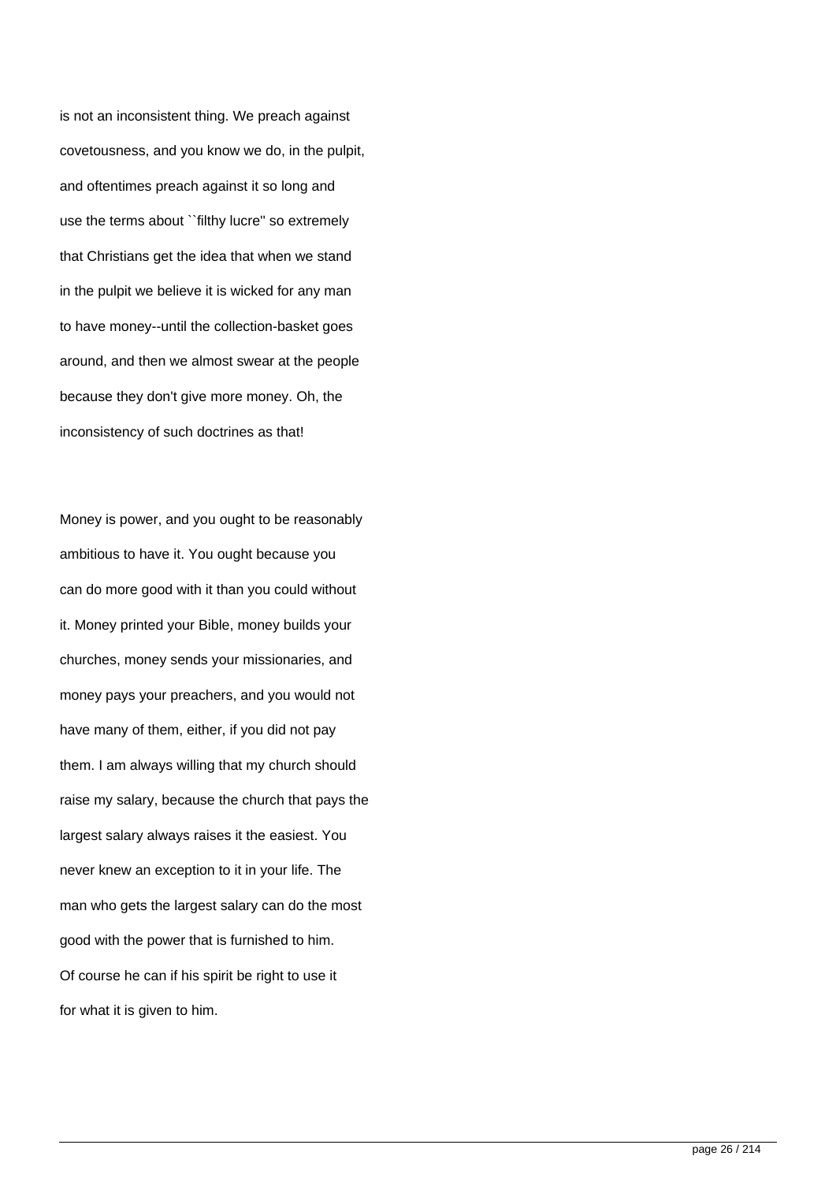is not an inconsistent thing. We preach against covetousness, and you know we do, in the pulpit, and oftentimes preach against it so long and use the terms about ``filthy lucre'' so extremely that Christians get the idea that when we stand in the pulpit we believe it is wicked for any man to have money--until the collection-basket goes around, and then we almost swear at the people because they don't give more money. Oh, the inconsistency of such doctrines as that!

Money is power, and you ought to be reasonably ambitious to have it. You ought because you can do more good with it than you could without it. Money printed your Bible, money builds your churches, money sends your missionaries, and money pays your preachers, and you would not have many of them, either, if you did not pay them. I am always willing that my church should raise my salary, because the church that pays the largest salary always raises it the easiest. You never knew an exception to it in your life. The man who gets the largest salary can do the most good with the power that is furnished to him. Of course he can if his spirit be right to use it for what it is given to him.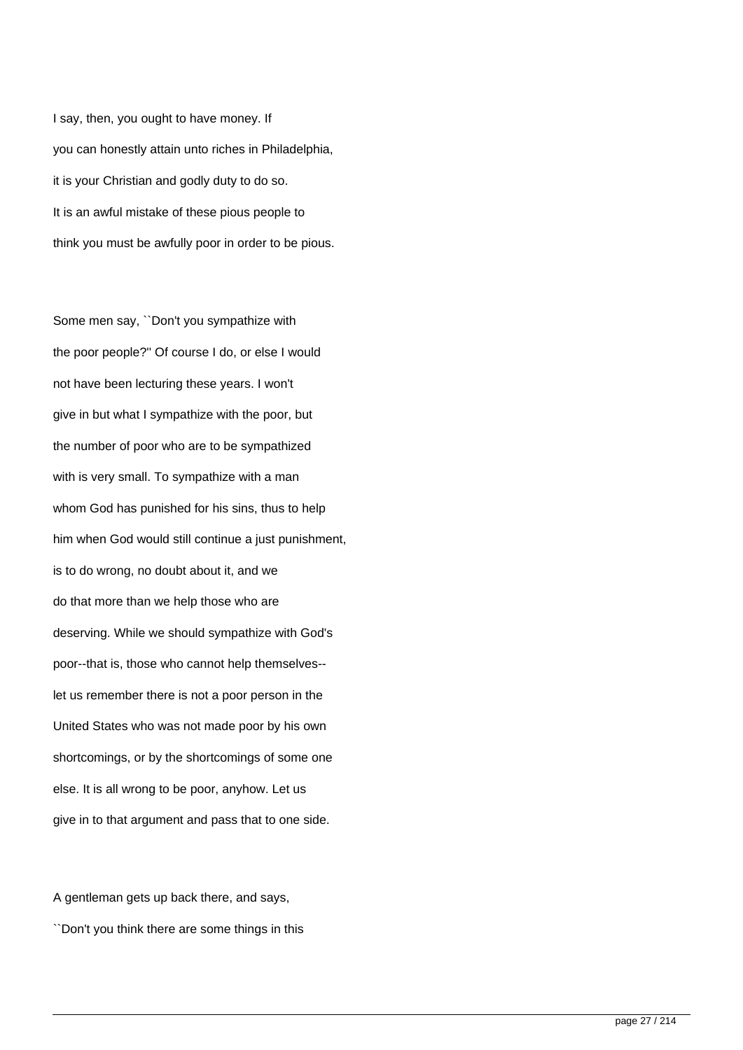I say, then, you ought to have money. If you can honestly attain unto riches in Philadelphia, it is your Christian and godly duty to do so. It is an awful mistake of these pious people to think you must be awfully poor in order to be pious.

Some men say, ``Don't you sympathize with the poor people?'' Of course I do, or else I would not have been lecturing these years. I won't give in but what I sympathize with the poor, but the number of poor who are to be sympathized with is very small. To sympathize with a man whom God has punished for his sins, thus to help him when God would still continue a just punishment, is to do wrong, no doubt about it, and we do that more than we help those who are deserving. While we should sympathize with God's poor--that is, those who cannot help themselves--let us remember there is not a poor person in the United States who was not made poor by his own shortcomings, or by the shortcomings of some one else. It is all wrong to be poor, anyhow. Let us give in to that argument and pass that to one side.

A gentleman gets up back there, and says, ``Don't you think there are some things in this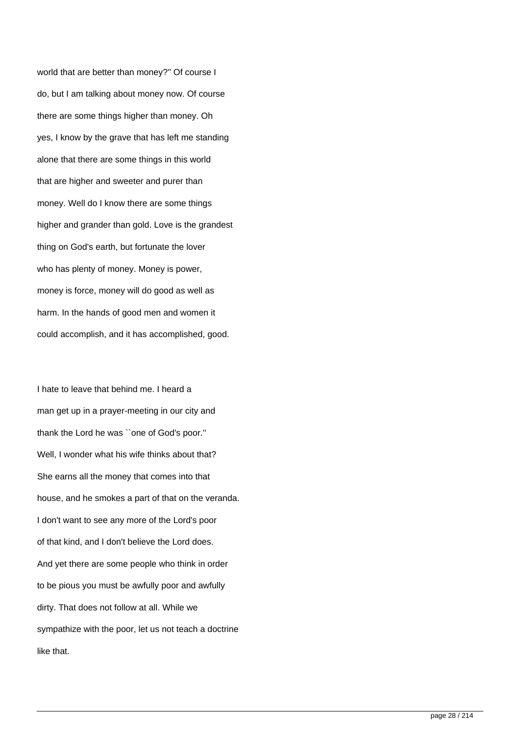world that are better than money?" Of course I do, but I am talking about money now. Of course there are some things higher than money. Oh yes, I know by the grave that has left me standing alone that there are some things in this world that are higher and sweeter and purer than money. Well do I know there are some things higher and grander than gold. Love is the grandest thing on God's earth, but fortunate the lover who has plenty of money. Money is power, money is force, money will do good as well as harm. In the hands of good men and women it could accomplish, and it has accomplished, good.

I hate to leave that behind me. I heard a man get up in a prayer-meeting in our city and thank the Lord he was ``one of God's poor.'' Well, I wonder what his wife thinks about that? She earns all the money that comes into that house, and he smokes a part of that on the veranda. I don't want to see any more of the Lord's poor of that kind, and I don't believe the Lord does. And yet there are some people who think in order to be pious you must be awfully poor and awfully dirty. That does not follow at all. While we sympathize with the poor, let us not teach a doctrine like that.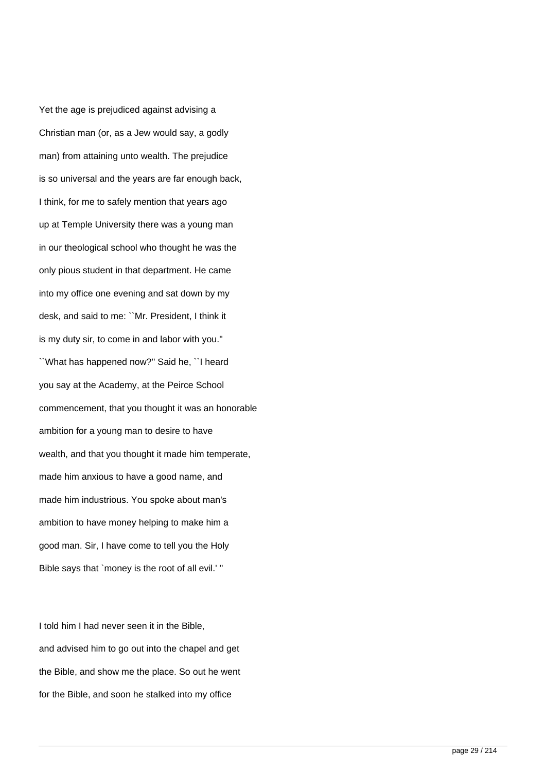Yet the age is prejudiced against advising a Christian man (or, as a Jew would say, a godly man) from attaining unto wealth. The prejudice is so universal and the years are far enough back, I think, for me to safely mention that years ago up at Temple University there was a young man in our theological school who thought he was the only pious student in that department. He came into my office one evening and sat down by my desk, and said to me: ``Mr. President, I think it is my duty sir, to come in and labor with you.'' ``What has happened now?'' Said he, ``I heard you say at the Academy, at the Peirce School commencement, that you thought it was an honorable ambition for a young man to desire to have wealth, and that you thought it made him temperate, made him anxious to have a good name, and made him industrious. You spoke about man's ambition to have money helping to make him a good man. Sir, I have come to tell you the Holy Bible says that `money is the root of all evil.' ''

I told him I had never seen it in the Bible, and advised him to go out into the chapel and get the Bible, and show me the place. So out he went for the Bible, and soon he stalked into my office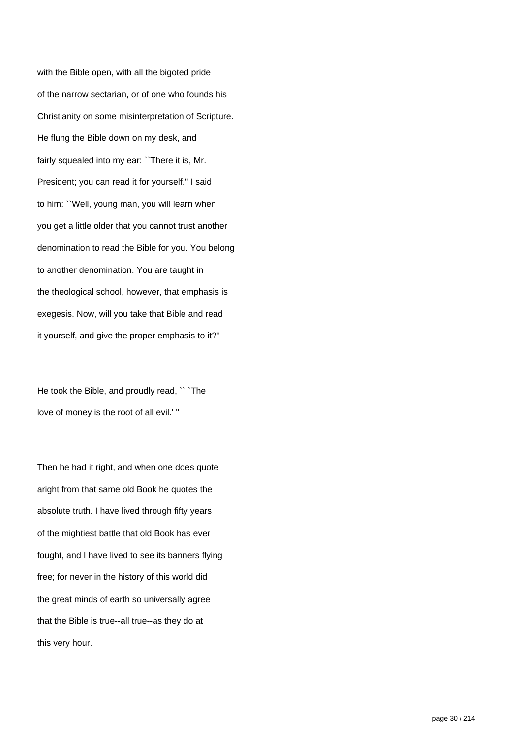with the Bible open, with all the bigoted pride of the narrow sectarian, or of one who founds his Christianity on some misinterpretation of Scripture. He flung the Bible down on my desk, and fairly squealed into my ear: ``There it is, Mr. President; you can read it for yourself.'' I said to him: ``Well, young man, you will learn when you get a little older that you cannot trust another denomination to read the Bible for you. You belong to another denomination. You are taught in the theological school, however, that emphasis is exegesis. Now, will you take that Bible and read it yourself, and give the proper emphasis to it?''

He took the Bible, and proudly read, `` `The love of money is the root of all evil.' ''

Then he had it right, and when one does quote aright from that same old Book he quotes the absolute truth. I have lived through fifty years of the mightiest battle that old Book has ever fought, and I have lived to see its banners flying free; for never in the history of this world did the great minds of earth so universally agree that the Bible is true--all true--as they do at this very hour.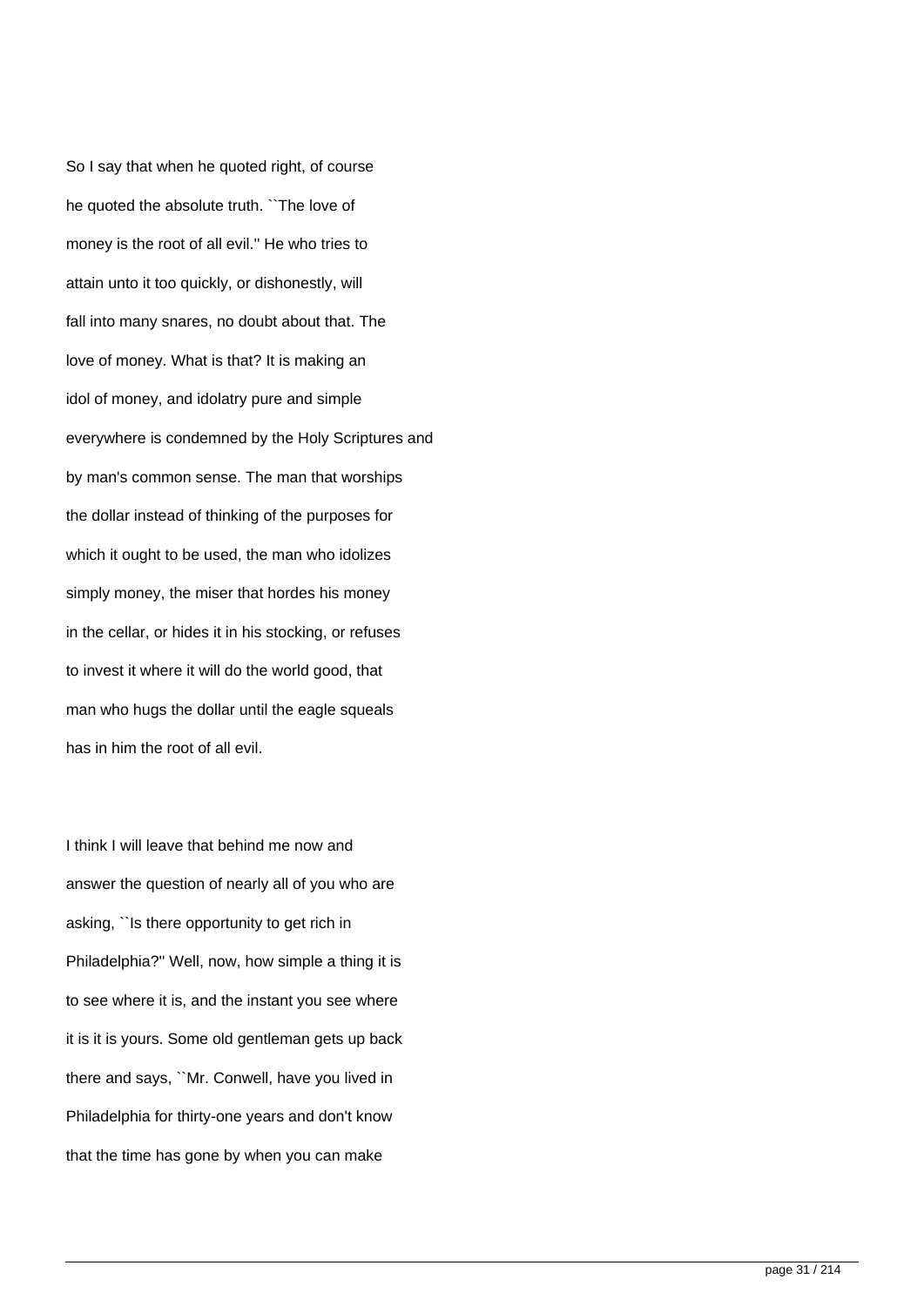So I say that when he quoted right, of course he quoted the absolute truth. ``The love of money is the root of all evil.'' He who tries to attain unto it too quickly, or dishonestly, will fall into many snares, no doubt about that. The love of money. What is that? It is making an idol of money, and idolatry pure and simple everywhere is condemned by the Holy Scriptures and by man's common sense. The man that worships the dollar instead of thinking of the purposes for which it ought to be used, the man who idolizes simply money, the miser that hordes his money in the cellar, or hides it in his stocking, or refuses to invest it where it will do the world good, that man who hugs the dollar until the eagle squeals has in him the root of all evil.

I think I will leave that behind me now and answer the question of nearly all of you who are asking, ``Is there opportunity to get rich in Philadelphia?'' Well, now, how simple a thing it is to see where it is, and the instant you see where it is it is yours. Some old gentleman gets up back there and says, ``Mr. Conwell, have you lived in Philadelphia for thirty-one years and don't know that the time has gone by when you can make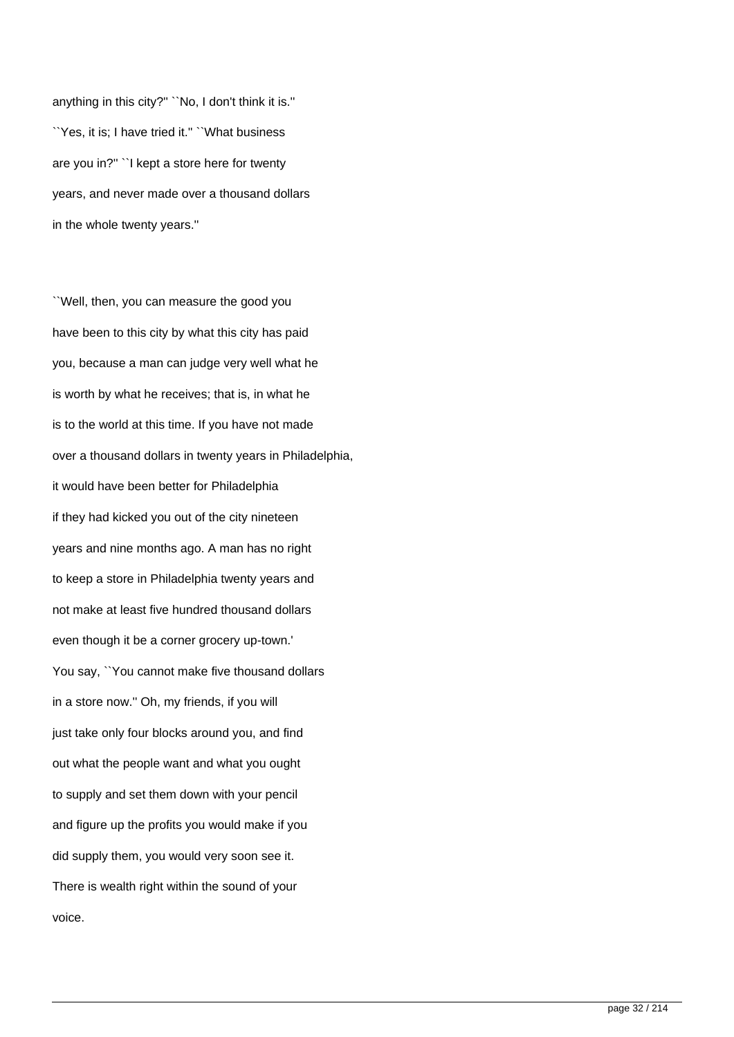anything in this city?'' ``No, I don't think it is.'' ``Yes, it is; I have tried it.'' ``What business are you in?'' ``I kept a store here for twenty years, and never made over a thousand dollars in the whole twenty years.''

``Well, then, you can measure the good you have been to this city by what this city has paid you, because a man can judge very well what he is worth by what he receives; that is, in what he is to the world at this time. If you have not made over a thousand dollars in twenty years in Philadelphia, it would have been better for Philadelphia if they had kicked you out of the city nineteen years and nine months ago. A man has no right to keep a store in Philadelphia twenty years and not make at least five hundred thousand dollars even though it be a corner grocery up-town.' You say, ``You cannot make five thousand dollars in a store now.'' Oh, my friends, if you will just take only four blocks around you, and find out what the people want and what you ought to supply and set them down with your pencil and figure up the profits you would make if you did supply them, you would very soon see it. There is wealth right within the sound of your voice.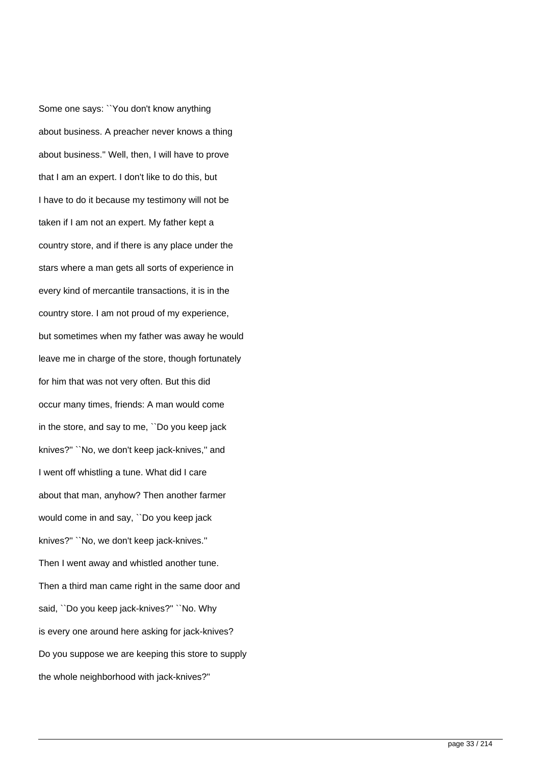Some one says: ``You don't know anything about business. A preacher never knows a thing about business.'' Well, then, I will have to prove that I am an expert. I don't like to do this, but I have to do it because my testimony will not be taken if I am not an expert. My father kept a country store, and if there is any place under the stars where a man gets all sorts of experience in every kind of mercantile transactions, it is in the country store. I am not proud of my experience, but sometimes when my father was away he would leave me in charge of the store, though fortunately for him that was not very often. But this did occur many times, friends: A man would come in the store, and say to me, ``Do you keep jack knives?'' ``No, we don't keep jack-knives,'' and I went off whistling a tune. What did I care about that man, anyhow? Then another farmer would come in and say, ``Do you keep jack knives?'' ``No, we don't keep jack-knives.'' Then I went away and whistled another tune. Then a third man came right in the same door and said, ``Do you keep jack-knives?'' ``No. Why is every one around here asking for jack-knives? Do you suppose we are keeping this store to supply the whole neighborhood with jack-knives?''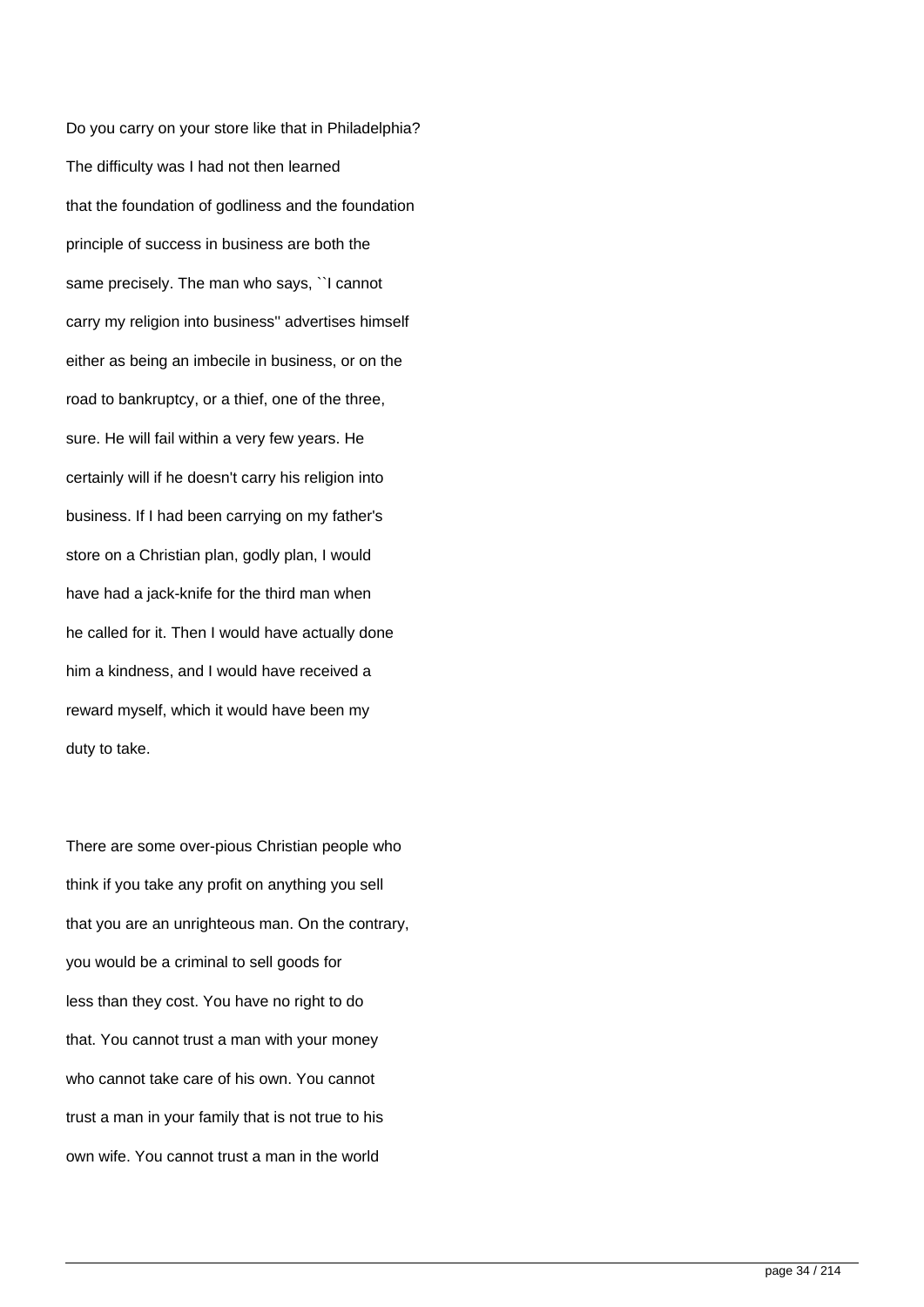Do you carry on your store like that in Philadelphia? The difficulty was I had not then learned that the foundation of godliness and the foundation principle of success in business are both the same precisely. The man who says, ``I cannot carry my religion into business'' advertises himself either as being an imbecile in business, or on the road to bankruptcy, or a thief, one of the three, sure. He will fail within a very few years. He certainly will if he doesn't carry his religion into business. If I had been carrying on my father's store on a Christian plan, godly plan, I would have had a jack-knife for the third man when he called for it. Then I would have actually done him a kindness, and I would have received a reward myself, which it would have been my duty to take.

There are some over-pious Christian people who think if you take any profit on anything you sell that you are an unrighteous man. On the contrary, you would be a criminal to sell goods for less than they cost. You have no right to do that. You cannot trust a man with your money who cannot take care of his own. You cannot trust a man in your family that is not true to his own wife. You cannot trust a man in the world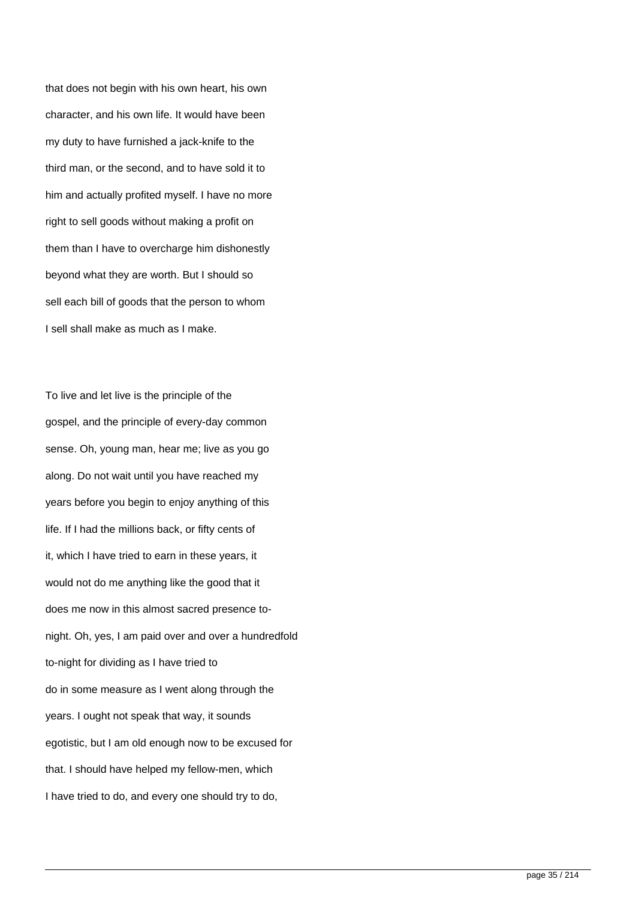that does not begin with his own heart, his own character, and his own life. It would have been my duty to have furnished a jack-knife to the third man, or the second, and to have sold it to him and actually profited myself. I have no more right to sell goods without making a profit on them than I have to overcharge him dishonestly beyond what they are worth. But I should so sell each bill of goods that the person to whom I sell shall make as much as I make.

To live and let live is the principle of the gospel, and the principle of every-day common sense. Oh, young man, hear me; live as you go along. Do not wait until you have reached my years before you begin to enjoy anything of this life. If I had the millions back, or fifty cents of it, which I have tried to earn in these years, it would not do me anything like the good that it does me now in this almost sacred presence to-night. Oh, yes, I am paid over and over a hundredfold to-night for dividing as I have tried to do in some measure as I went along through the years. I ought not speak that way, it sounds egotistic, but I am old enough now to be excused for that. I should have helped my fellow-men, which I have tried to do, and every one should try to do,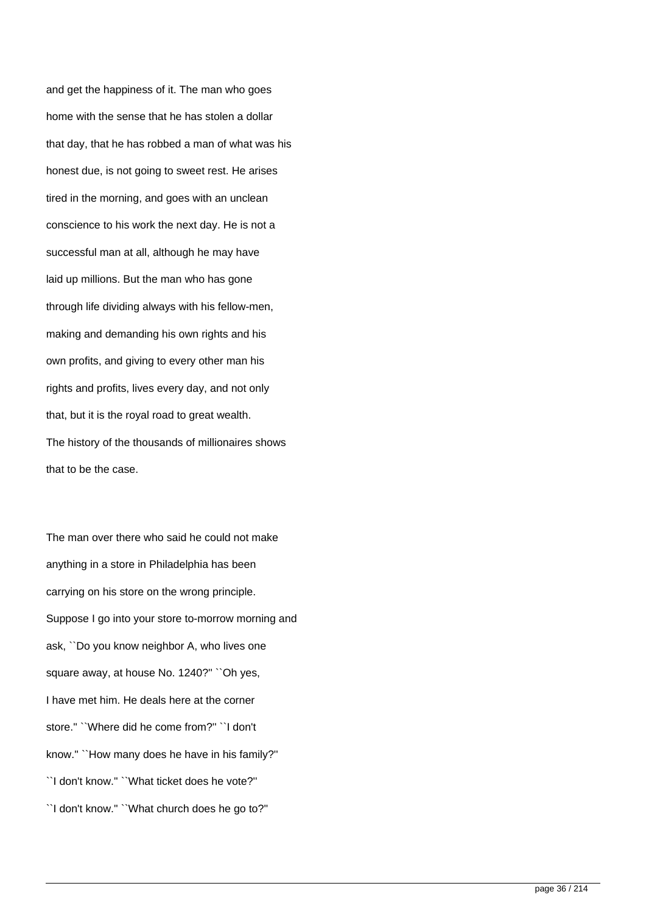and get the happiness of it. The man who goes home with the sense that he has stolen a dollar that day, that he has robbed a man of what was his honest due, is not going to sweet rest. He arises tired in the morning, and goes with an unclean conscience to his work the next day. He is not a successful man at all, although he may have laid up millions. But the man who has gone through life dividing always with his fellow-men, making and demanding his own rights and his own profits, and giving to every other man his rights and profits, lives every day, and not only that, but it is the royal road to great wealth. The history of the thousands of millionaires shows that to be the case.

The man over there who said he could not make anything in a store in Philadelphia has been carrying on his store on the wrong principle. Suppose I go into your store to-morrow morning and ask, ``Do you know neighbor A, who lives one square away, at house No. 1240?'' ``Oh yes, I have met him. He deals here at the corner store.'' ``Where did he come from?'' ``I don't know.'' ``How many does he have in his family?'' ``I don't know.'' ``What ticket does he vote?'' ``I don't know.'' ``What church does he go to?''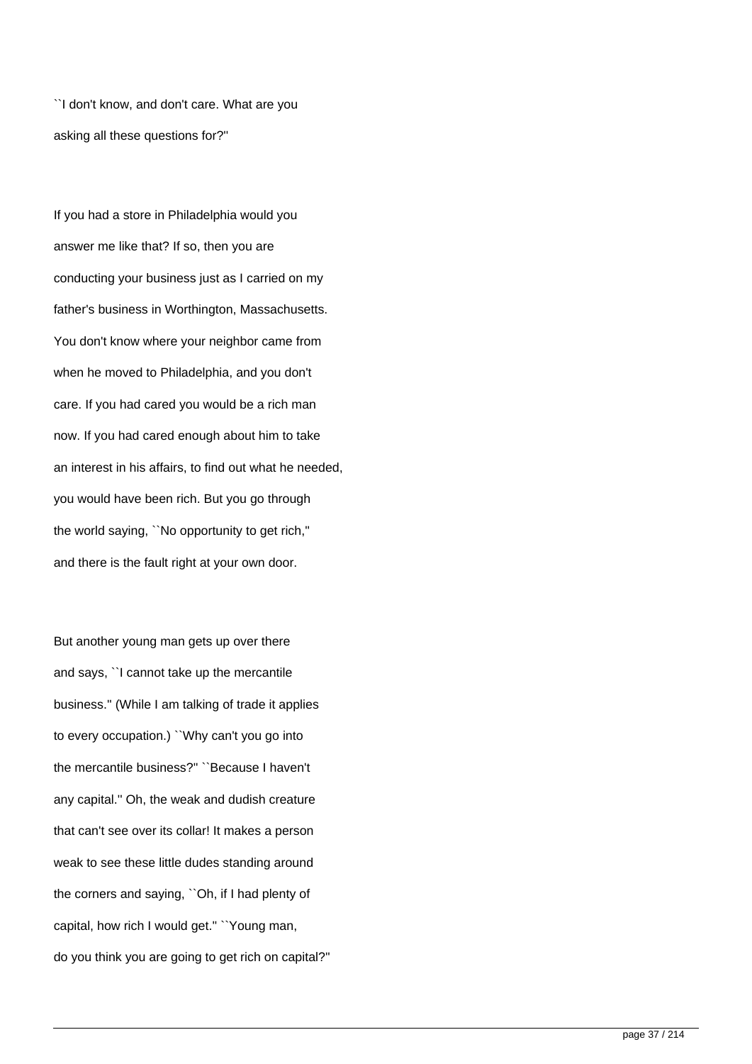``I don't know, and don't care. What are you asking all these questions for?''

If you had a store in Philadelphia would you answer me like that? If so, then you are conducting your business just as I carried on my father's business in Worthington, Massachusetts. You don't know where your neighbor came from when he moved to Philadelphia, and you don't care. If you had cared you would be a rich man now. If you had cared enough about him to take an interest in his affairs, to find out what he needed, you would have been rich. But you go through the world saying, ``No opportunity to get rich,'' and there is the fault right at your own door.

But another young man gets up over there and says, ``I cannot take up the mercantile business.'' (While I am talking of trade it applies to every occupation.) ``Why can't you go into the mercantile business?'' ``Because I haven't any capital.'' Oh, the weak and dudish creature that can't see over its collar! It makes a person weak to see these little dudes standing around the corners and saying, ``Oh, if I had plenty of capital, how rich I would get.'' ``Young man, do you think you are going to get rich on capital?''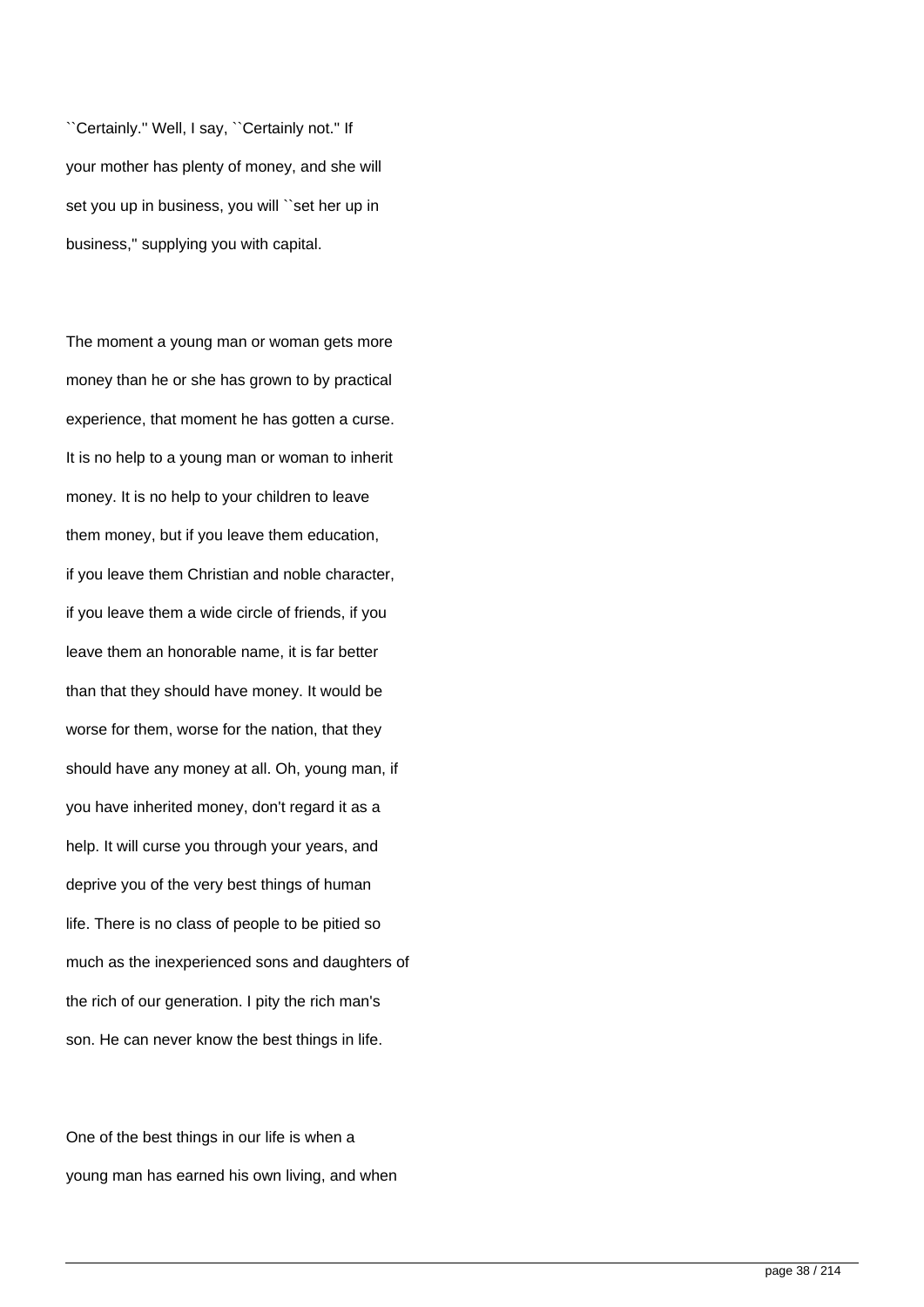``Certainly.'' Well, I say, ``Certainly not.'' If your mother has plenty of money, and she will set you up in business, you will ``set her up in business,'' supplying you with capital.

The moment a young man or woman gets more money than he or she has grown to by practical experience, that moment he has gotten a curse. It is no help to a young man or woman to inherit money. It is no help to your children to leave them money, but if you leave them education, if you leave them Christian and noble character, if you leave them a wide circle of friends, if you leave them an honorable name, it is far better than that they should have money. It would be worse for them, worse for the nation, that they should have any money at all. Oh, young man, if you have inherited money, don't regard it as a help. It will curse you through your years, and deprive you of the very best things of human life. There is no class of people to be pitied so much as the inexperienced sons and daughters of the rich of our generation. I pity the rich man's son. He can never know the best things in life.

One of the best things in our life is when a young man has earned his own living, and when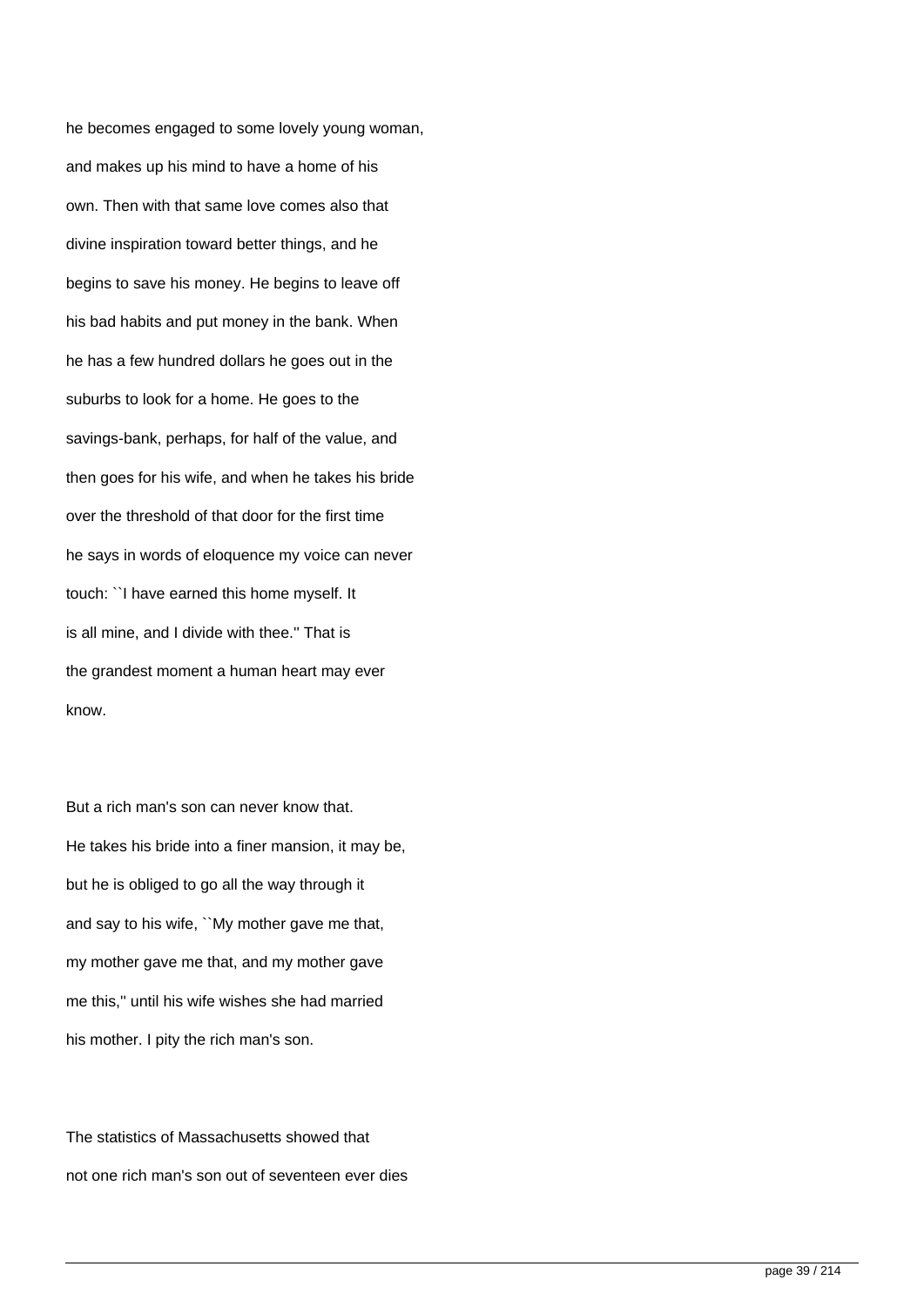he becomes engaged to some lovely young woman, and makes up his mind to have a home of his own. Then with that same love comes also that divine inspiration toward better things, and he begins to save his money. He begins to leave off his bad habits and put money in the bank. When he has a few hundred dollars he goes out in the suburbs to look for a home. He goes to the savings-bank, perhaps, for half of the value, and then goes for his wife, and when he takes his bride over the threshold of that door for the first time he says in words of eloquence my voice can never touch: ``I have earned this home myself. It is all mine, and I divide with thee.'' That is the grandest moment a human heart may ever know.

But a rich man's son can never know that. He takes his bride into a finer mansion, it may be, but he is obliged to go all the way through it and say to his wife, ``My mother gave me that, my mother gave me that, and my mother gave me this,'' until his wife wishes she had married his mother. I pity the rich man's son.

The statistics of Massachusetts showed that not one rich man's son out of seventeen ever dies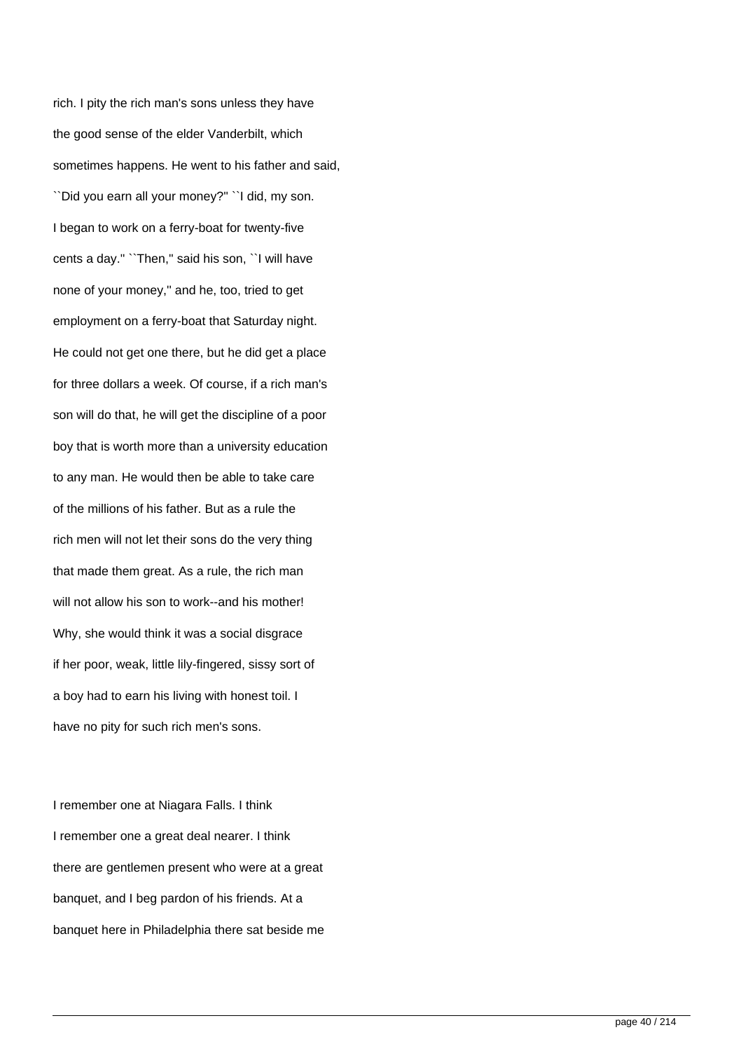rich. I pity the rich man's sons unless they have the good sense of the elder Vanderbilt, which sometimes happens. He went to his father and said, ``Did you earn all your money?'' ``I did, my son. I began to work on a ferry-boat for twenty-five cents a day.'' ``Then,'' said his son, ``I will have none of your money,'' and he, too, tried to get employment on a ferry-boat that Saturday night. He could not get one there, but he did get a place for three dollars a week. Of course, if a rich man's son will do that, he will get the discipline of a poor boy that is worth more than a university education to any man. He would then be able to take care of the millions of his father. But as a rule the rich men will not let their sons do the very thing that made them great. As a rule, the rich man will not allow his son to work--and his mother! Why, she would think it was a social disgrace if her poor, weak, little lily-fingered, sissy sort of a boy had to earn his living with honest toil. I have no pity for such rich men's sons.

I remember one at Niagara Falls. I think I remember one a great deal nearer. I think there are gentlemen present who were at a great banquet, and I beg pardon of his friends. At a banquet here in Philadelphia there sat beside me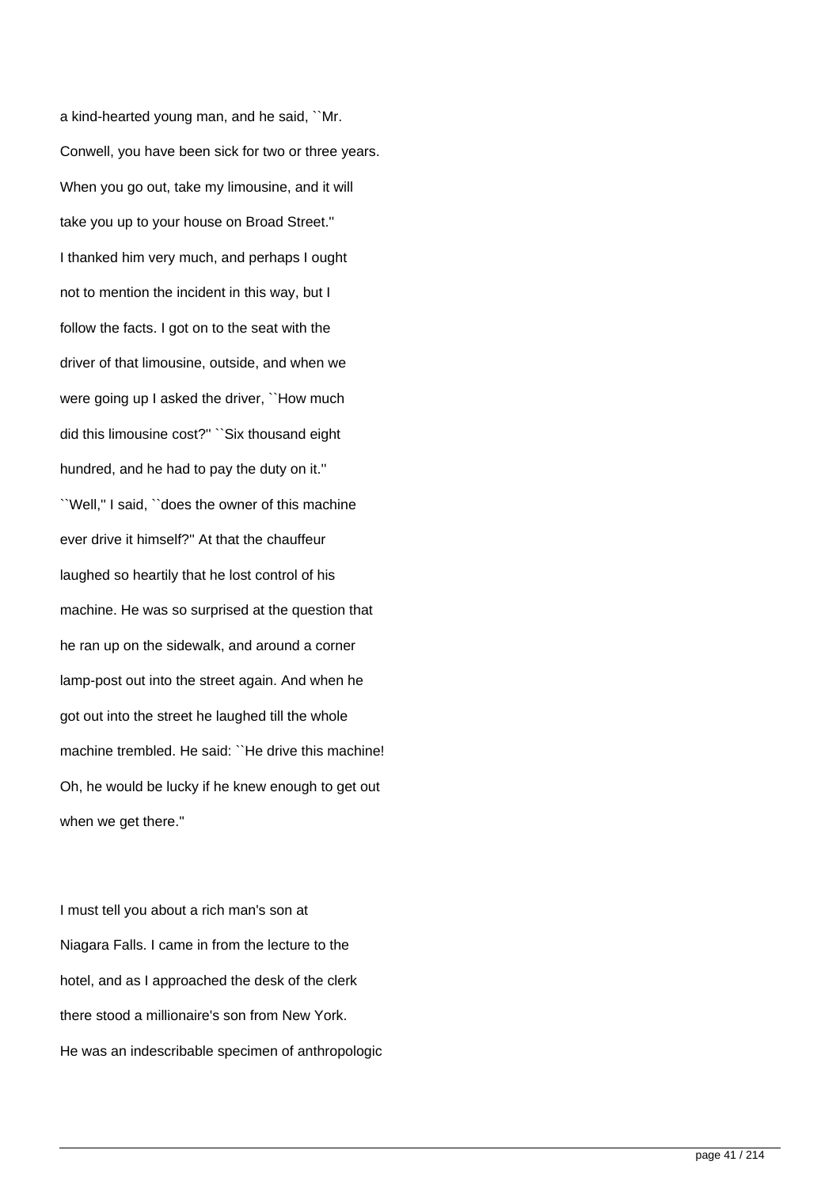a kind-hearted young man, and he said, ``Mr. Conwell, you have been sick for two or three years. When you go out, take my limousine, and it will take you up to your house on Broad Street.'' I thanked him very much, and perhaps I ought not to mention the incident in this way, but I follow the facts. I got on to the seat with the driver of that limousine, outside, and when we were going up I asked the driver, ``How much did this limousine cost?'' ``Six thousand eight hundred, and he had to pay the duty on it.'' ``Well,'' I said, ``does the owner of this machine ever drive it himself?'' At that the chauffeur laughed so heartily that he lost control of his machine. He was so surprised at the question that he ran up on the sidewalk, and around a corner lamp-post out into the street again. And when he got out into the street he laughed till the whole machine trembled. He said: ``He drive this machine! Oh, he would be lucky if he knew enough to get out when we get there.''

I must tell you about a rich man's son at Niagara Falls. I came in from the lecture to the hotel, and as I approached the desk of the clerk there stood a millionaire's son from New York. He was an indescribable specimen of anthropologic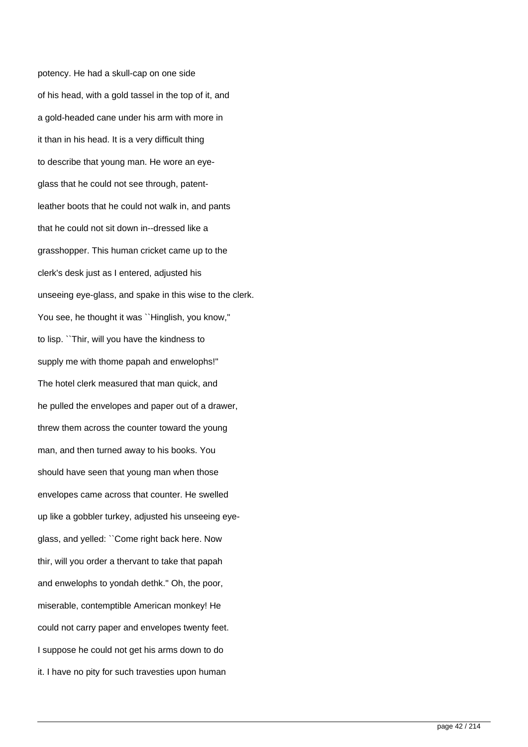potency. He had a skull-cap on one side of his head, with a gold tassel in the top of it, and a gold-headed cane under his arm with more in it than in his head. It is a very difficult thing to describe that young man. He wore an eye-glass that he could not see through, patent-leather boots that he could not walk in, and pants that he could not sit down in--dressed like a grasshopper. This human cricket came up to the clerk's desk just as I entered, adjusted his unseeing eye-glass, and spake in this wise to the clerk. You see, he thought it was ``Hinglish, you know,'' to lisp. ``Thir, will you have the kindness to supply me with thome papah and enwelophs!'' The hotel clerk measured that man quick, and he pulled the envelopes and paper out of a drawer, threw them across the counter toward the young man, and then turned away to his books. You should have seen that young man when those envelopes came across that counter. He swelled up like a gobbler turkey, adjusted his unseeing eye-glass, and yelled: ``Come right back here. Now thir, will you order a thervant to take that papah and enwelophs to yondah dethk.'' Oh, the poor, miserable, contemptible American monkey! He could not carry paper and envelopes twenty feet. I suppose he could not get his arms down to do it. I have no pity for such travesties upon human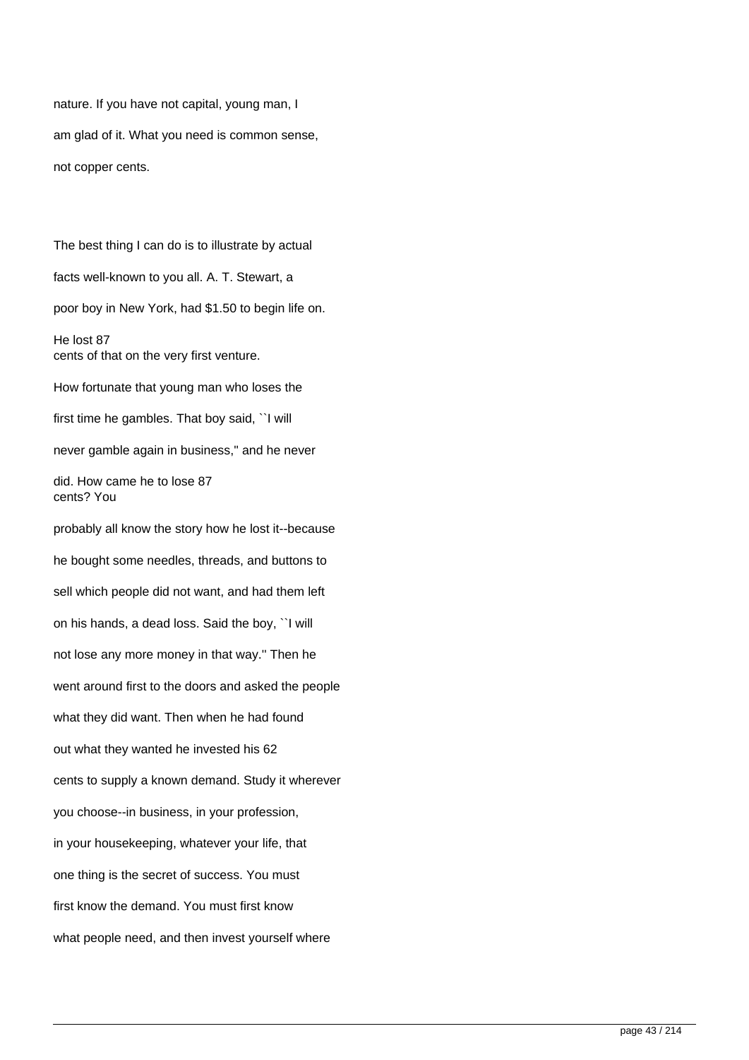nature. If you have not capital, young man, I am glad of it. What you need is common sense, not copper cents.

The best thing I can do is to illustrate by actual facts well-known to you all. A. T. Stewart, a poor boy in New York, had $1.50 to begin life on. He lost 87 cents of that on the very first venture. How fortunate that young man who loses the first time he gambles. That boy said, ``I will never gamble again in business,'' and he never did. How came he to lose 87 cents? You probably all know the story how he lost it--because he bought some needles, threads, and buttons to sell which people did not want, and had them left on his hands, a dead loss. Said the boy, ``I will not lose any more money in that way.'' Then he went around first to the doors and asked the people what they did want. Then when he had found out what they wanted he invested his 62 cents to supply a known demand. Study it wherever you choose--in business, in your profession, in your housekeeping, whatever your life, that one thing is the secret of success. You must first know the demand. You must first know what people need, and then invest yourself where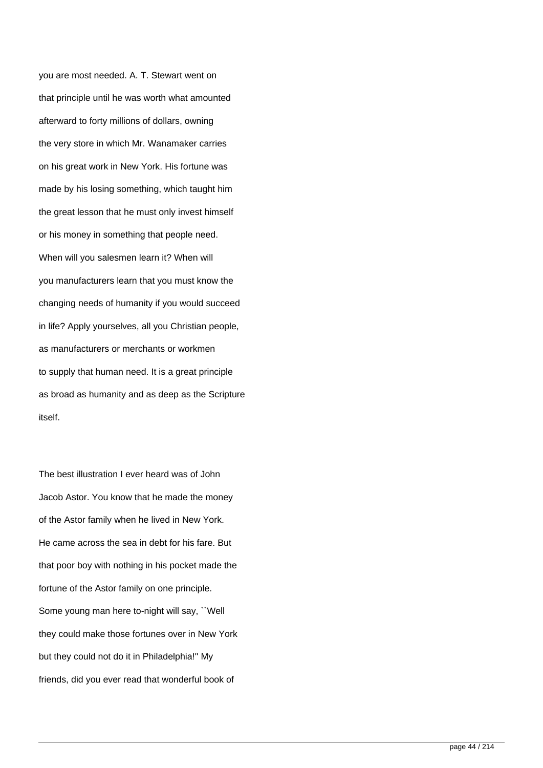you are most needed. A. T. Stewart went on that principle until he was worth what amounted afterward to forty millions of dollars, owning the very store in which Mr. Wanamaker carries on his great work in New York. His fortune was made by his losing something, which taught him the great lesson that he must only invest himself or his money in something that people need. When will you salesmen learn it? When will you manufacturers learn that you must know the changing needs of humanity if you would succeed in life? Apply yourselves, all you Christian people, as manufacturers or merchants or workmen to supply that human need. It is a great principle as broad as humanity and as deep as the Scripture itself.

The best illustration I ever heard was of John Jacob Astor. You know that he made the money of the Astor family when he lived in New York. He came across the sea in debt for his fare. But that poor boy with nothing in his pocket made the fortune of the Astor family on one principle. Some young man here to-night will say, ``Well they could make those fortunes over in New York but they could not do it in Philadelphia!'' My friends, did you ever read that wonderful book of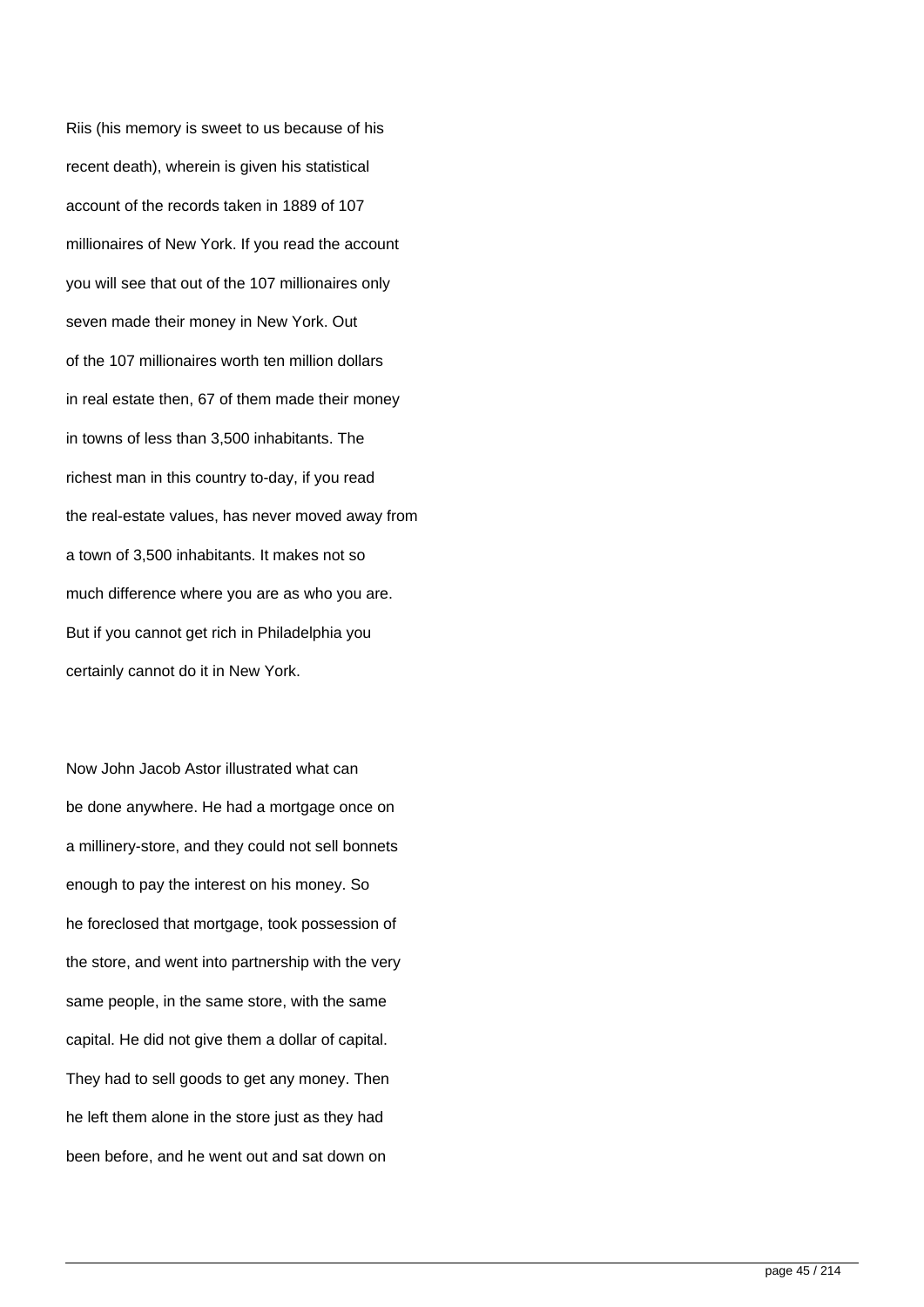Riis (his memory is sweet to us because of his recent death), wherein is given his statistical account of the records taken in 1889 of 107 millionaires of New York. If you read the account you will see that out of the 107 millionaires only seven made their money in New York. Out of the 107 millionaires worth ten million dollars in real estate then, 67 of them made their money in towns of less than 3,500 inhabitants. The richest man in this country to-day, if you read the real-estate values, has never moved away from a town of 3,500 inhabitants. It makes not so much difference where you are as who you are. But if you cannot get rich in Philadelphia you certainly cannot do it in New York.

Now John Jacob Astor illustrated what can be done anywhere. He had a mortgage once on a millinery-store, and they could not sell bonnets enough to pay the interest on his money. So he foreclosed that mortgage, took possession of the store, and went into partnership with the very same people, in the same store, with the same capital. He did not give them a dollar of capital. They had to sell goods to get any money. Then he left them alone in the store just as they had been before, and he went out and sat down on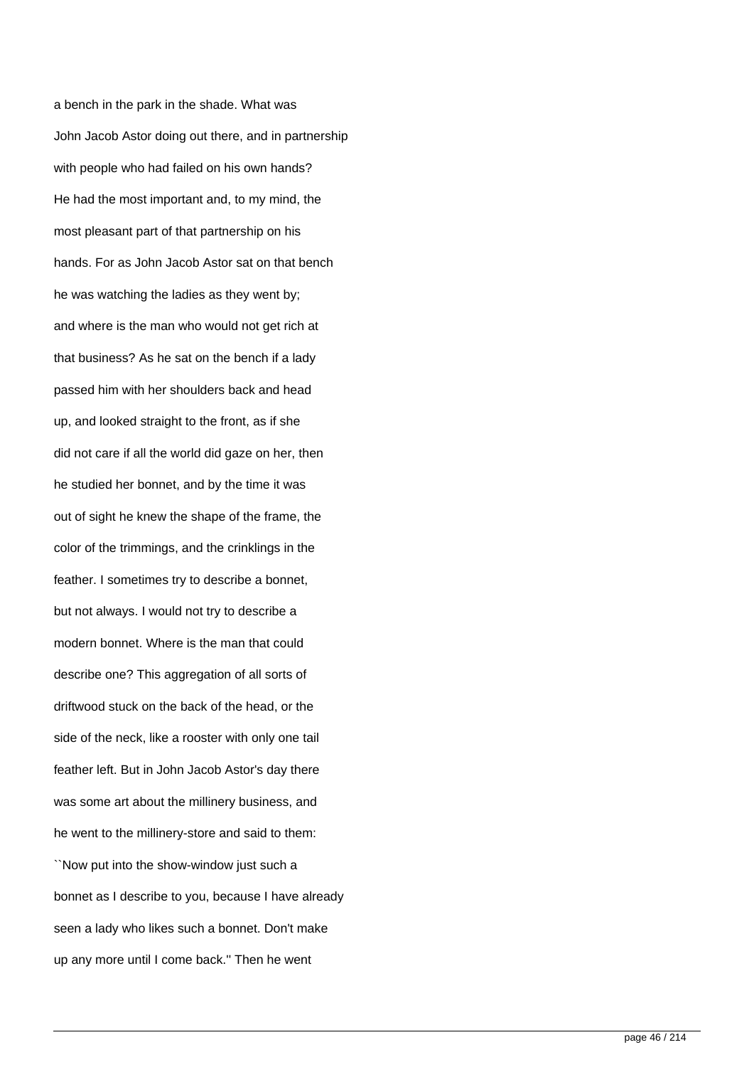a bench in the park in the shade. What was John Jacob Astor doing out there, and in partnership with people who had failed on his own hands? He had the most important and, to my mind, the most pleasant part of that partnership on his hands. For as John Jacob Astor sat on that bench he was watching the ladies as they went by; and where is the man who would not get rich at that business? As he sat on the bench if a lady passed him with her shoulders back and head up, and looked straight to the front, as if she did not care if all the world did gaze on her, then he studied her bonnet, and by the time it was out of sight he knew the shape of the frame, the color of the trimmings, and the crinklings in the feather. I sometimes try to describe a bonnet, but not always. I would not try to describe a modern bonnet. Where is the man that could describe one? This aggregation of all sorts of driftwood stuck on the back of the head, or the side of the neck, like a rooster with only one tail feather left. But in John Jacob Astor's day there was some art about the millinery business, and he went to the millinery-store and said to them: ``Now put into the show-window just such a bonnet as I describe to you, because I have already seen a lady who likes such a bonnet. Don't make up any more until I come back.'' Then he went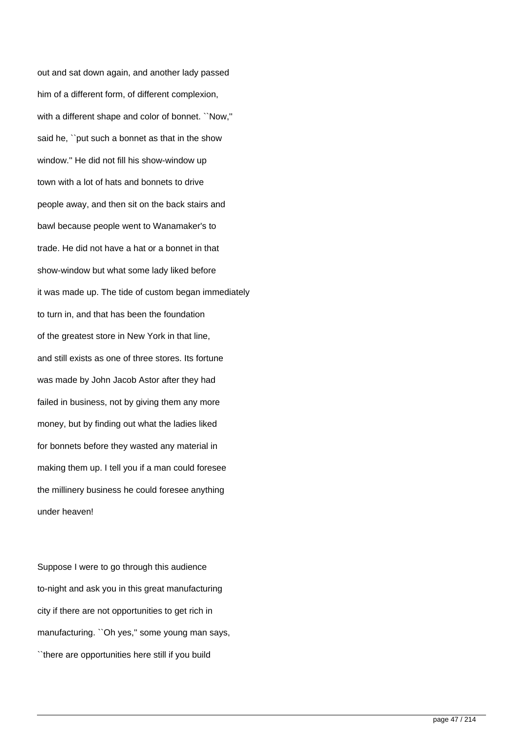out and sat down again, and another lady passed him of a different form, of different complexion, with a different shape and color of bonnet. ``Now,'' said he, ``put such a bonnet as that in the show window.'' He did not fill his show-window up town with a lot of hats and bonnets to drive people away, and then sit on the back stairs and bawl because people went to Wanamaker's to trade. He did not have a hat or a bonnet in that show-window but what some lady liked before it was made up. The tide of custom began immediately to turn in, and that has been the foundation of the greatest store in New York in that line, and still exists as one of three stores. Its fortune was made by John Jacob Astor after they had failed in business, not by giving them any more money, but by finding out what the ladies liked for bonnets before they wasted any material in making them up. I tell you if a man could foresee the millinery business he could foresee anything under heaven!

Suppose I were to go through this audience to-night and ask you in this great manufacturing city if there are not opportunities to get rich in manufacturing. ``Oh yes,'' some young man says, ``there are opportunities here still if you build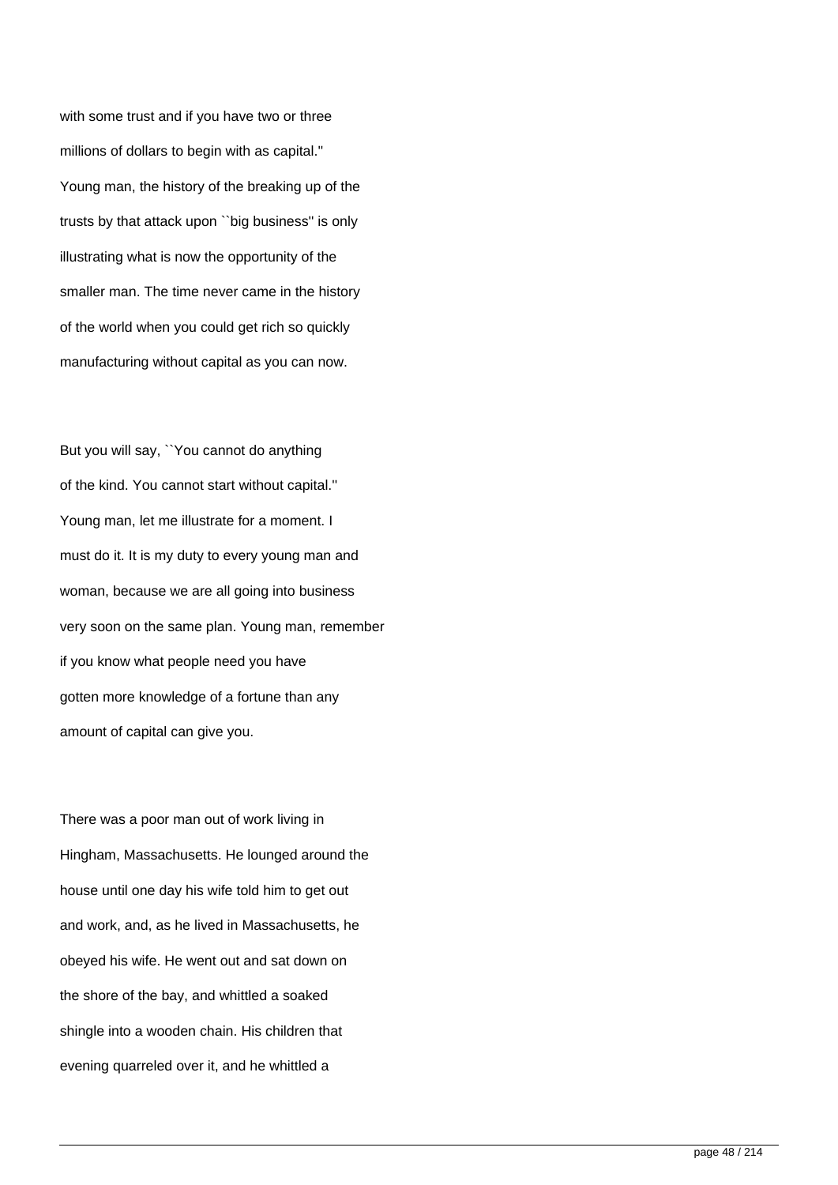with some trust and if you have two or three millions of dollars to begin with as capital.'' Young man, the history of the breaking up of the trusts by that attack upon ``big business'' is only illustrating what is now the opportunity of the smaller man. The time never came in the history of the world when you could get rich so quickly manufacturing without capital as you can now.

But you will say, ``You cannot do anything of the kind. You cannot start without capital.'' Young man, let me illustrate for a moment. I must do it. It is my duty to every young man and woman, because we are all going into business very soon on the same plan. Young man, remember if you know what people need you have gotten more knowledge of a fortune than any amount of capital can give you.

There was a poor man out of work living in Hingham, Massachusetts. He lounged around the house until one day his wife told him to get out and work, and, as he lived in Massachusetts, he obeyed his wife. He went out and sat down on the shore of the bay, and whittled a soaked shingle into a wooden chain. His children that evening quarreled over it, and he whittled a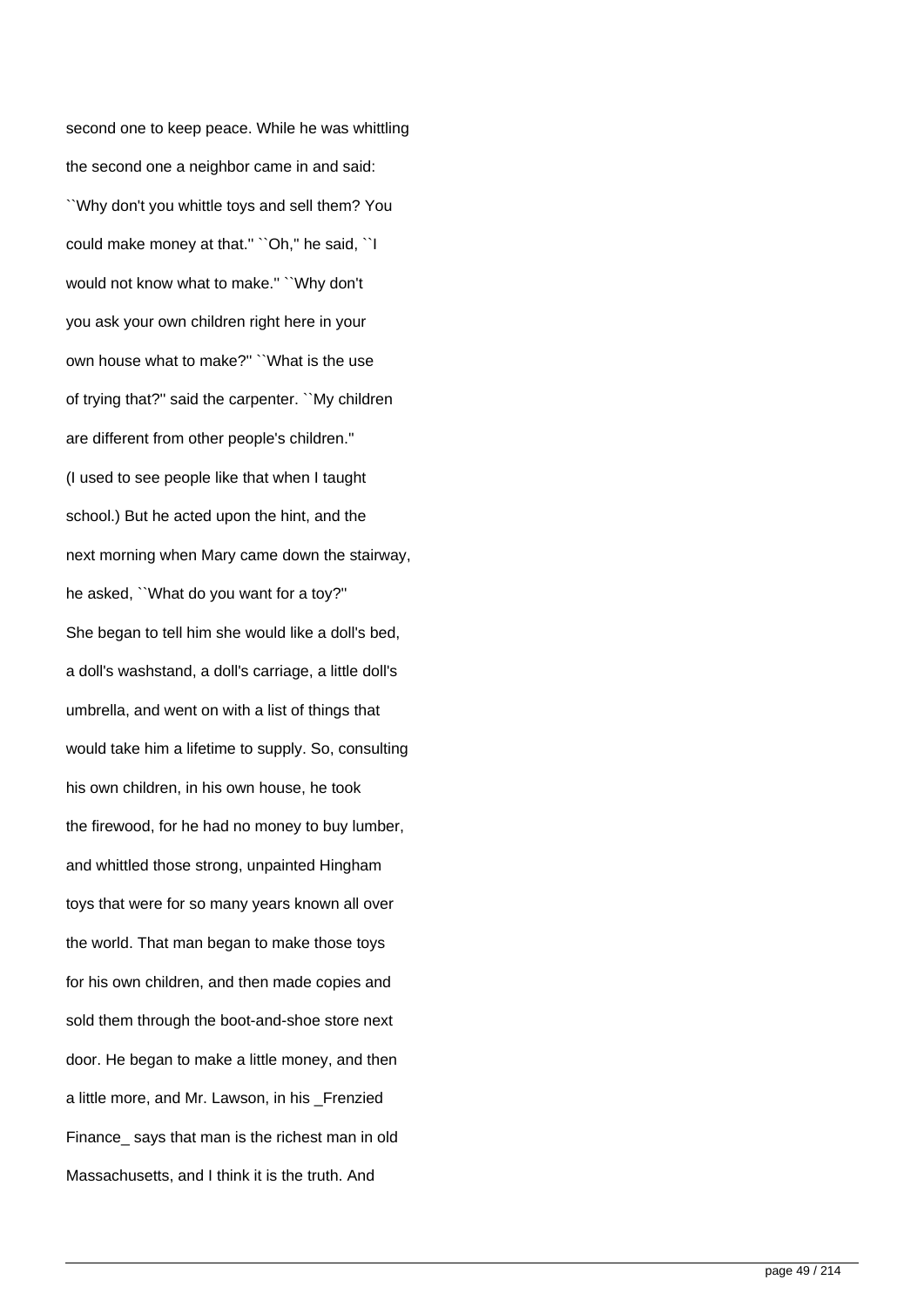second one to keep peace. While he was whittling the second one a neighbor came in and said: ``Why don't you whittle toys and sell them? You could make money at that.'' ``Oh,'' he said, ``I would not know what to make.'' ``Why don't you ask your own children right here in your own house what to make?'' ``What is the use of trying that?'' said the carpenter. ``My children are different from other people's children.'' (I used to see people like that when I taught school.) But he acted upon the hint, and the next morning when Mary came down the stairway, he asked, ``What do you want for a toy?'' She began to tell him she would like a doll's bed, a doll's washstand, a doll's carriage, a little doll's umbrella, and went on with a list of things that would take him a lifetime to supply. So, consulting his own children, in his own house, he took the firewood, for he had no money to buy lumber, and whittled those strong, unpainted Hingham toys that were for so many years known all over the world. That man began to make those toys for his own children, and then made copies and sold them through the boot-and-shoe store next door. He began to make a little money, and then a little more, and Mr. Lawson, in his _Frenzied Finance_ says that man is the richest man in old Massachusetts, and I think it is the truth. And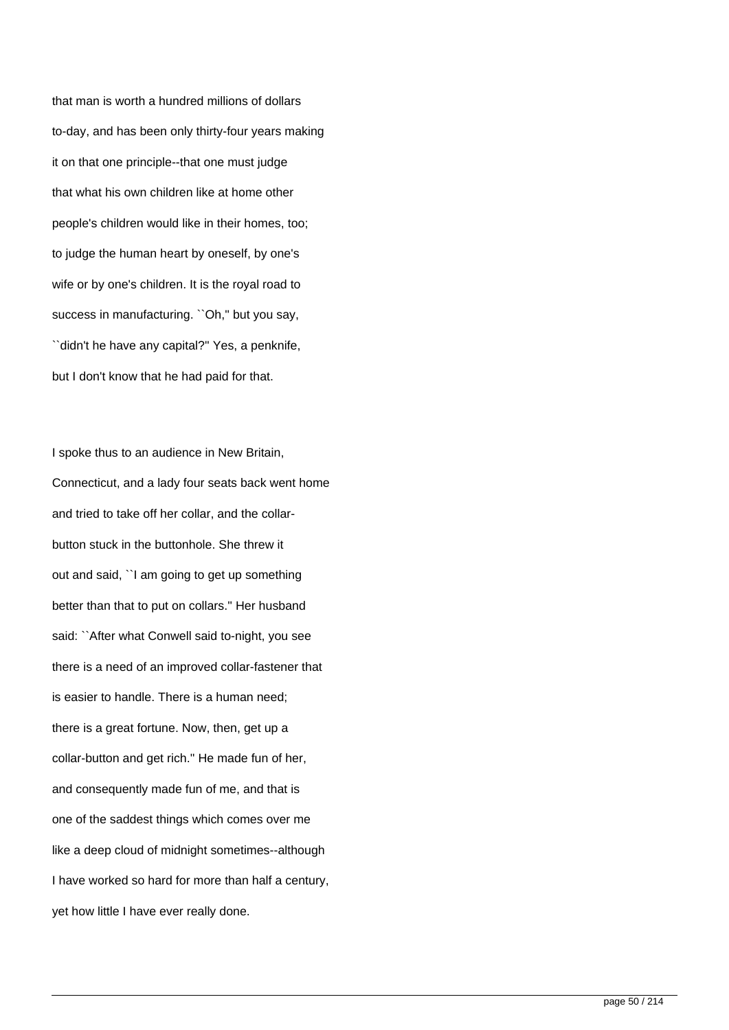that man is worth a hundred millions of dollars to-day, and has been only thirty-four years making it on that one principle--that one must judge that what his own children like at home other people's children would like in their homes, too; to judge the human heart by oneself, by one's wife or by one's children. It is the royal road to success in manufacturing. ``Oh,'' but you say, ``didn't he have any capital?'' Yes, a penknife, but I don't know that he had paid for that.

I spoke thus to an audience in New Britain, Connecticut, and a lady four seats back went home and tried to take off her collar, and the collar-button stuck in the buttonhole. She threw it out and said, ``I am going to get up something better than that to put on collars.'' Her husband said: ``After what Conwell said to-night, you see there is a need of an improved collar-fastener that is easier to handle. There is a human need; there is a great fortune. Now, then, get up a collar-button and get rich.'' He made fun of her, and consequently made fun of me, and that is one of the saddest things which comes over me like a deep cloud of midnight sometimes--although I have worked so hard for more than half a century, yet how little I have ever really done.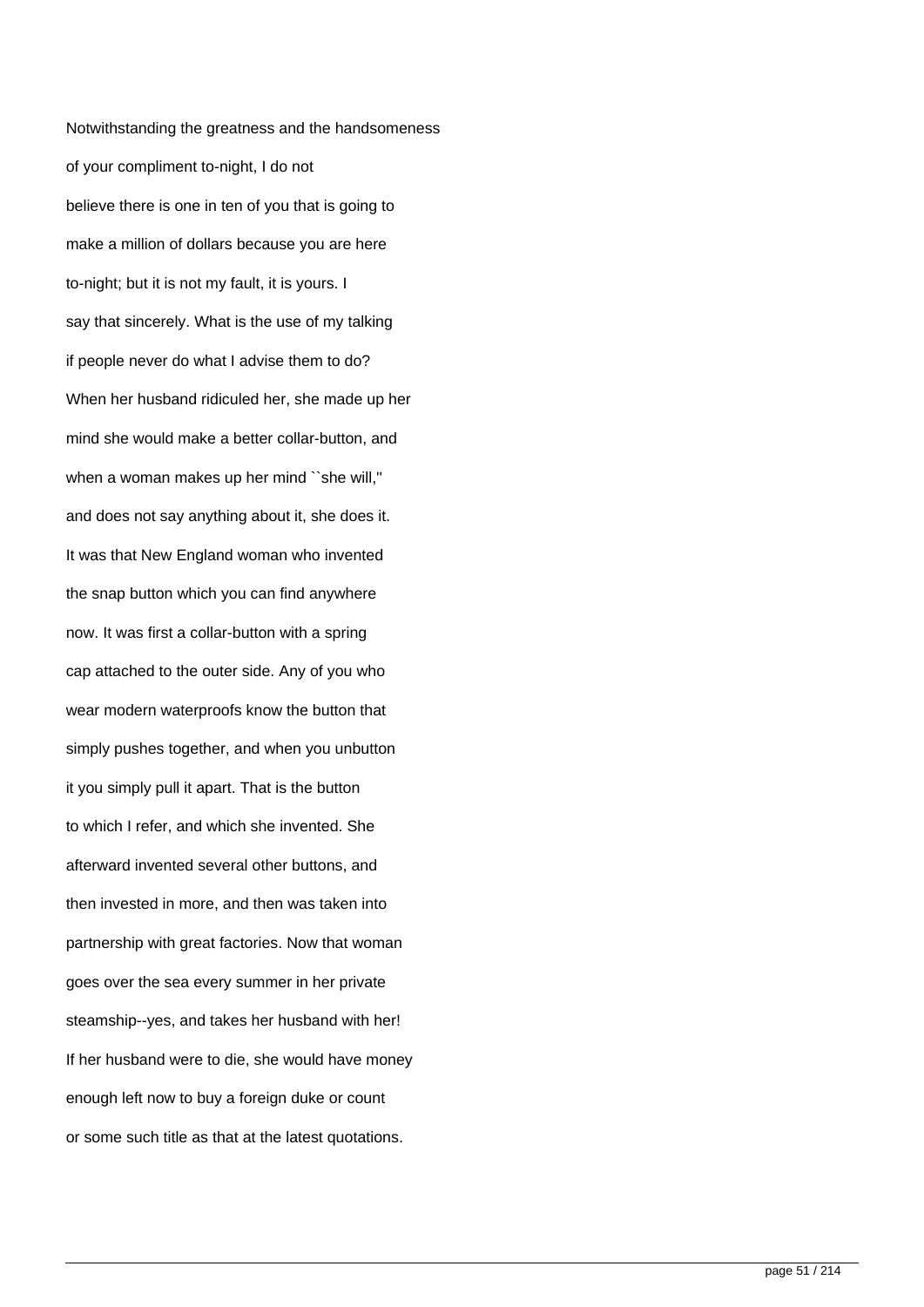Notwithstanding the greatness and the handsomeness of your compliment to-night, I do not believe there is one in ten of you that is going to make a million of dollars because you are here to-night; but it is not my fault, it is yours. I say that sincerely. What is the use of my talking if people never do what I advise them to do? When her husband ridiculed her, she made up her mind she would make a better collar-button, and when a woman makes up her mind ``she will,'' and does not say anything about it, she does it. It was that New England woman who invented the snap button which you can find anywhere now. It was first a collar-button with a spring cap attached to the outer side. Any of you who wear modern waterproofs know the button that simply pushes together, and when you unbutton it you simply pull it apart. That is the button to which I refer, and which she invented. She afterward invented several other buttons, and then invested in more, and then was taken into partnership with great factories. Now that woman goes over the sea every summer in her private steamship--yes, and takes her husband with her! If her husband were to die, she would have money enough left now to buy a foreign duke or count or some such title as that at the latest quotations.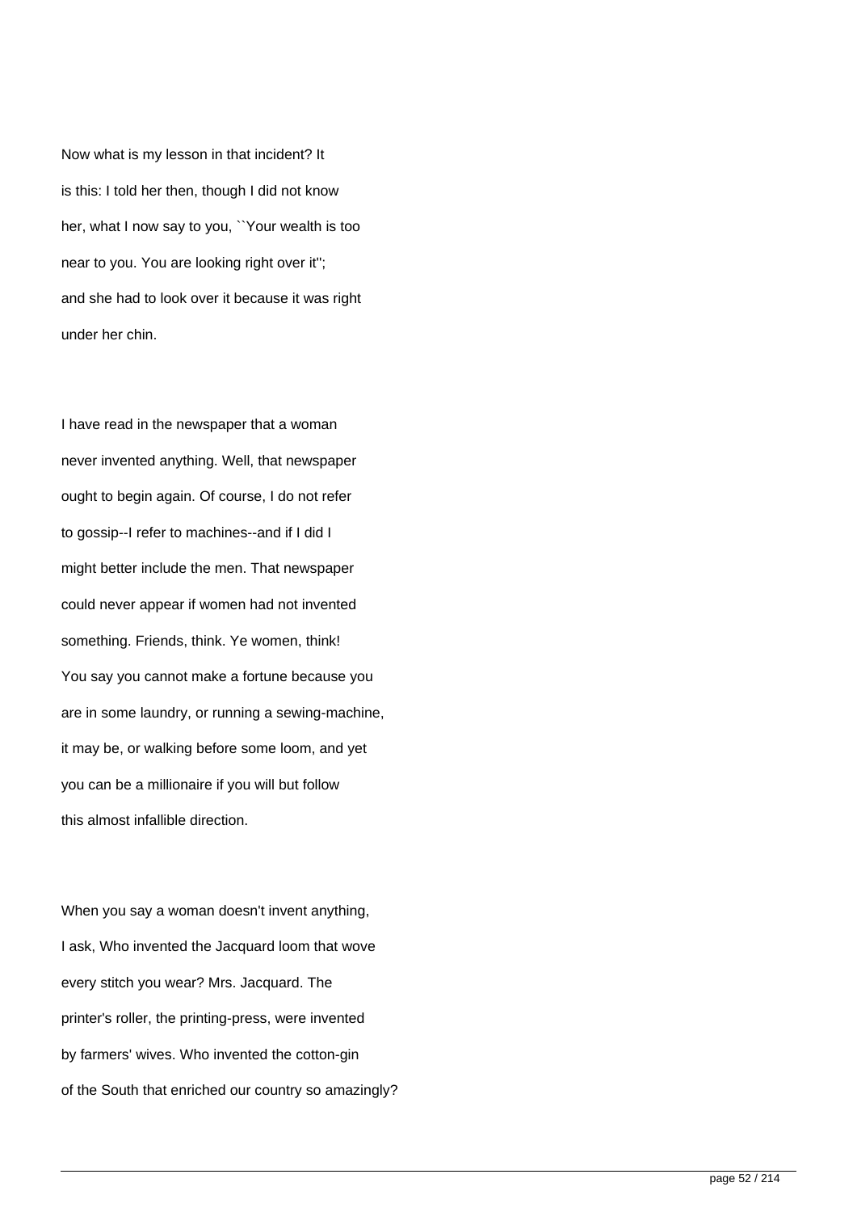Now what is my lesson in that incident? It is this: I told her then, though I did not know her, what I now say to you, ``Your wealth is too near to you. You are looking right over it''; and she had to look over it because it was right under her chin.

I have read in the newspaper that a woman never invented anything. Well, that newspaper ought to begin again. Of course, I do not refer to gossip--I refer to machines--and if I did I might better include the men. That newspaper could never appear if women had not invented something. Friends, think. Ye women, think! You say you cannot make a fortune because you are in some laundry, or running a sewing-machine, it may be, or walking before some loom, and yet you can be a millionaire if you will but follow this almost infallible direction.

When you say a woman doesn't invent anything, I ask, Who invented the Jacquard loom that wove every stitch you wear? Mrs. Jacquard. The printer's roller, the printing-press, were invented by farmers' wives. Who invented the cotton-gin of the South that enriched our country so amazingly?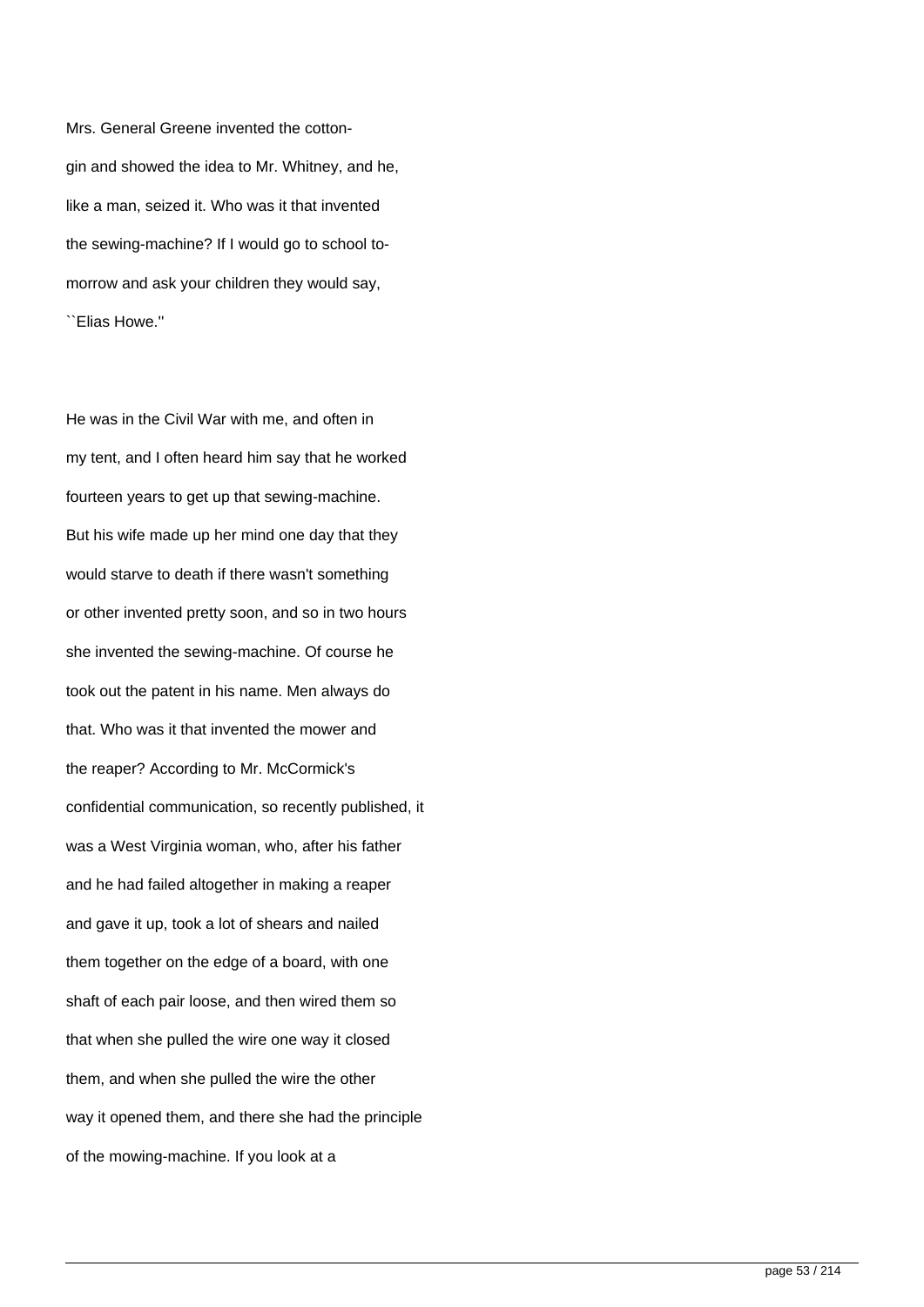Mrs. General Greene invented the cotton-gin and showed the idea to Mr. Whitney, and he, like a man, seized it. Who was it that invented the sewing-machine? If I would go to school to-morrow and ask your children they would say, ``Elias Howe.''

He was in the Civil War with me, and often in my tent, and I often heard him say that he worked fourteen years to get up that sewing-machine. But his wife made up her mind one day that they would starve to death if there wasn't something or other invented pretty soon, and so in two hours she invented the sewing-machine. Of course he took out the patent in his name. Men always do that. Who was it that invented the mower and the reaper? According to Mr. McCormick's confidential communication, so recently published, it was a West Virginia woman, who, after his father and he had failed altogether in making a reaper and gave it up, took a lot of shears and nailed them together on the edge of a board, with one shaft of each pair loose, and then wired them so that when she pulled the wire one way it closed them, and when she pulled the wire the other way it opened them, and there she had the principle of the mowing-machine. If you look at a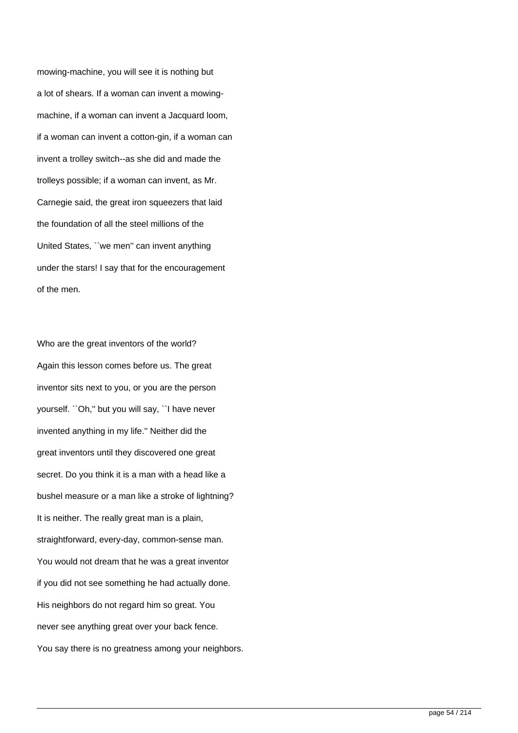mowing-machine, you will see it is nothing but a lot of shears. If a woman can invent a mowing-machine, if a woman can invent a Jacquard loom, if a woman can invent a cotton-gin, if a woman can invent a trolley switch--as she did and made the trolleys possible; if a woman can invent, as Mr. Carnegie said, the great iron squeezers that laid the foundation of all the steel millions of the United States, ``we men'' can invent anything under the stars! I say that for the encouragement of the men.

Who are the great inventors of the world? Again this lesson comes before us. The great inventor sits next to you, or you are the person yourself. ``Oh,'' but you will say, ``I have never invented anything in my life.'' Neither did the great inventors until they discovered one great secret. Do you think it is a man with a head like a bushel measure or a man like a stroke of lightning? It is neither. The really great man is a plain, straightforward, every-day, common-sense man. You would not dream that he was a great inventor if you did not see something he had actually done. His neighbors do not regard him so great. You never see anything great over your back fence. You say there is no greatness among your neighbors.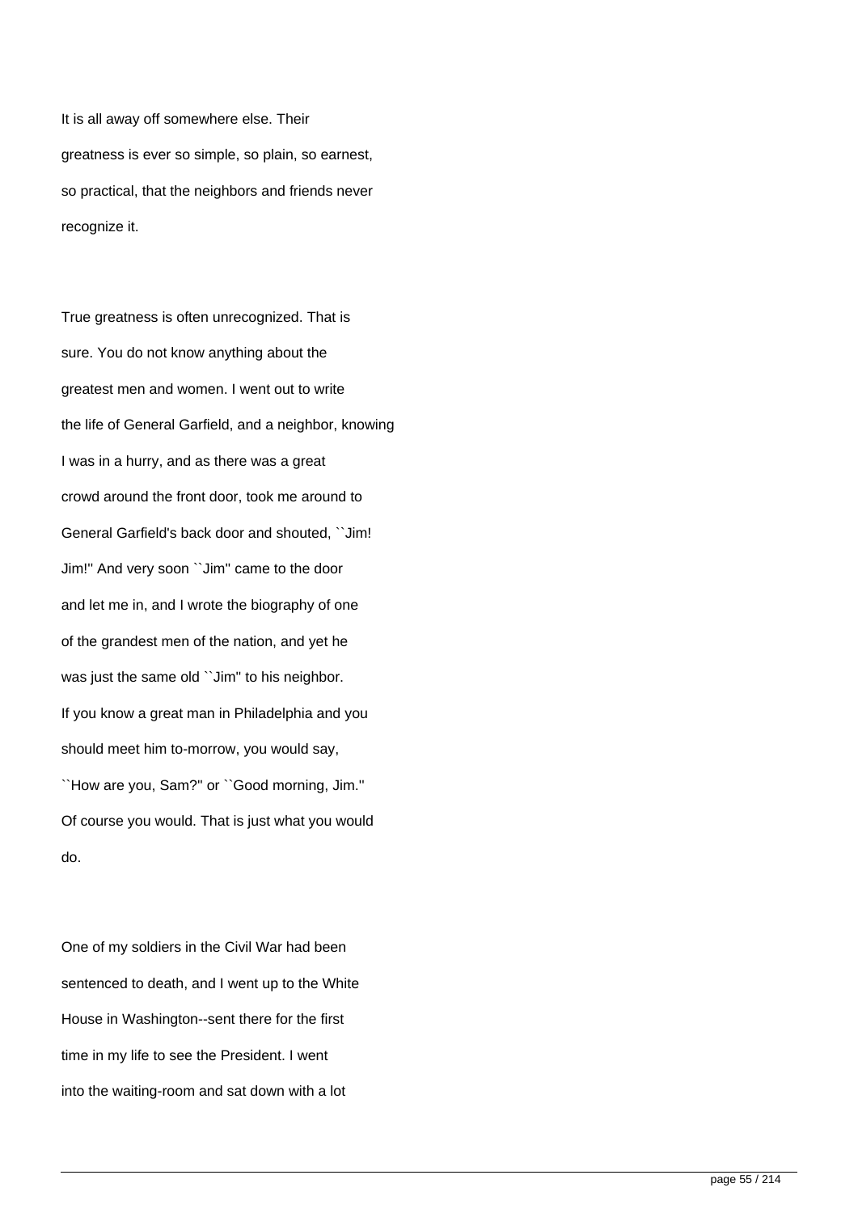It is all away off somewhere else. Their greatness is ever so simple, so plain, so earnest, so practical, that the neighbors and friends never recognize it.

True greatness is often unrecognized. That is sure. You do not know anything about the greatest men and women. I went out to write the life of General Garfield, and a neighbor, knowing I was in a hurry, and as there was a great crowd around the front door, took me around to General Garfield's back door and shouted, ``Jim! Jim!'' And very soon ``Jim'' came to the door and let me in, and I wrote the biography of one of the grandest men of the nation, and yet he was just the same old ``Jim'' to his neighbor. If you know a great man in Philadelphia and you should meet him to-morrow, you would say, ``How are you, Sam?'' or ``Good morning, Jim.'' Of course you would. That is just what you would do.

One of my soldiers in the Civil War had been sentenced to death, and I went up to the White House in Washington--sent there for the first time in my life to see the President. I went into the waiting-room and sat down with a lot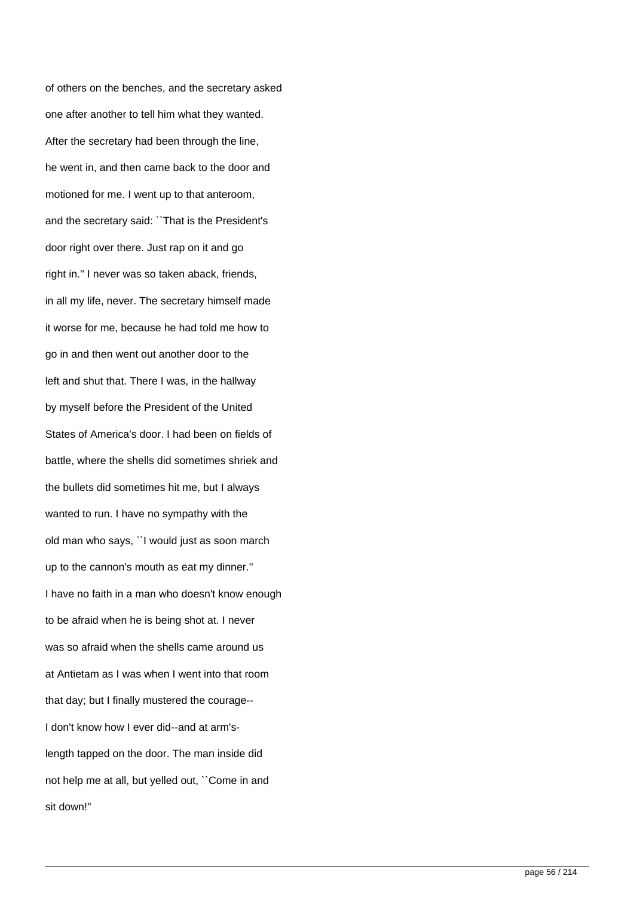of others on the benches, and the secretary asked one after another to tell him what they wanted. After the secretary had been through the line, he went in, and then came back to the door and motioned for me. I went up to that anteroom, and the secretary said: ``That is the President's door right over there. Just rap on it and go right in.'' I never was so taken aback, friends, in all my life, never. The secretary himself made it worse for me, because he had told me how to go in and then went out another door to the left and shut that. There I was, in the hallway by myself before the President of the United States of America's door. I had been on fields of battle, where the shells did sometimes shriek and the bullets did sometimes hit me, but I always wanted to run. I have no sympathy with the old man who says, ``I would just as soon march up to the cannon's mouth as eat my dinner.'' I have no faith in a man who doesn't know enough to be afraid when he is being shot at. I never was so afraid when the shells came around us at Antietam as I was when I went into that room that day; but I finally mustered the courage-- I don't know how I ever did--and at arm's-length tapped on the door. The man inside did not help me at all, but yelled out, ``Come in and sit down!''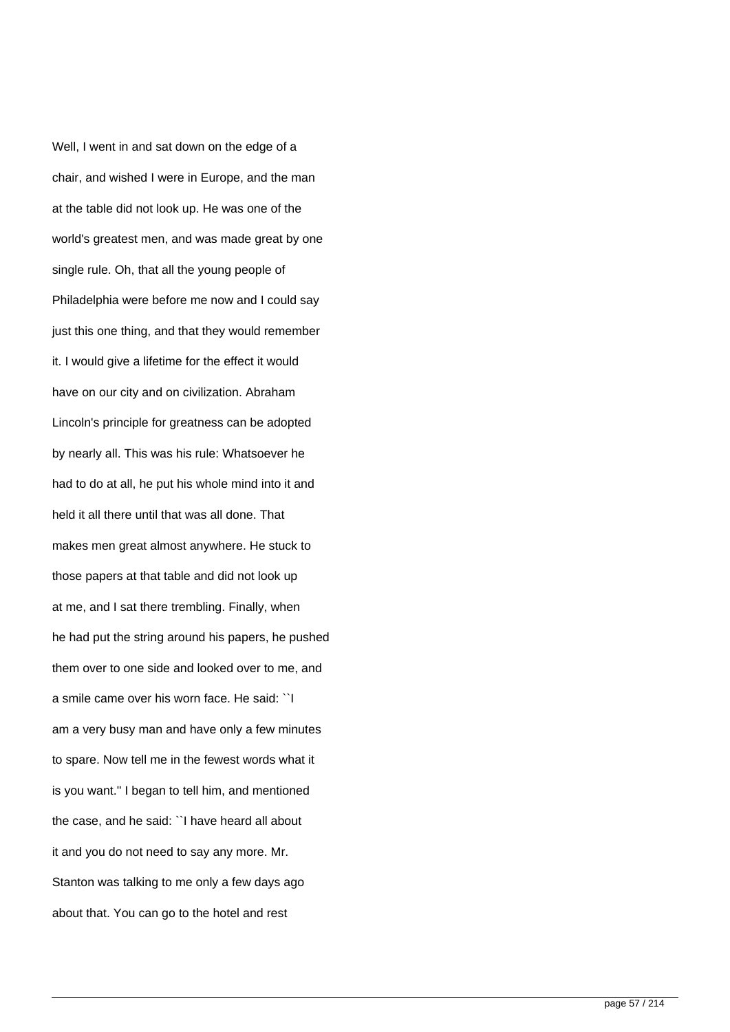Well, I went in and sat down on the edge of a chair, and wished I were in Europe, and the man at the table did not look up. He was one of the world's greatest men, and was made great by one single rule. Oh, that all the young people of Philadelphia were before me now and I could say just this one thing, and that they would remember it. I would give a lifetime for the effect it would have on our city and on civilization. Abraham Lincoln's principle for greatness can be adopted by nearly all. This was his rule: Whatsoever he had to do at all, he put his whole mind into it and held it all there until that was all done. That makes men great almost anywhere. He stuck to those papers at that table and did not look up at me, and I sat there trembling. Finally, when he had put the string around his papers, he pushed them over to one side and looked over to me, and a smile came over his worn face. He said: ``I am a very busy man and have only a few minutes to spare. Now tell me in the fewest words what it is you want.'' I began to tell him, and mentioned the case, and he said: ``I have heard all about it and you do not need to say any more. Mr. Stanton was talking to me only a few days ago about that. You can go to the hotel and rest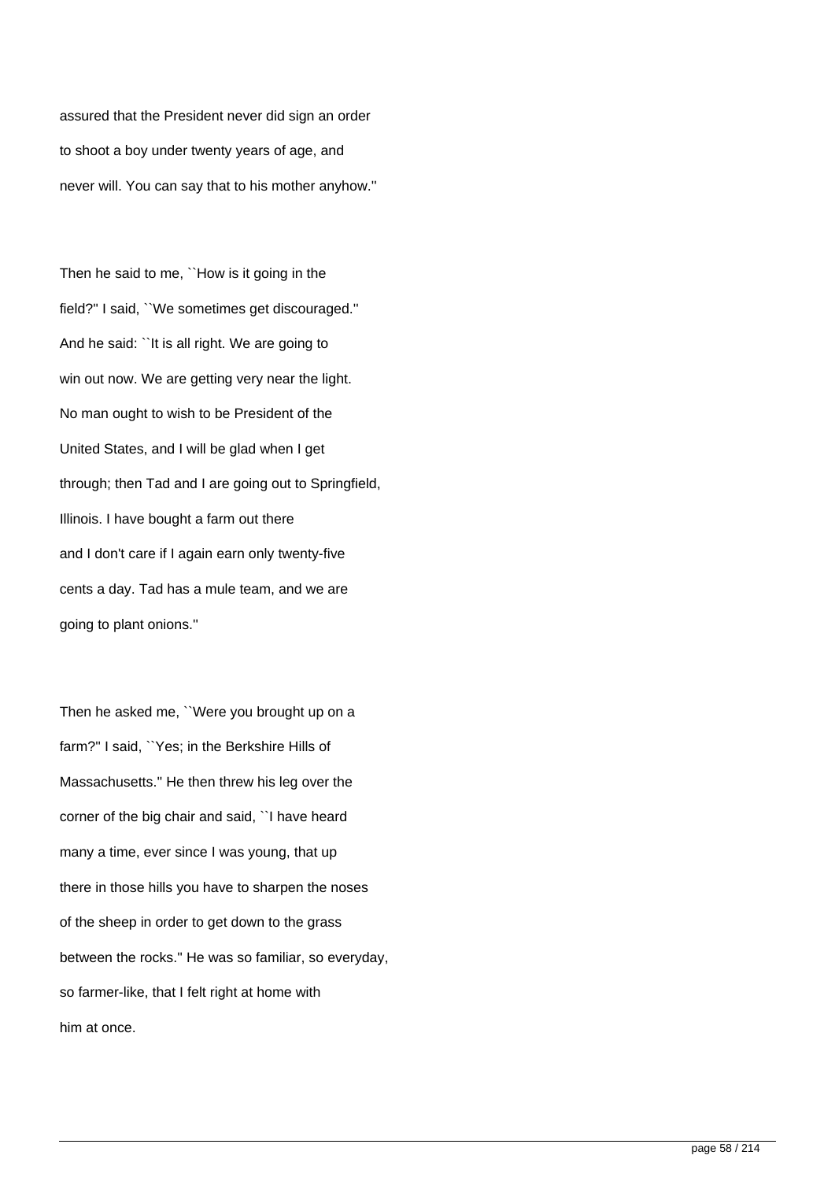assured that the President never did sign an order to shoot a boy under twenty years of age, and never will. You can say that to his mother anyhow.''

Then he said to me, ``How is it going in the field?'' I said, ``We sometimes get discouraged.'' And he said: ``It is all right. We are going to win out now. We are getting very near the light. No man ought to wish to be President of the United States, and I will be glad when I get through; then Tad and I are going out to Springfield, Illinois. I have bought a farm out there and I don't care if I again earn only twenty-five cents a day. Tad has a mule team, and we are going to plant onions.''

Then he asked me, ``Were you brought up on a farm?'' I said, ``Yes; in the Berkshire Hills of Massachusetts.'' He then threw his leg over the corner of the big chair and said, ``I have heard many a time, ever since I was young, that up there in those hills you have to sharpen the noses of the sheep in order to get down to the grass between the rocks.'' He was so familiar, so everyday, so farmer-like, that I felt right at home with him at once.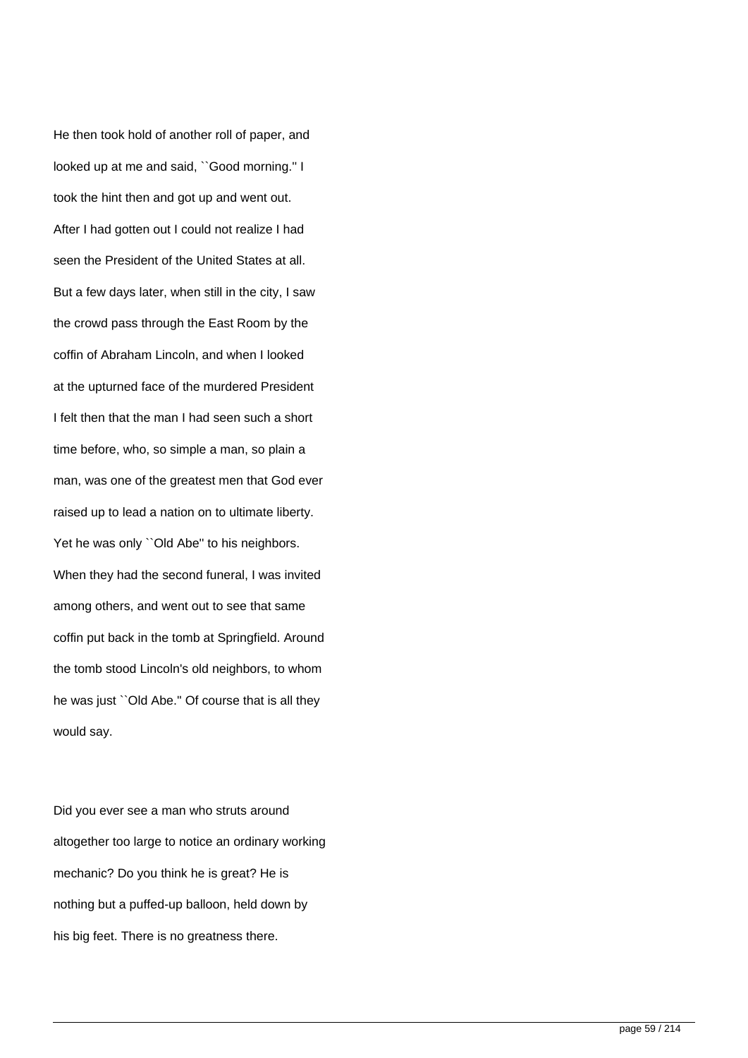He then took hold of another roll of paper, and looked up at me and said, ``Good morning.'' I took the hint then and got up and went out. After I had gotten out I could not realize I had seen the President of the United States at all. But a few days later, when still in the city, I saw the crowd pass through the East Room by the coffin of Abraham Lincoln, and when I looked at the upturned face of the murdered President I felt then that the man I had seen such a short time before, who, so simple a man, so plain a man, was one of the greatest men that God ever raised up to lead a nation on to ultimate liberty. Yet he was only ``Old Abe'' to his neighbors. When they had the second funeral, I was invited among others, and went out to see that same coffin put back in the tomb at Springfield. Around the tomb stood Lincoln's old neighbors, to whom he was just ``Old Abe.'' Of course that is all they would say.

Did you ever see a man who struts around altogether too large to notice an ordinary working mechanic? Do you think he is great? He is nothing but a puffed-up balloon, held down by his big feet. There is no greatness there.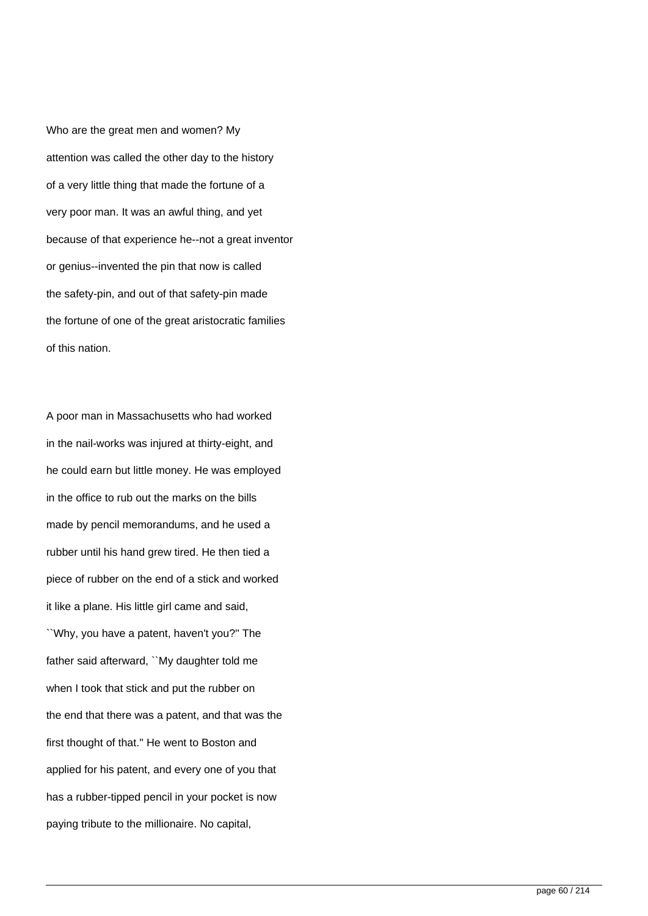Who are the great men and women? My attention was called the other day to the history of a very little thing that made the fortune of a very poor man. It was an awful thing, and yet because of that experience he--not a great inventor or genius--invented the pin that now is called the safety-pin, and out of that safety-pin made the fortune of one of the great aristocratic families of this nation.

A poor man in Massachusetts who had worked in the nail-works was injured at thirty-eight, and he could earn but little money. He was employed in the office to rub out the marks on the bills made by pencil memorandums, and he used a rubber until his hand grew tired. He then tied a piece of rubber on the end of a stick and worked it like a plane. His little girl came and said, ``Why, you have a patent, haven't you?'' The father said afterward, ``My daughter told me when I took that stick and put the rubber on the end that there was a patent, and that was the first thought of that.'' He went to Boston and applied for his patent, and every one of you that has a rubber-tipped pencil in your pocket is now paying tribute to the millionaire. No capital,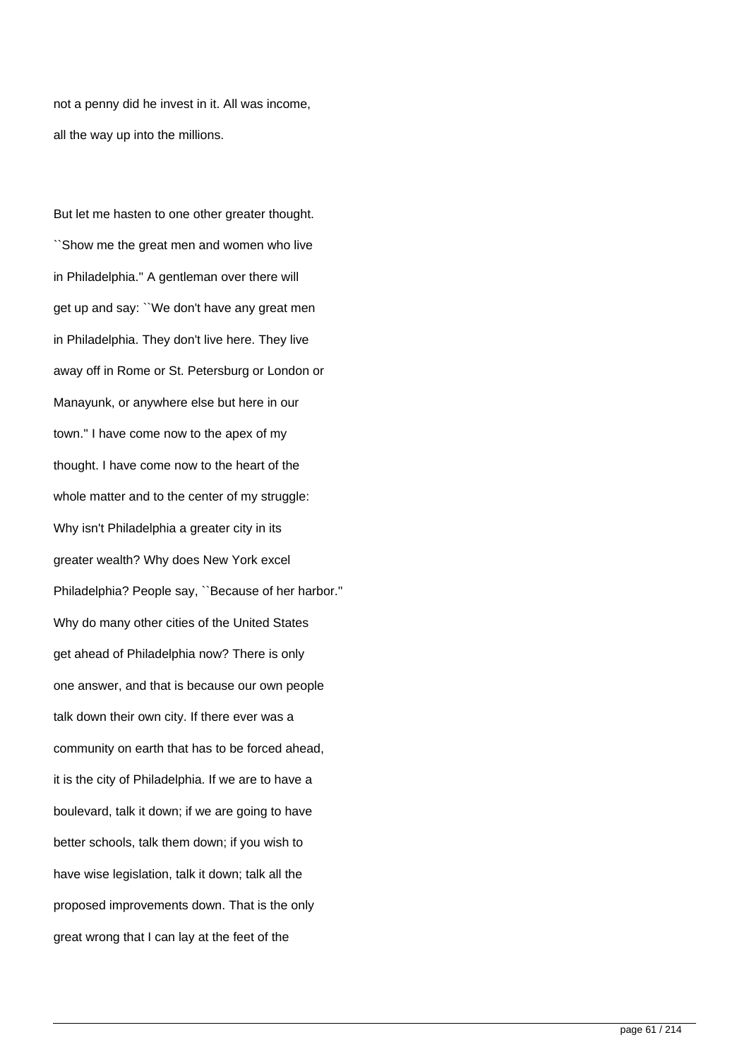not a penny did he invest in it. All was income, all the way up into the millions.

But let me hasten to one other greater thought. ``Show me the great men and women who live in Philadelphia.'' A gentleman over there will get up and say: ``We don't have any great men in Philadelphia. They don't live here. They live away off in Rome or St. Petersburg or London or Manayunk, or anywhere else but here in our town.'' I have come now to the apex of my thought. I have come now to the heart of the whole matter and to the center of my struggle: Why isn't Philadelphia a greater city in its greater wealth? Why does New York excel Philadelphia? People say, ``Because of her harbor.'' Why do many other cities of the United States get ahead of Philadelphia now? There is only one answer, and that is because our own people talk down their own city. If there ever was a community on earth that has to be forced ahead, it is the city of Philadelphia. If we are to have a boulevard, talk it down; if we are going to have better schools, talk them down; if you wish to have wise legislation, talk it down; talk all the proposed improvements down. That is the only great wrong that I can lay at the feet of the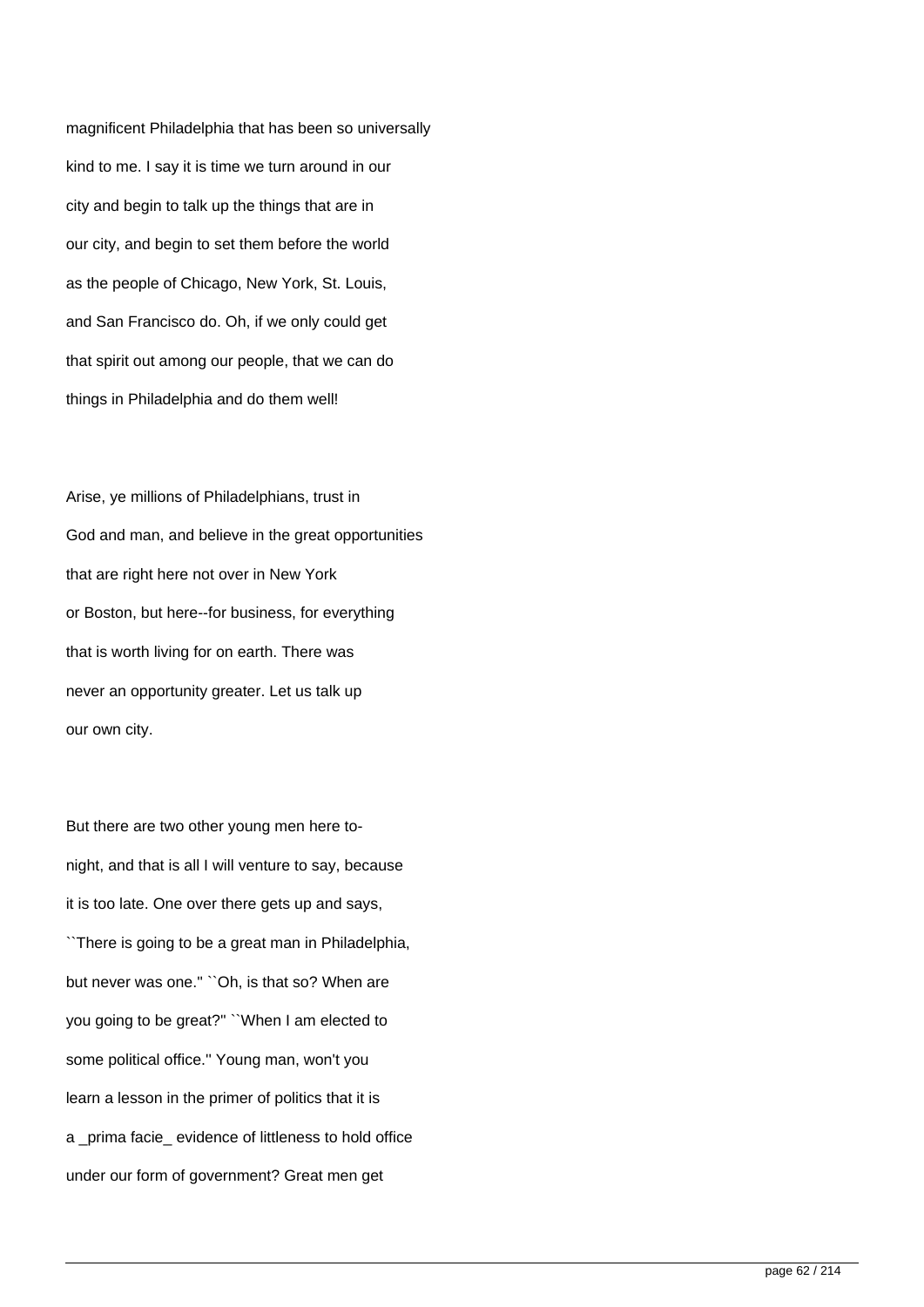magnificent Philadelphia that has been so universally kind to me. I say it is time we turn around in our city and begin to talk up the things that are in our city, and begin to set them before the world as the people of Chicago, New York, St. Louis, and San Francisco do. Oh, if we only could get that spirit out among our people, that we can do things in Philadelphia and do them well!

Arise, ye millions of Philadelphians, trust in God and man, and believe in the great opportunities that are right here not over in New York or Boston, but here--for business, for everything that is worth living for on earth. There was never an opportunity greater. Let us talk up our own city.

But there are two other young men here to-night, and that is all I will venture to say, because it is too late. One over there gets up and says, ``There is going to be a great man in Philadelphia, but never was one.'' ``Oh, is that so? When are you going to be great?'' ``When I am elected to some political office.'' Young man, won't you learn a lesson in the primer of politics that it is a _prima facie_ evidence of littleness to hold office under our form of government? Great men get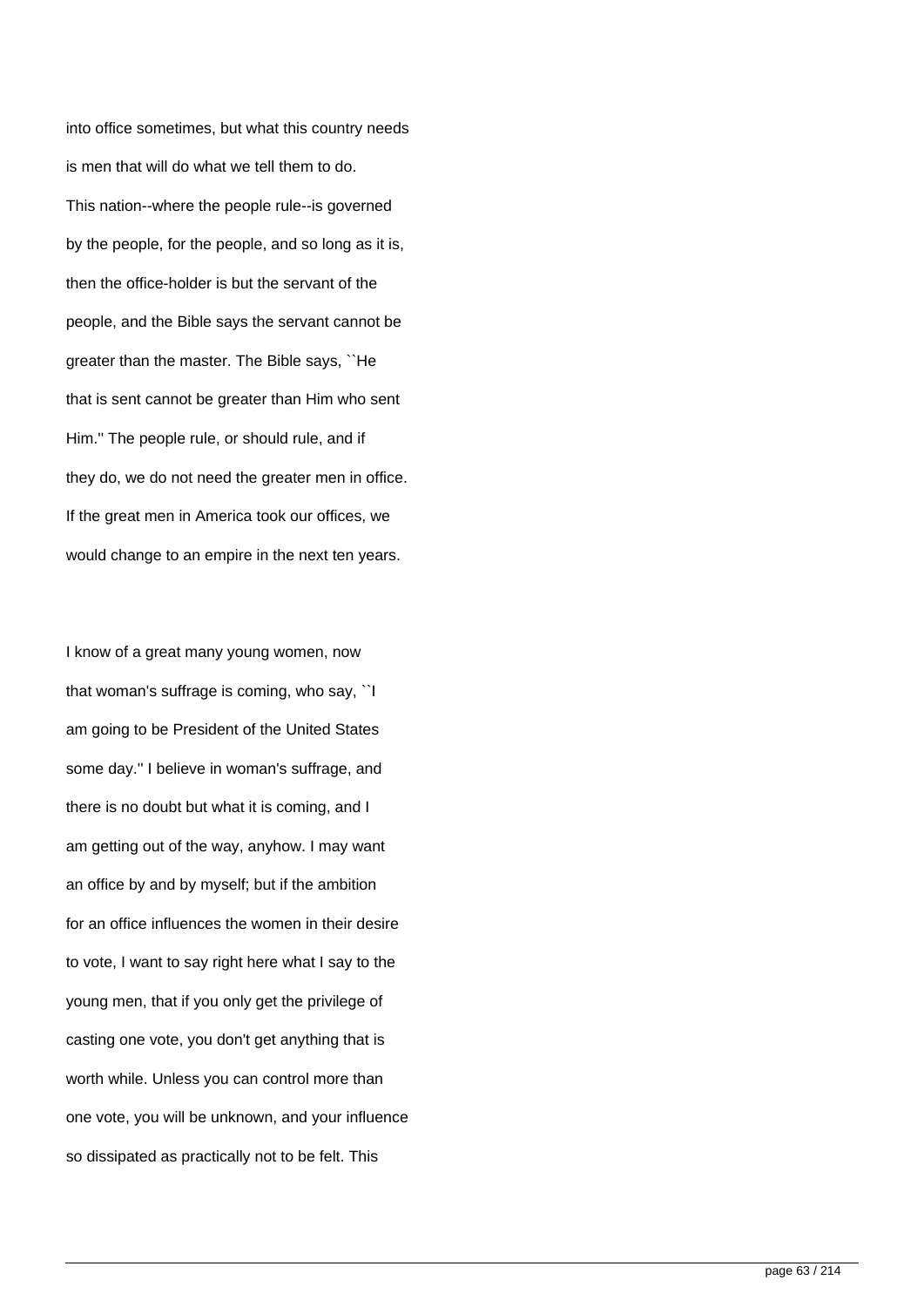into office sometimes, but what this country needs is men that will do what we tell them to do. This nation--where the people rule--is governed by the people, for the people, and so long as it is, then the office-holder is but the servant of the people, and the Bible says the servant cannot be greater than the master. The Bible says, ``He that is sent cannot be greater than Him who sent Him.'' The people rule, or should rule, and if they do, we do not need the greater men in office. If the great men in America took our offices, we would change to an empire in the next ten years.

I know of a great many young women, now that woman's suffrage is coming, who say, ``I am going to be President of the United States some day.'' I believe in woman's suffrage, and there is no doubt but what it is coming, and I am getting out of the way, anyhow. I may want an office by and by myself; but if the ambition for an office influences the women in their desire to vote, I want to say right here what I say to the young men, that if you only get the privilege of casting one vote, you don't get anything that is worth while. Unless you can control more than one vote, you will be unknown, and your influence so dissipated as practically not to be felt. This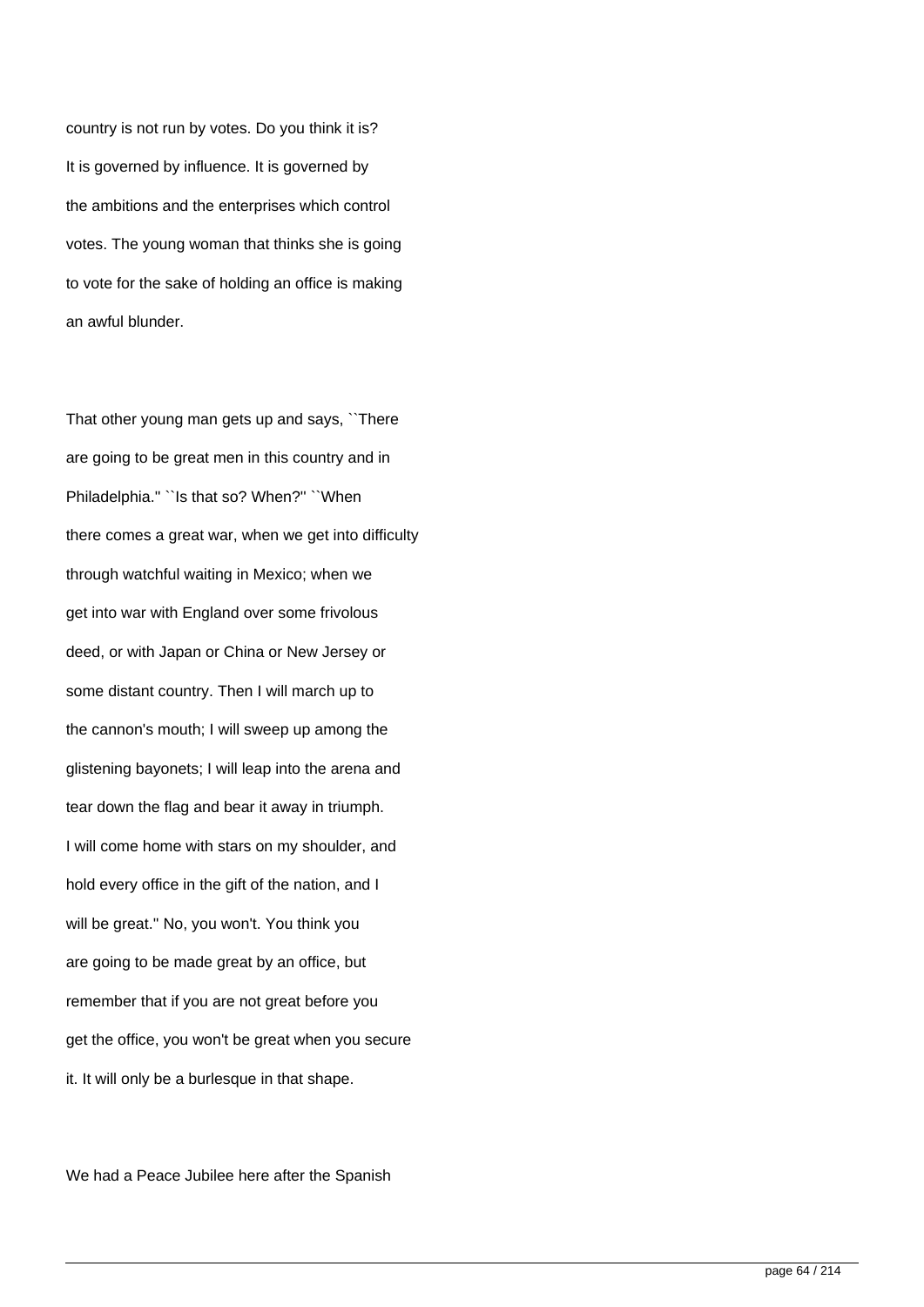country is not run by votes. Do you think it is? It is governed by influence. It is governed by the ambitions and the enterprises which control votes. The young woman that thinks she is going to vote for the sake of holding an office is making an awful blunder.

That other young man gets up and says, ``There are going to be great men in this country and in Philadelphia.'' ``Is that so? When?'' ``When there comes a great war, when we get into difficulty through watchful waiting in Mexico; when we get into war with England over some frivolous deed, or with Japan or China or New Jersey or some distant country. Then I will march up to the cannon's mouth; I will sweep up among the glistening bayonets; I will leap into the arena and tear down the flag and bear it away in triumph. I will come home with stars on my shoulder, and hold every office in the gift of the nation, and I will be great.'' No, you won't. You think you are going to be made great by an office, but remember that if you are not great before you get the office, you won't be great when you secure it. It will only be a burlesque in that shape.

We had a Peace Jubilee here after the Spanish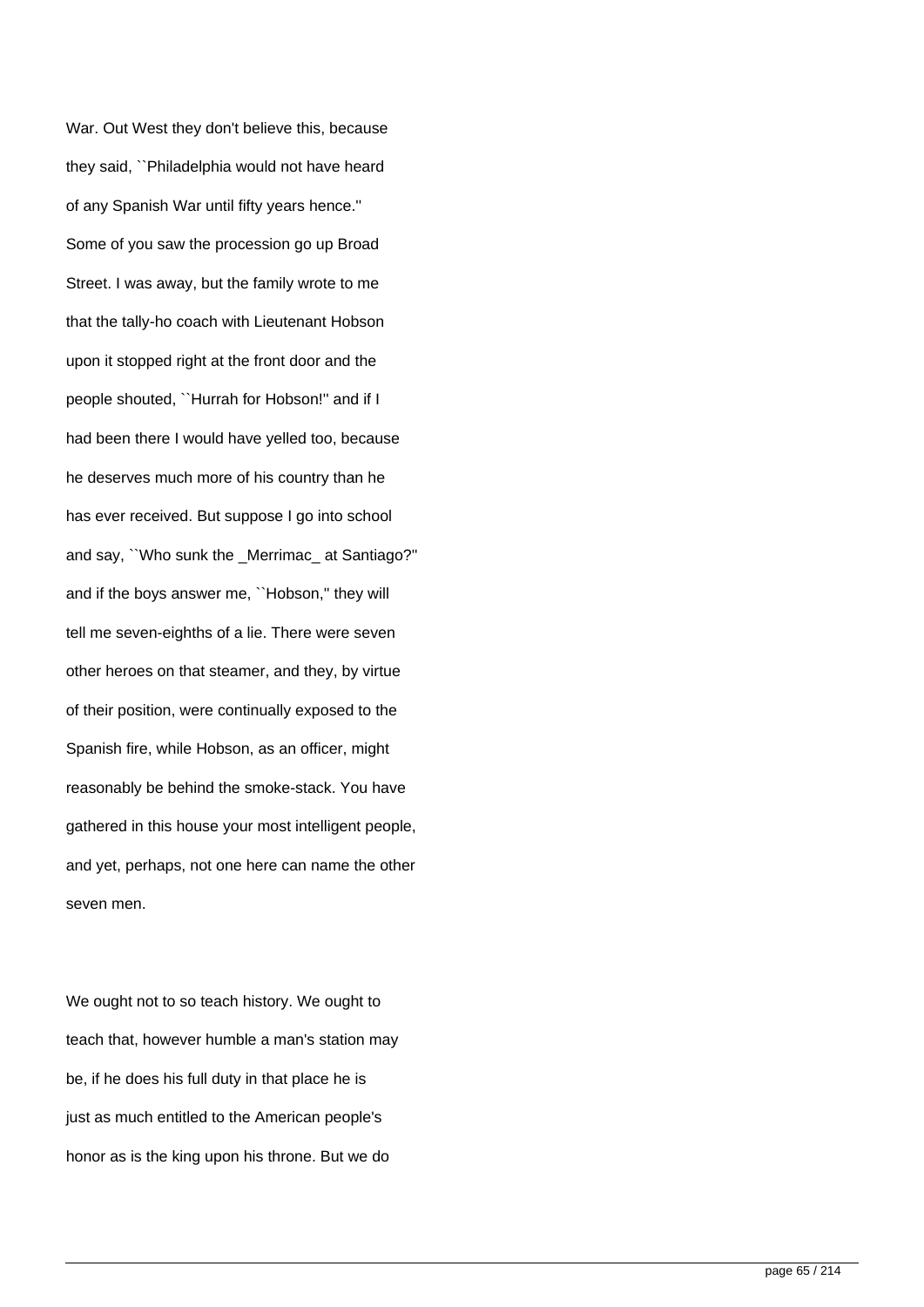War. Out West they don't believe this, because they said, ``Philadelphia would not have heard of any Spanish War until fifty years hence.'' Some of you saw the procession go up Broad Street. I was away, but the family wrote to me that the tally-ho coach with Lieutenant Hobson upon it stopped right at the front door and the people shouted, ``Hurrah for Hobson!'' and if I had been there I would have yelled too, because he deserves much more of his country than he has ever received. But suppose I go into school and say, ``Who sunk the _Merrimac_ at Santiago?'' and if the boys answer me, ``Hobson,'' they will tell me seven-eighths of a lie. There were seven other heroes on that steamer, and they, by virtue of their position, were continually exposed to the Spanish fire, while Hobson, as an officer, might reasonably be behind the smoke-stack. You have gathered in this house your most intelligent people, and yet, perhaps, not one here can name the other seven men.

We ought not to so teach history. We ought to teach that, however humble a man's station may be, if he does his full duty in that place he is just as much entitled to the American people's honor as is the king upon his throne. But we do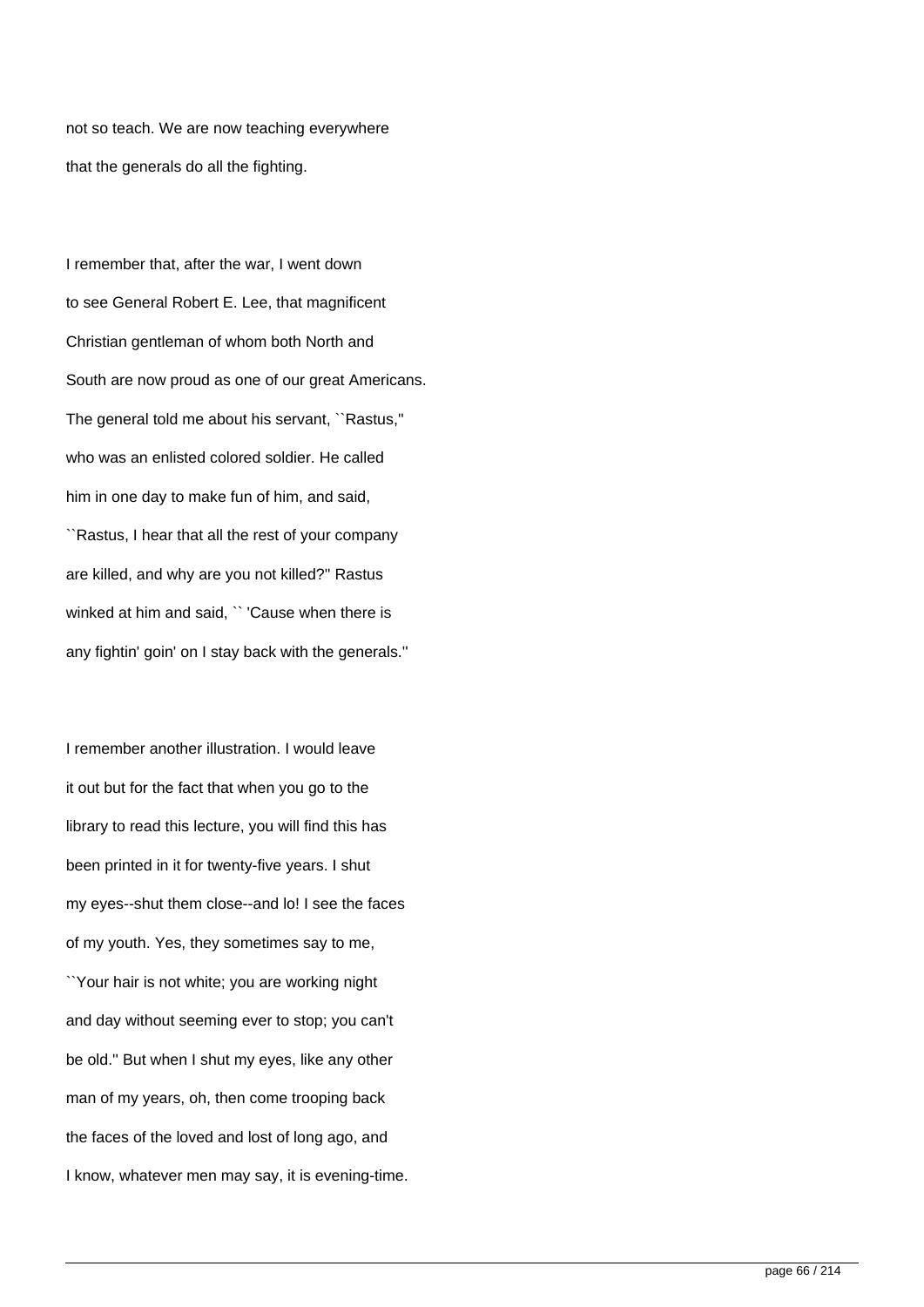not so teach. We are now teaching everywhere that the generals do all the fighting.

I remember that, after the war, I went down to see General Robert E. Lee, that magnificent Christian gentleman of whom both North and South are now proud as one of our great Americans. The general told me about his servant, ``Rastus,'' who was an enlisted colored soldier. He called him in one day to make fun of him, and said, ``Rastus, I hear that all the rest of your company are killed, and why are you not killed?'' Rastus winked at him and said, `` 'Cause when there is any fightin' goin' on I stay back with the generals.''

I remember another illustration. I would leave it out but for the fact that when you go to the library to read this lecture, you will find this has been printed in it for twenty-five years. I shut my eyes--shut them close--and lo! I see the faces of my youth. Yes, they sometimes say to me, ``Your hair is not white; you are working night and day without seeming ever to stop; you can't be old.'' But when I shut my eyes, like any other man of my years, oh, then come trooping back the faces of the loved and lost of long ago, and I know, whatever men may say, it is evening-time.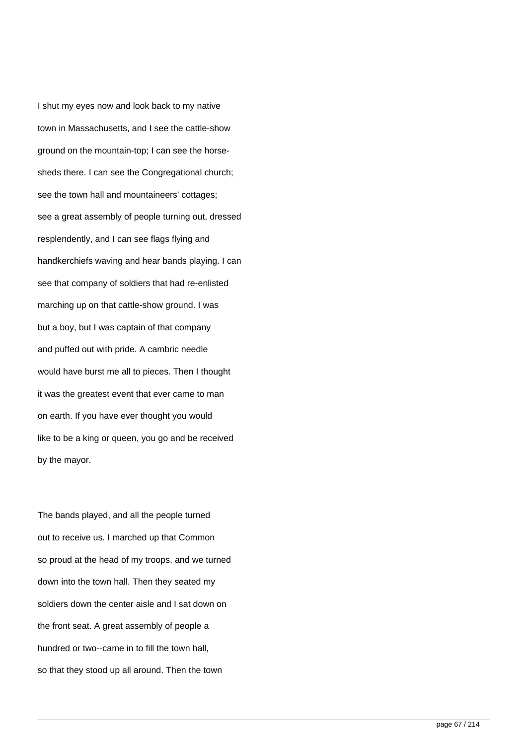I shut my eyes now and look back to my native town in Massachusetts, and I see the cattle-show ground on the mountain-top; I can see the horse-sheds there. I can see the Congregational church; see the town hall and mountaineers' cottages; see a great assembly of people turning out, dressed resplendently, and I can see flags flying and handkerchiefs waving and hear bands playing. I can see that company of soldiers that had re-enlisted marching up on that cattle-show ground. I was but a boy, but I was captain of that company and puffed out with pride. A cambric needle would have burst me all to pieces. Then I thought it was the greatest event that ever came to man on earth. If you have ever thought you would like to be a king or queen, you go and be received by the mayor.

The bands played, and all the people turned out to receive us. I marched up that Common so proud at the head of my troops, and we turned down into the town hall. Then they seated my soldiers down the center aisle and I sat down on the front seat. A great assembly of people a hundred or two--came in to fill the town hall, so that they stood up all around. Then the town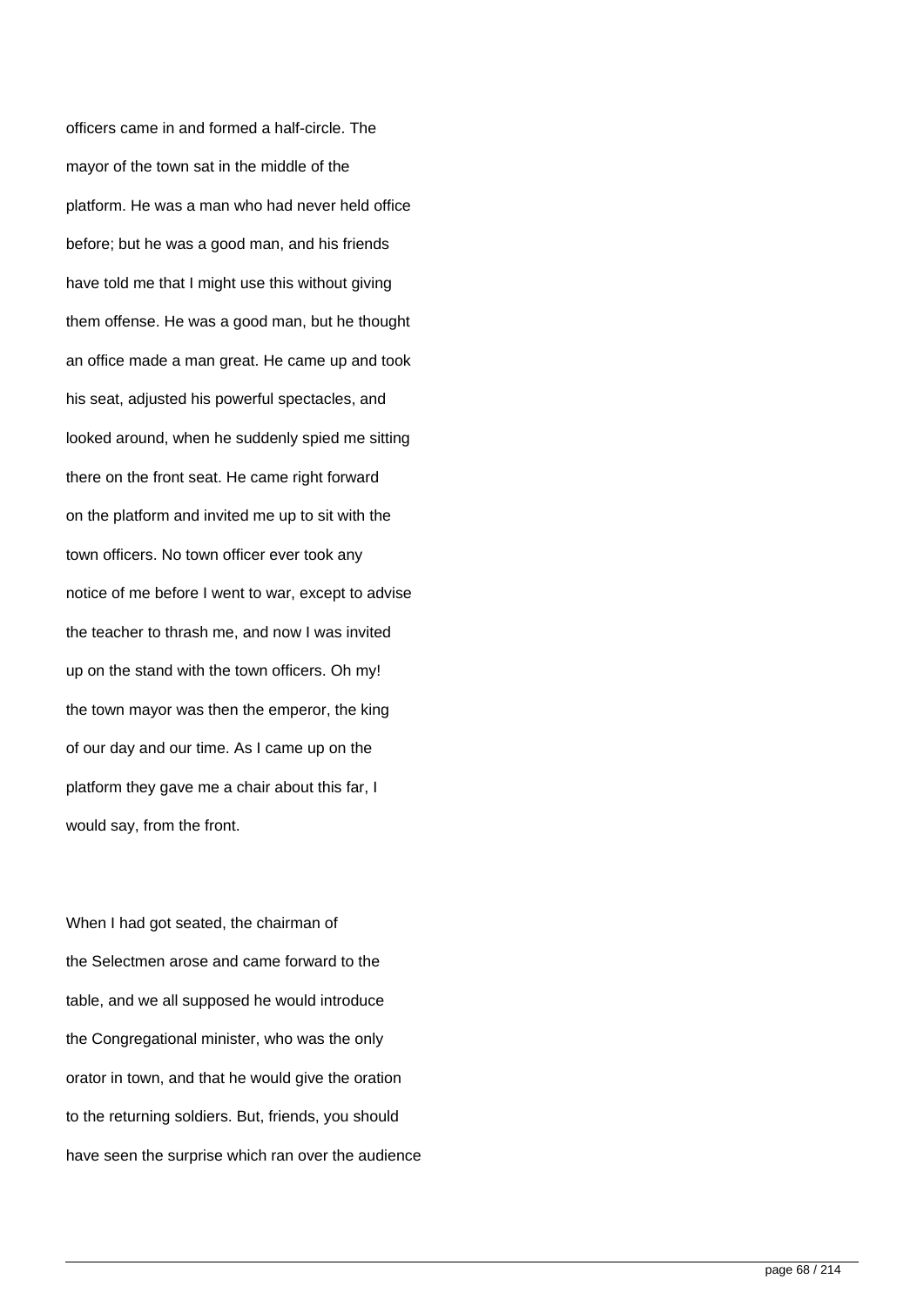officers came in and formed a half-circle. The mayor of the town sat in the middle of the platform. He was a man who had never held office before; but he was a good man, and his friends have told me that I might use this without giving them offense. He was a good man, but he thought an office made a man great. He came up and took his seat, adjusted his powerful spectacles, and looked around, when he suddenly spied me sitting there on the front seat. He came right forward on the platform and invited me up to sit with the town officers. No town officer ever took any notice of me before I went to war, except to advise the teacher to thrash me, and now I was invited up on the stand with the town officers. Oh my! the town mayor was then the emperor, the king of our day and our time. As I came up on the platform they gave me a chair about this far, I would say, from the front.

When I had got seated, the chairman of the Selectmen arose and came forward to the table, and we all supposed he would introduce the Congregational minister, who was the only orator in town, and that he would give the oration to the returning soldiers. But, friends, you should have seen the surprise which ran over the audience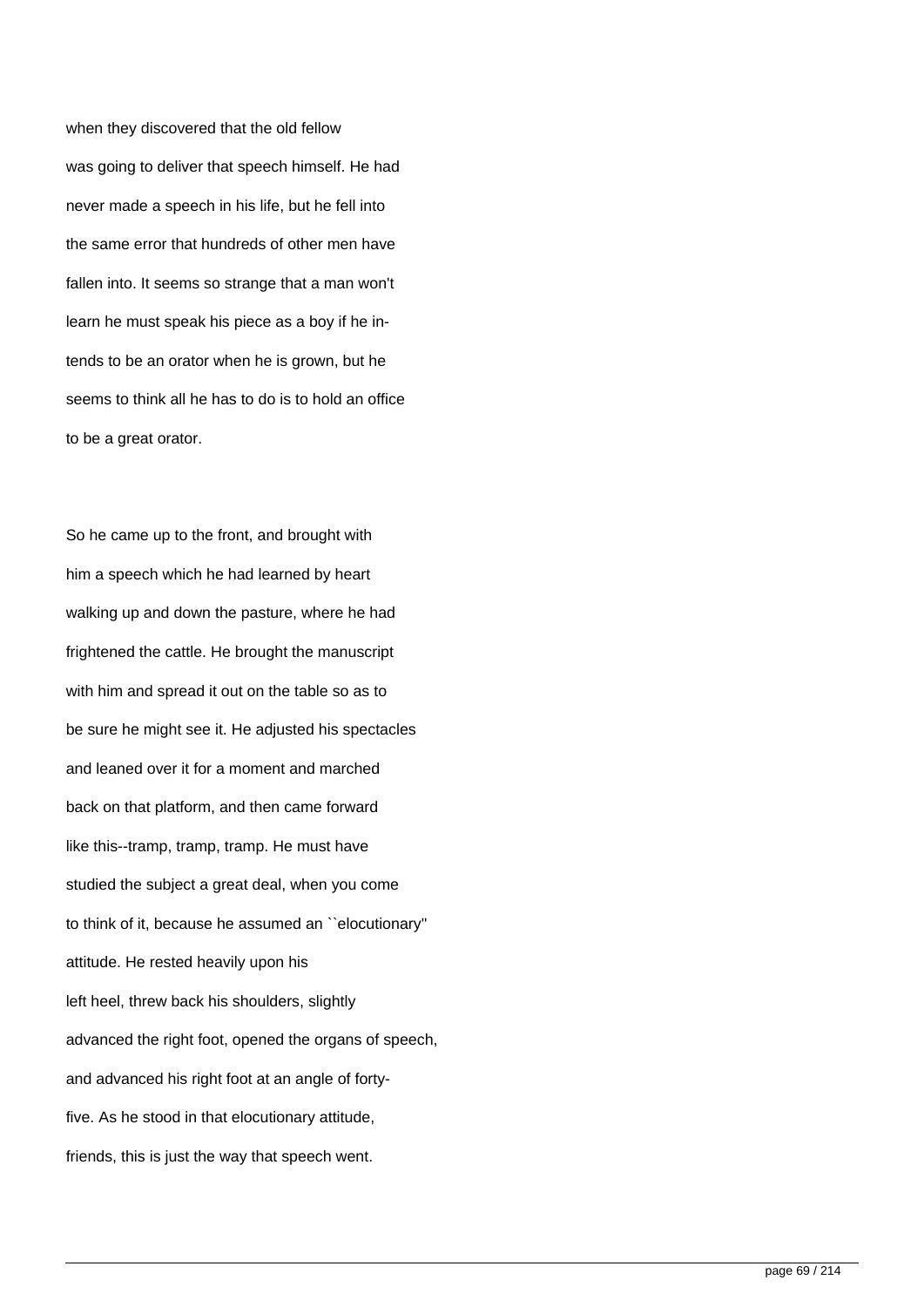when they discovered that the old fellow was going to deliver that speech himself. He had never made a speech in his life, but he fell into the same error that hundreds of other men have fallen into. It seems so strange that a man won't learn he must speak his piece as a boy if he intends to be an orator when he is grown, but he seems to think all he has to do is to hold an office to be a great orator.

So he came up to the front, and brought with him a speech which he had learned by heart walking up and down the pasture, where he had frightened the cattle. He brought the manuscript with him and spread it out on the table so as to be sure he might see it. He adjusted his spectacles and leaned over it for a moment and marched back on that platform, and then came forward like this--tramp, tramp, tramp. He must have studied the subject a great deal, when you come to think of it, because he assumed an ``elocutionary'' attitude. He rested heavily upon his left heel, threw back his shoulders, slightly advanced the right foot, opened the organs of speech, and advanced his right foot at an angle of forty-five. As he stood in that elocutionary attitude, friends, this is just the way that speech went.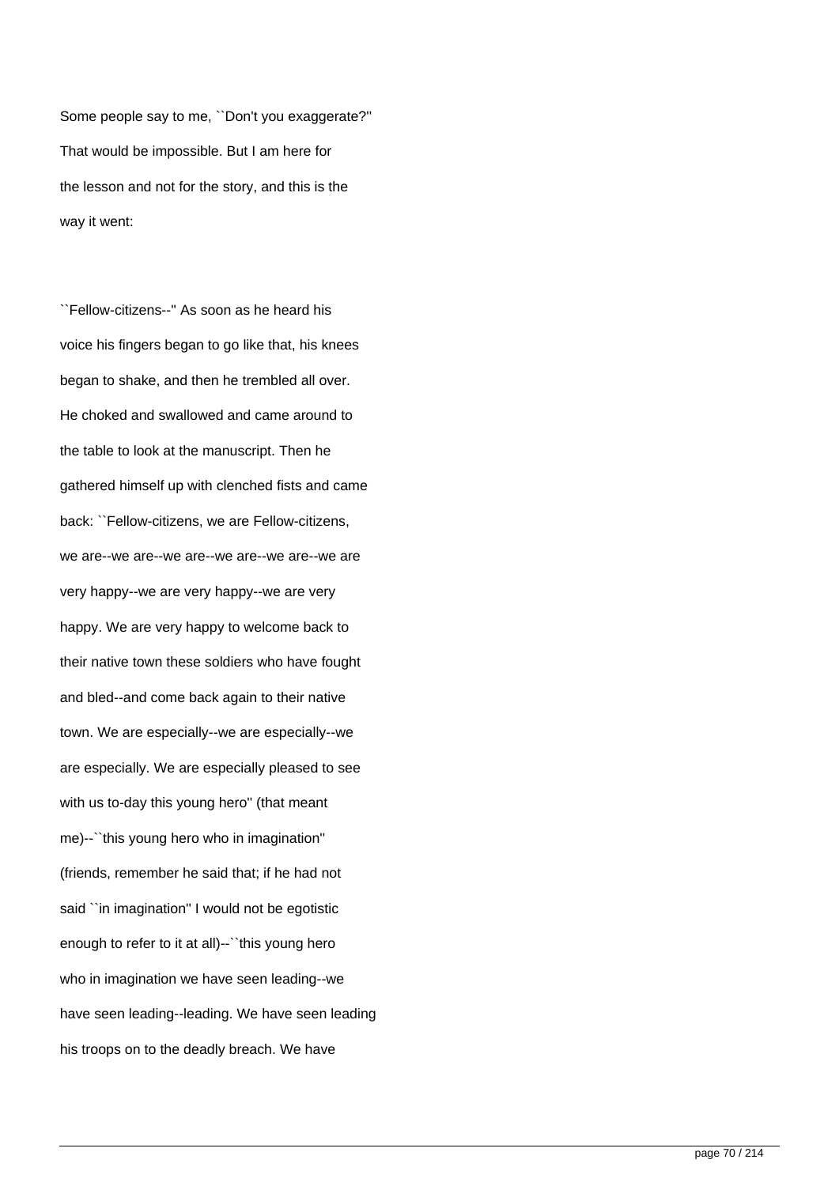Some people say to me, ``Don't you exaggerate?'' That would be impossible. But I am here for the lesson and not for the story, and this is the way it went:

``Fellow-citizens--'' As soon as he heard his voice his fingers began to go like that, his knees began to shake, and then he trembled all over. He choked and swallowed and came around to the table to look at the manuscript. Then he gathered himself up with clenched fists and came back: ``Fellow-citizens, we are Fellow-citizens, we are--we are--we are--we are--we are--we are very happy--we are very happy--we are very happy. We are very happy to welcome back to their native town these soldiers who have fought and bled--and come back again to their native town. We are especially--we are especially--we are especially. We are especially pleased to see with us to-day this young hero'' (that meant me)--``this young hero who in imagination'' (friends, remember he said that; if he had not said ``in imagination'' I would not be egotistic enough to refer to it at all)--``this young hero who in imagination we have seen leading--we have seen leading--leading. We have seen leading his troops on to the deadly breach. We have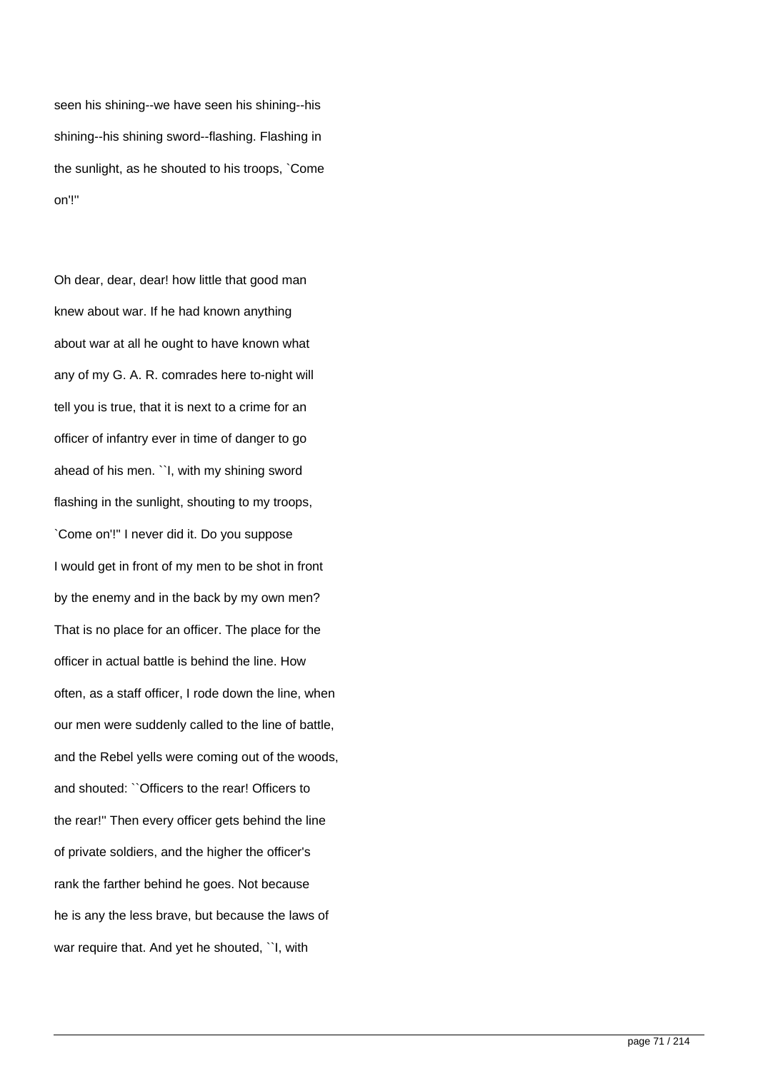seen his shining--we have seen his shining--his shining--his shining sword--flashing. Flashing in the sunlight, as he shouted to his troops, `Come on'!''

Oh dear, dear, dear! how little that good man knew about war. If he had known anything about war at all he ought to have known what any of my G. A. R. comrades here to-night will tell you is true, that it is next to a crime for an officer of infantry ever in time of danger to go ahead of his men. ``I, with my shining sword flashing in the sunlight, shouting to my troops, `Come on'!'' I never did it. Do you suppose I would get in front of my men to be shot in front by the enemy and in the back by my own men? That is no place for an officer. The place for the officer in actual battle is behind the line. How often, as a staff officer, I rode down the line, when our men were suddenly called to the line of battle, and the Rebel yells were coming out of the woods, and shouted: ``Officers to the rear! Officers to the rear!'' Then every officer gets behind the line of private soldiers, and the higher the officer's rank the farther behind he goes. Not because he is any the less brave, but because the laws of war require that. And yet he shouted, ``I, with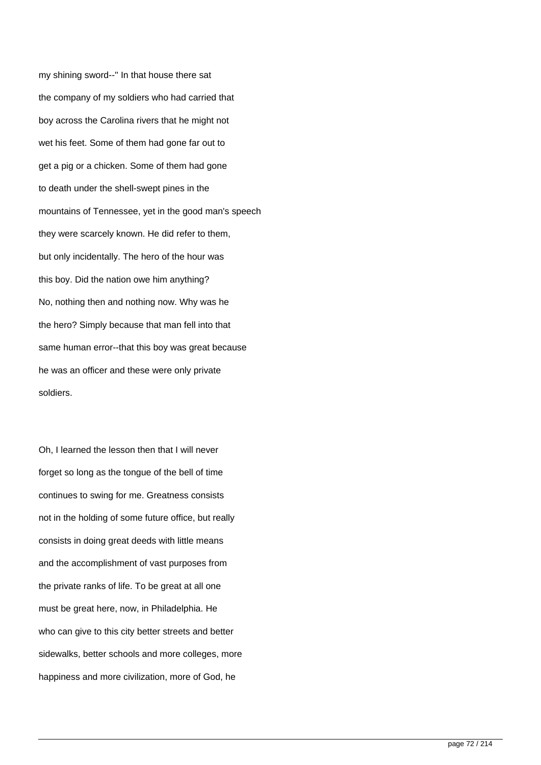my shining sword--" In that house there sat the company of my soldiers who had carried that boy across the Carolina rivers that he might not wet his feet. Some of them had gone far out to get a pig or a chicken. Some of them had gone to death under the shell-swept pines in the mountains of Tennessee, yet in the good man's speech they were scarcely known. He did refer to them, but only incidentally. The hero of the hour was this boy. Did the nation owe him anything? No, nothing then and nothing now. Why was he the hero? Simply because that man fell into that same human error--that this boy was great because he was an officer and these were only private soldiers.

Oh, I learned the lesson then that I will never forget so long as the tongue of the bell of time continues to swing for me. Greatness consists not in the holding of some future office, but really consists in doing great deeds with little means and the accomplishment of vast purposes from the private ranks of life. To be great at all one must be great here, now, in Philadelphia. He who can give to this city better streets and better sidewalks, better schools and more colleges, more happiness and more civilization, more of God, he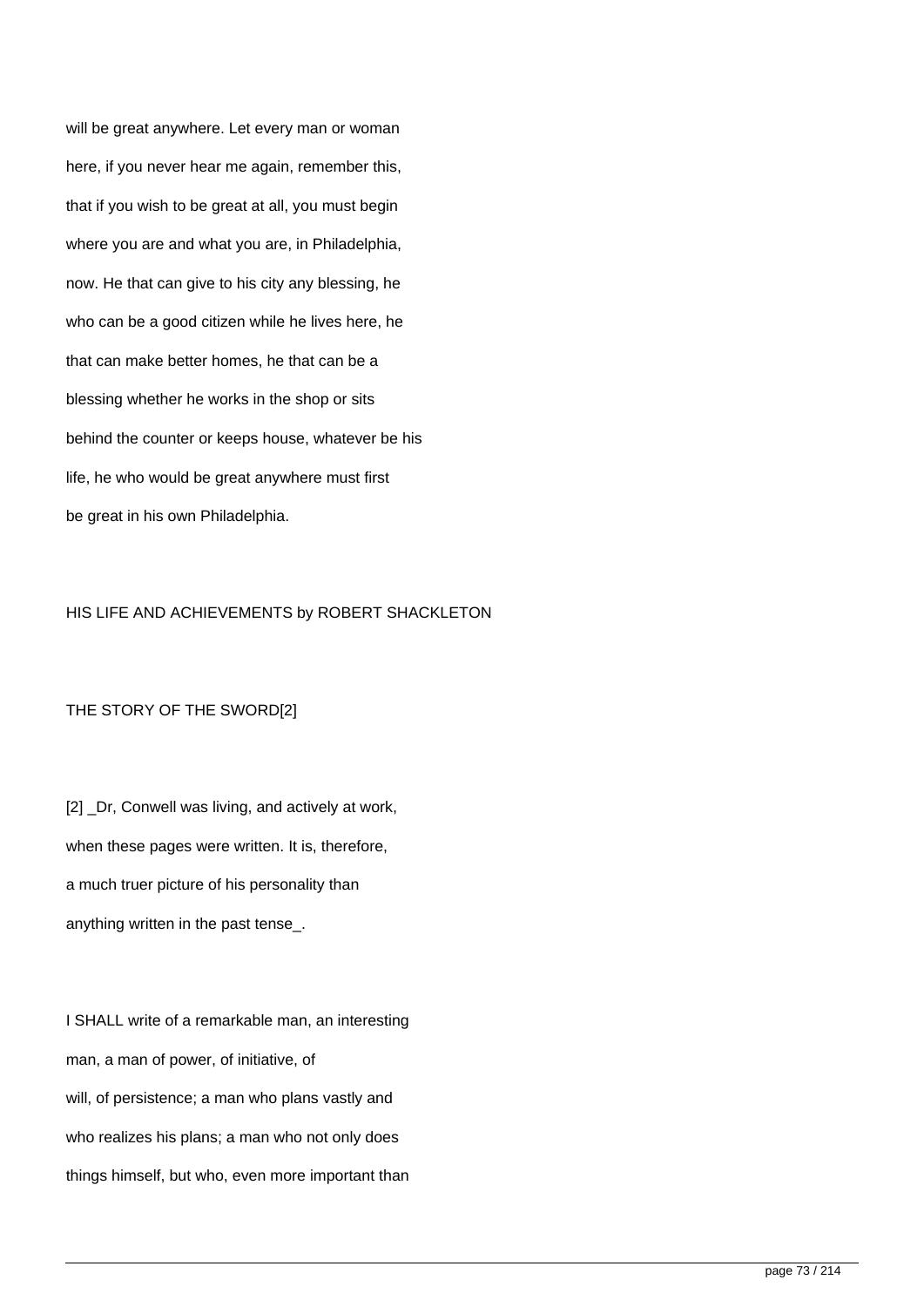will be great anywhere. Let every man or woman here, if you never hear me again, remember this, that if you wish to be great at all, you must begin where you are and what you are, in Philadelphia, now. He that can give to his city any blessing, he who can be a good citizen while he lives here, he that can make better homes, he that can be a blessing whether he works in the shop or sits behind the counter or keeps house, whatever be his life, he who would be great anywhere must first be great in his own Philadelphia.

## HIS LIFE AND ACHIEVEMENTS by ROBERT SHACKLETON

### THE STORY OF THE SWORD[2]

[2] _Dr, Conwell was living, and actively at work, when these pages were written. It is, therefore, a much truer picture of his personality than anything written in the past tense_.

I SHALL write of a remarkable man, an interesting man, a man of power, of initiative, of will, of persistence; a man who plans vastly and who realizes his plans; a man who not only does things himself, but who, even more important than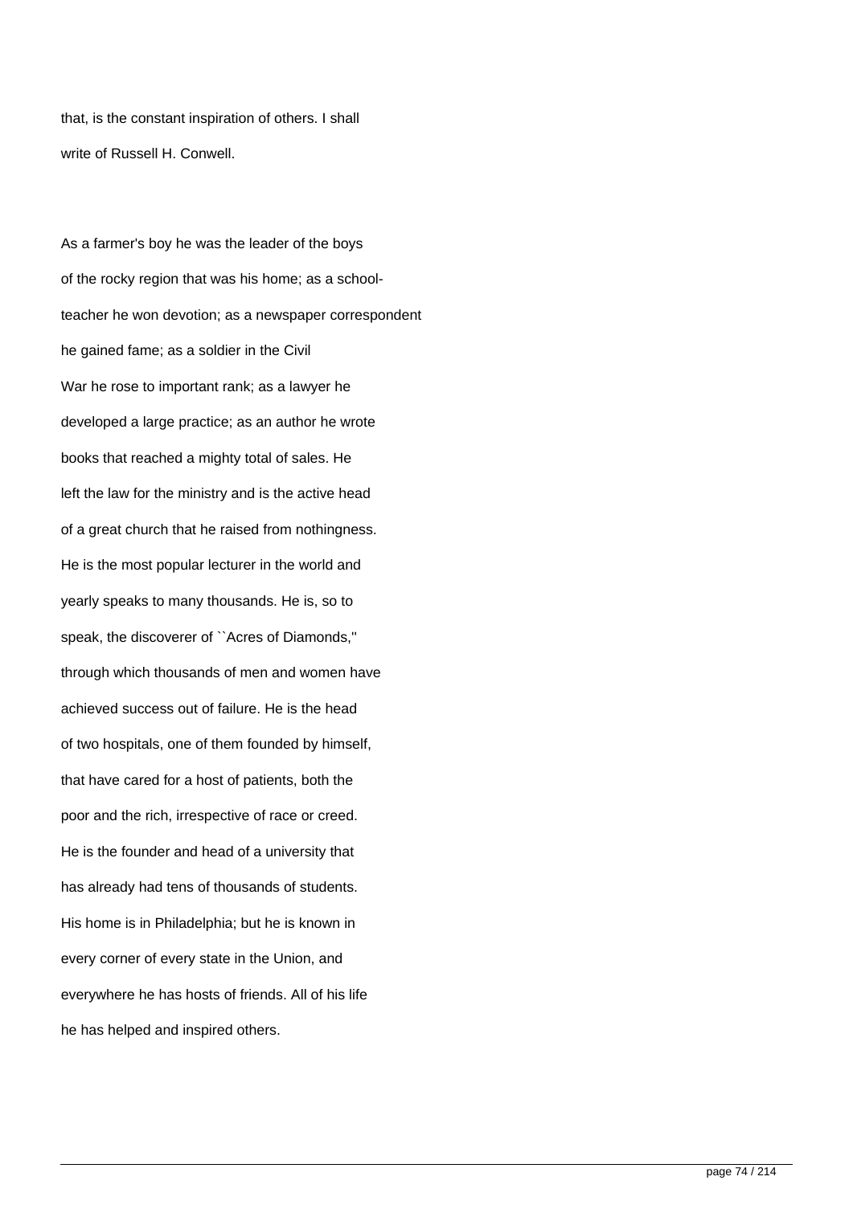that, is the constant inspiration of others. I shall write of Russell H. Conwell.

As a farmer's boy he was the leader of the boys of the rocky region that was his home; as a school-teacher he won devotion; as a newspaper correspondent he gained fame; as a soldier in the Civil War he rose to important rank; as a lawyer he developed a large practice; as an author he wrote books that reached a mighty total of sales. He left the law for the ministry and is the active head of a great church that he raised from nothingness. He is the most popular lecturer in the world and yearly speaks to many thousands. He is, so to speak, the discoverer of ``Acres of Diamonds,'' through which thousands of men and women have achieved success out of failure. He is the head of two hospitals, one of them founded by himself, that have cared for a host of patients, both the poor and the rich, irrespective of race or creed. He is the founder and head of a university that has already had tens of thousands of students. His home is in Philadelphia; but he is known in every corner of every state in the Union, and everywhere he has hosts of friends. All of his life he has helped and inspired others.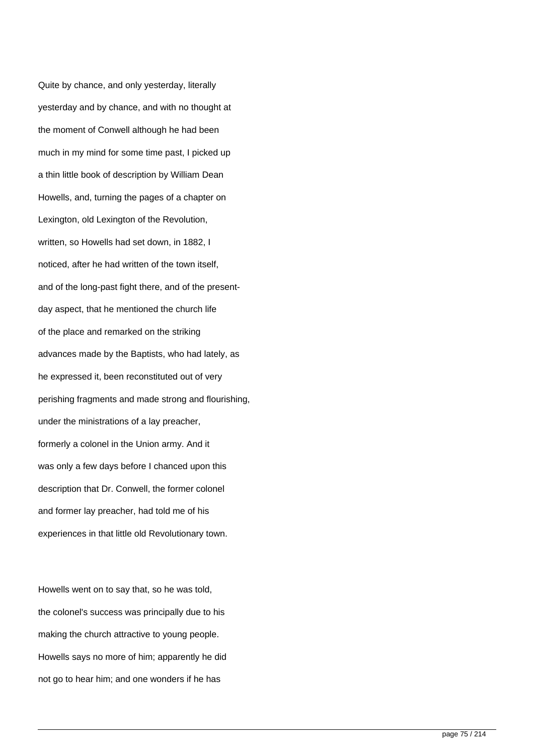Quite by chance, and only yesterday, literally yesterday and by chance, and with no thought at the moment of Conwell although he had been much in my mind for some time past, I picked up a thin little book of description by William Dean Howells, and, turning the pages of a chapter on Lexington, old Lexington of the Revolution, written, so Howells had set down, in 1882, I noticed, after he had written of the town itself, and of the long-past fight there, and of the present-day aspect, that he mentioned the church life of the place and remarked on the striking advances made by the Baptists, who had lately, as he expressed it, been reconstituted out of very perishing fragments and made strong and flourishing, under the ministrations of a lay preacher, formerly a colonel in the Union army. And it was only a few days before I chanced upon this description that Dr. Conwell, the former colonel and former lay preacher, had told me of his experiences in that little old Revolutionary town.

Howells went on to say that, so he was told, the colonel's success was principally due to his making the church attractive to young people. Howells says no more of him; apparently he did not go to hear him; and one wonders if he has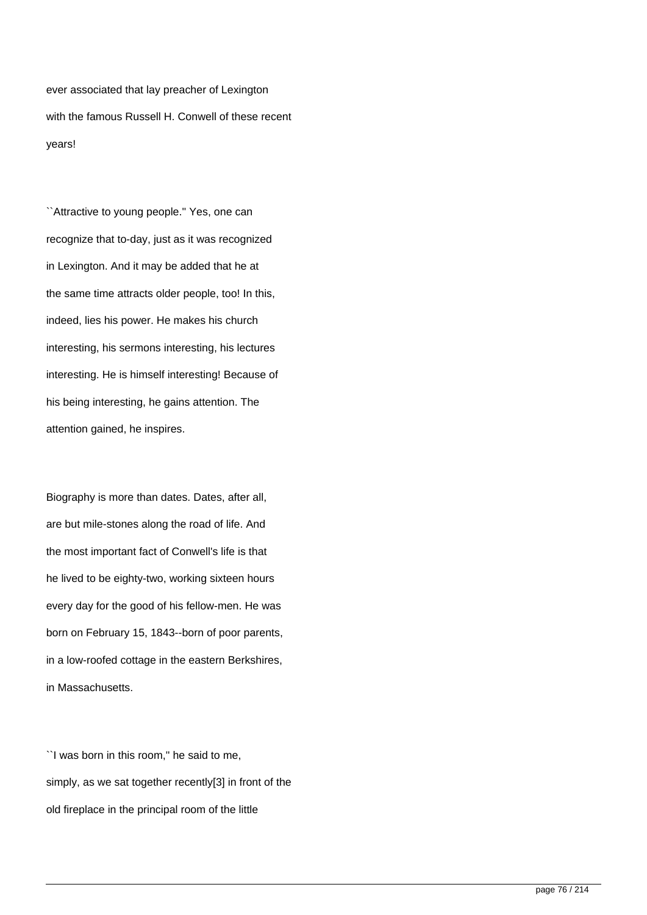ever associated that lay preacher of Lexington with the famous Russell H. Conwell of these recent years!

``Attractive to young people.'' Yes, one can recognize that to-day, just as it was recognized in Lexington. And it may be added that he at the same time attracts older people, too! In this, indeed, lies his power. He makes his church interesting, his sermons interesting, his lectures interesting. He is himself interesting! Because of his being interesting, he gains attention. The attention gained, he inspires.

Biography is more than dates. Dates, after all, are but mile-stones along the road of life. And the most important fact of Conwell's life is that he lived to be eighty-two, working sixteen hours every day for the good of his fellow-men. He was born on February 15, 1843--born of poor parents, in a low-roofed cottage in the eastern Berkshires, in Massachusetts.

``I was born in this room,'' he said to me, simply, as we sat together recently[3] in front of the old fireplace in the principal room of the little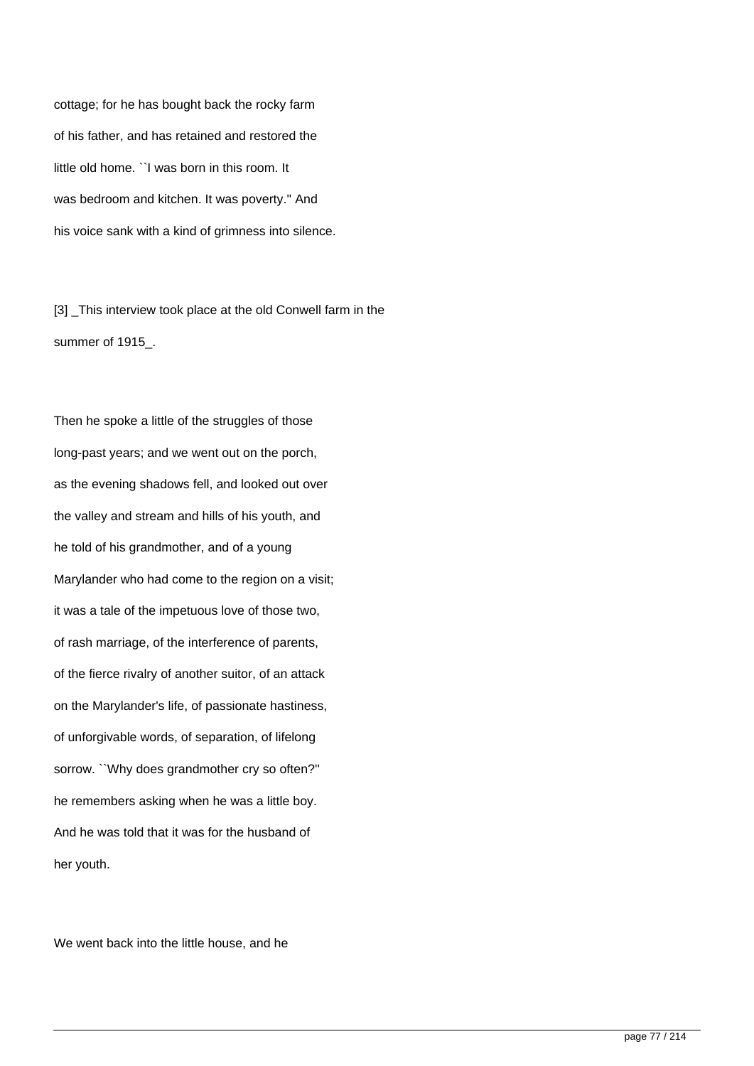cottage; for he has bought back the rocky farm of his father, and has retained and restored the little old home. ``I was born in this room. It was bedroom and kitchen. It was poverty.'' And his voice sank with a kind of grimness into silence.

[3] _This interview took place at the old Conwell farm in the summer of 1915_.

Then he spoke a little of the struggles of those long-past years; and we went out on the porch, as the evening shadows fell, and looked out over the valley and stream and hills of his youth, and he told of his grandmother, and of a young Marylander who had come to the region on a visit; it was a tale of the impetuous love of those two, of rash marriage, of the interference of parents, of the fierce rivalry of another suitor, of an attack on the Marylander's life, of passionate hastiness, of unforgivable words, of separation, of lifelong sorrow. ``Why does grandmother cry so often?'' he remembers asking when he was a little boy. And he was told that it was for the husband of her youth.

We went back into the little house, and he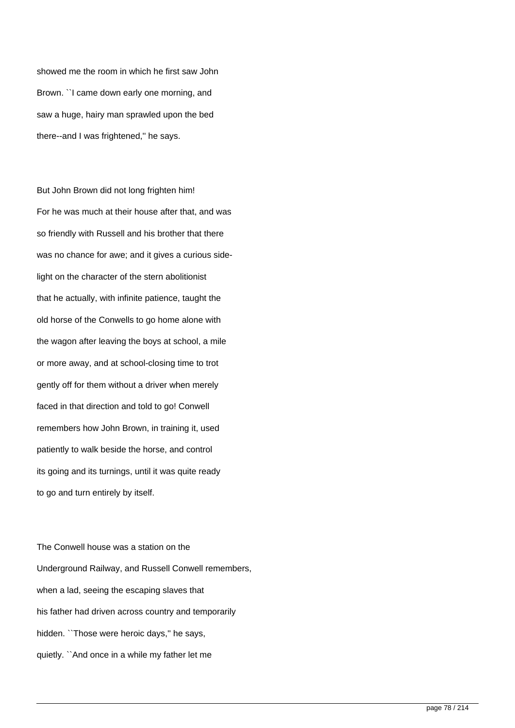showed me the room in which he first saw John Brown. ``I came down early one morning, and saw a huge, hairy man sprawled upon the bed there--and I was frightened,'' he says.

But John Brown did not long frighten him! For he was much at their house after that, and was so friendly with Russell and his brother that there was no chance for awe; and it gives a curious side-light on the character of the stern abolitionist that he actually, with infinite patience, taught the old horse of the Conwells to go home alone with the wagon after leaving the boys at school, a mile or more away, and at school-closing time to trot gently off for them without a driver when merely faced in that direction and told to go! Conwell remembers how John Brown, in training it, used patiently to walk beside the horse, and control its going and its turnings, until it was quite ready to go and turn entirely by itself.

The Conwell house was a station on the Underground Railway, and Russell Conwell remembers, when a lad, seeing the escaping slaves that his father had driven across country and temporarily hidden. ``Those were heroic days,'' he says, quietly. ``And once in a while my father let me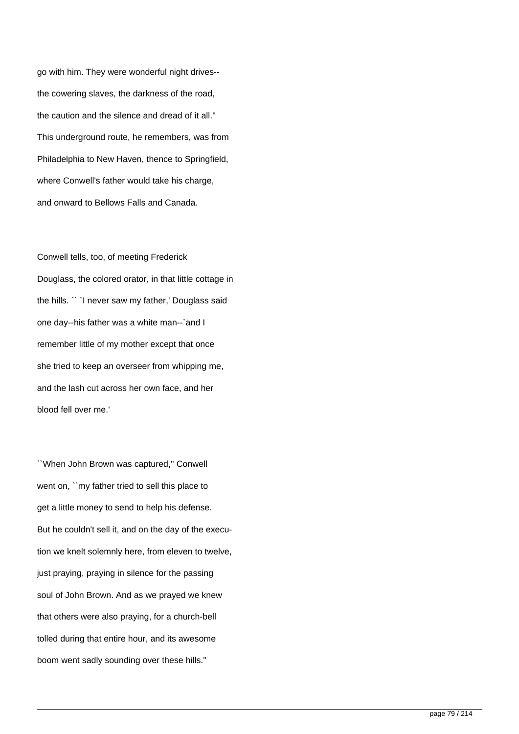go with him. They were wonderful night drives--the cowering slaves, the darkness of the road, the caution and the silence and dread of it all.'' This underground route, he remembers, was from Philadelphia to New Haven, thence to Springfield, where Conwell's father would take his charge, and onward to Bellows Falls and Canada.

Conwell tells, too, of meeting Frederick Douglass, the colored orator, in that little cottage in the hills. `` `I never saw my father,' Douglass said one day--his father was a white man--`and I remember little of my mother except that once she tried to keep an overseer from whipping me, and the lash cut across her own face, and her blood fell over me.'

``When John Brown was captured,'' Conwell went on, ``my father tried to sell this place to get a little money to send to help his defense. But he couldn't sell it, and on the day of the execution we knelt solemnly here, from eleven to twelve, just praying, praying in silence for the passing soul of John Brown. And as we prayed we knew that others were also praying, for a church-bell tolled during that entire hour, and its awesome boom went sadly sounding over these hills.''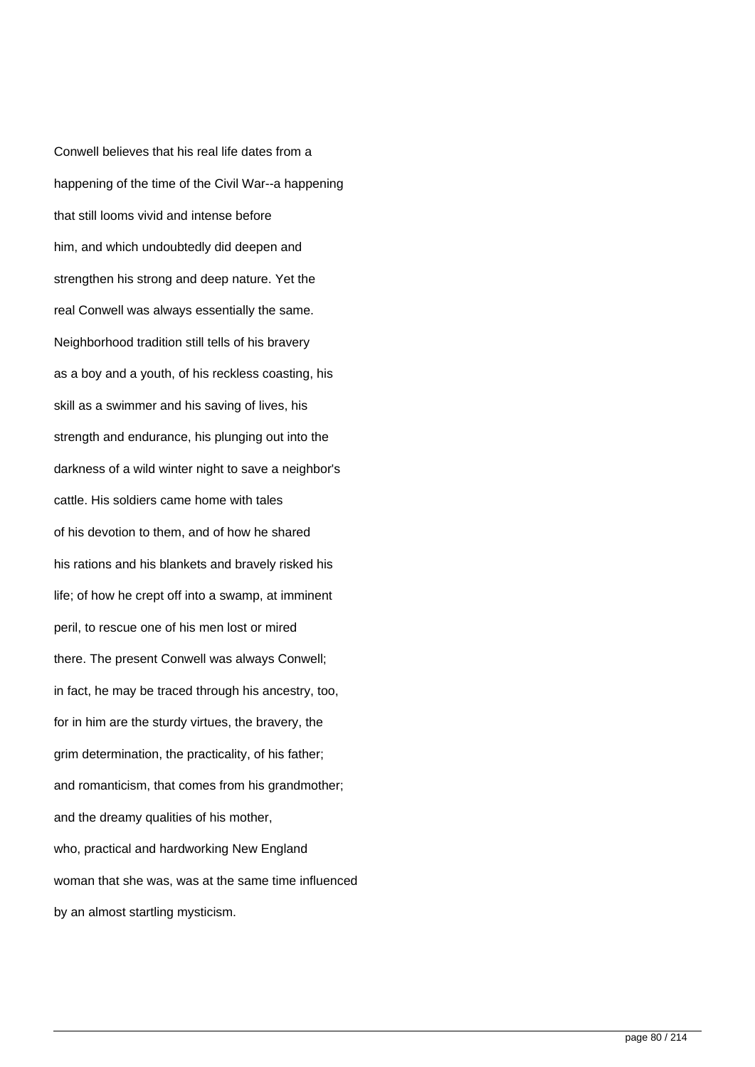Conwell believes that his real life dates from a happening of the time of the Civil War--a happening that still looms vivid and intense before him, and which undoubtedly did deepen and strengthen his strong and deep nature. Yet the real Conwell was always essentially the same. Neighborhood tradition still tells of his bravery as a boy and a youth, of his reckless coasting, his skill as a swimmer and his saving of lives, his strength and endurance, his plunging out into the darkness of a wild winter night to save a neighbor's cattle. His soldiers came home with tales of his devotion to them, and of how he shared his rations and his blankets and bravely risked his life; of how he crept off into a swamp, at imminent peril, to rescue one of his men lost or mired there. The present Conwell was always Conwell; in fact, he may be traced through his ancestry, too, for in him are the sturdy virtues, the bravery, the grim determination, the practicality, of his father; and romanticism, that comes from his grandmother; and the dreamy qualities of his mother, who, practical and hardworking New England woman that she was, was at the same time influenced by an almost startling mysticism.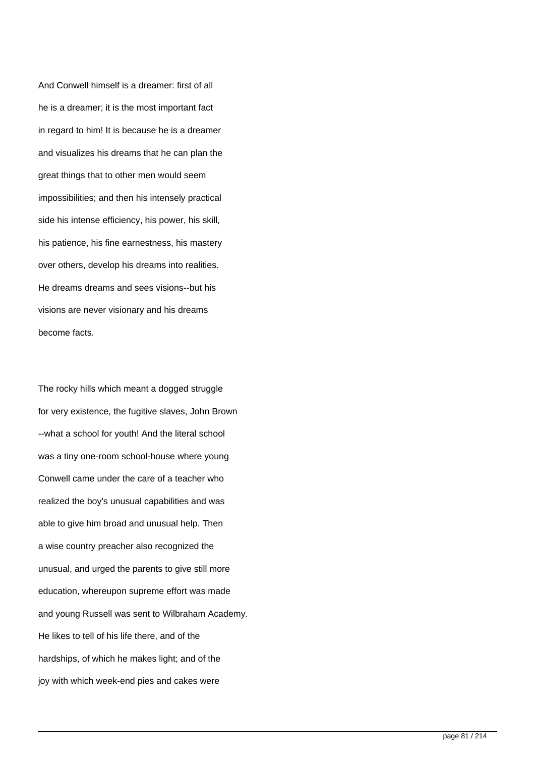And Conwell himself is a dreamer: first of all he is a dreamer; it is the most important fact in regard to him! It is because he is a dreamer and visualizes his dreams that he can plan the great things that to other men would seem impossibilities; and then his intensely practical side his intense efficiency, his power, his skill, his patience, his fine earnestness, his mastery over others, develop his dreams into realities. He dreams dreams and sees visions--but his visions are never visionary and his dreams become facts.

The rocky hills which meant a dogged struggle for very existence, the fugitive slaves, John Brown --what a school for youth! And the literal school was a tiny one-room school-house where young Conwell came under the care of a teacher who realized the boy's unusual capabilities and was able to give him broad and unusual help. Then a wise country preacher also recognized the unusual, and urged the parents to give still more education, whereupon supreme effort was made and young Russell was sent to Wilbraham Academy. He likes to tell of his life there, and of the hardships, of which he makes light; and of the joy with which week-end pies and cakes were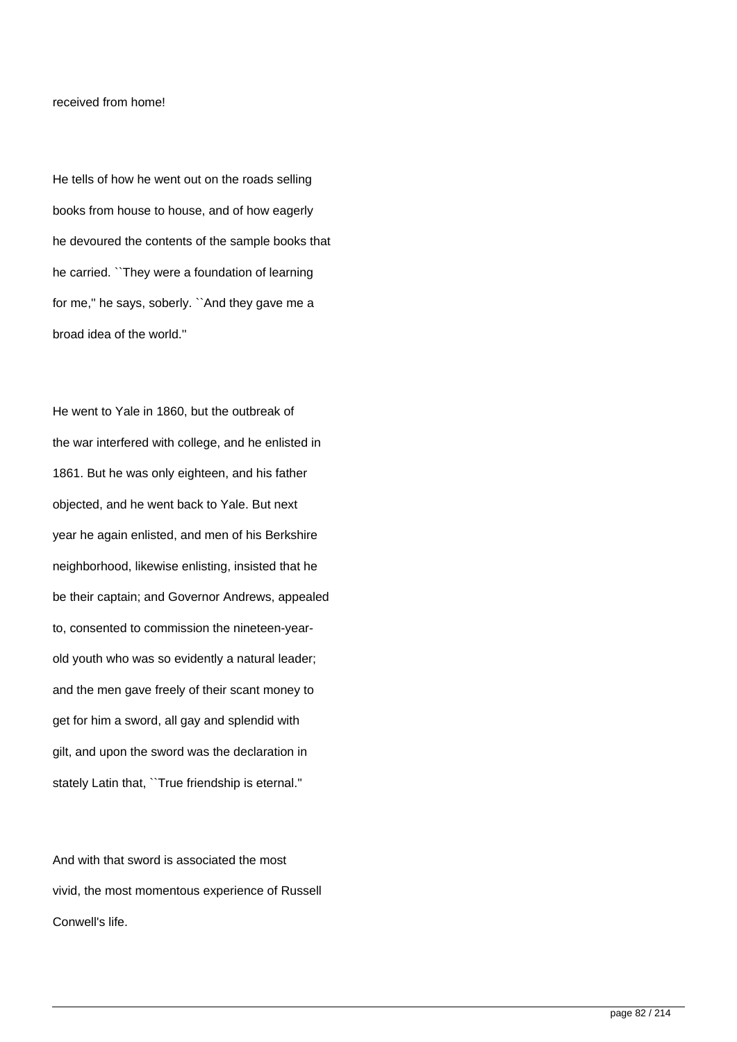received from home!

He tells of how he went out on the roads selling books from house to house, and of how eagerly he devoured the contents of the sample books that he carried. ``They were a foundation of learning for me,'' he says, soberly. ``And they gave me a broad idea of the world.''

He went to Yale in 1860, but the outbreak of the war interfered with college, and he enlisted in 1861. But he was only eighteen, and his father objected, and he went back to Yale. But next year he again enlisted, and men of his Berkshire neighborhood, likewise enlisting, insisted that he be their captain; and Governor Andrews, appealed to, consented to commission the nineteen-year-old youth who was so evidently a natural leader; and the men gave freely of their scant money to get for him a sword, all gay and splendid with gilt, and upon the sword was the declaration in stately Latin that, ``True friendship is eternal.''

And with that sword is associated the most vivid, the most momentous experience of Russell Conwell's life.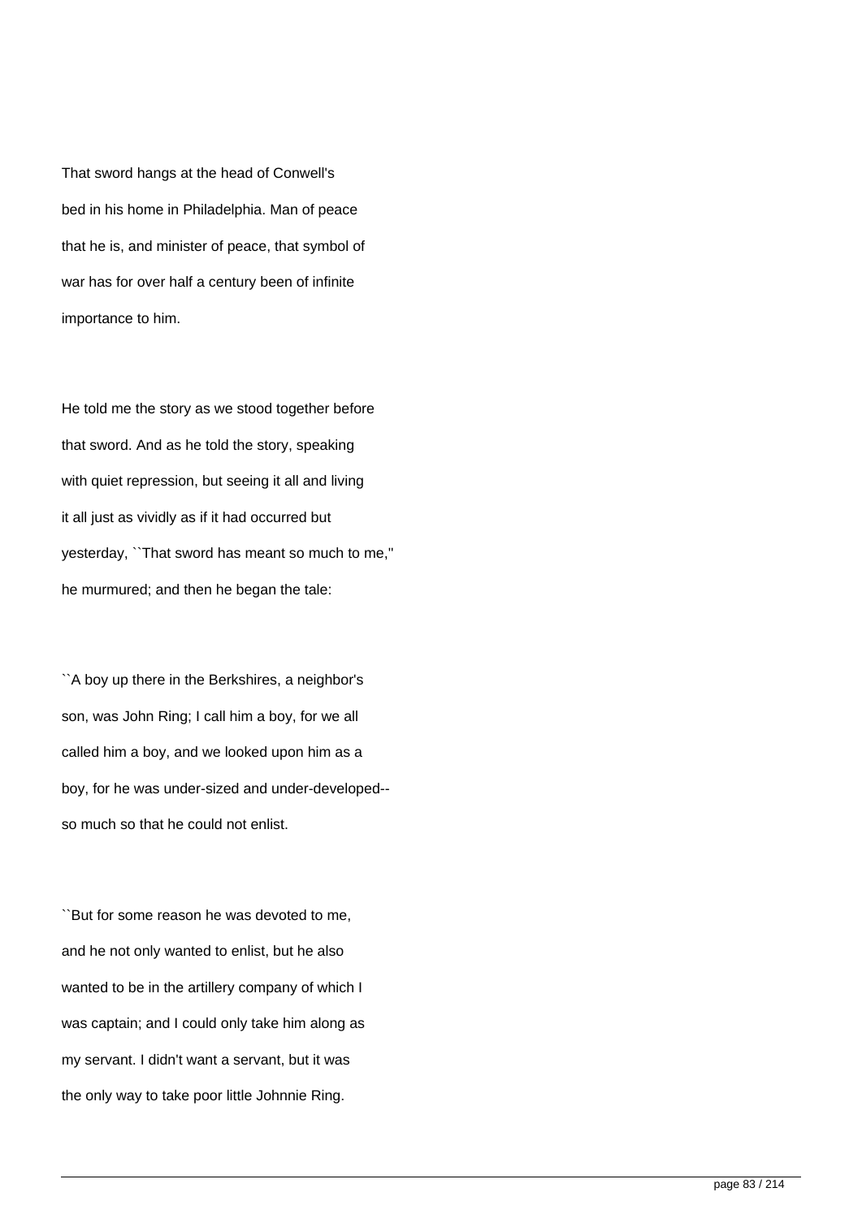That sword hangs at the head of Conwell's bed in his home in Philadelphia. Man of peace that he is, and minister of peace, that symbol of war has for over half a century been of infinite importance to him.

He told me the story as we stood together before that sword. And as he told the story, speaking with quiet repression, but seeing it all and living it all just as vividly as if it had occurred but yesterday, ``That sword has meant so much to me,'' he murmured; and then he began the tale:

``A boy up there in the Berkshires, a neighbor's son, was John Ring; I call him a boy, for we all called him a boy, and we looked upon him as a boy, for he was under-sized and under-developed--so much so that he could not enlist.

``But for some reason he was devoted to me, and he not only wanted to enlist, but he also wanted to be in the artillery company of which I was captain; and I could only take him along as my servant. I didn't want a servant, but it was the only way to take poor little Johnnie Ring.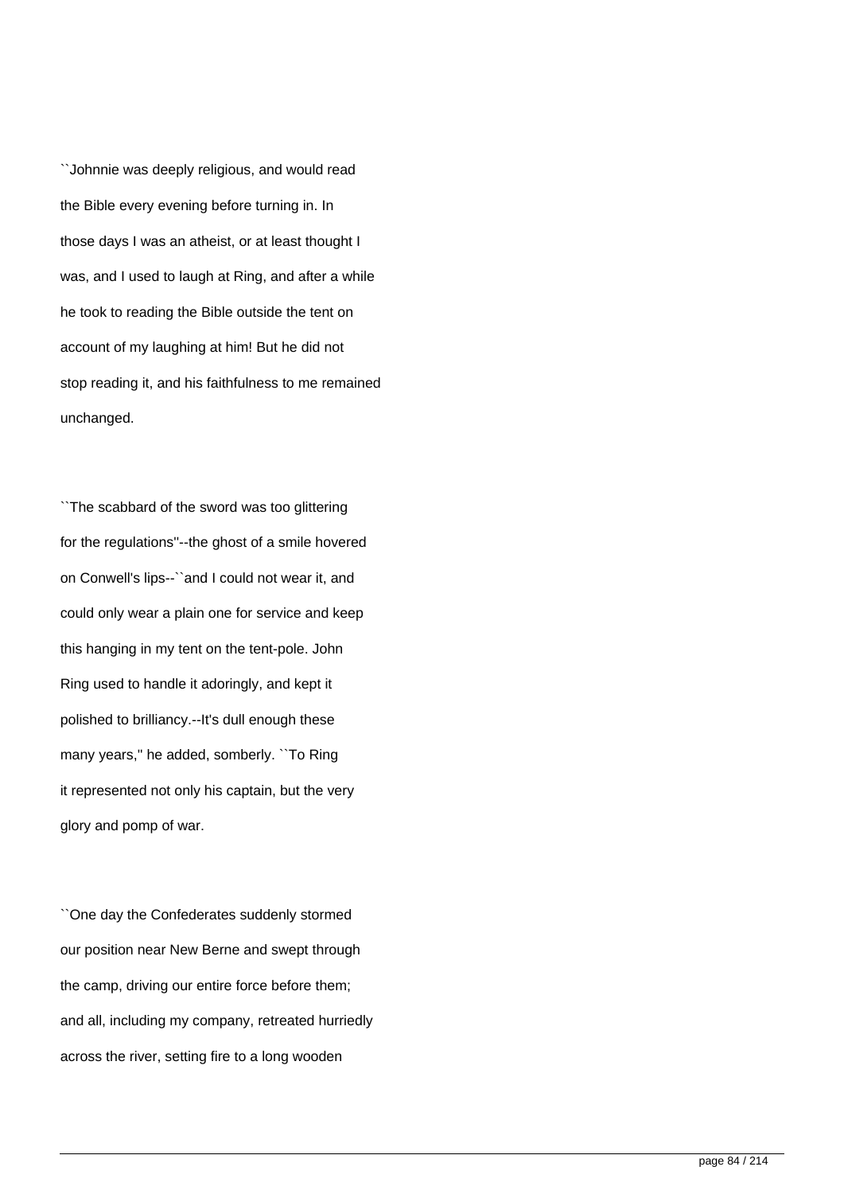``Johnnie was deeply religious, and would read the Bible every evening before turning in. In those days I was an atheist, or at least thought I was, and I used to laugh at Ring, and after a while he took to reading the Bible outside the tent on account of my laughing at him! But he did not stop reading it, and his faithfulness to me remained unchanged.

``The scabbard of the sword was too glittering for the regulations''--the ghost of a smile hovered on Conwell's lips--``and I could not wear it, and could only wear a plain one for service and keep this hanging in my tent on the tent-pole. John Ring used to handle it adoringly, and kept it polished to brilliancy.--It's dull enough these many years,'' he added, somberly. ``To Ring it represented not only his captain, but the very glory and pomp of war.

``One day the Confederates suddenly stormed our position near New Berne and swept through the camp, driving our entire force before them; and all, including my company, retreated hurriedly across the river, setting fire to a long wooden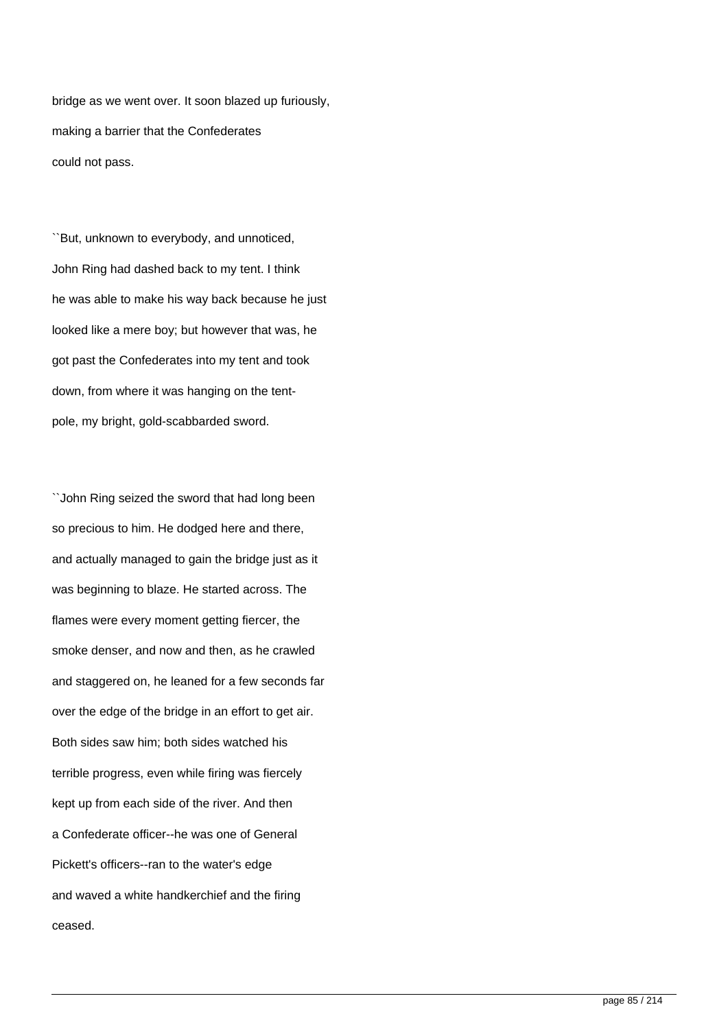bridge as we went over. It soon blazed up furiously, making a barrier that the Confederates could not pass.

``But, unknown to everybody, and unnoticed, John Ring had dashed back to my tent. I think he was able to make his way back because he just looked like a mere boy; but however that was, he got past the Confederates into my tent and took down, from where it was hanging on the tent-pole, my bright, gold-scabbarded sword.

``John Ring seized the sword that had long been so precious to him. He dodged here and there, and actually managed to gain the bridge just as it was beginning to blaze. He started across. The flames were every moment getting fiercer, the smoke denser, and now and then, as he crawled and staggered on, he leaned for a few seconds far over the edge of the bridge in an effort to get air. Both sides saw him; both sides watched his terrible progress, even while firing was fiercely kept up from each side of the river. And then a Confederate officer--he was one of General Pickett's officers--ran to the water's edge and waved a white handkerchief and the firing ceased.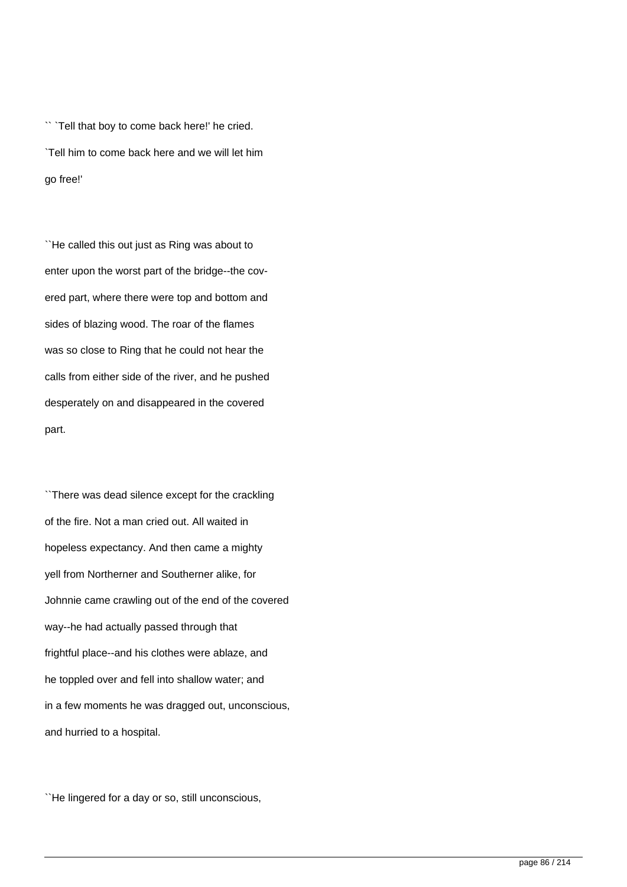`` `Tell that boy to come back here!' he cried. `Tell him to come back here and we will let him go free!'

``He called this out just as Ring was about to enter upon the worst part of the bridge--the covered part, where there were top and bottom and sides of blazing wood. The roar of the flames was so close to Ring that he could not hear the calls from either side of the river, and he pushed desperately on and disappeared in the covered part.

``There was dead silence except for the crackling of the fire. Not a man cried out. All waited in hopeless expectancy. And then came a mighty yell from Northerner and Southerner alike, for Johnnie came crawling out of the end of the covered way--he had actually passed through that frightful place--and his clothes were ablaze, and he toppled over and fell into shallow water; and in a few moments he was dragged out, unconscious, and hurried to a hospital.

``He lingered for a day or so, still unconscious,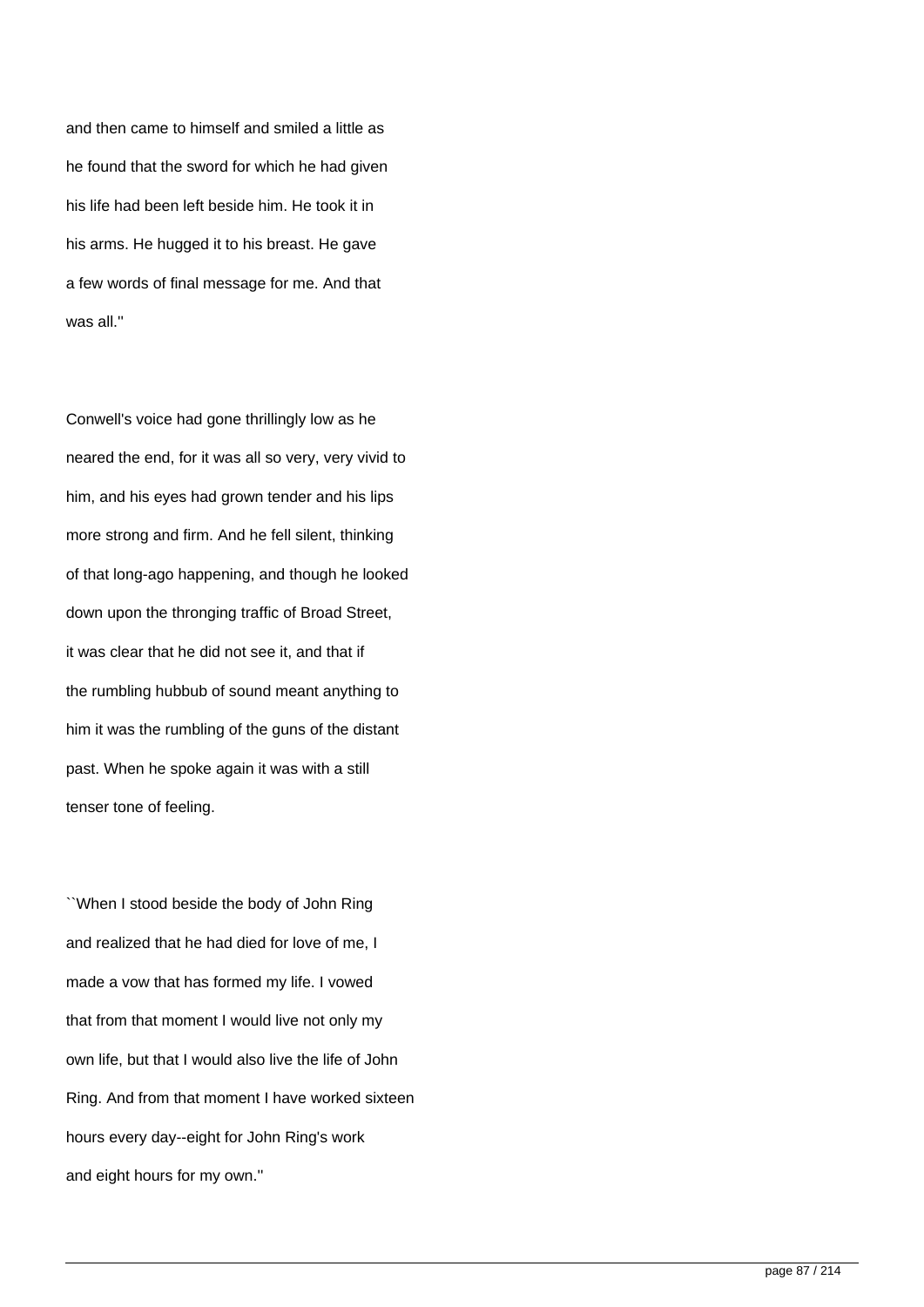and then came to himself and smiled a little as he found that the sword for which he had given his life had been left beside him. He took it in his arms. He hugged it to his breast. He gave a few words of final message for me. And that was all.''

Conwell's voice had gone thrillingly low as he neared the end, for it was all so very, very vivid to him, and his eyes had grown tender and his lips more strong and firm. And he fell silent, thinking of that long-ago happening, and though he looked down upon the thronging traffic of Broad Street, it was clear that he did not see it, and that if the rumbling hubbub of sound meant anything to him it was the rumbling of the guns of the distant past. When he spoke again it was with a still tenser tone of feeling.

``When I stood beside the body of John Ring and realized that he had died for love of me, I made a vow that has formed my life. I vowed that from that moment I would live not only my own life, but that I would also live the life of John Ring. And from that moment I have worked sixteen hours every day--eight for John Ring's work and eight hours for my own.''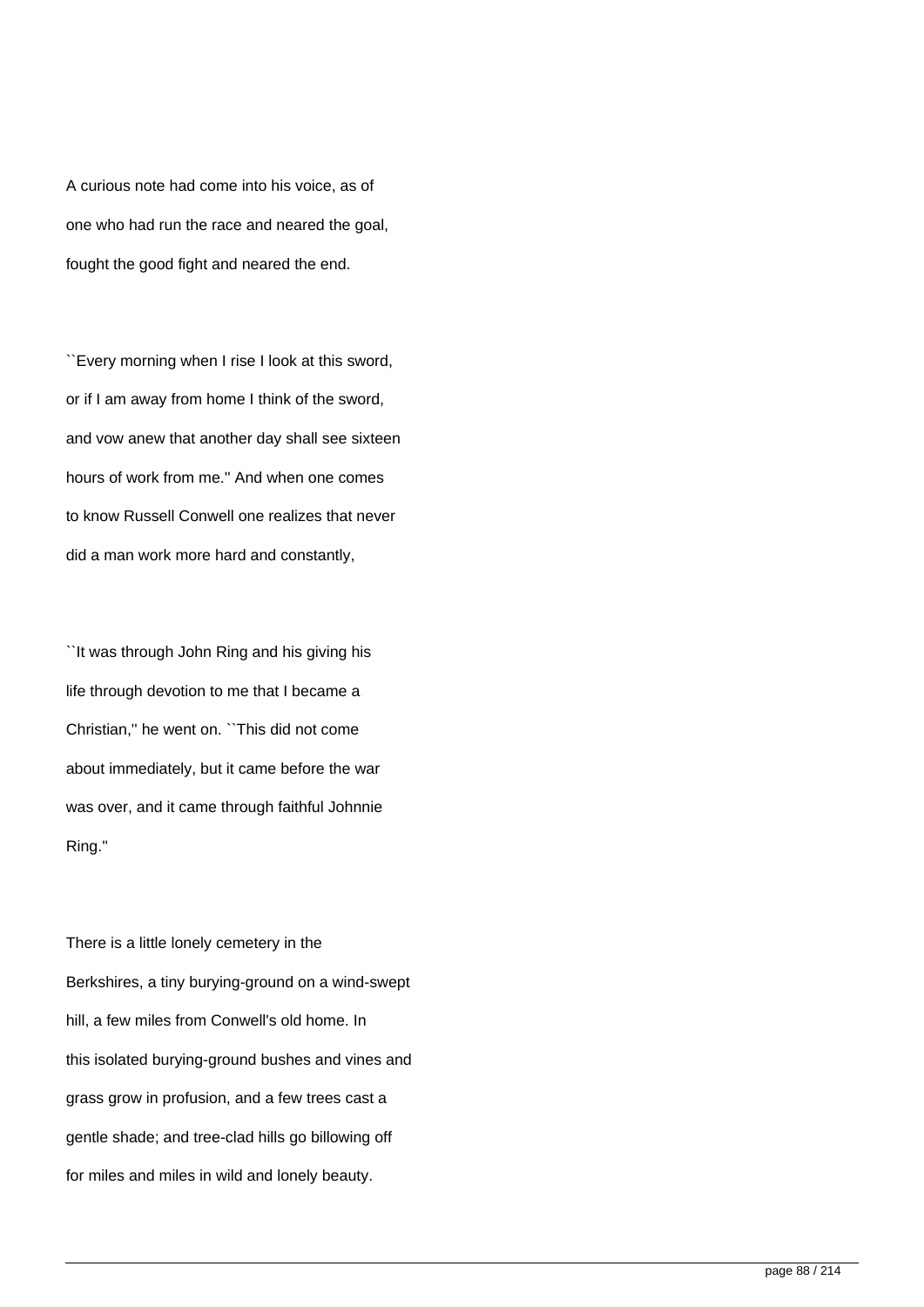A curious note had come into his voice, as of one who had run the race and neared the goal, fought the good fight and neared the end.

``Every morning when I rise I look at this sword, or if I am away from home I think of the sword, and vow anew that another day shall see sixteen hours of work from me.'' And when one comes to know Russell Conwell one realizes that never did a man work more hard and constantly,

``It was through John Ring and his giving his life through devotion to me that I became a Christian,'' he went on. ``This did not come about immediately, but it came before the war was over, and it came through faithful Johnnie Ring.''

There is a little lonely cemetery in the Berkshires, a tiny burying-ground on a wind-swept hill, a few miles from Conwell's old home. In this isolated burying-ground bushes and vines and grass grow in profusion, and a few trees cast a gentle shade; and tree-clad hills go billowing off for miles and miles in wild and lonely beauty.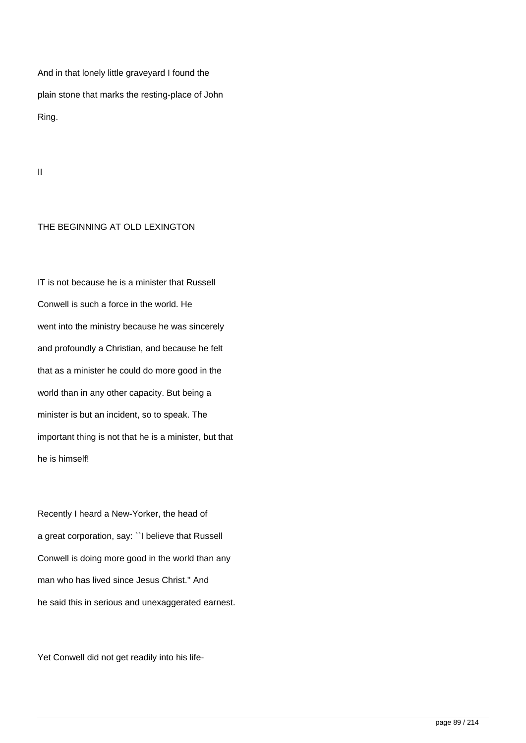And in that lonely little graveyard I found the plain stone that marks the resting-place of John Ring.

## II

## THE BEGINNING AT OLD LEXINGTON

IT is not because he is a minister that Russell Conwell is such a force in the world. He went into the ministry because he was sincerely and profoundly a Christian, and because he felt that as a minister he could do more good in the world than in any other capacity. But being a minister is but an incident, so to speak. The important thing is not that he is a minister, but that he is himself!

Recently I heard a New-Yorker, the head of a great corporation, say: ``I believe that Russell Conwell is doing more good in the world than any man who has lived since Jesus Christ.'' And he said this in serious and unexaggerated earnest.

Yet Conwell did not get readily into his life-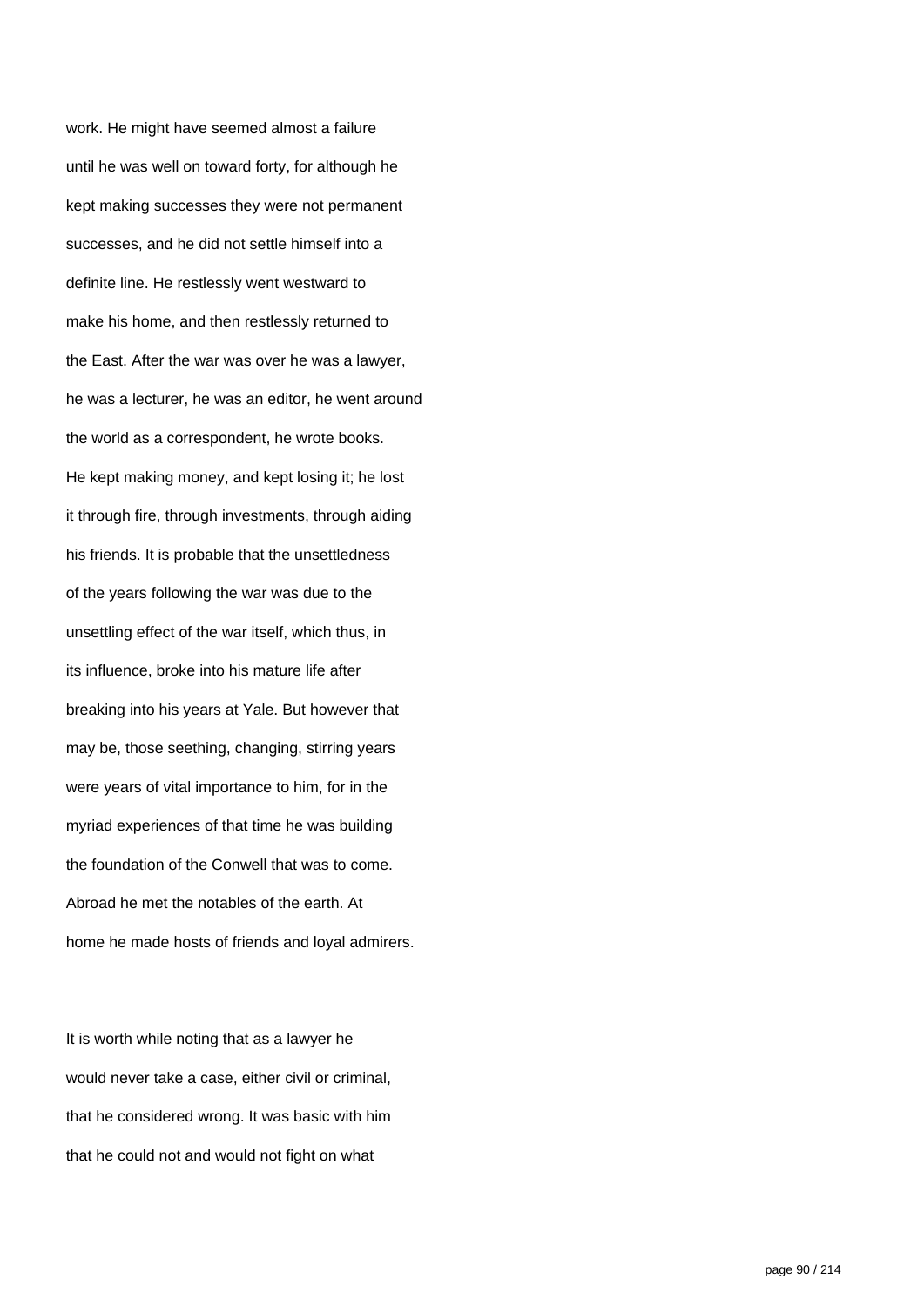work. He might have seemed almost a failure until he was well on toward forty, for although he kept making successes they were not permanent successes, and he did not settle himself into a definite line. He restlessly went westward to make his home, and then restlessly returned to the East. After the war was over he was a lawyer, he was a lecturer, he was an editor, he went around the world as a correspondent, he wrote books. He kept making money, and kept losing it; he lost it through fire, through investments, through aiding his friends. It is probable that the unsettledness of the years following the war was due to the unsettling effect of the war itself, which thus, in its influence, broke into his mature life after breaking into his years at Yale. But however that may be, those seething, changing, stirring years were years of vital importance to him, for in the myriad experiences of that time he was building the foundation of the Conwell that was to come. Abroad he met the notables of the earth. At home he made hosts of friends and loyal admirers.

It is worth while noting that as a lawyer he would never take a case, either civil or criminal, that he considered wrong. It was basic with him that he could not and would not fight on what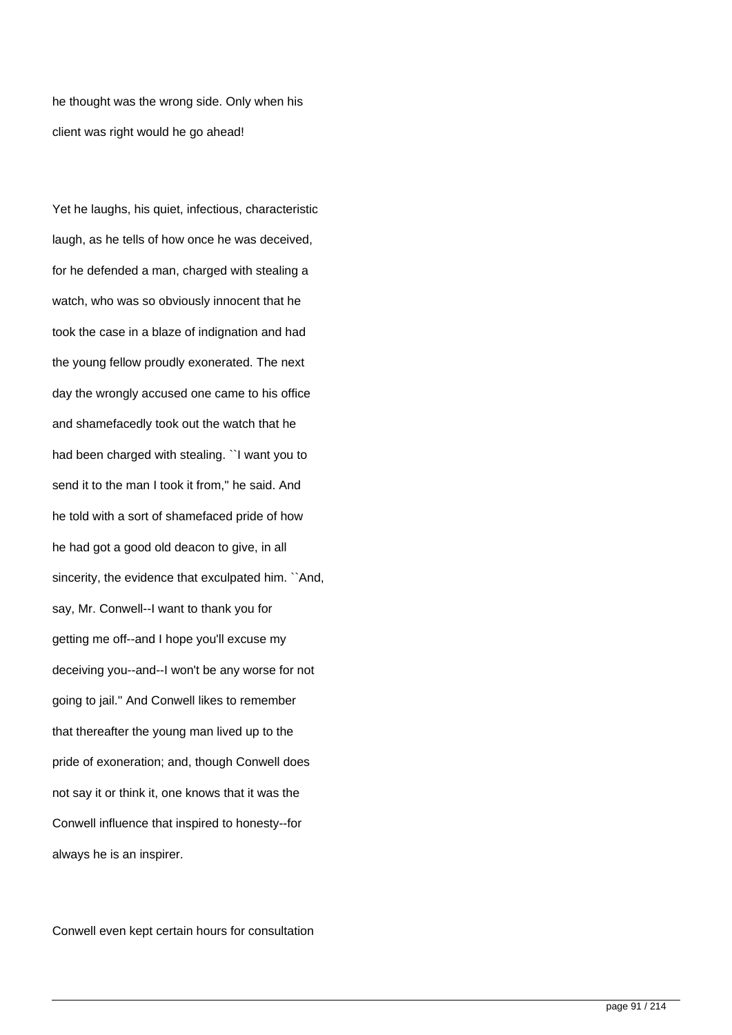he thought was the wrong side. Only when his client was right would he go ahead!

Yet he laughs, his quiet, infectious, characteristic laugh, as he tells of how once he was deceived, for he defended a man, charged with stealing a watch, who was so obviously innocent that he took the case in a blaze of indignation and had the young fellow proudly exonerated. The next day the wrongly accused one came to his office and shamefacedly took out the watch that he had been charged with stealing. ``I want you to send it to the man I took it from,'' he said. And he told with a sort of shamefaced pride of how he had got a good old deacon to give, in all sincerity, the evidence that exculpated him. ``And, say, Mr. Conwell--I want to thank you for getting me off--and I hope you'll excuse my deceiving you--and--I won't be any worse for not going to jail.'' And Conwell likes to remember that thereafter the young man lived up to the pride of exoneration; and, though Conwell does not say it or think it, one knows that it was the Conwell influence that inspired to honesty--for always he is an inspirer.

Conwell even kept certain hours for consultation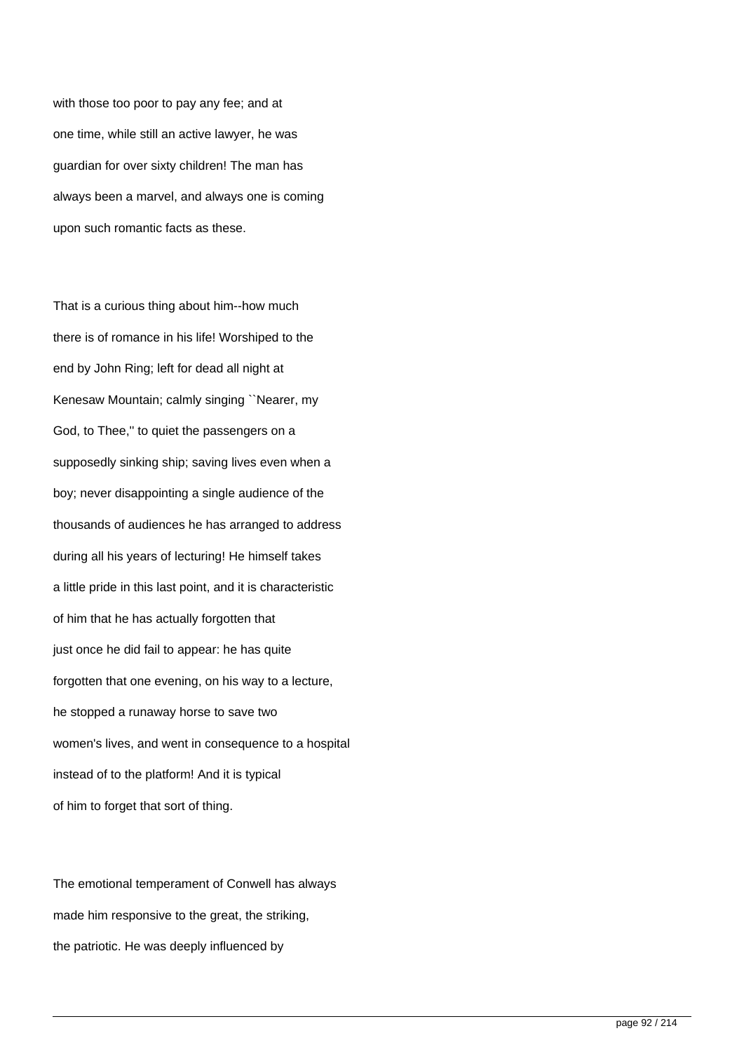with those too poor to pay any fee; and at one time, while still an active lawyer, he was guardian for over sixty children! The man has always been a marvel, and always one is coming upon such romantic facts as these.

That is a curious thing about him--how much there is of romance in his life! Worshiped to the end by John Ring; left for dead all night at Kenesaw Mountain; calmly singing ``Nearer, my God, to Thee,'' to quiet the passengers on a supposedly sinking ship; saving lives even when a boy; never disappointing a single audience of the thousands of audiences he has arranged to address during all his years of lecturing! He himself takes a little pride in this last point, and it is characteristic of him that he has actually forgotten that just once he did fail to appear: he has quite forgotten that one evening, on his way to a lecture, he stopped a runaway horse to save two women's lives, and went in consequence to a hospital instead of to the platform! And it is typical of him to forget that sort of thing.

The emotional temperament of Conwell has always made him responsive to the great, the striking, the patriotic. He was deeply influenced by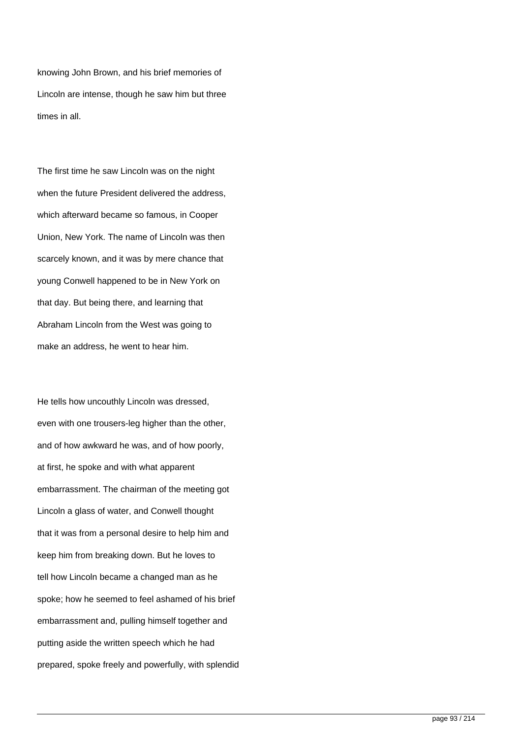knowing John Brown, and his brief memories of Lincoln are intense, though he saw him but three times in all.

The first time he saw Lincoln was on the night when the future President delivered the address, which afterward became so famous, in Cooper Union, New York. The name of Lincoln was then scarcely known, and it was by mere chance that young Conwell happened to be in New York on that day. But being there, and learning that Abraham Lincoln from the West was going to make an address, he went to hear him.

He tells how uncouthly Lincoln was dressed, even with one trousers-leg higher than the other, and of how awkward he was, and of how poorly, at first, he spoke and with what apparent embarrassment. The chairman of the meeting got Lincoln a glass of water, and Conwell thought that it was from a personal desire to help him and keep him from breaking down. But he loves to tell how Lincoln became a changed man as he spoke; how he seemed to feel ashamed of his brief embarrassment and, pulling himself together and putting aside the written speech which he had prepared, spoke freely and powerfully, with splendid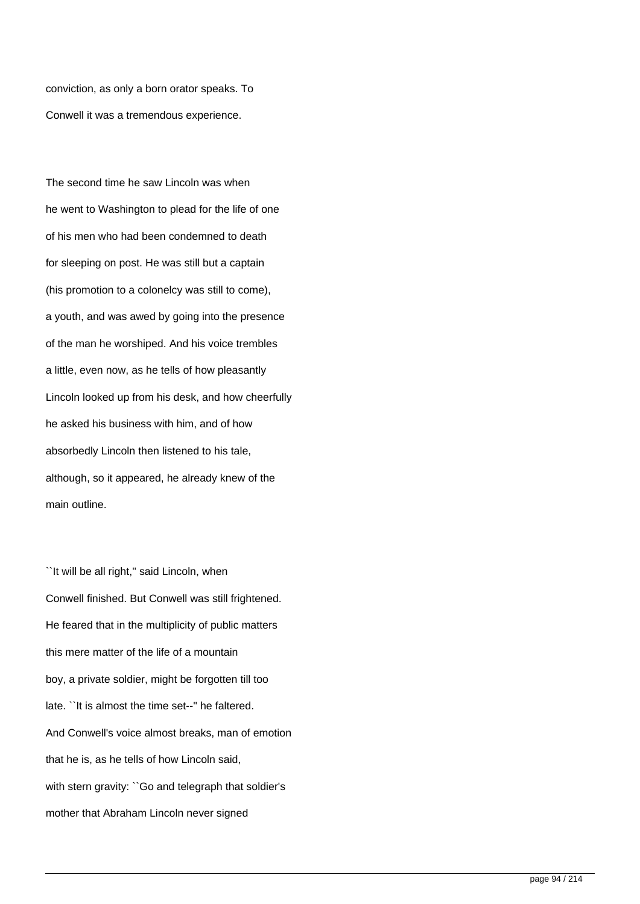conviction, as only a born orator speaks. To Conwell it was a tremendous experience.

The second time he saw Lincoln was when he went to Washington to plead for the life of one of his men who had been condemned to death for sleeping on post. He was still but a captain (his promotion to a colonelcy was still to come), a youth, and was awed by going into the presence of the man he worshiped. And his voice trembles a little, even now, as he tells of how pleasantly Lincoln looked up from his desk, and how cheerfully he asked his business with him, and of how absorbedly Lincoln then listened to his tale, although, so it appeared, he already knew of the main outline.

``It will be all right,'' said Lincoln, when Conwell finished. But Conwell was still frightened. He feared that in the multiplicity of public matters this mere matter of the life of a mountain boy, a private soldier, might be forgotten till too late. ``It is almost the time set--'' he faltered. And Conwell's voice almost breaks, man of emotion that he is, as he tells of how Lincoln said, with stern gravity: ``Go and telegraph that soldier's mother that Abraham Lincoln never signed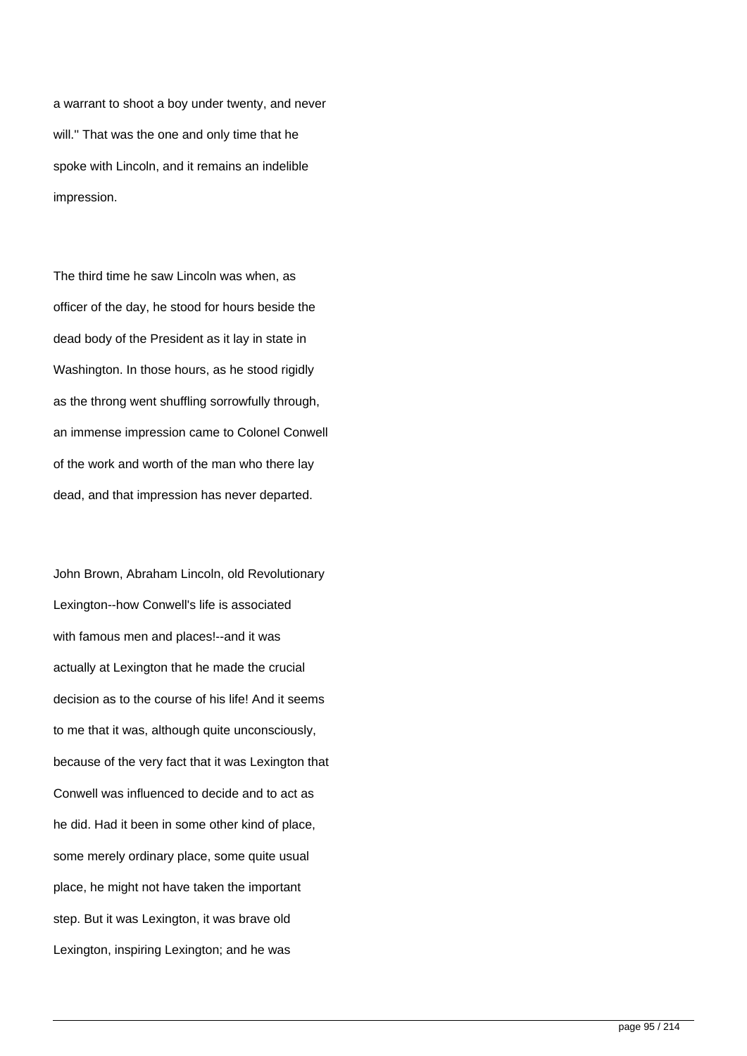a warrant to shoot a boy under twenty, and never will.'' That was the one and only time that he spoke with Lincoln, and it remains an indelible impression.

The third time he saw Lincoln was when, as officer of the day, he stood for hours beside the dead body of the President as it lay in state in Washington. In those hours, as he stood rigidly as the throng went shuffling sorrowfully through, an immense impression came to Colonel Conwell of the work and worth of the man who there lay dead, and that impression has never departed.

John Brown, Abraham Lincoln, old Revolutionary Lexington--how Conwell's life is associated with famous men and places!--and it was actually at Lexington that he made the crucial decision as to the course of his life! And it seems to me that it was, although quite unconsciously, because of the very fact that it was Lexington that Conwell was influenced to decide and to act as he did. Had it been in some other kind of place, some merely ordinary place, some quite usual place, he might not have taken the important step. But it was Lexington, it was brave old Lexington, inspiring Lexington; and he was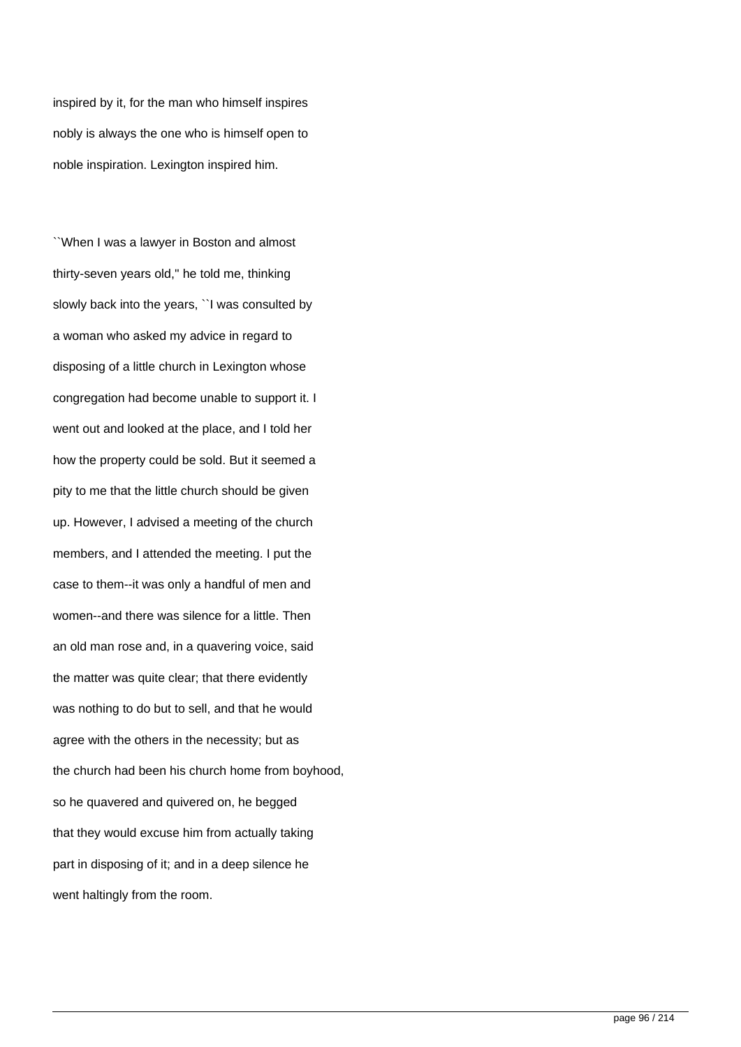inspired by it, for the man who himself inspires nobly is always the one who is himself open to noble inspiration. Lexington inspired him.

``When I was a lawyer in Boston and almost thirty-seven years old,'' he told me, thinking slowly back into the years, ``I was consulted by a woman who asked my advice in regard to disposing of a little church in Lexington whose congregation had become unable to support it. I went out and looked at the place, and I told her how the property could be sold. But it seemed a pity to me that the little church should be given up. However, I advised a meeting of the church members, and I attended the meeting. I put the case to them--it was only a handful of men and women--and there was silence for a little. Then an old man rose and, in a quavering voice, said the matter was quite clear; that there evidently was nothing to do but to sell, and that he would agree with the others in the necessity; but as the church had been his church home from boyhood, so he quavered and quivered on, he begged that they would excuse him from actually taking part in disposing of it; and in a deep silence he went haltingly from the room.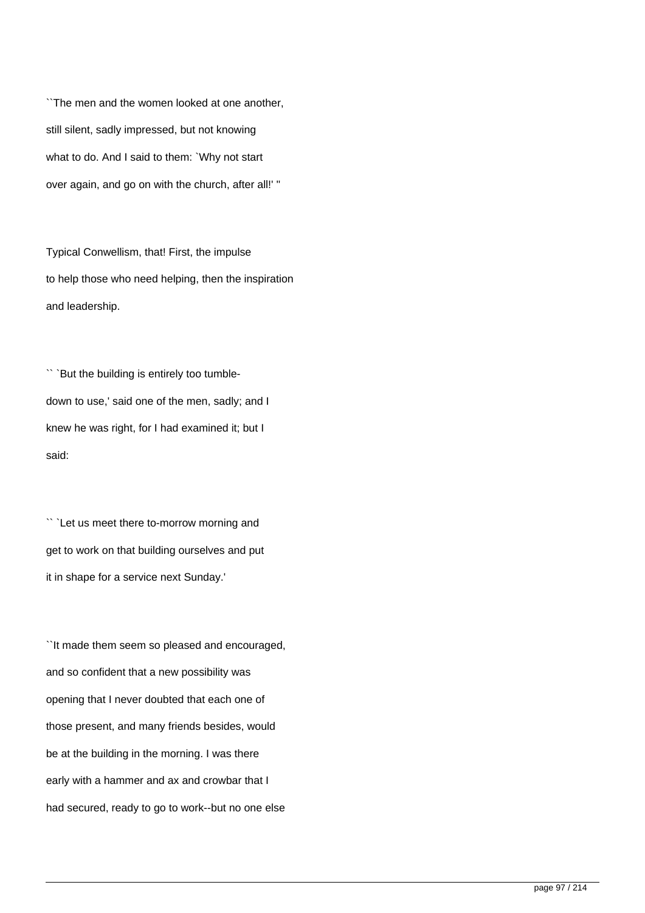``The men and the women looked at one another, still silent, sadly impressed, but not knowing what to do. And I said to them: `Why not start over again, and go on with the church, after all!' ''

Typical Conwellism, that! First, the impulse to help those who need helping, then the inspiration and leadership.

`` `But the building is entirely too tumble-down to use,' said one of the men, sadly; and I knew he was right, for I had examined it; but I said:

`` `Let us meet there to-morrow morning and get to work on that building ourselves and put it in shape for a service next Sunday.'

``It made them seem so pleased and encouraged, and so confident that a new possibility was opening that I never doubted that each one of those present, and many friends besides, would be at the building in the morning. I was there early with a hammer and ax and crowbar that I had secured, ready to go to work--but no one else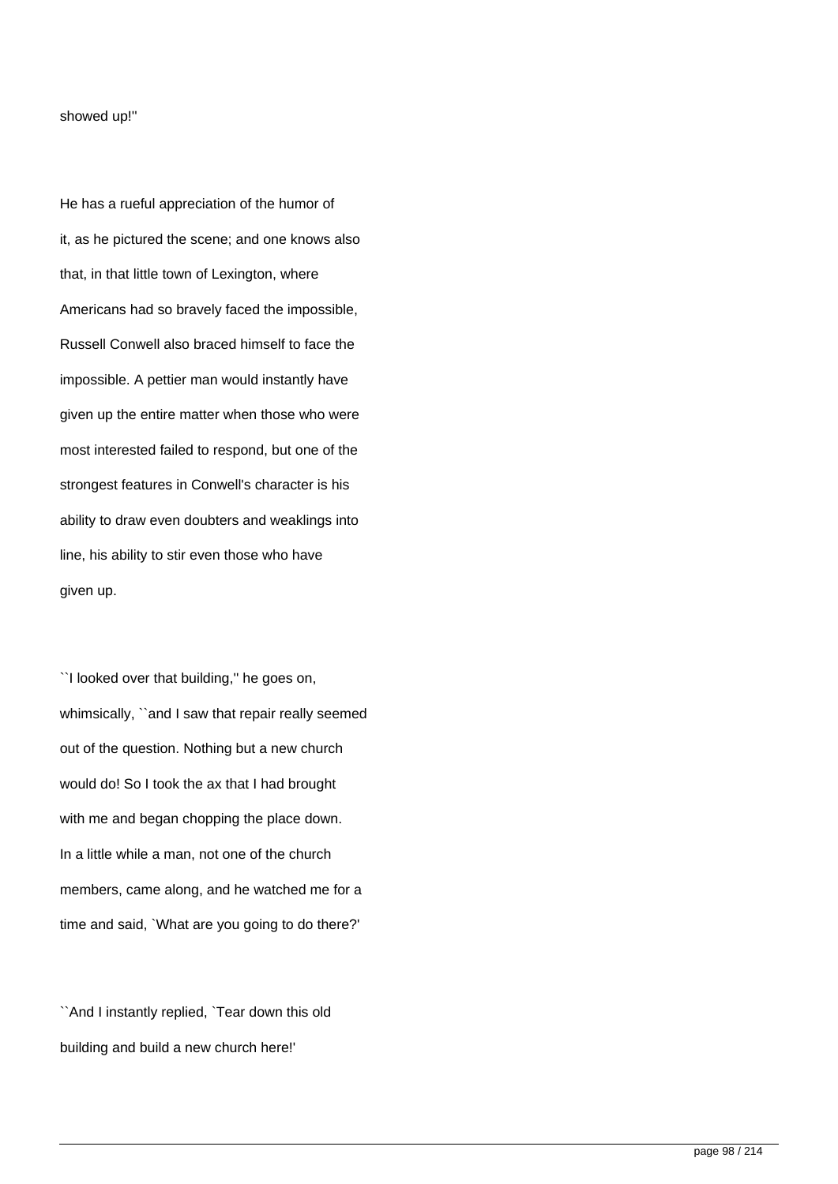showed up!''

He has a rueful appreciation of the humor of it, as he pictured the scene; and one knows also that, in that little town of Lexington, where Americans had so bravely faced the impossible, Russell Conwell also braced himself to face the impossible. A pettier man would instantly have given up the entire matter when those who were most interested failed to respond, but one of the strongest features in Conwell's character is his ability to draw even doubters and weaklings into line, his ability to stir even those who have given up.

``I looked over that building,'' he goes on, whimsically, ``and I saw that repair really seemed out of the question. Nothing but a new church would do! So I took the ax that I had brought with me and began chopping the place down. In a little while a man, not one of the church members, came along, and he watched me for a time and said, `What are you going to do there?'

``And I instantly replied, `Tear down this old building and build a new church here!'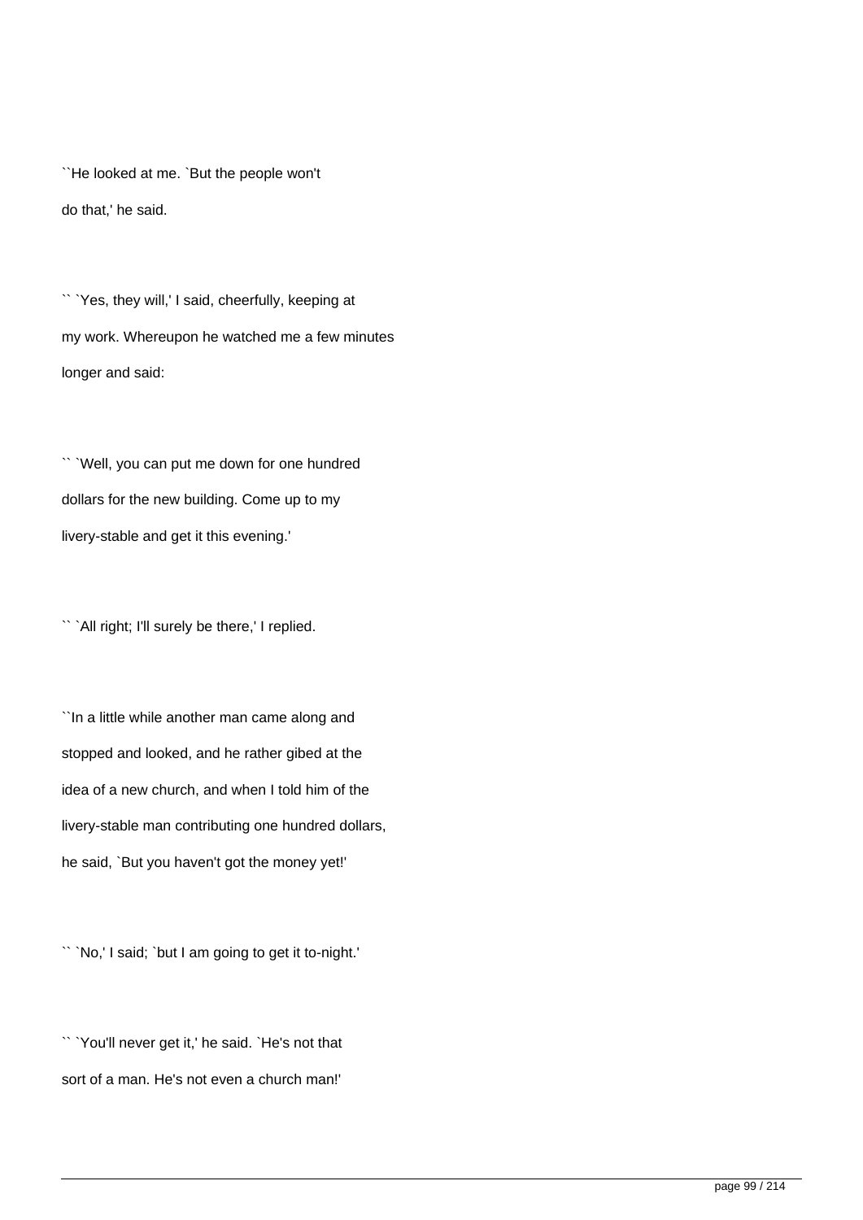``He looked at me. `But the people won't do that,' he said.

`` `Yes, they will,' I said, cheerfully, keeping at my work. Whereupon he watched me a few minutes longer and said:

`` `Well, you can put me down for one hundred dollars for the new building. Come up to my livery-stable and get it this evening.'

`` `All right; I'll surely be there,' I replied.

``In a little while another man came along and stopped and looked, and he rather gibed at the idea of a new church, and when I told him of the livery-stable man contributing one hundred dollars, he said, `But you haven't got the money yet!'

`` `No,' I said; `but I am going to get it to-night.'

`` `You'll never get it,' he said. `He's not that sort of a man. He's not even a church man!'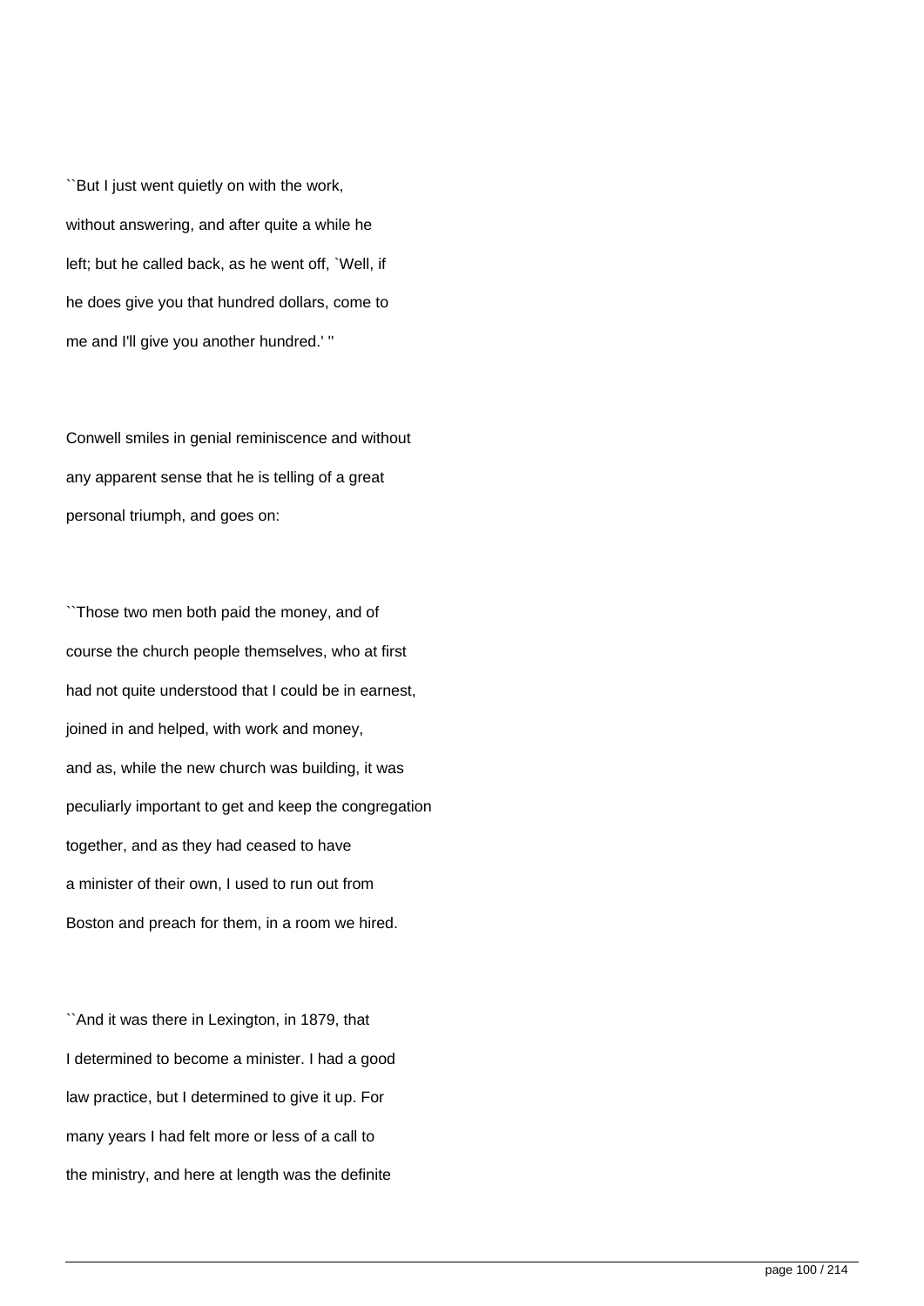``But I just went quietly on with the work, without answering, and after quite a while he left; but he called back, as he went off, `Well, if he does give you that hundred dollars, come to me and I'll give you another hundred.' ''

Conwell smiles in genial reminiscence and without any apparent sense that he is telling of a great personal triumph, and goes on:

``Those two men both paid the money, and of course the church people themselves, who at first had not quite understood that I could be in earnest, joined in and helped, with work and money, and as, while the new church was building, it was peculiarly important to get and keep the congregation together, and as they had ceased to have a minister of their own, I used to run out from Boston and preach for them, in a room we hired.

``And it was there in Lexington, in 1879, that I determined to become a minister. I had a good law practice, but I determined to give it up. For many years I had felt more or less of a call to the ministry, and here at length was the definite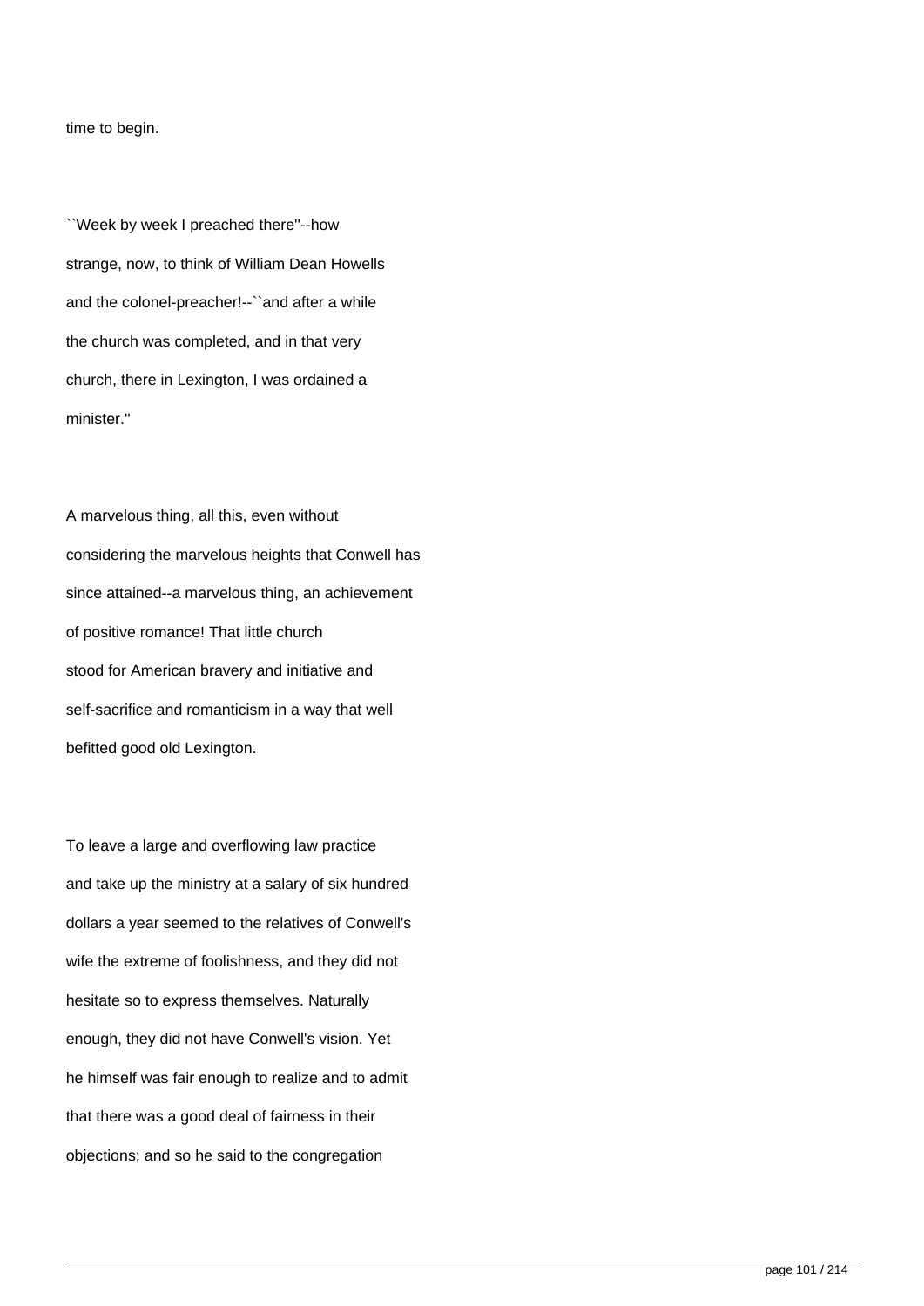time to begin.

``Week by week I preached there''--how strange, now, to think of William Dean Howells and the colonel-preacher!--``and after a while the church was completed, and in that very church, there in Lexington, I was ordained a minister.''

A marvelous thing, all this, even without considering the marvelous heights that Conwell has since attained--a marvelous thing, an achievement of positive romance! That little church stood for American bravery and initiative and self-sacrifice and romanticism in a way that well befitted good old Lexington.

To leave a large and overflowing law practice and take up the ministry at a salary of six hundred dollars a year seemed to the relatives of Conwell's wife the extreme of foolishness, and they did not hesitate so to express themselves. Naturally enough, they did not have Conwell's vision. Yet he himself was fair enough to realize and to admit that there was a good deal of fairness in their objections; and so he said to the congregation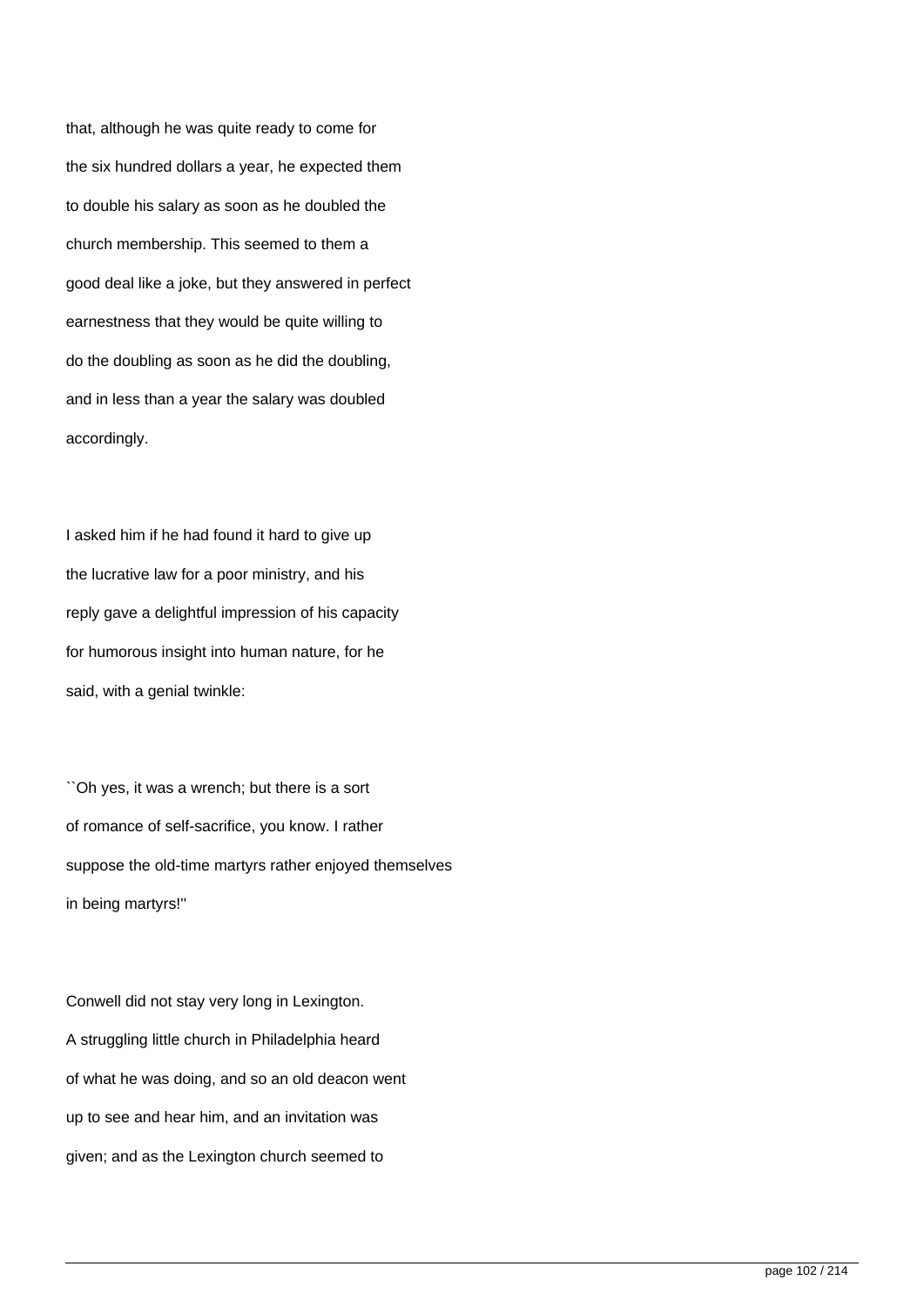that, although he was quite ready to come for the six hundred dollars a year, he expected them to double his salary as soon as he doubled the church membership. This seemed to them a good deal like a joke, but they answered in perfect earnestness that they would be quite willing to do the doubling as soon as he did the doubling, and in less than a year the salary was doubled accordingly.

I asked him if he had found it hard to give up the lucrative law for a poor ministry, and his reply gave a delightful impression of his capacity for humorous insight into human nature, for he said, with a genial twinkle:

``Oh yes, it was a wrench; but there is a sort of romance of self-sacrifice, you know. I rather suppose the old-time martyrs rather enjoyed themselves in being martyrs!''

Conwell did not stay very long in Lexington. A struggling little church in Philadelphia heard of what he was doing, and so an old deacon went up to see and hear him, and an invitation was given; and as the Lexington church seemed to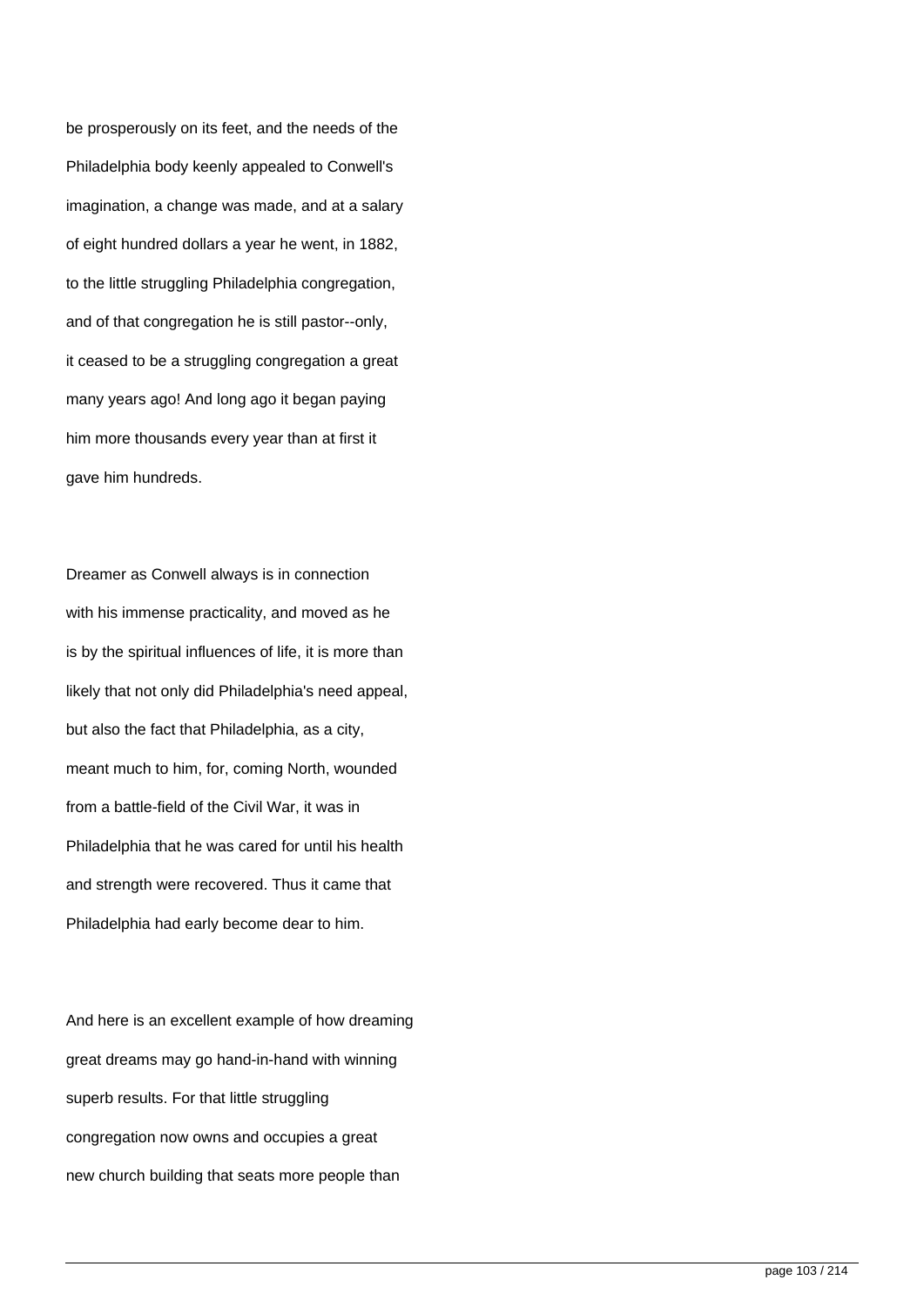be prosperously on its feet, and the needs of the Philadelphia body keenly appealed to Conwell's imagination, a change was made, and at a salary of eight hundred dollars a year he went, in 1882, to the little struggling Philadelphia congregation, and of that congregation he is still pastor--only, it ceased to be a struggling congregation a great many years ago! And long ago it began paying him more thousands every year than at first it gave him hundreds.

Dreamer as Conwell always is in connection with his immense practicality, and moved as he is by the spiritual influences of life, it is more than likely that not only did Philadelphia's need appeal, but also the fact that Philadelphia, as a city, meant much to him, for, coming North, wounded from a battle-field of the Civil War, it was in Philadelphia that he was cared for until his health and strength were recovered. Thus it came that Philadelphia had early become dear to him.

And here is an excellent example of how dreaming great dreams may go hand-in-hand with winning superb results. For that little struggling congregation now owns and occupies a great new church building that seats more people than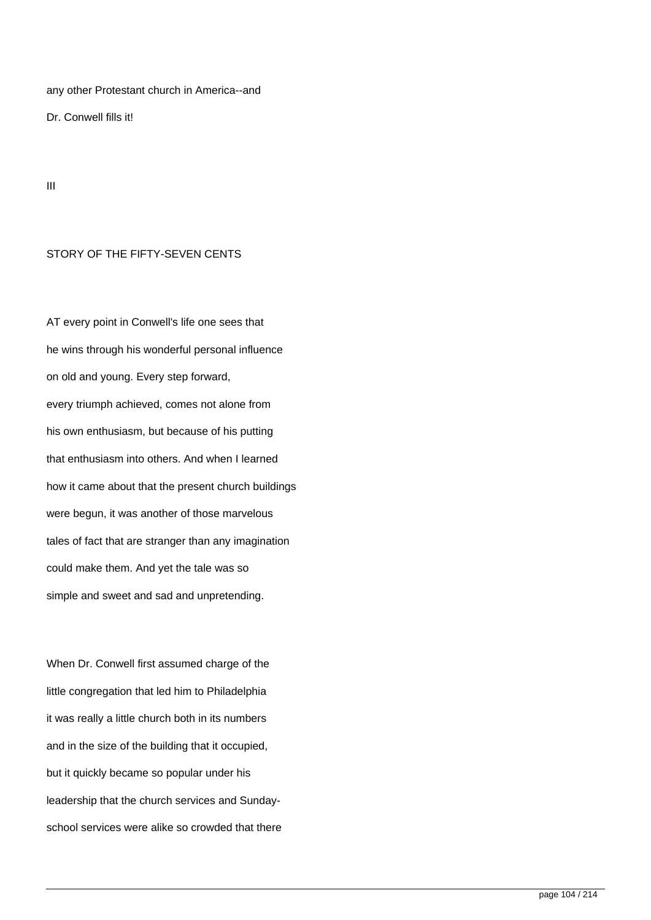any other Protestant church in America--and Dr. Conwell fills it!

## III

## STORY OF THE FIFTY-SEVEN CENTS

AT every point in Conwell's life one sees that he wins through his wonderful personal influence on old and young. Every step forward, every triumph achieved, comes not alone from his own enthusiasm, but because of his putting that enthusiasm into others. And when I learned how it came about that the present church buildings were begun, it was another of those marvelous tales of fact that are stranger than any imagination could make them. And yet the tale was so simple and sweet and sad and unpretending.

When Dr. Conwell first assumed charge of the little congregation that led him to Philadelphia it was really a little church both in its numbers and in the size of the building that it occupied, but it quickly became so popular under his leadership that the church services and Sunday-school services were alike so crowded that there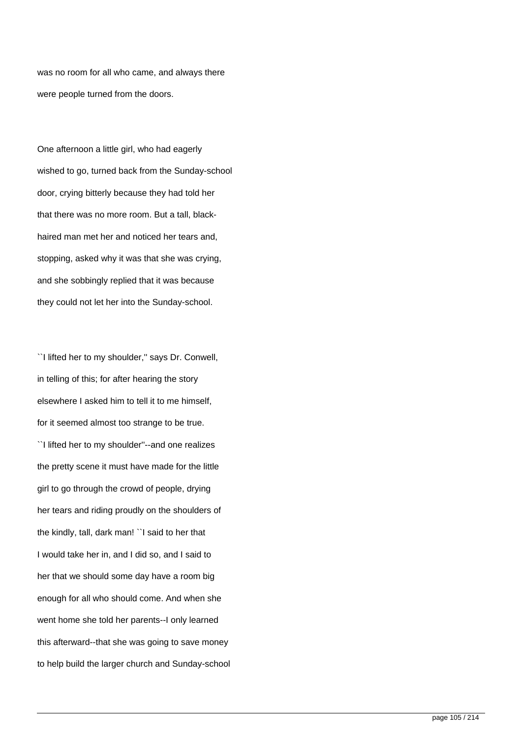was no room for all who came, and always there were people turned from the doors.

One afternoon a little girl, who had eagerly wished to go, turned back from the Sunday-school door, crying bitterly because they had told her that there was no more room. But a tall, black-haired man met her and noticed her tears and, stopping, asked why it was that she was crying, and she sobbingly replied that it was because they could not let her into the Sunday-school.

``I lifted her to my shoulder,'' says Dr. Conwell, in telling of this; for after hearing the story elsewhere I asked him to tell it to me himself, for it seemed almost too strange to be true. ``I lifted her to my shoulder''--and one realizes the pretty scene it must have made for the little girl to go through the crowd of people, drying her tears and riding proudly on the shoulders of the kindly, tall, dark man! ``I said to her that I would take her in, and I did so, and I said to her that we should some day have a room big enough for all who should come. And when she went home she told her parents--I only learned this afterward--that she was going to save money to help build the larger church and Sunday-school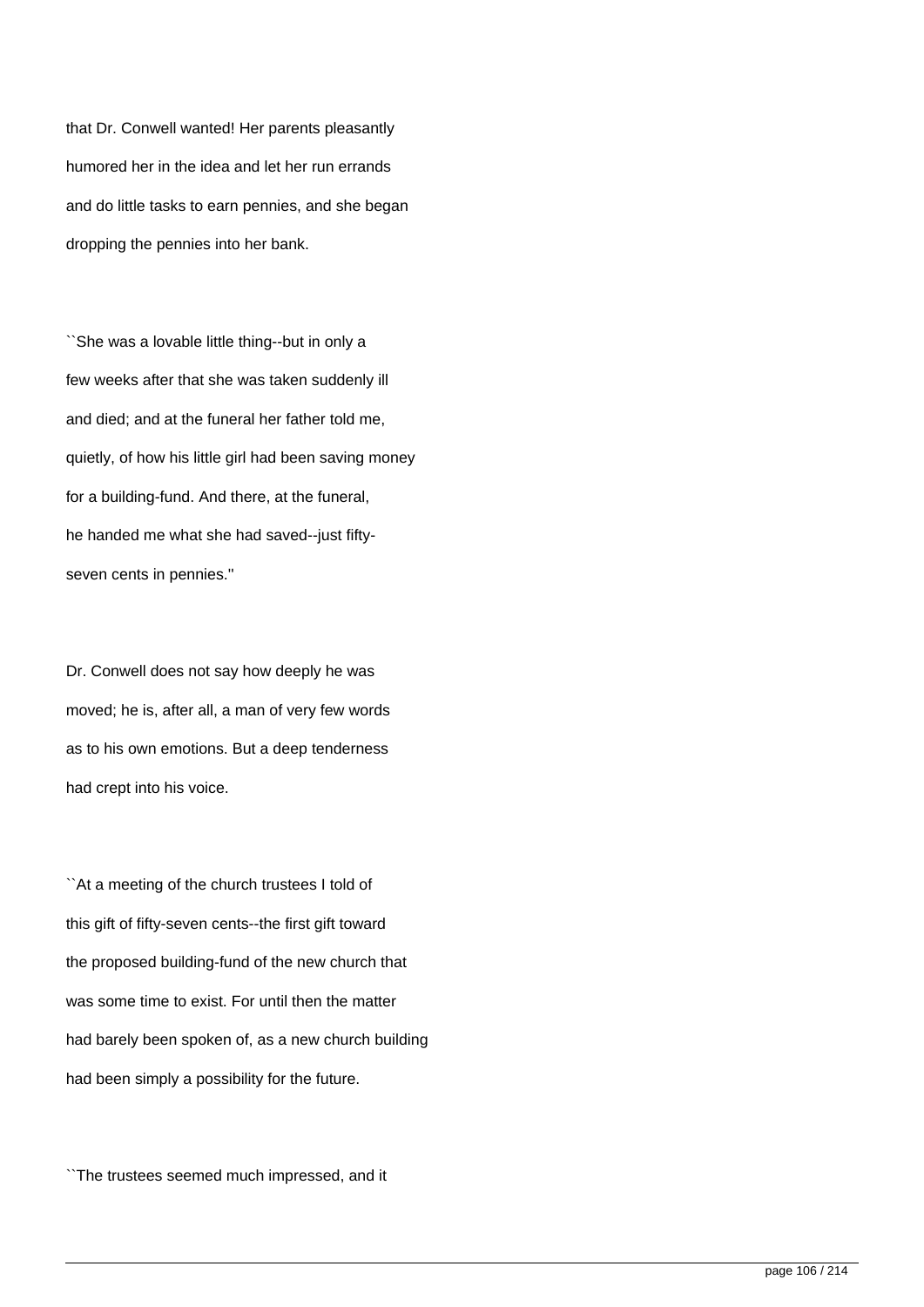that Dr. Conwell wanted! Her parents pleasantly humored her in the idea and let her run errands and do little tasks to earn pennies, and she began dropping the pennies into her bank.

``She was a lovable little thing--but in only a few weeks after that she was taken suddenly ill and died; and at the funeral her father told me, quietly, of how his little girl had been saving money for a building-fund. And there, at the funeral, he handed me what she had saved--just fifty-seven cents in pennies.''

Dr. Conwell does not say how deeply he was moved; he is, after all, a man of very few words as to his own emotions. But a deep tenderness had crept into his voice.

``At a meeting of the church trustees I told of this gift of fifty-seven cents--the first gift toward the proposed building-fund of the new church that was some time to exist. For until then the matter had barely been spoken of, as a new church building had been simply a possibility for the future.

``The trustees seemed much impressed, and it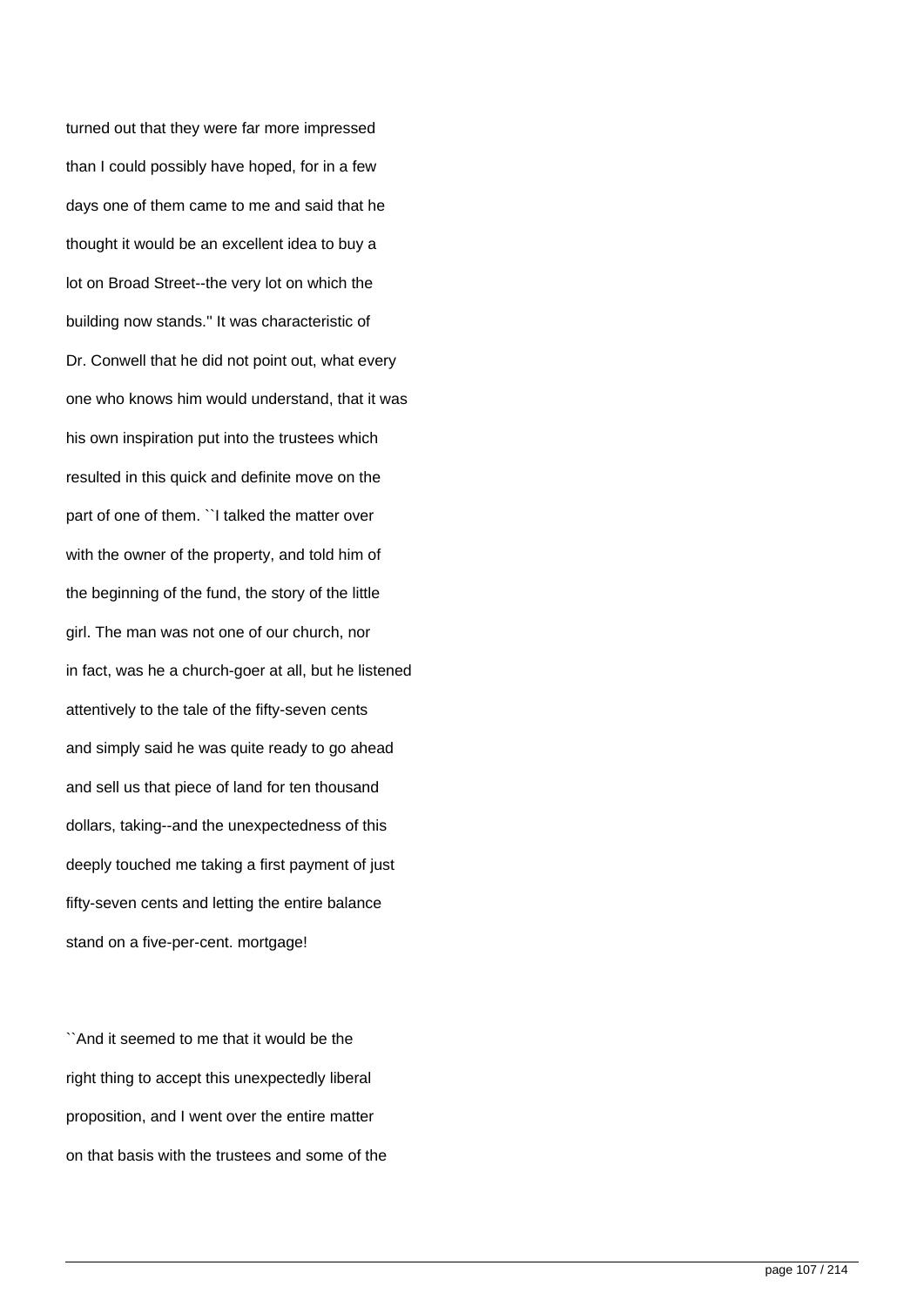turned out that they were far more impressed than I could possibly have hoped, for in a few days one of them came to me and said that he thought it would be an excellent idea to buy a lot on Broad Street--the very lot on which the building now stands." It was characteristic of Dr. Conwell that he did not point out, what every one who knows him would understand, that it was his own inspiration put into the trustees which resulted in this quick and definite move on the part of one of them. ``I talked the matter over with the owner of the property, and told him of the beginning of the fund, the story of the little girl. The man was not one of our church, nor in fact, was he a church-goer at all, but he listened attentively to the tale of the fifty-seven cents and simply said he was quite ready to go ahead and sell us that piece of land for ten thousand dollars, taking--and the unexpectedness of this deeply touched me taking a first payment of just fifty-seven cents and letting the entire balance stand on a five-per-cent. mortgage!

``And it seemed to me that it would be the right thing to accept this unexpectedly liberal proposition, and I went over the entire matter on that basis with the trustees and some of the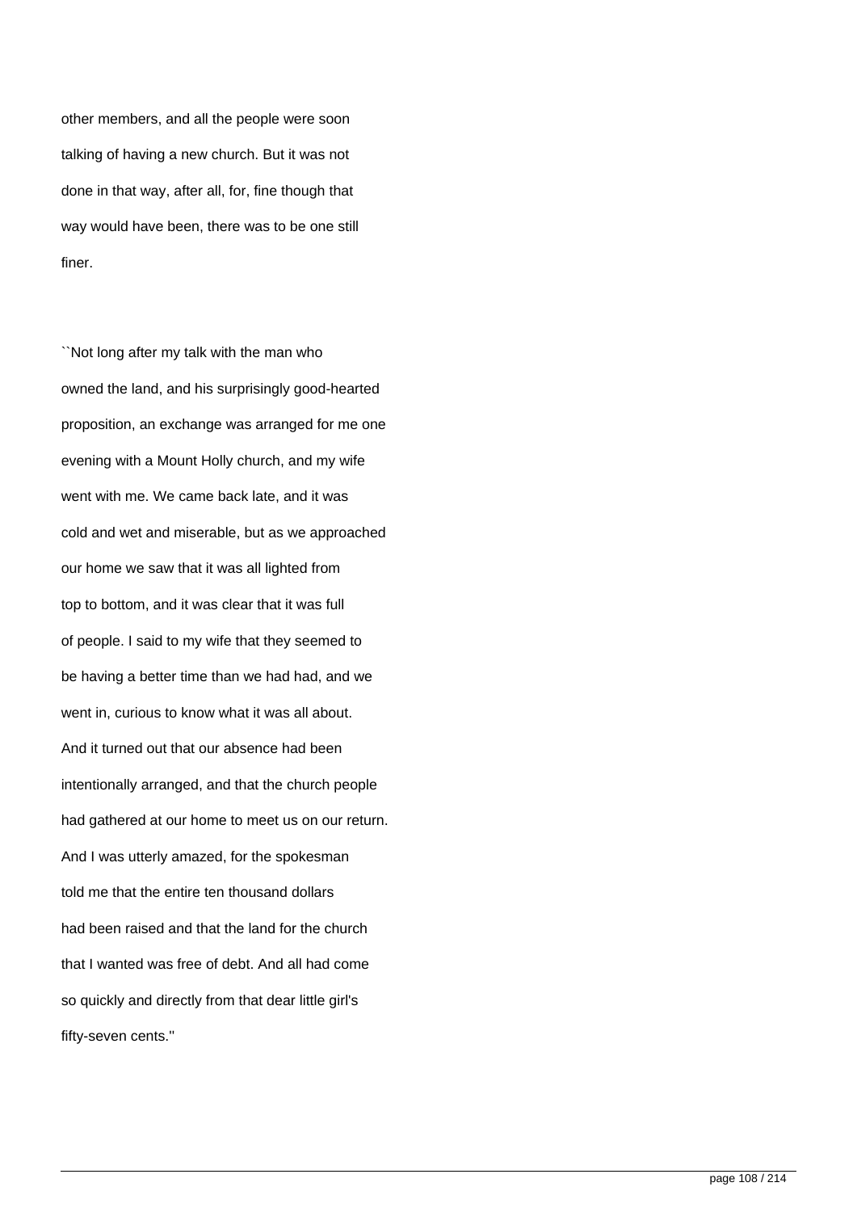other members, and all the people were soon talking of having a new church. But it was not done in that way, after all, for, fine though that way would have been, there was to be one still finer.

``Not long after my talk with the man who owned the land, and his surprisingly good-hearted proposition, an exchange was arranged for me one evening with a Mount Holly church, and my wife went with me. We came back late, and it was cold and wet and miserable, but as we approached our home we saw that it was all lighted from top to bottom, and it was clear that it was full of people. I said to my wife that they seemed to be having a better time than we had had, and we went in, curious to know what it was all about. And it turned out that our absence had been intentionally arranged, and that the church people had gathered at our home to meet us on our return. And I was utterly amazed, for the spokesman told me that the entire ten thousand dollars had been raised and that the land for the church that I wanted was free of debt. And all had come so quickly and directly from that dear little girl's fifty-seven cents.''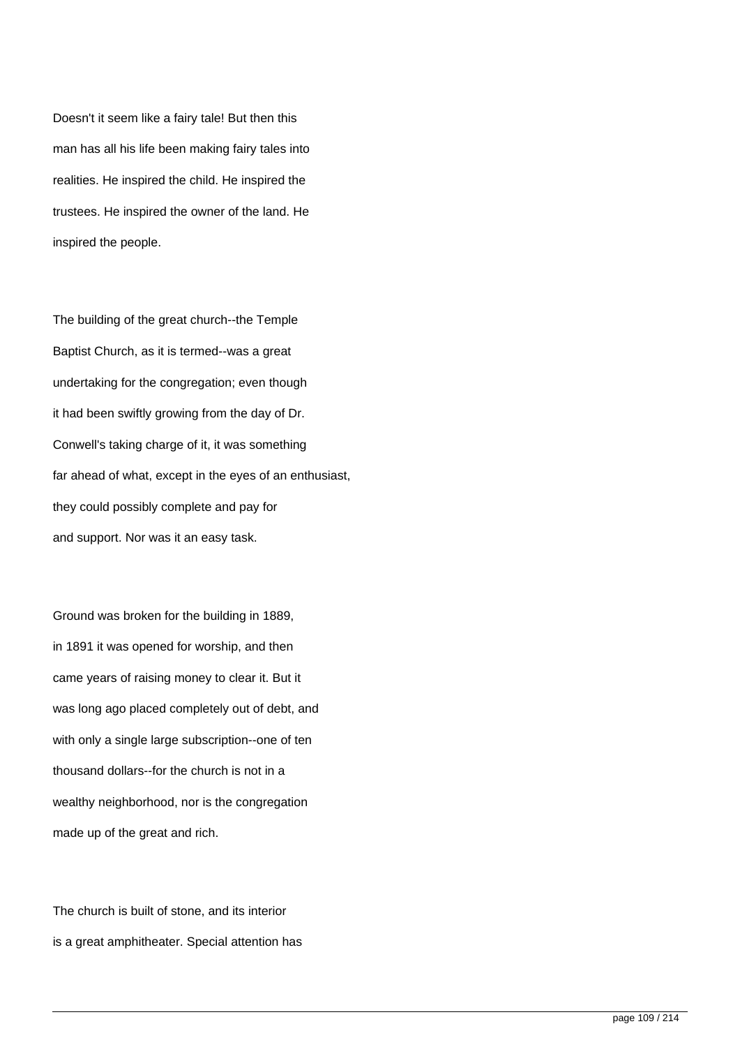Doesn't it seem like a fairy tale! But then this man has all his life been making fairy tales into realities. He inspired the child. He inspired the trustees. He inspired the owner of the land. He inspired the people.

The building of the great church--the Temple Baptist Church, as it is termed--was a great undertaking for the congregation; even though it had been swiftly growing from the day of Dr. Conwell's taking charge of it, it was something far ahead of what, except in the eyes of an enthusiast, they could possibly complete and pay for and support. Nor was it an easy task.

Ground was broken for the building in 1889, in 1891 it was opened for worship, and then came years of raising money to clear it. But it was long ago placed completely out of debt, and with only a single large subscription--one of ten thousand dollars--for the church is not in a wealthy neighborhood, nor is the congregation made up of the great and rich.

The church is built of stone, and its interior is a great amphitheater. Special attention has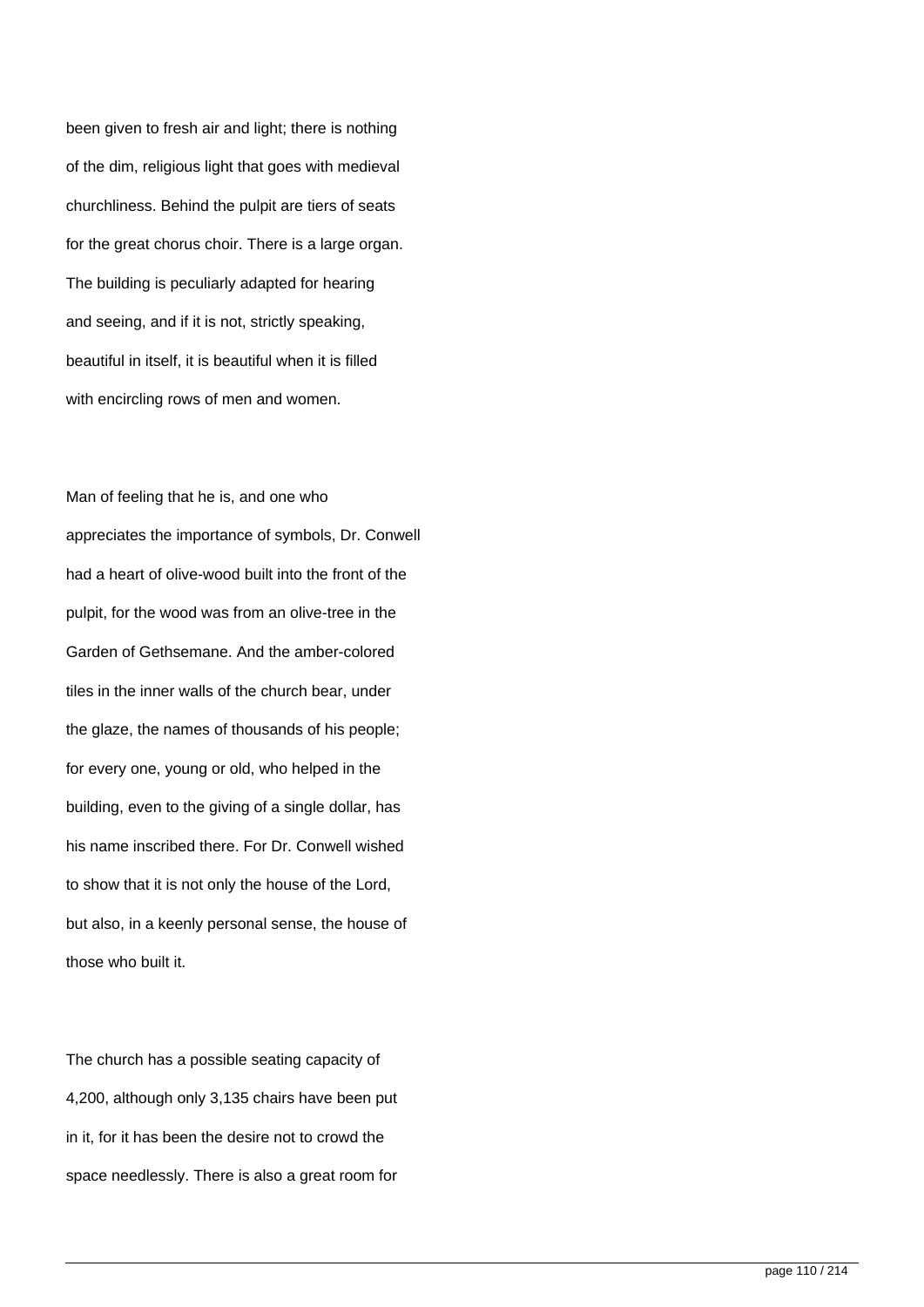been given to fresh air and light; there is nothing of the dim, religious light that goes with medieval churchliness. Behind the pulpit are tiers of seats for the great chorus choir. There is a large organ. The building is peculiarly adapted for hearing and seeing, and if it is not, strictly speaking, beautiful in itself, it is beautiful when it is filled with encircling rows of men and women.

Man of feeling that he is, and one who appreciates the importance of symbols, Dr. Conwell had a heart of olive-wood built into the front of the pulpit, for the wood was from an olive-tree in the Garden of Gethsemane. And the amber-colored tiles in the inner walls of the church bear, under the glaze, the names of thousands of his people; for every one, young or old, who helped in the building, even to the giving of a single dollar, has his name inscribed there. For Dr. Conwell wished to show that it is not only the house of the Lord, but also, in a keenly personal sense, the house of those who built it.

The church has a possible seating capacity of 4,200, although only 3,135 chairs have been put in it, for it has been the desire not to crowd the space needlessly. There is also a great room for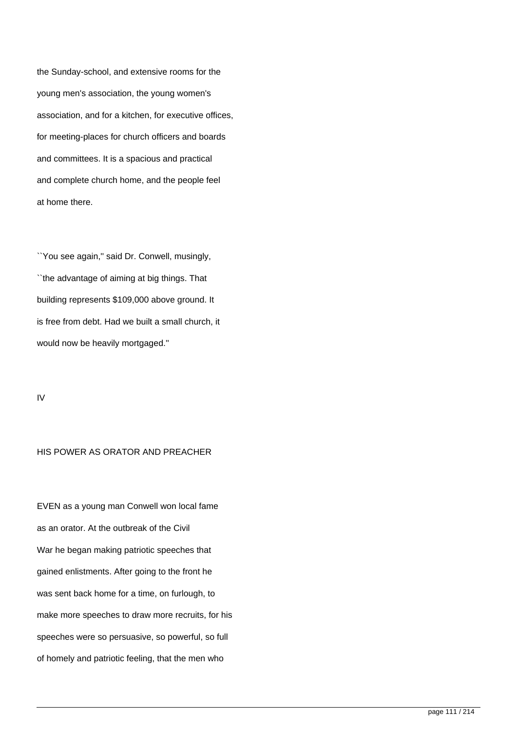the Sunday-school, and extensive rooms for the young men's association, the young women's association, and for a kitchen, for executive offices, for meeting-places for church officers and boards and committees. It is a spacious and practical and complete church home, and the people feel at home there.

``You see again,'' said Dr. Conwell, musingly, ``the advantage of aiming at big things. That building represents $109,000 above ground. It is free from debt. Had we built a small church, it would now be heavily mortgaged.''

## IV

## HIS POWER AS ORATOR AND PREACHER

EVEN as a young man Conwell won local fame as an orator. At the outbreak of the Civil War he began making patriotic speeches that gained enlistments. After going to the front he was sent back home for a time, on furlough, to make more speeches to draw more recruits, for his speeches were so persuasive, so powerful, so full of homely and patriotic feeling, that the men who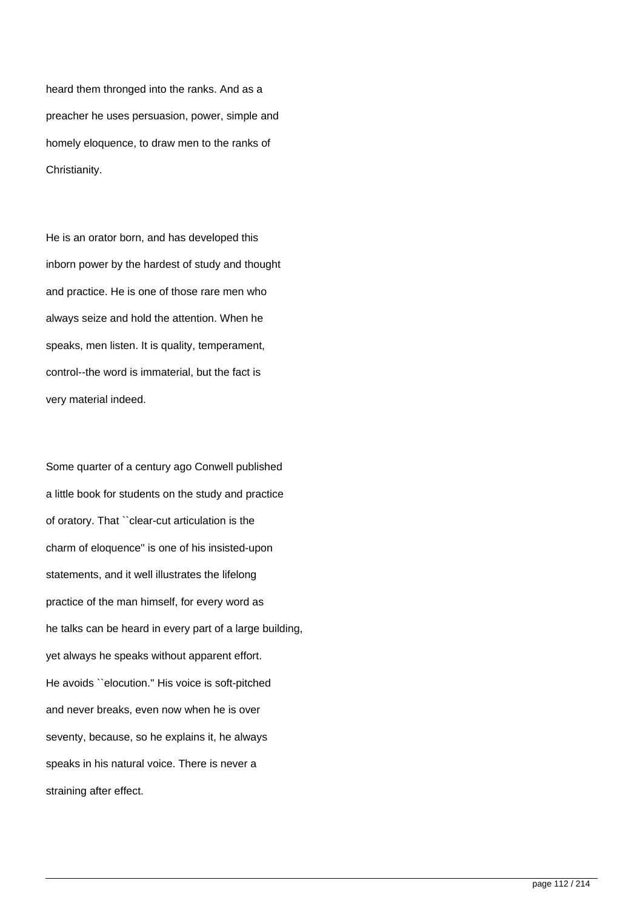heard them thronged into the ranks. And as a preacher he uses persuasion, power, simple and homely eloquence, to draw men to the ranks of Christianity.

He is an orator born, and has developed this inborn power by the hardest of study and thought and practice. He is one of those rare men who always seize and hold the attention. When he speaks, men listen. It is quality, temperament, control--the word is immaterial, but the fact is very material indeed.

Some quarter of a century ago Conwell published a little book for students on the study and practice of oratory. That ``clear-cut articulation is the charm of eloquence'' is one of his insisted-upon statements, and it well illustrates the lifelong practice of the man himself, for every word as he talks can be heard in every part of a large building, yet always he speaks without apparent effort. He avoids ``elocution.'' His voice is soft-pitched and never breaks, even now when he is over seventy, because, so he explains it, he always speaks in his natural voice. There is never a straining after effect.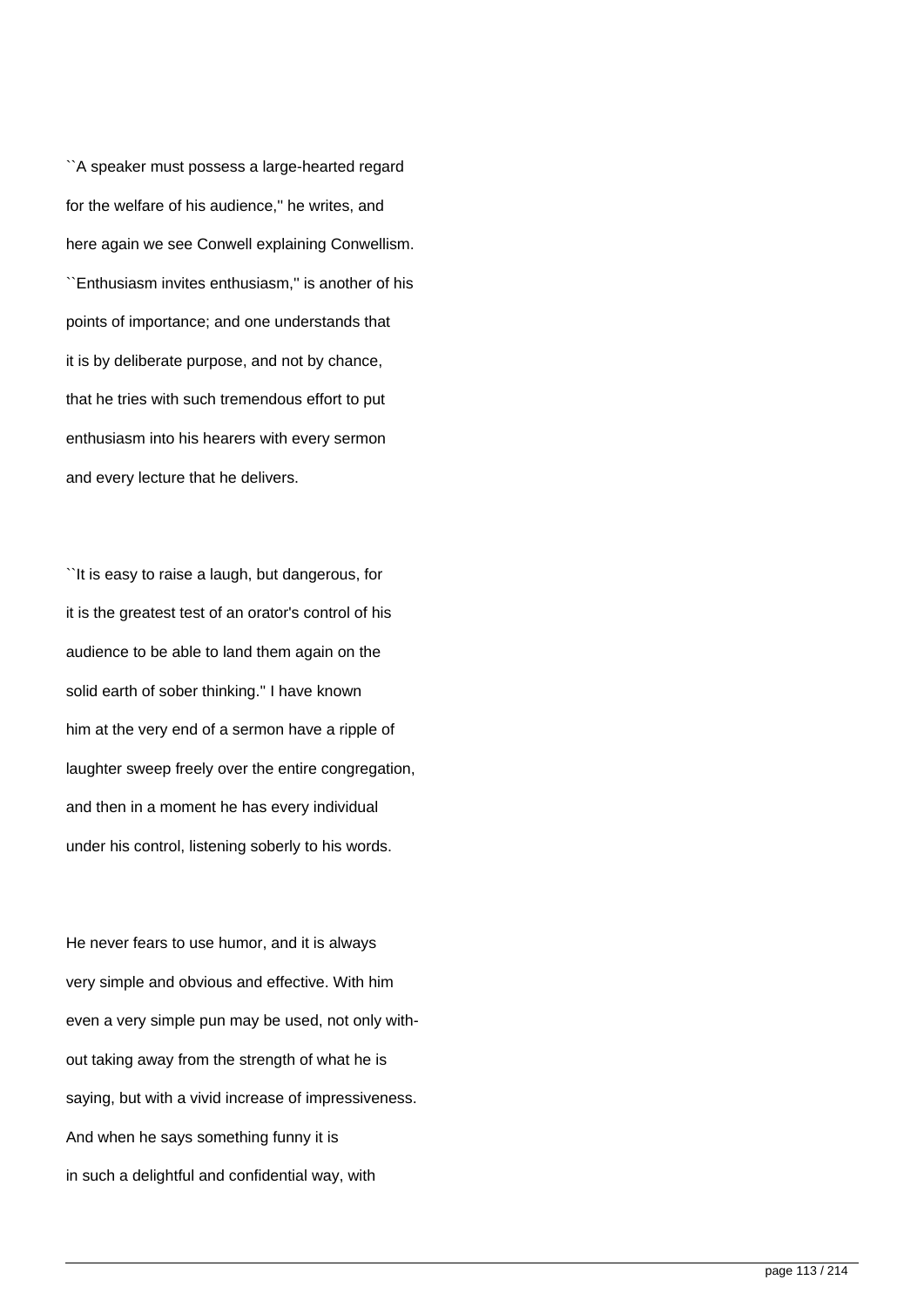``A speaker must possess a large-hearted regard for the welfare of his audience,'' he writes, and here again we see Conwell explaining Conwellism. ``Enthusiasm invites enthusiasm,'' is another of his points of importance; and one understands that it is by deliberate purpose, and not by chance, that he tries with such tremendous effort to put enthusiasm into his hearers with every sermon and every lecture that he delivers.

``It is easy to raise a laugh, but dangerous, for it is the greatest test of an orator's control of his audience to be able to land them again on the solid earth of sober thinking.'' I have known him at the very end of a sermon have a ripple of laughter sweep freely over the entire congregation, and then in a moment he has every individual under his control, listening soberly to his words.

He never fears to use humor, and it is always very simple and obvious and effective. With him even a very simple pun may be used, not only without taking away from the strength of what he is saying, but with a vivid increase of impressiveness. And when he says something funny it is in such a delightful and confidential way, with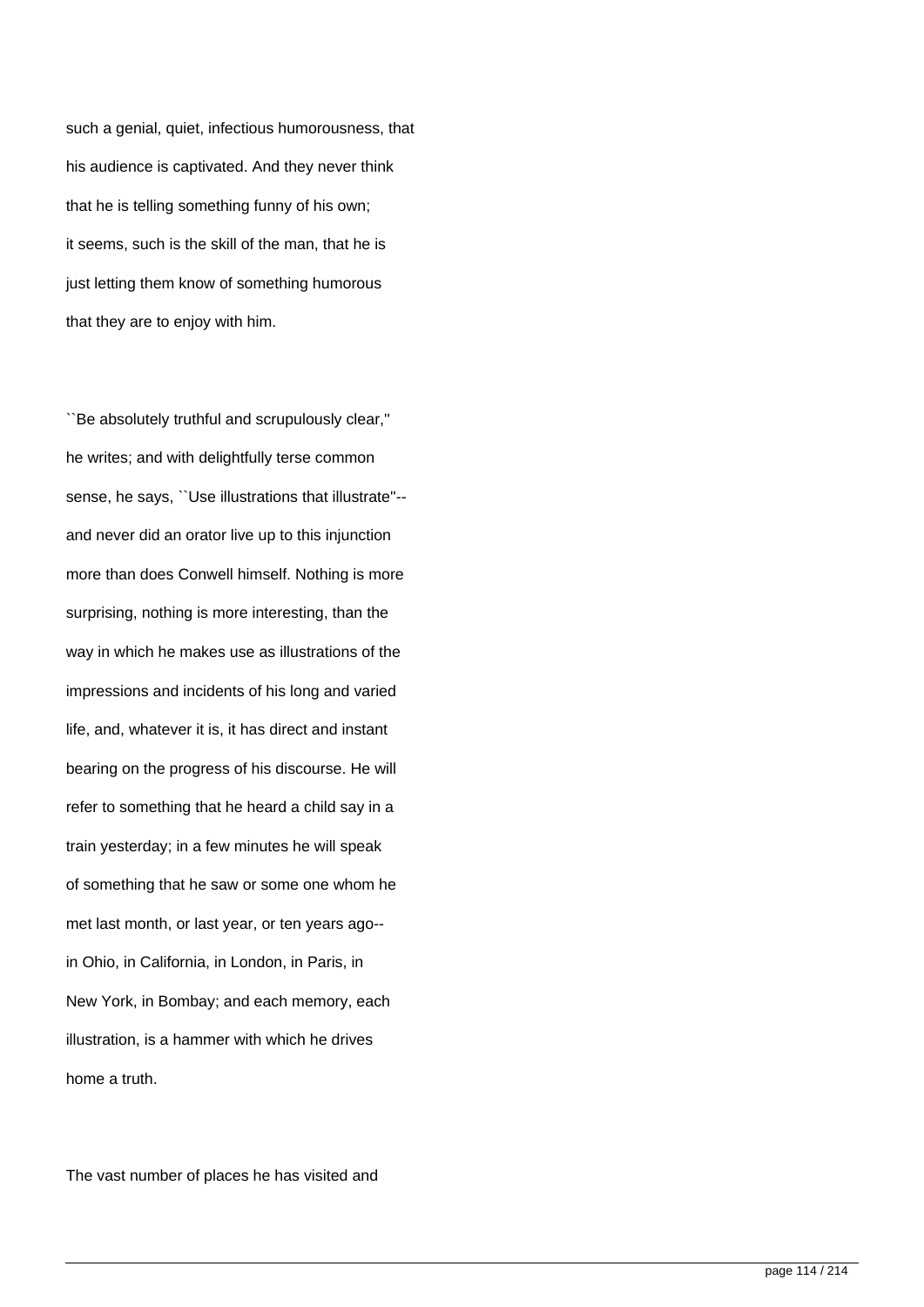such a genial, quiet, infectious humorousness, that his audience is captivated. And they never think that he is telling something funny of his own; it seems, such is the skill of the man, that he is just letting them know of something humorous that they are to enjoy with him.

``Be absolutely truthful and scrupulously clear,'' he writes; and with delightfully terse common sense, he says, ``Use illustrations that illustrate''--and never did an orator live up to this injunction more than does Conwell himself. Nothing is more surprising, nothing is more interesting, than the way in which he makes use as illustrations of the impressions and incidents of his long and varied life, and, whatever it is, it has direct and instant bearing on the progress of his discourse. He will refer to something that he heard a child say in a train yesterday; in a few minutes he will speak of something that he saw or some one whom he met last month, or last year, or ten years ago--in Ohio, in California, in London, in Paris, in New York, in Bombay; and each memory, each illustration, is a hammer with which he drives home a truth.

The vast number of places he has visited and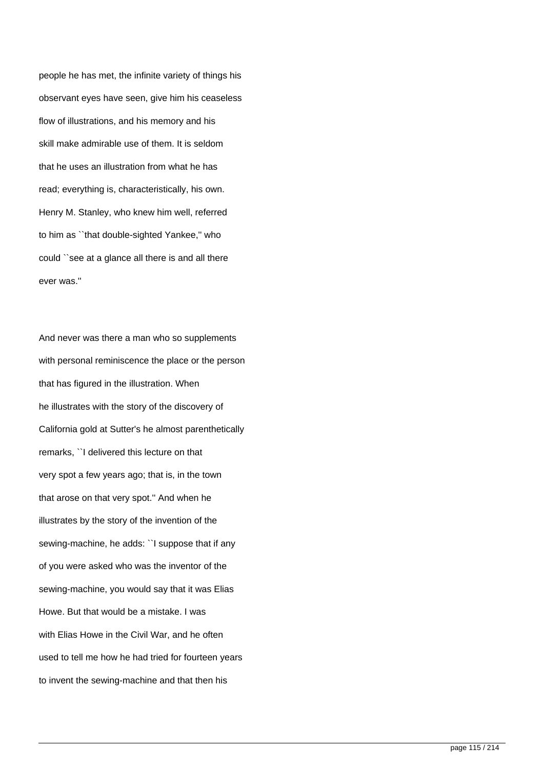people he has met, the infinite variety of things his observant eyes have seen, give him his ceaseless flow of illustrations, and his memory and his skill make admirable use of them. It is seldom that he uses an illustration from what he has read; everything is, characteristically, his own. Henry M. Stanley, who knew him well, referred to him as ``that double-sighted Yankee,'' who could ``see at a glance all there is and all there ever was.''

And never was there a man who so supplements with personal reminiscence the place or the person that has figured in the illustration. When he illustrates with the story of the discovery of California gold at Sutter's he almost parenthetically remarks, ``I delivered this lecture on that very spot a few years ago; that is, in the town that arose on that very spot.'' And when he illustrates by the story of the invention of the sewing-machine, he adds: ``I suppose that if any of you were asked who was the inventor of the sewing-machine, you would say that it was Elias Howe. But that would be a mistake. I was with Elias Howe in the Civil War, and he often used to tell me how he had tried for fourteen years to invent the sewing-machine and that then his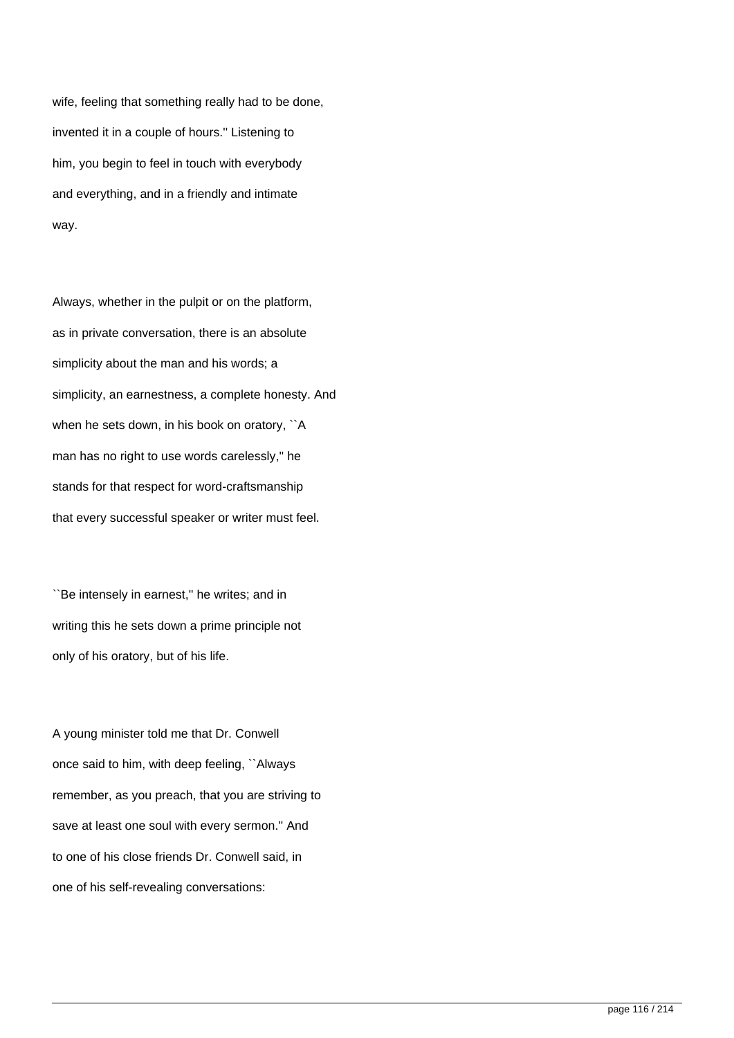wife, feeling that something really had to be done, invented it in a couple of hours.'' Listening to him, you begin to feel in touch with everybody and everything, and in a friendly and intimate way.

Always, whether in the pulpit or on the platform, as in private conversation, there is an absolute simplicity about the man and his words; a simplicity, an earnestness, a complete honesty. And when he sets down, in his book on oratory, ``A man has no right to use words carelessly,'' he stands for that respect for word-craftsmanship that every successful speaker or writer must feel.

``Be intensely in earnest,'' he writes; and in writing this he sets down a prime principle not only of his oratory, but of his life.

A young minister told me that Dr. Conwell once said to him, with deep feeling, ``Always remember, as you preach, that you are striving to save at least one soul with every sermon.'' And to one of his close friends Dr. Conwell said, in one of his self-revealing conversations: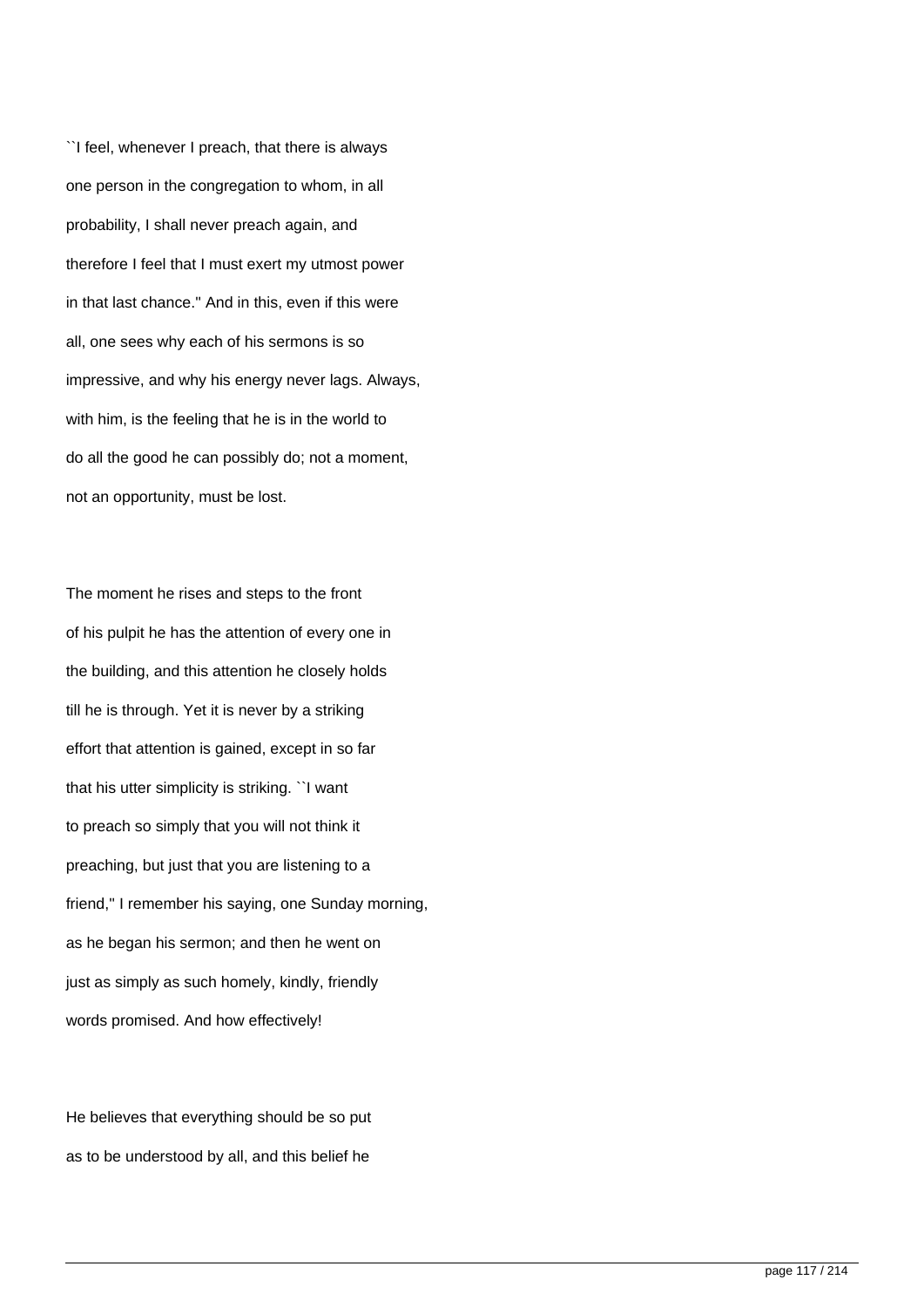``I feel, whenever I preach, that there is always one person in the congregation to whom, in all probability, I shall never preach again, and therefore I feel that I must exert my utmost power in that last chance.'' And in this, even if this were all, one sees why each of his sermons is so impressive, and why his energy never lags. Always, with him, is the feeling that he is in the world to do all the good he can possibly do; not a moment, not an opportunity, must be lost.

The moment he rises and steps to the front of his pulpit he has the attention of every one in the building, and this attention he closely holds till he is through. Yet it is never by a striking effort that attention is gained, except in so far that his utter simplicity is striking. ``I want to preach so simply that you will not think it preaching, but just that you are listening to a friend,'' I remember his saying, one Sunday morning, as he began his sermon; and then he went on just as simply as such homely, kindly, friendly words promised. And how effectively!

He believes that everything should be so put as to be understood by all, and this belief he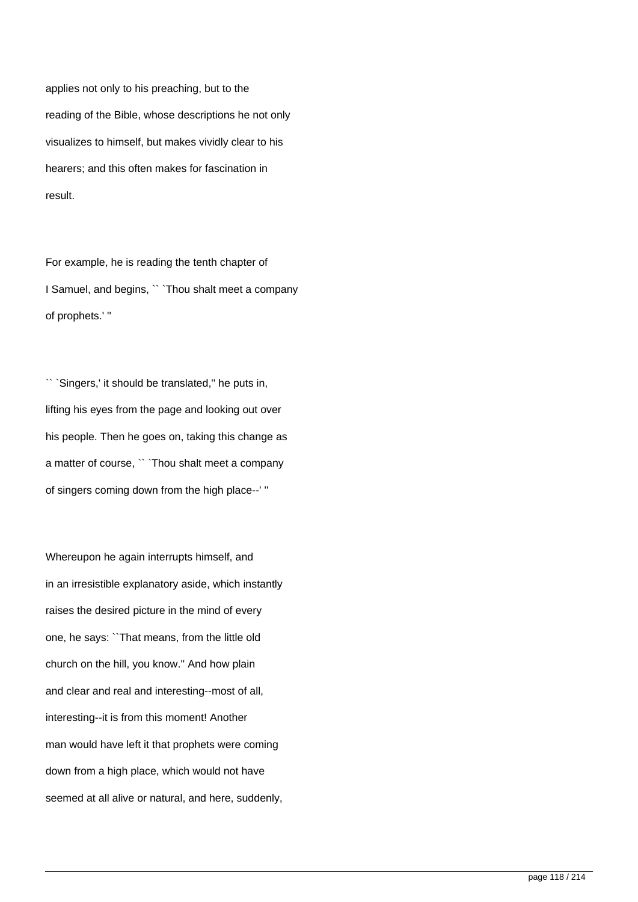applies not only to his preaching, but to the reading of the Bible, whose descriptions he not only visualizes to himself, but makes vividly clear to his hearers; and this often makes for fascination in result.

For example, he is reading the tenth chapter of I Samuel, and begins, `` `Thou shalt meet a company of prophets.' ''

`` `Singers,' it should be translated,'' he puts in, lifting his eyes from the page and looking out over his people. Then he goes on, taking this change as a matter of course, `` `Thou shalt meet a company of singers coming down from the high place--' ''

Whereupon he again interrupts himself, and in an irresistible explanatory aside, which instantly raises the desired picture in the mind of every one, he says: ``That means, from the little old church on the hill, you know.'' And how plain and clear and real and interesting--most of all, interesting--it is from this moment! Another man would have left it that prophets were coming down from a high place, which would not have seemed at all alive or natural, and here, suddenly,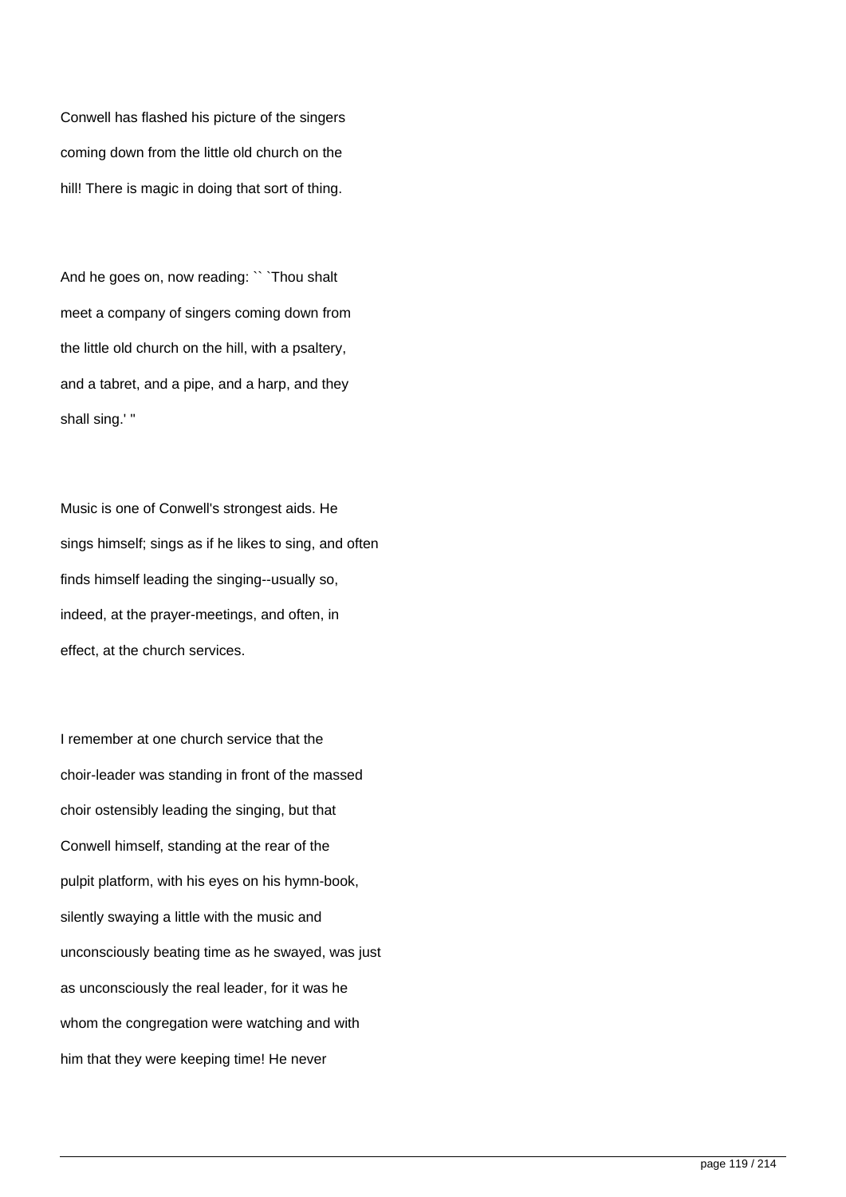Conwell has flashed his picture of the singers coming down from the little old church on the hill! There is magic in doing that sort of thing.

And he goes on, now reading: `` `Thou shalt meet a company of singers coming down from the little old church on the hill, with a psaltery, and a tabret, and a pipe, and a harp, and they shall sing.' "

Music is one of Conwell's strongest aids. He sings himself; sings as if he likes to sing, and often finds himself leading the singing--usually so, indeed, at the prayer-meetings, and often, in effect, at the church services.

I remember at one church service that the choir-leader was standing in front of the massed choir ostensibly leading the singing, but that Conwell himself, standing at the rear of the pulpit platform, with his eyes on his hymn-book, silently swaying a little with the music and unconsciously beating time as he swayed, was just as unconsciously the real leader, for it was he whom the congregation were watching and with him that they were keeping time! He never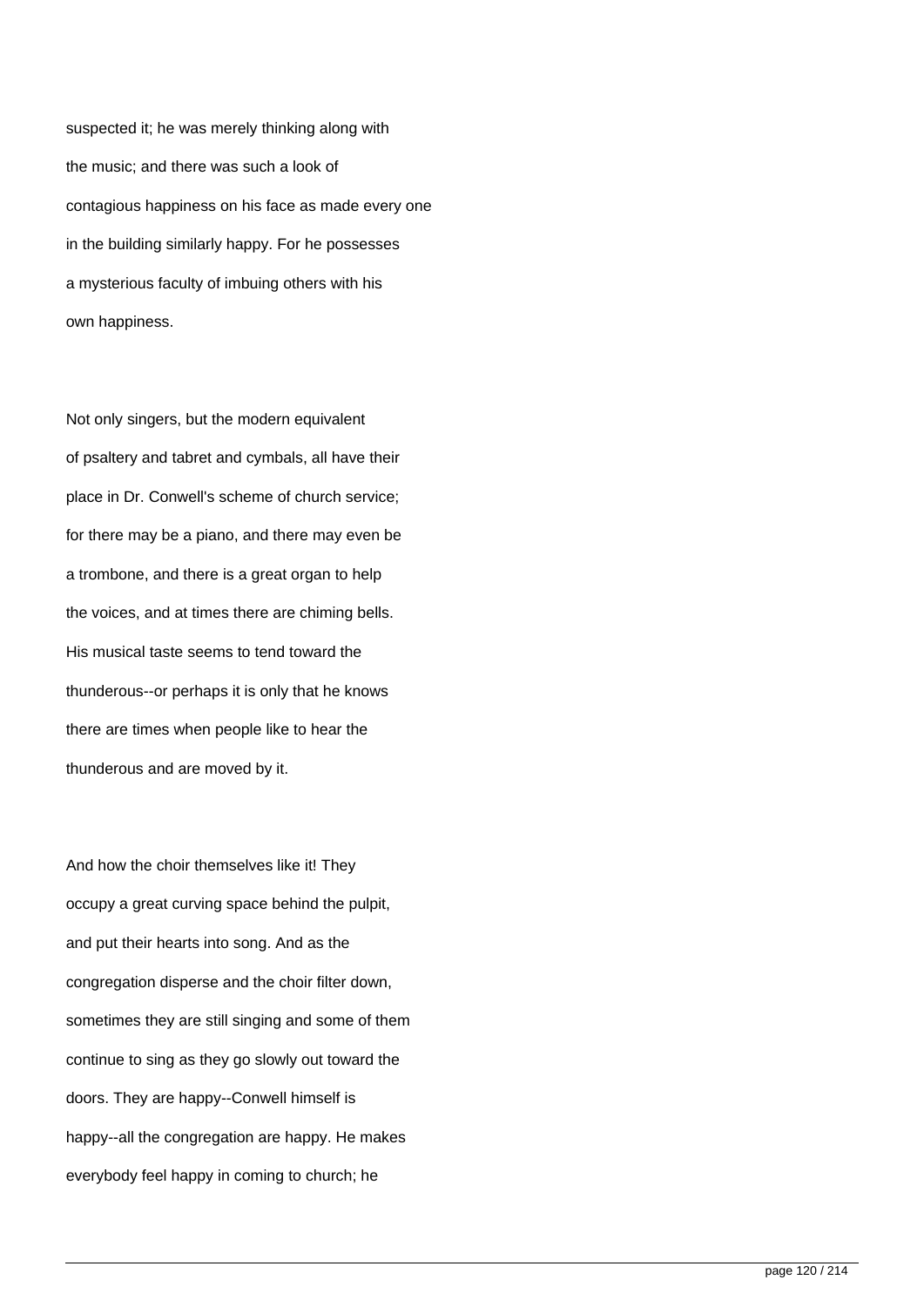suspected it; he was merely thinking along with the music; and there was such a look of contagious happiness on his face as made every one in the building similarly happy. For he possesses a mysterious faculty of imbuing others with his own happiness.

Not only singers, but the modern equivalent of psaltery and tabret and cymbals, all have their place in Dr. Conwell's scheme of church service; for there may be a piano, and there may even be a trombone, and there is a great organ to help the voices, and at times there are chiming bells. His musical taste seems to tend toward the thunderous--or perhaps it is only that he knows there are times when people like to hear the thunderous and are moved by it.

And how the choir themselves like it! They occupy a great curving space behind the pulpit, and put their hearts into song. And as the congregation disperse and the choir filter down, sometimes they are still singing and some of them continue to sing as they go slowly out toward the doors. They are happy--Conwell himself is happy--all the congregation are happy. He makes everybody feel happy in coming to church; he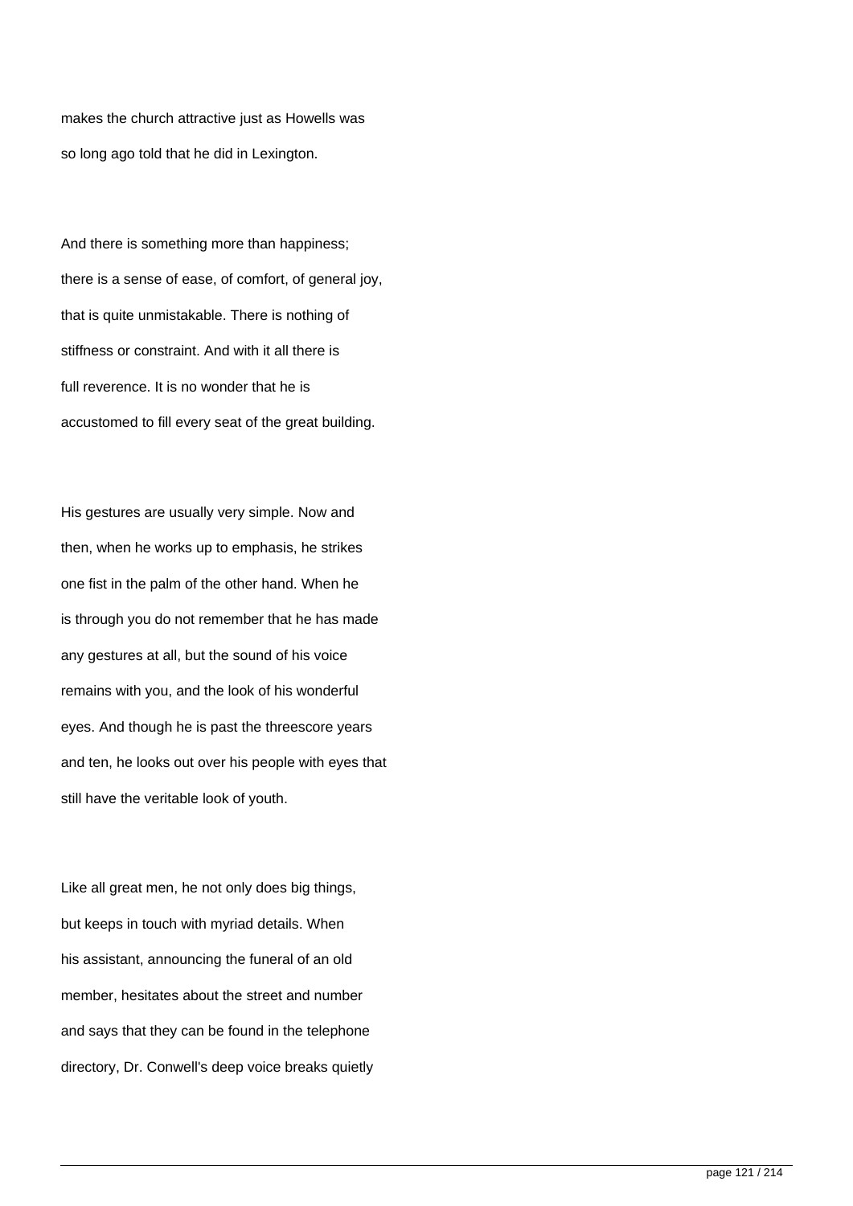makes the church attractive just as Howells was so long ago told that he did in Lexington.

And there is something more than happiness; there is a sense of ease, of comfort, of general joy, that is quite unmistakable. There is nothing of stiffness or constraint. And with it all there is full reverence. It is no wonder that he is accustomed to fill every seat of the great building.

His gestures are usually very simple. Now and then, when he works up to emphasis, he strikes one fist in the palm of the other hand. When he is through you do not remember that he has made any gestures at all, but the sound of his voice remains with you, and the look of his wonderful eyes. And though he is past the threescore years and ten, he looks out over his people with eyes that still have the veritable look of youth.

Like all great men, he not only does big things, but keeps in touch with myriad details. When his assistant, announcing the funeral of an old member, hesitates about the street and number and says that they can be found in the telephone directory, Dr. Conwell's deep voice breaks quietly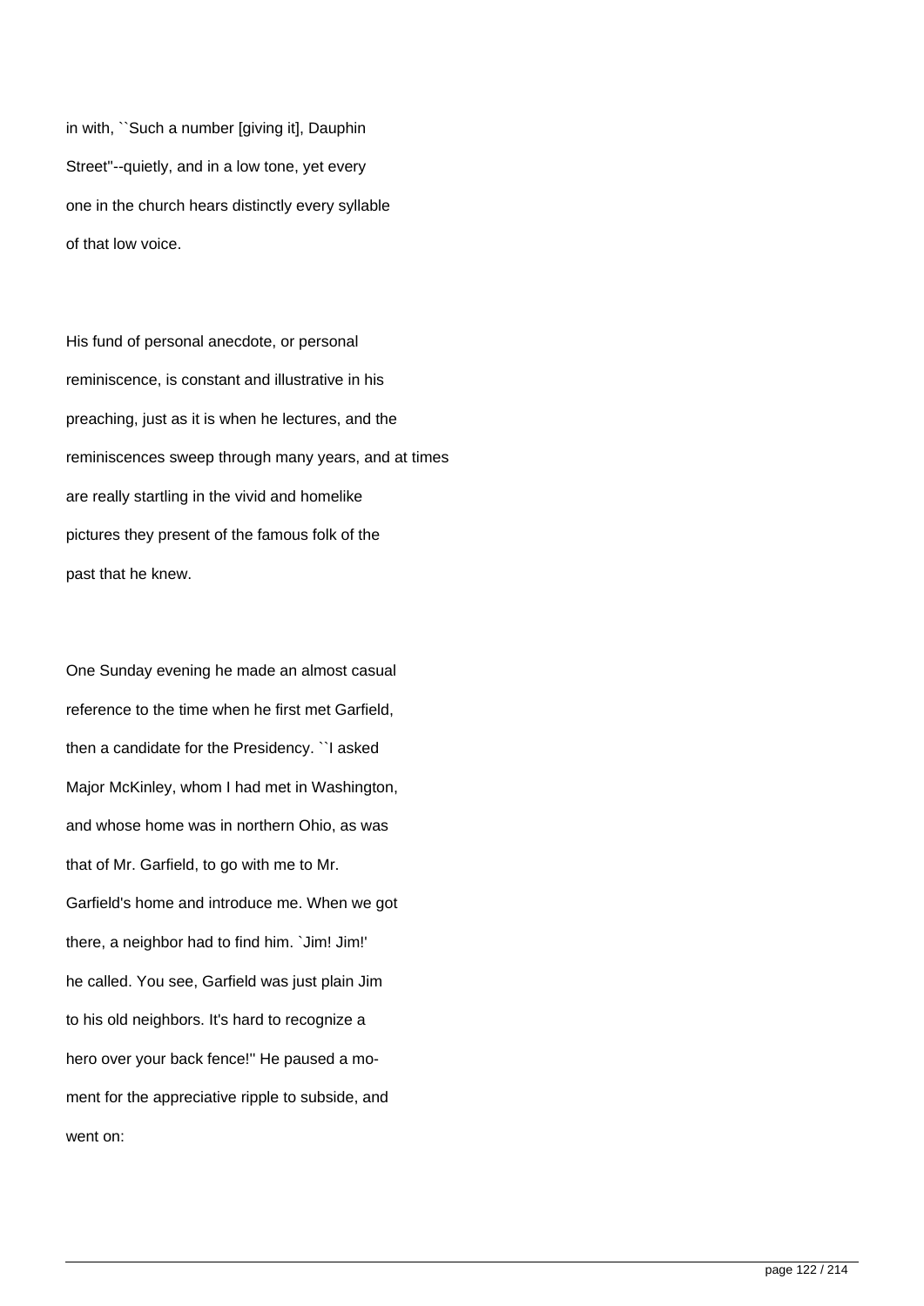in with, ``Such a number [giving it], Dauphin Street''--quietly, and in a low tone, yet every one in the church hears distinctly every syllable of that low voice.

His fund of personal anecdote, or personal reminiscence, is constant and illustrative in his preaching, just as it is when he lectures, and the reminiscences sweep through many years, and at times are really startling in the vivid and homelike pictures they present of the famous folk of the past that he knew.

One Sunday evening he made an almost casual reference to the time when he first met Garfield, then a candidate for the Presidency. ``I asked Major McKinley, whom I had met in Washington, and whose home was in northern Ohio, as was that of Mr. Garfield, to go with me to Mr. Garfield's home and introduce me. When we got there, a neighbor had to find him. `Jim! Jim!' he called. You see, Garfield was just plain Jim to his old neighbors. It's hard to recognize a hero over your back fence!'' He paused a moment for the appreciative ripple to subside, and went on: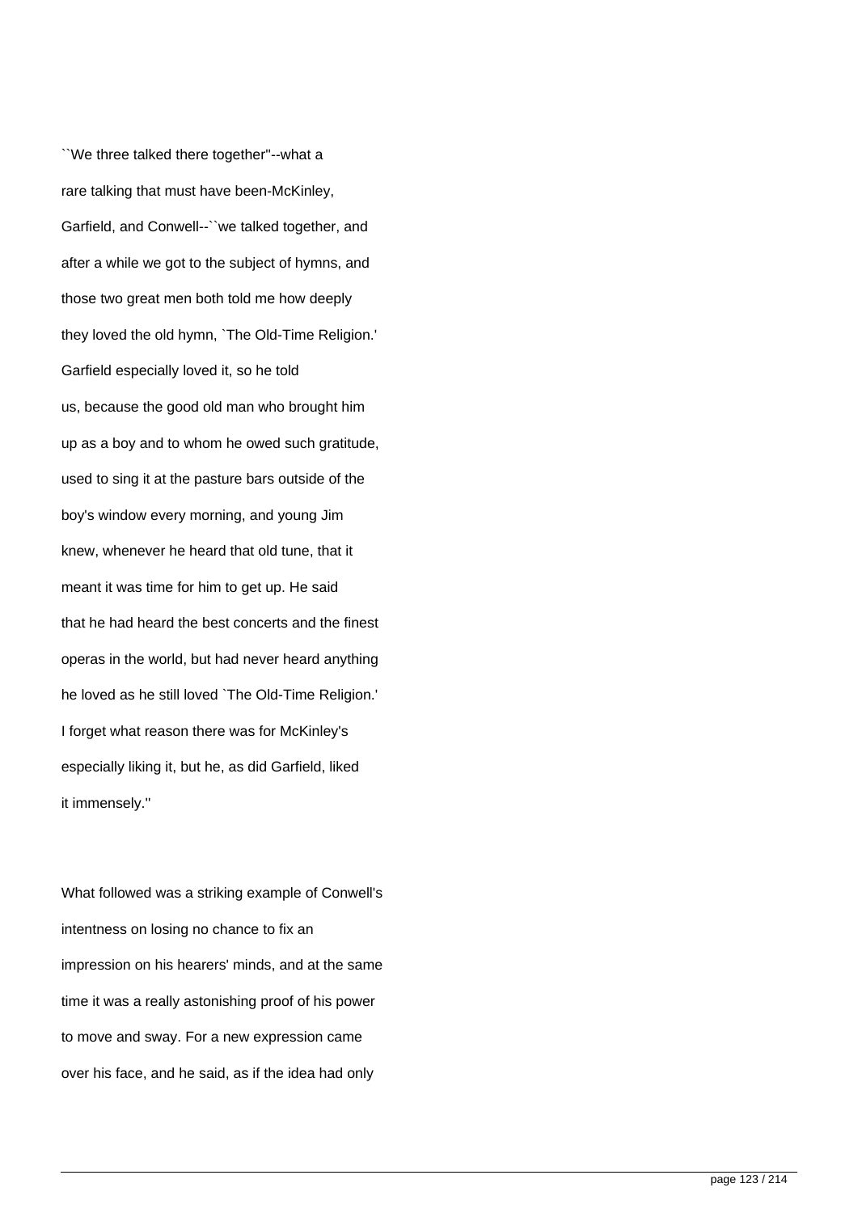``We three talked there together''--what a rare talking that must have been-McKinley, Garfield, and Conwell--``we talked together, and after a while we got to the subject of hymns, and those two great men both told me how deeply they loved the old hymn, `The Old-Time Religion.' Garfield especially loved it, so he told us, because the good old man who brought him up as a boy and to whom he owed such gratitude, used to sing it at the pasture bars outside of the boy's window every morning, and young Jim knew, whenever he heard that old tune, that it meant it was time for him to get up. He said that he had heard the best concerts and the finest operas in the world, but had never heard anything he loved as he still loved `The Old-Time Religion.' I forget what reason there was for McKinley's especially liking it, but he, as did Garfield, liked it immensely.''

What followed was a striking example of Conwell's intentness on losing no chance to fix an impression on his hearers' minds, and at the same time it was a really astonishing proof of his power to move and sway. For a new expression came over his face, and he said, as if the idea had only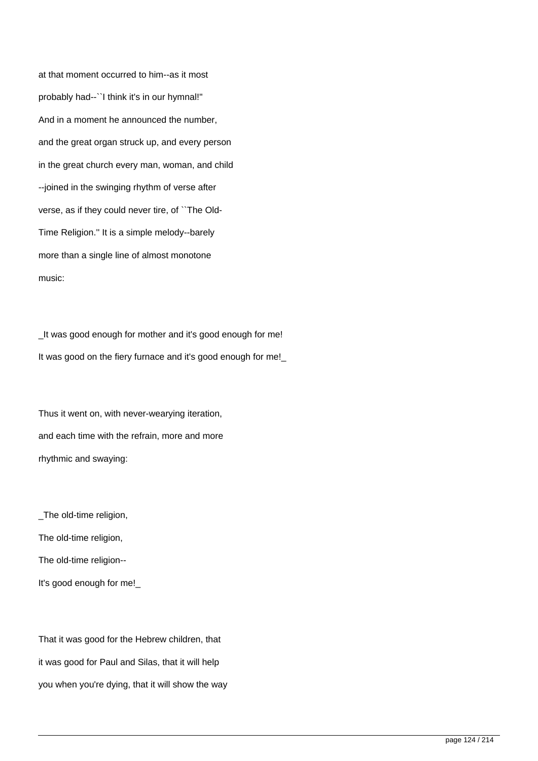at that moment occurred to him--as it most probably had--``I think it's in our hymnal!'' And in a moment he announced the number, and the great organ struck up, and every person in the great church every man, woman, and child --joined in the swinging rhythm of verse after verse, as if they could never tire, of ``The Old-Time Religion.'' It is a simple melody--barely more than a single line of almost monotone music:

_It was good enough for mother and it's good enough for me!
It was good on the fiery furnace and it's good enough for me!_

Thus it went on, with never-wearying iteration, and each time with the refrain, more and more rhythmic and swaying:

_The old-time religion,
The old-time religion,
The old-time religion--
It's good enough for me!_

That it was good for the Hebrew children, that it was good for Paul and Silas, that it will help you when you're dying, that it will show the way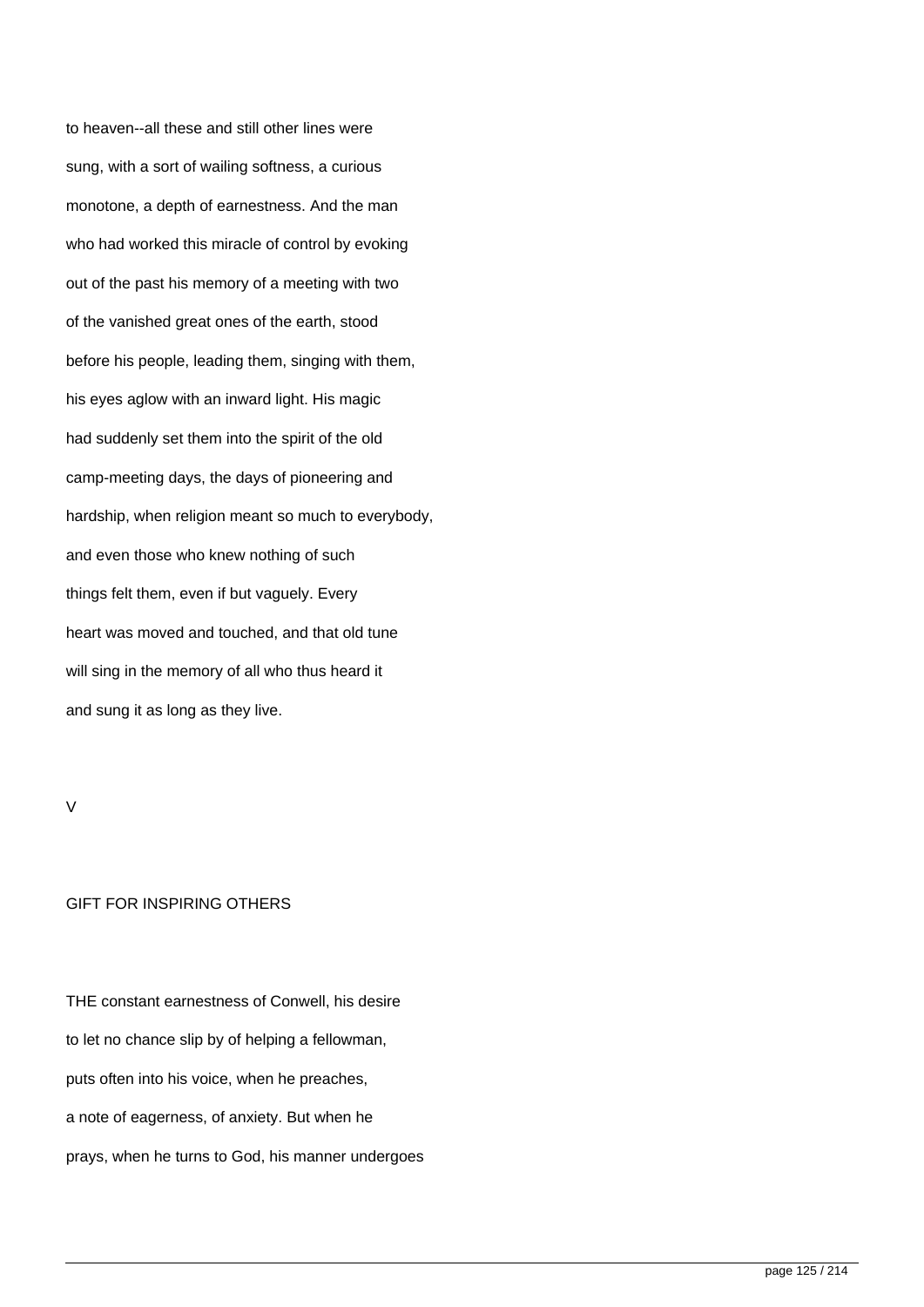to heaven--all these and still other lines were sung, with a sort of wailing softness, a curious monotone, a depth of earnestness. And the man who had worked this miracle of control by evoking out of the past his memory of a meeting with two of the vanished great ones of the earth, stood before his people, leading them, singing with them, his eyes aglow with an inward light. His magic had suddenly set them into the spirit of the old camp-meeting days, the days of pioneering and hardship, when religion meant so much to everybody, and even those who knew nothing of such things felt them, even if but vaguely. Every heart was moved and touched, and that old tune will sing in the memory of all who thus heard it and sung it as long as they live.

## V

## GIFT FOR INSPIRING OTHERS

THE constant earnestness of Conwell, his desire to let no chance slip by of helping a fellowman, puts often into his voice, when he preaches, a note of eagerness, of anxiety. But when he prays, when he turns to God, his manner undergoes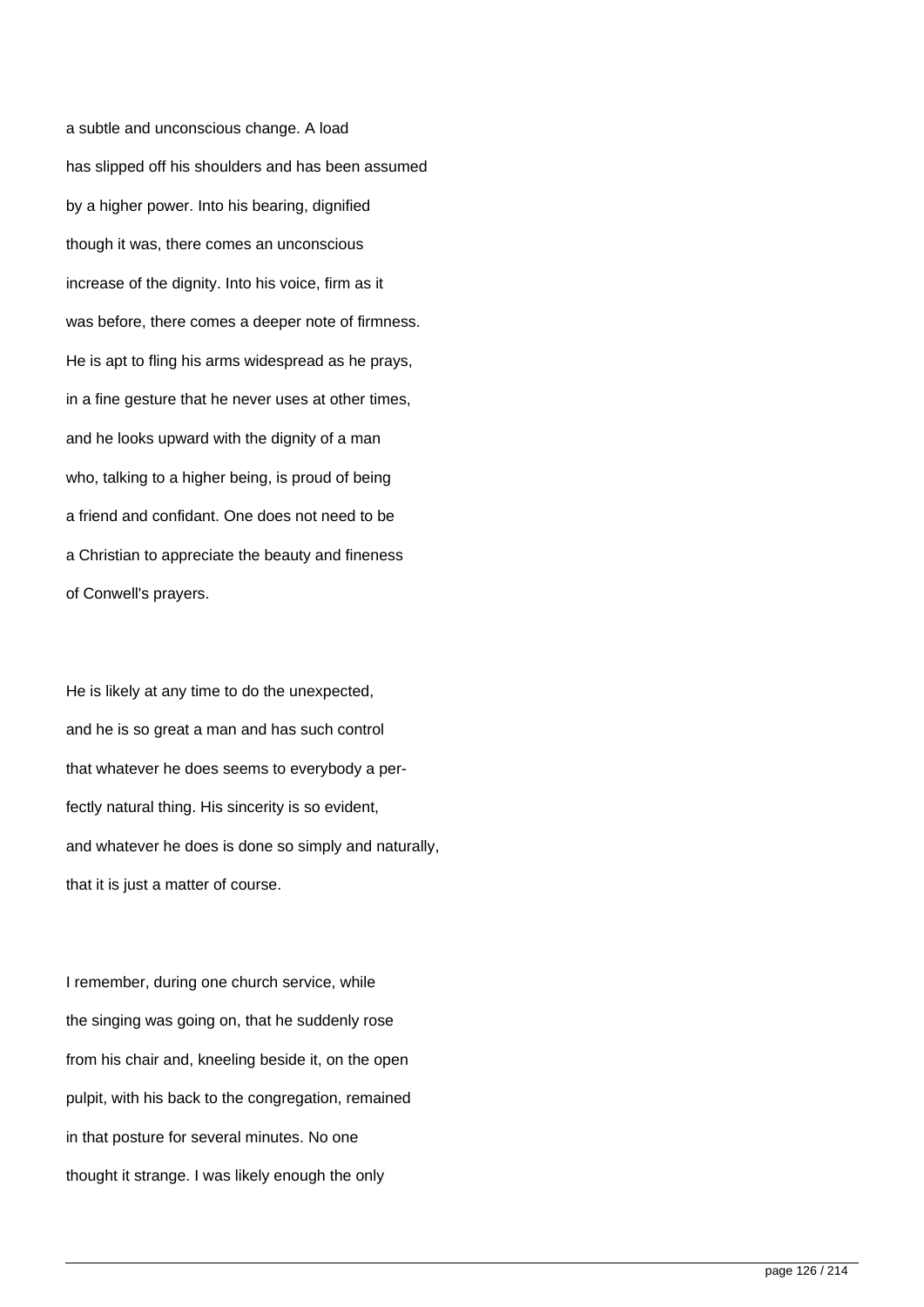a subtle and unconscious change. A load has slipped off his shoulders and has been assumed by a higher power. Into his bearing, dignified though it was, there comes an unconscious increase of the dignity. Into his voice, firm as it was before, there comes a deeper note of firmness. He is apt to fling his arms widespread as he prays, in a fine gesture that he never uses at other times, and he looks upward with the dignity of a man who, talking to a higher being, is proud of being a friend and confidant. One does not need to be a Christian to appreciate the beauty and fineness of Conwell's prayers.

He is likely at any time to do the unexpected, and he is so great a man and has such control that whatever he does seems to everybody a perfectly natural thing. His sincerity is so evident, and whatever he does is done so simply and naturally, that it is just a matter of course.

I remember, during one church service, while the singing was going on, that he suddenly rose from his chair and, kneeling beside it, on the open pulpit, with his back to the congregation, remained in that posture for several minutes. No one thought it strange. I was likely enough the only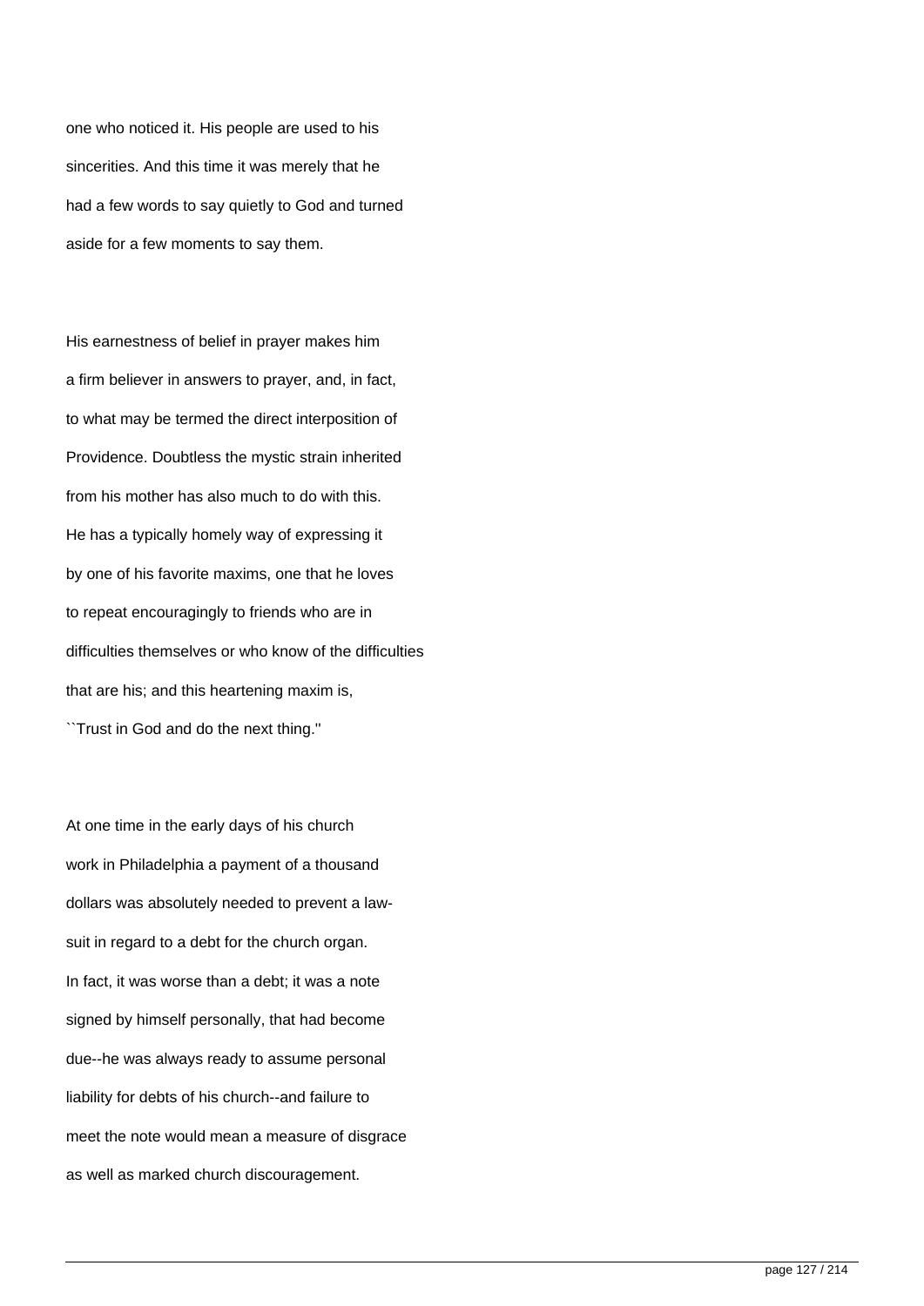one who noticed it. His people are used to his sincerities. And this time it was merely that he had a few words to say quietly to God and turned aside for a few moments to say them.

His earnestness of belief in prayer makes him a firm believer in answers to prayer, and, in fact, to what may be termed the direct interposition of Providence. Doubtless the mystic strain inherited from his mother has also much to do with this. He has a typically homely way of expressing it by one of his favorite maxims, one that he loves to repeat encouragingly to friends who are in difficulties themselves or who know of the difficulties that are his; and this heartening maxim is, ``Trust in God and do the next thing.''

At one time in the early days of his church work in Philadelphia a payment of a thousand dollars was absolutely needed to prevent a lawsuit in regard to a debt for the church organ. In fact, it was worse than a debt; it was a note signed by himself personally, that had become due--he was always ready to assume personal liability for debts of his church--and failure to meet the note would mean a measure of disgrace as well as marked church discouragement.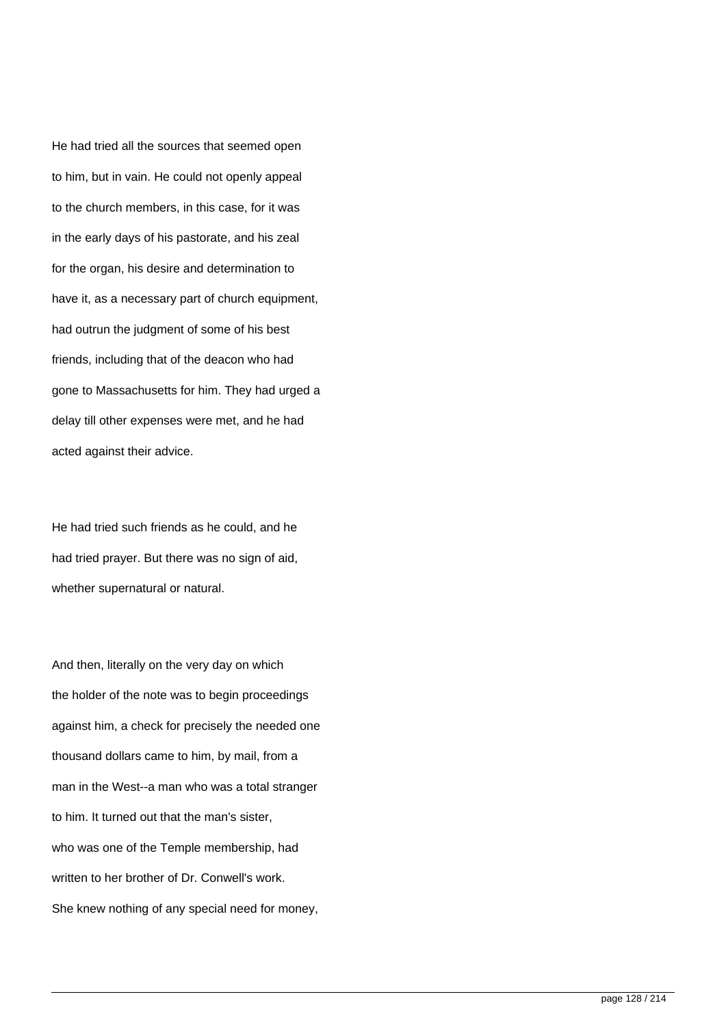He had tried all the sources that seemed open to him, but in vain. He could not openly appeal to the church members, in this case, for it was in the early days of his pastorate, and his zeal for the organ, his desire and determination to have it, as a necessary part of church equipment, had outrun the judgment of some of his best friends, including that of the deacon who had gone to Massachusetts for him. They had urged a delay till other expenses were met, and he had acted against their advice.

He had tried such friends as he could, and he had tried prayer. But there was no sign of aid, whether supernatural or natural.

And then, literally on the very day on which the holder of the note was to begin proceedings against him, a check for precisely the needed one thousand dollars came to him, by mail, from a man in the West--a man who was a total stranger to him. It turned out that the man's sister, who was one of the Temple membership, had written to her brother of Dr. Conwell's work. She knew nothing of any special need for money,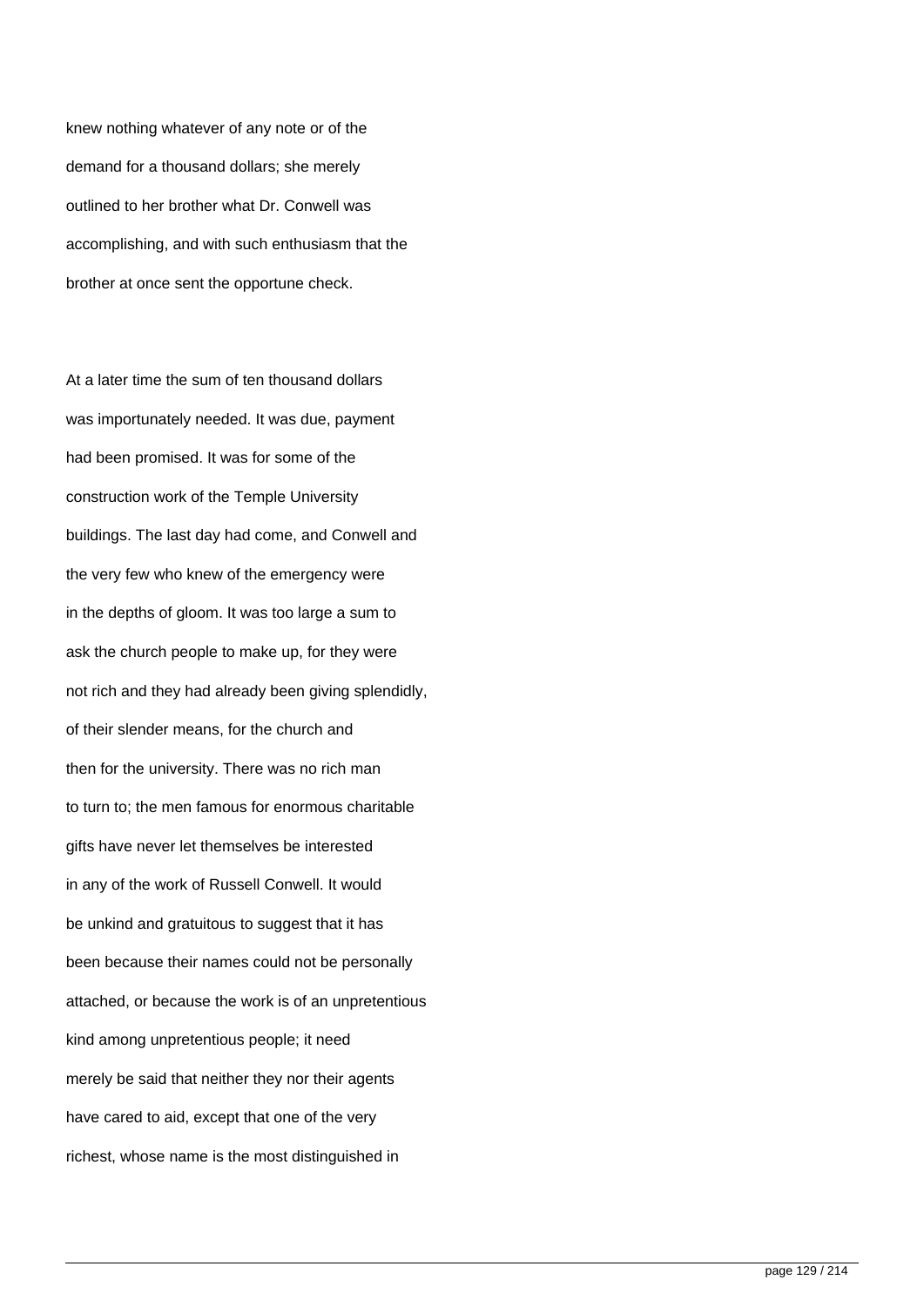knew nothing whatever of any note or of the demand for a thousand dollars; she merely outlined to her brother what Dr. Conwell was accomplishing, and with such enthusiasm that the brother at once sent the opportune check.

At a later time the sum of ten thousand dollars was importunately needed. It was due, payment had been promised. It was for some of the construction work of the Temple University buildings. The last day had come, and Conwell and the very few who knew of the emergency were in the depths of gloom. It was too large a sum to ask the church people to make up, for they were not rich and they had already been giving splendidly, of their slender means, for the church and then for the university. There was no rich man to turn to; the men famous for enormous charitable gifts have never let themselves be interested in any of the work of Russell Conwell. It would be unkind and gratuitous to suggest that it has been because their names could not be personally attached, or because the work is of an unpretentious kind among unpretentious people; it need merely be said that neither they nor their agents have cared to aid, except that one of the very richest, whose name is the most distinguished in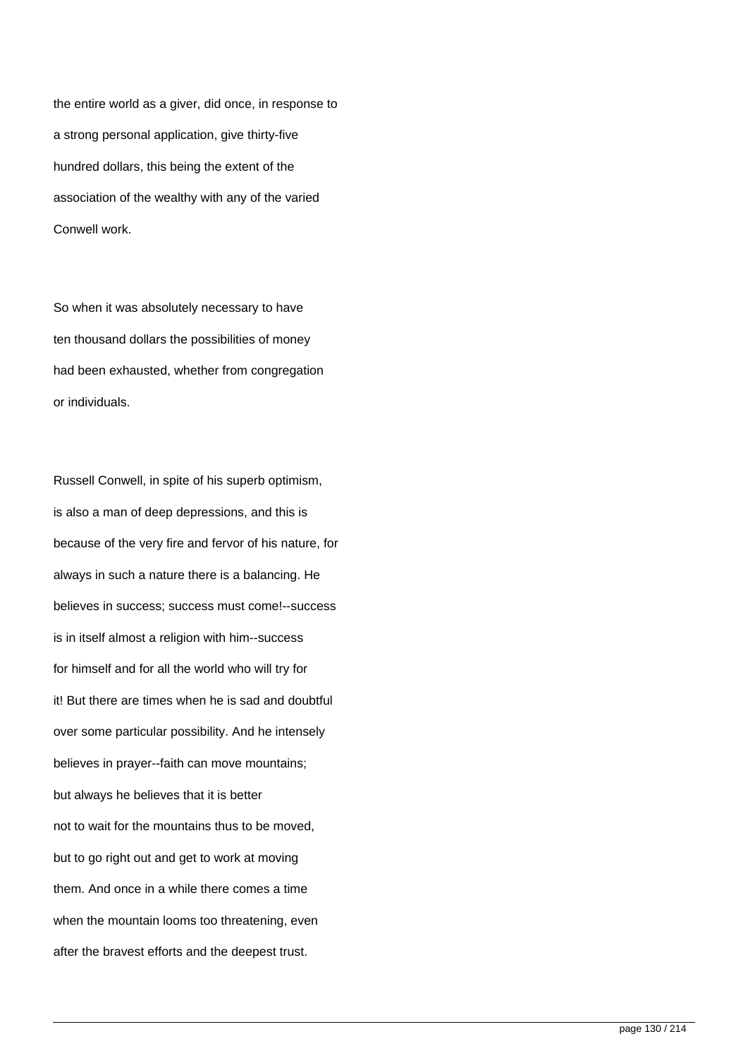the entire world as a giver, did once, in response to a strong personal application, give thirty-five hundred dollars, this being the extent of the association of the wealthy with any of the varied Conwell work.

So when it was absolutely necessary to have ten thousand dollars the possibilities of money had been exhausted, whether from congregation or individuals.

Russell Conwell, in spite of his superb optimism, is also a man of deep depressions, and this is because of the very fire and fervor of his nature, for always in such a nature there is a balancing. He believes in success; success must come!--success is in itself almost a religion with him--success for himself and for all the world who will try for it! But there are times when he is sad and doubtful over some particular possibility. And he intensely believes in prayer--faith can move mountains; but always he believes that it is better not to wait for the mountains thus to be moved, but to go right out and get to work at moving them. And once in a while there comes a time when the mountain looms too threatening, even after the bravest efforts and the deepest trust.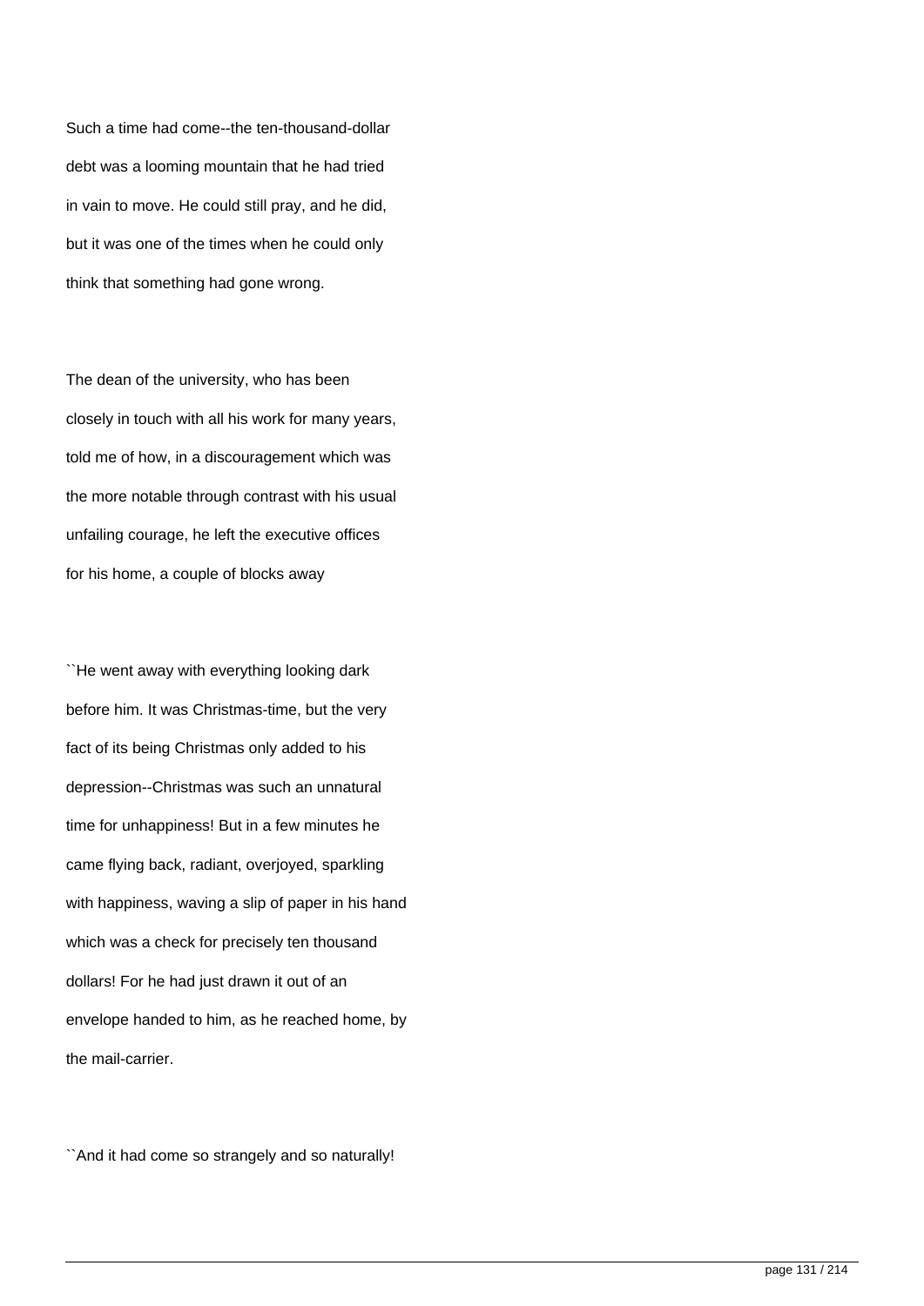Such a time had come--the ten-thousand-dollar debt was a looming mountain that he had tried in vain to move. He could still pray, and he did, but it was one of the times when he could only think that something had gone wrong.

The dean of the university, who has been closely in touch with all his work for many years, told me of how, in a discouragement which was the more notable through contrast with his usual unfailing courage, he left the executive offices for his home, a couple of blocks away

``He went away with everything looking dark before him. It was Christmas-time, but the very fact of its being Christmas only added to his depression--Christmas was such an unnatural time for unhappiness! But in a few minutes he came flying back, radiant, overjoyed, sparkling with happiness, waving a slip of paper in his hand which was a check for precisely ten thousand dollars! For he had just drawn it out of an envelope handed to him, as he reached home, by the mail-carrier.

``And it had come so strangely and so naturally!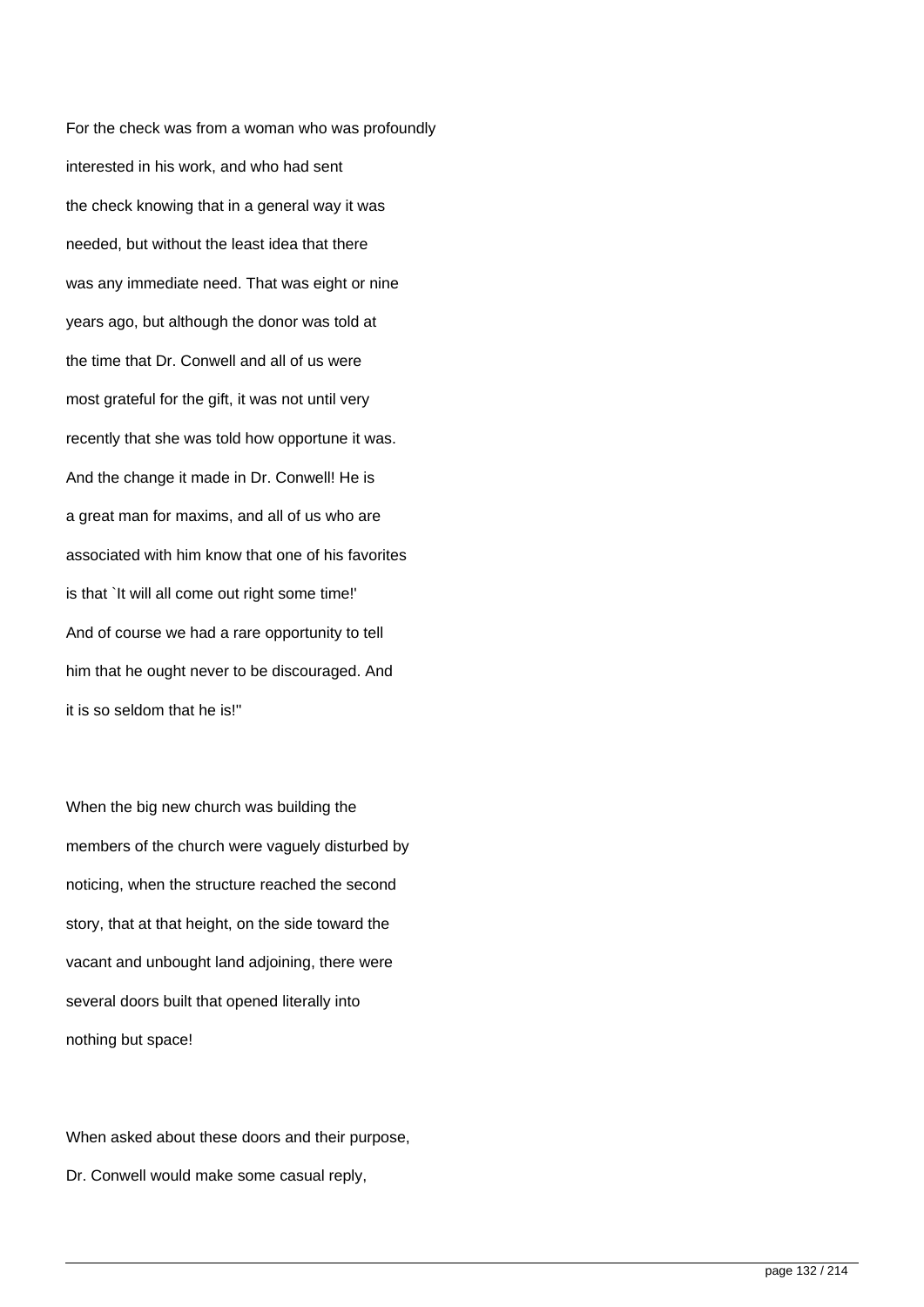For the check was from a woman who was profoundly interested in his work, and who had sent the check knowing that in a general way it was needed, but without the least idea that there was any immediate need. That was eight or nine years ago, but although the donor was told at the time that Dr. Conwell and all of us were most grateful for the gift, it was not until very recently that she was told how opportune it was. And the change it made in Dr. Conwell! He is a great man for maxims, and all of us who are associated with him know that one of his favorites is that `It will all come out right some time!' And of course we had a rare opportunity to tell him that he ought never to be discouraged. And it is so seldom that he is!''

When the big new church was building the members of the church were vaguely disturbed by noticing, when the structure reached the second story, that at that height, on the side toward the vacant and unbought land adjoining, there were several doors built that opened literally into nothing but space!

When asked about these doors and their purpose, Dr. Conwell would make some casual reply,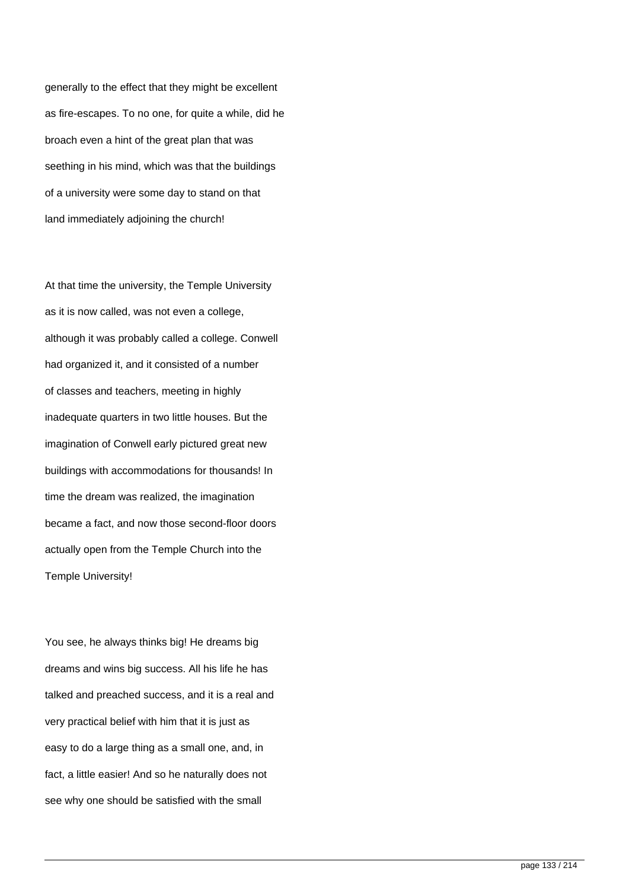generally to the effect that they might be excellent as fire-escapes. To no one, for quite a while, did he broach even a hint of the great plan that was seething in his mind, which was that the buildings of a university were some day to stand on that land immediately adjoining the church!

At that time the university, the Temple University as it is now called, was not even a college, although it was probably called a college. Conwell had organized it, and it consisted of a number of classes and teachers, meeting in highly inadequate quarters in two little houses. But the imagination of Conwell early pictured great new buildings with accommodations for thousands! In time the dream was realized, the imagination became a fact, and now those second-floor doors actually open from the Temple Church into the Temple University!

You see, he always thinks big! He dreams big dreams and wins big success. All his life he has talked and preached success, and it is a real and very practical belief with him that it is just as easy to do a large thing as a small one, and, in fact, a little easier! And so he naturally does not see why one should be satisfied with the small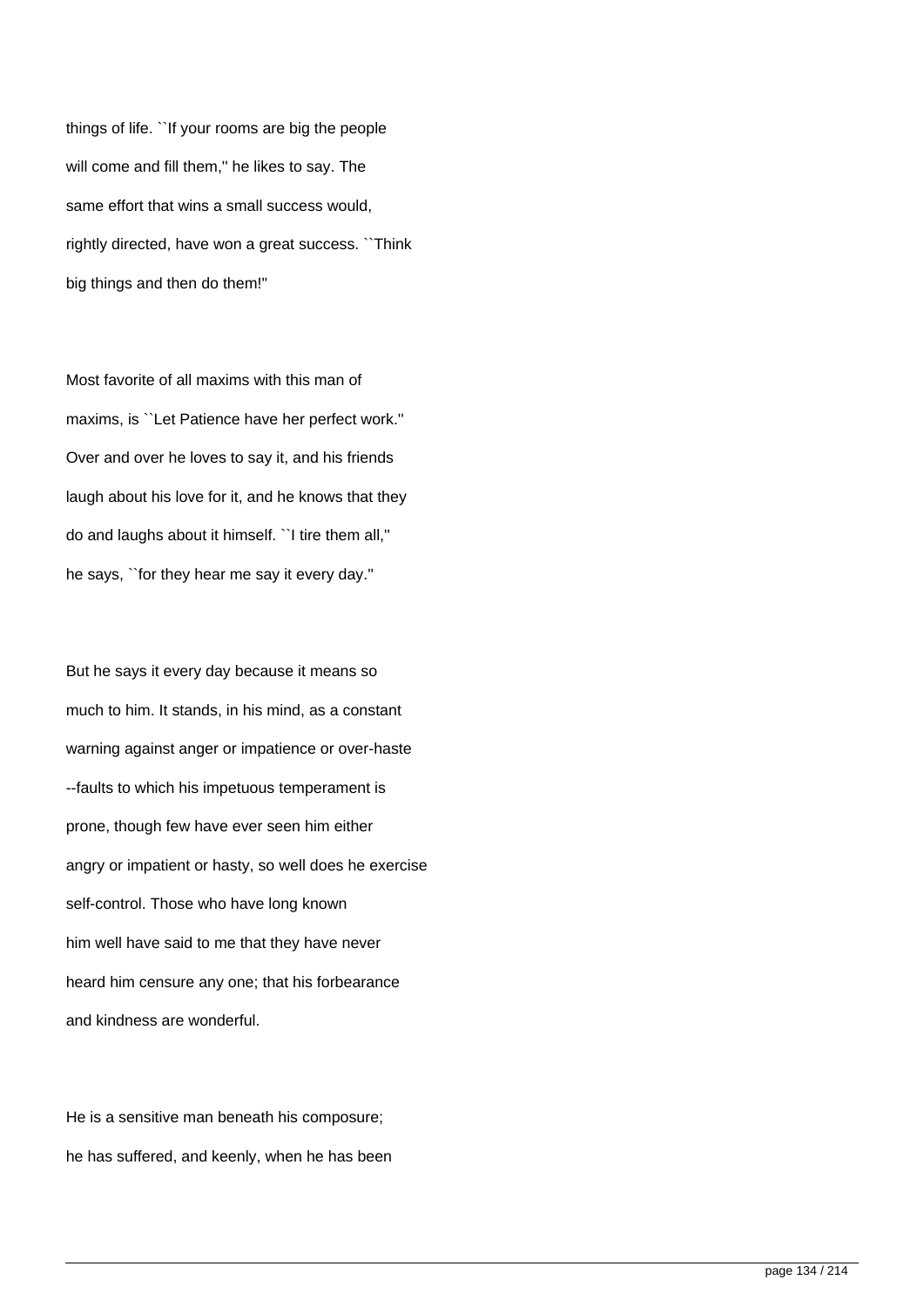things of life. ``If your rooms are big the people will come and fill them,'' he likes to say. The same effort that wins a small success would, rightly directed, have won a great success. ``Think big things and then do them!''

Most favorite of all maxims with this man of maxims, is ``Let Patience have her perfect work.'' Over and over he loves to say it, and his friends laugh about his love for it, and he knows that they do and laughs about it himself. ``I tire them all,'' he says, ``for they hear me say it every day.''

But he says it every day because it means so much to him. It stands, in his mind, as a constant warning against anger or impatience or over-haste --faults to which his impetuous temperament is prone, though few have ever seen him either angry or impatient or hasty, so well does he exercise self-control. Those who have long known him well have said to me that they have never heard him censure any one; that his forbearance and kindness are wonderful.

He is a sensitive man beneath his composure; he has suffered, and keenly, when he has been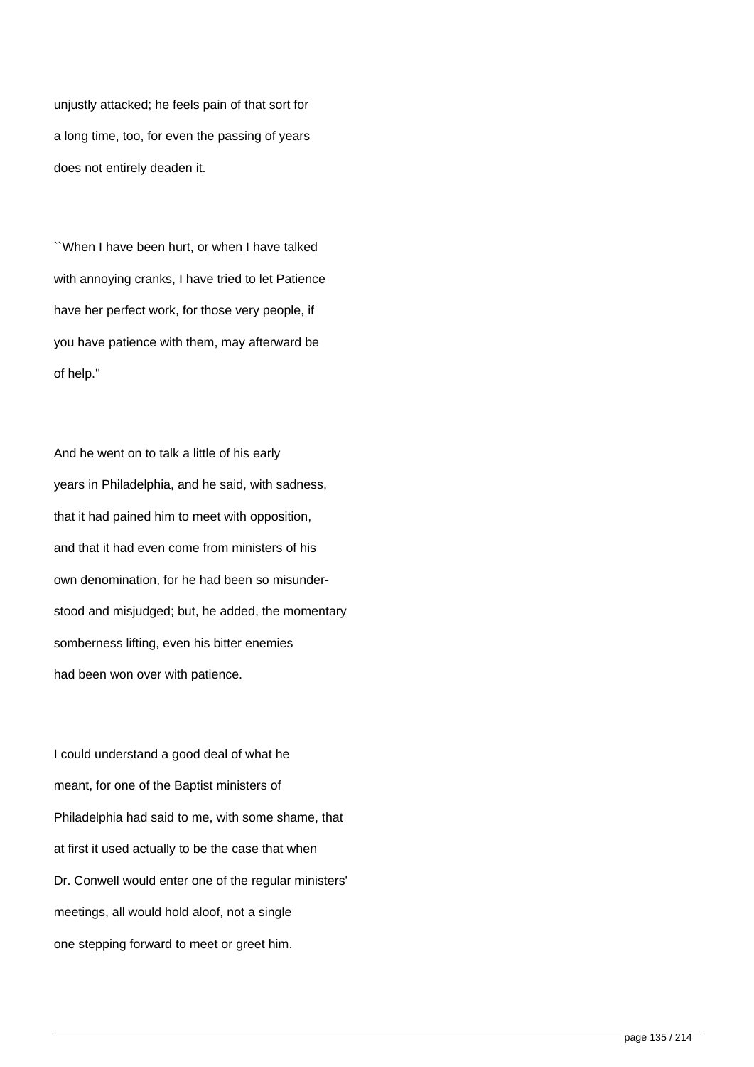unjustly attacked; he feels pain of that sort for a long time, too, for even the passing of years does not entirely deaden it.

``When I have been hurt, or when I have talked with annoying cranks, I have tried to let Patience have her perfect work, for those very people, if you have patience with them, may afterward be of help.''

And he went on to talk a little of his early years in Philadelphia, and he said, with sadness, that it had pained him to meet with opposition, and that it had even come from ministers of his own denomination, for he had been so misunderstood and misjudged; but, he added, the momentary somberness lifting, even his bitter enemies had been won over with patience.

I could understand a good deal of what he meant, for one of the Baptist ministers of Philadelphia had said to me, with some shame, that at first it used actually to be the case that when Dr. Conwell would enter one of the regular ministers' meetings, all would hold aloof, not a single one stepping forward to meet or greet him.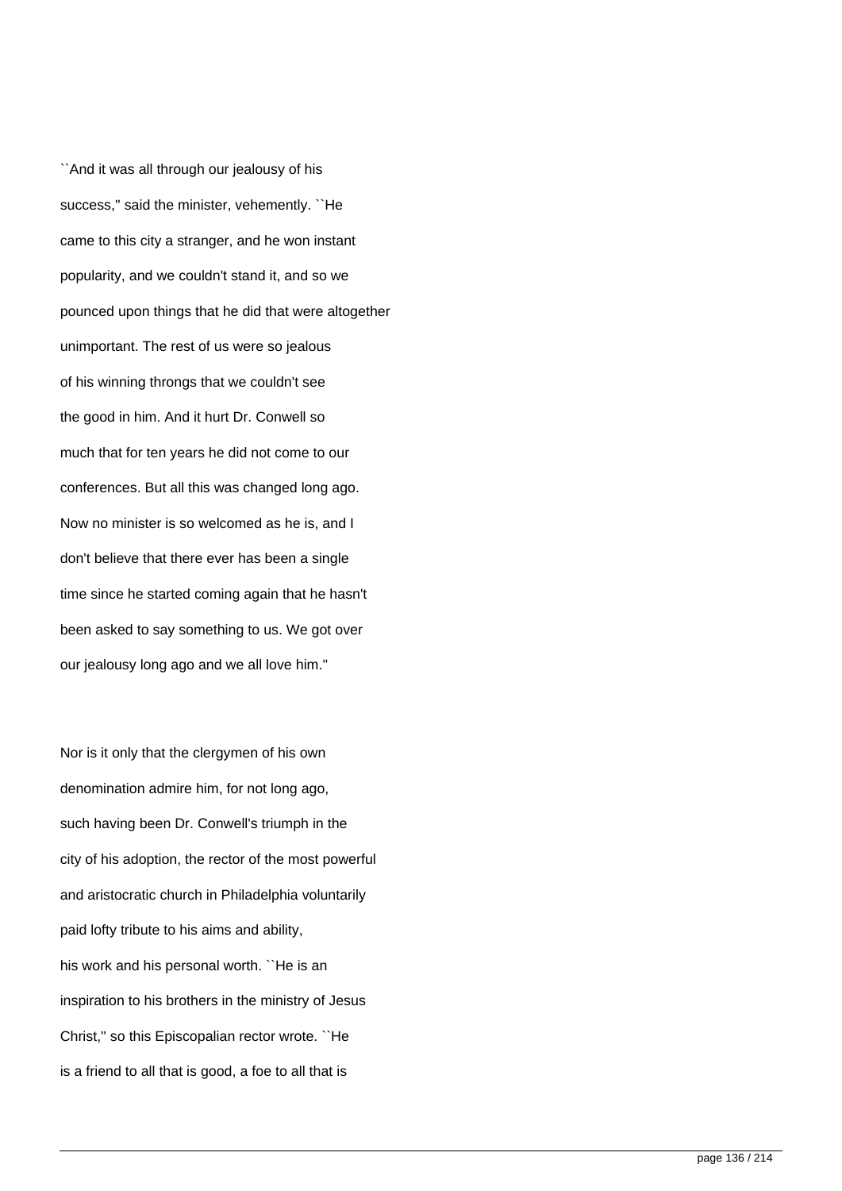``And it was all through our jealousy of his success,'' said the minister, vehemently. ``He came to this city a stranger, and he won instant popularity, and we couldn't stand it, and so we pounced upon things that he did that were altogether unimportant. The rest of us were so jealous of his winning throngs that we couldn't see the good in him. And it hurt Dr. Conwell so much that for ten years he did not come to our conferences. But all this was changed long ago. Now no minister is so welcomed as he is, and I don't believe that there ever has been a single time since he started coming again that he hasn't been asked to say something to us. We got over our jealousy long ago and we all love him.''

Nor is it only that the clergymen of his own denomination admire him, for not long ago, such having been Dr. Conwell's triumph in the city of his adoption, the rector of the most powerful and aristocratic church in Philadelphia voluntarily paid lofty tribute to his aims and ability, his work and his personal worth. ``He is an inspiration to his brothers in the ministry of Jesus Christ,'' so this Episcopalian rector wrote. ``He is a friend to all that is good, a foe to all that is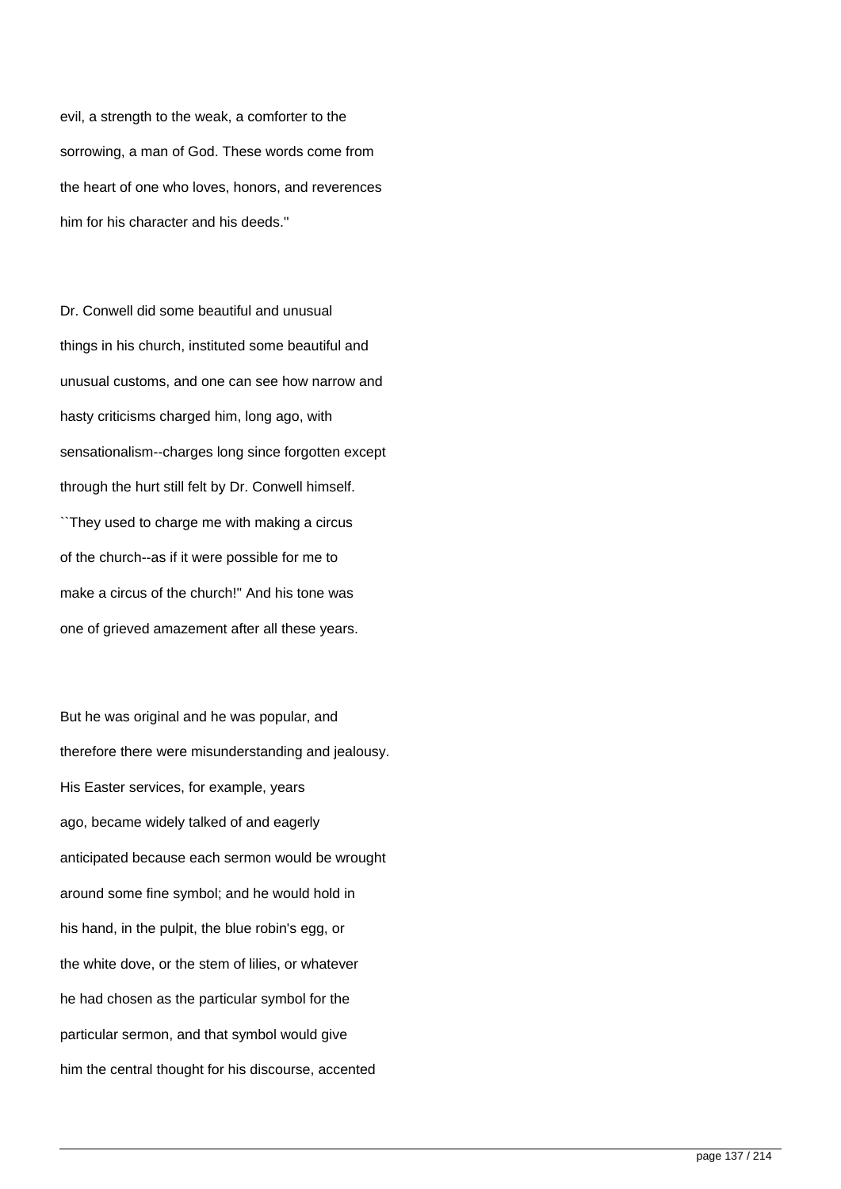evil, a strength to the weak, a comforter to the sorrowing, a man of God. These words come from the heart of one who loves, honors, and reverences him for his character and his deeds.''

Dr. Conwell did some beautiful and unusual things in his church, instituted some beautiful and unusual customs, and one can see how narrow and hasty criticisms charged him, long ago, with sensationalism--charges long since forgotten except through the hurt still felt by Dr. Conwell himself. ``They used to charge me with making a circus of the church--as if it were possible for me to make a circus of the church!'' And his tone was one of grieved amazement after all these years.

But he was original and he was popular, and therefore there were misunderstanding and jealousy. His Easter services, for example, years ago, became widely talked of and eagerly anticipated because each sermon would be wrought around some fine symbol; and he would hold in his hand, in the pulpit, the blue robin's egg, or the white dove, or the stem of lilies, or whatever he had chosen as the particular symbol for the particular sermon, and that symbol would give him the central thought for his discourse, accented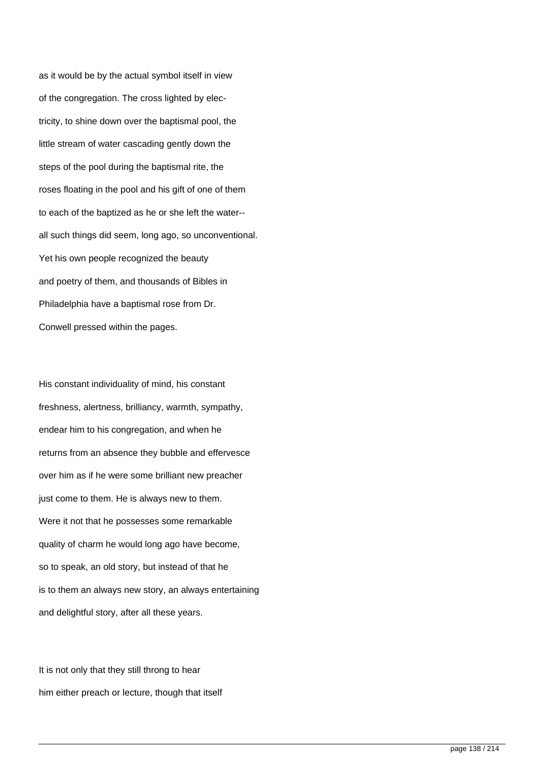as it would be by the actual symbol itself in view of the congregation. The cross lighted by electricity, to shine down over the baptismal pool, the little stream of water cascading gently down the steps of the pool during the baptismal rite, the roses floating in the pool and his gift of one of them to each of the baptized as he or she left the water--all such things did seem, long ago, so unconventional. Yet his own people recognized the beauty and poetry of them, and thousands of Bibles in Philadelphia have a baptismal rose from Dr. Conwell pressed within the pages.

His constant individuality of mind, his constant freshness, alertness, brilliancy, warmth, sympathy, endear him to his congregation, and when he returns from an absence they bubble and effervesce over him as if he were some brilliant new preacher just come to them. He is always new to them. Were it not that he possesses some remarkable quality of charm he would long ago have become, so to speak, an old story, but instead of that he is to them an always new story, an always entertaining and delightful story, after all these years.

It is not only that they still throng to hear him either preach or lecture, though that itself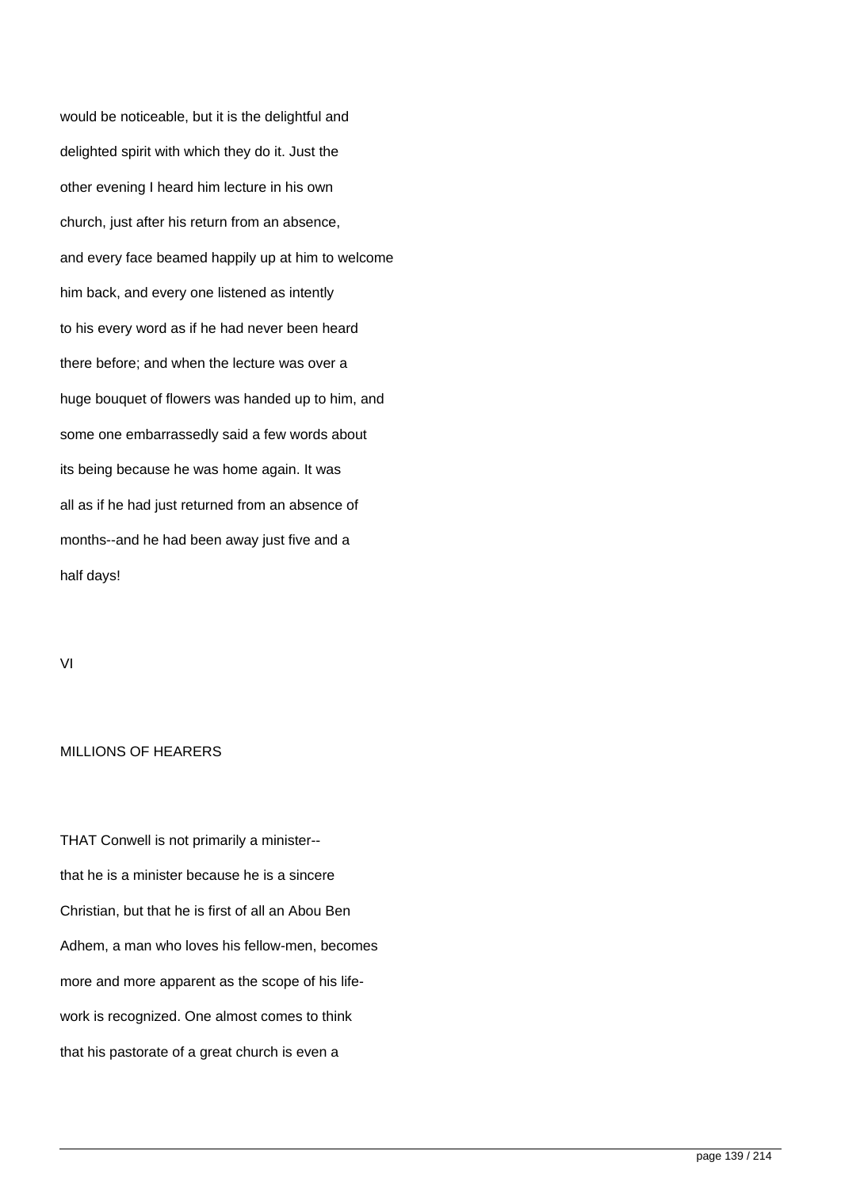would be noticeable, but it is the delightful and delighted spirit with which they do it. Just the other evening I heard him lecture in his own church, just after his return from an absence, and every face beamed happily up at him to welcome him back, and every one listened as intently to his every word as if he had never been heard there before; and when the lecture was over a huge bouquet of flowers was handed up to him, and some one embarrassedly said a few words about its being because he was home again. It was all as if he had just returned from an absence of months--and he had been away just five and a half days!

## VI

## MILLIONS OF HEARERS

THAT Conwell is not primarily a minister--that he is a minister because he is a sincere Christian, but that he is first of all an Abou Ben Adhem, a man who loves his fellow-men, becomes more and more apparent as the scope of his life-work is recognized. One almost comes to think that his pastorate of a great church is even a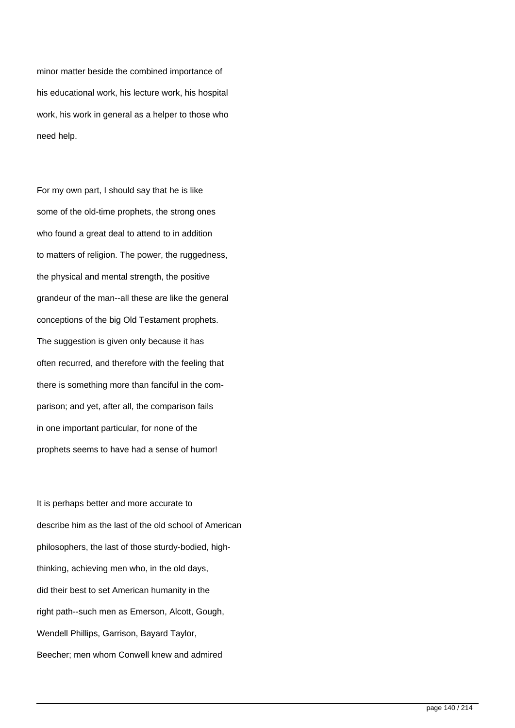minor matter beside the combined importance of his educational work, his lecture work, his hospital work, his work in general as a helper to those who need help.

For my own part, I should say that he is like some of the old-time prophets, the strong ones who found a great deal to attend to in addition to matters of religion. The power, the ruggedness, the physical and mental strength, the positive grandeur of the man--all these are like the general conceptions of the big Old Testament prophets. The suggestion is given only because it has often recurred, and therefore with the feeling that there is something more than fanciful in the comparison; and yet, after all, the comparison fails in one important particular, for none of the prophets seems to have had a sense of humor!

It is perhaps better and more accurate to describe him as the last of the old school of American philosophers, the last of those sturdy-bodied, high-thinking, achieving men who, in the old days, did their best to set American humanity in the right path--such men as Emerson, Alcott, Gough, Wendell Phillips, Garrison, Bayard Taylor, Beecher; men whom Conwell knew and admired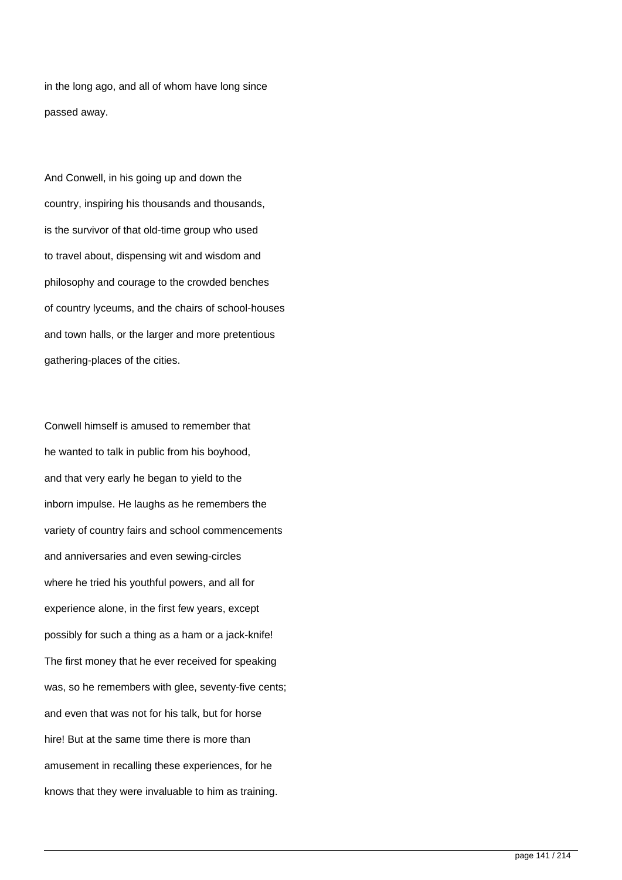in the long ago, and all of whom have long since passed away.

And Conwell, in his going up and down the country, inspiring his thousands and thousands, is the survivor of that old-time group who used to travel about, dispensing wit and wisdom and philosophy and courage to the crowded benches of country lyceums, and the chairs of school-houses and town halls, or the larger and more pretentious gathering-places of the cities.

Conwell himself is amused to remember that he wanted to talk in public from his boyhood, and that very early he began to yield to the inborn impulse. He laughs as he remembers the variety of country fairs and school commencements and anniversaries and even sewing-circles where he tried his youthful powers, and all for experience alone, in the first few years, except possibly for such a thing as a ham or a jack-knife! The first money that he ever received for speaking was, so he remembers with glee, seventy-five cents; and even that was not for his talk, but for horse hire! But at the same time there is more than amusement in recalling these experiences, for he knows that they were invaluable to him as training.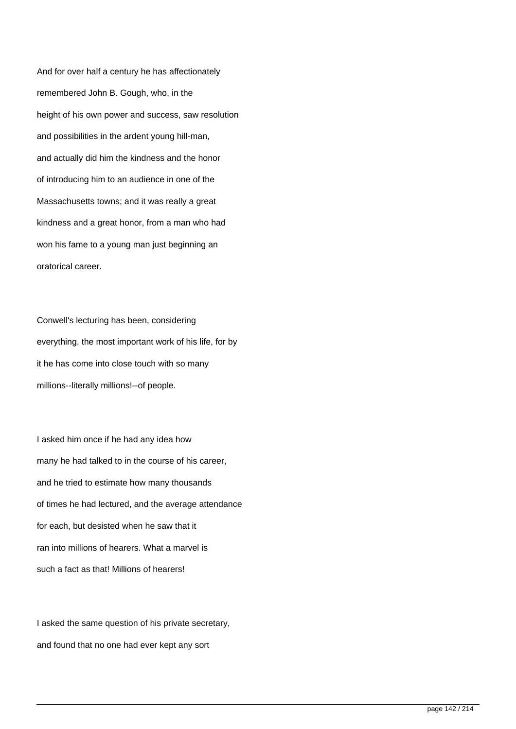And for over half a century he has affectionately remembered John B. Gough, who, in the height of his own power and success, saw resolution and possibilities in the ardent young hill-man, and actually did him the kindness and the honor of introducing him to an audience in one of the Massachusetts towns; and it was really a great kindness and a great honor, from a man who had won his fame to a young man just beginning an oratorical career.

Conwell's lecturing has been, considering everything, the most important work of his life, for by it he has come into close touch with so many millions--literally millions!--of people.

I asked him once if he had any idea how many he had talked to in the course of his career, and he tried to estimate how many thousands of times he had lectured, and the average attendance for each, but desisted when he saw that it ran into millions of hearers. What a marvel is such a fact as that! Millions of hearers!

I asked the same question of his private secretary, and found that no one had ever kept any sort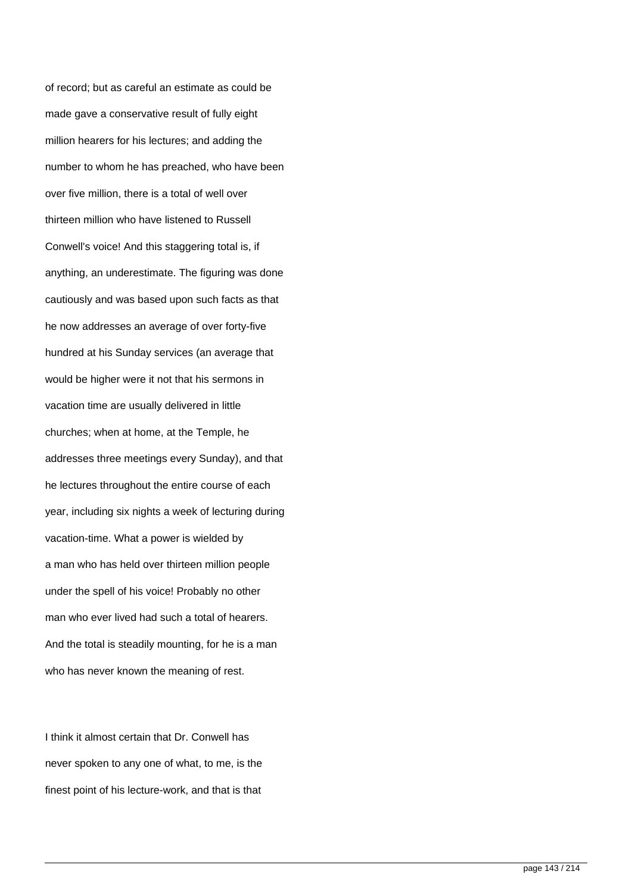of record; but as careful an estimate as could be made gave a conservative result of fully eight million hearers for his lectures; and adding the number to whom he has preached, who have been over five million, there is a total of well over thirteen million who have listened to Russell Conwell's voice! And this staggering total is, if anything, an underestimate. The figuring was done cautiously and was based upon such facts as that he now addresses an average of over forty-five hundred at his Sunday services (an average that would be higher were it not that his sermons in vacation time are usually delivered in little churches; when at home, at the Temple, he addresses three meetings every Sunday), and that he lectures throughout the entire course of each year, including six nights a week of lecturing during vacation-time. What a power is wielded by a man who has held over thirteen million people under the spell of his voice! Probably no other man who ever lived had such a total of hearers. And the total is steadily mounting, for he is a man who has never known the meaning of rest.

I think it almost certain that Dr. Conwell has never spoken to any one of what, to me, is the finest point of his lecture-work, and that is that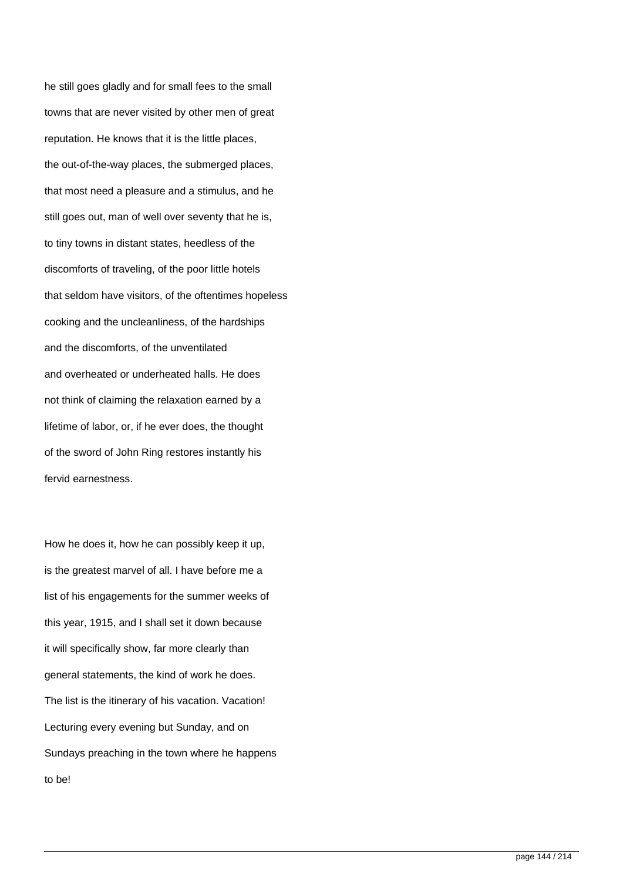he still goes gladly and for small fees to the small towns that are never visited by other men of great reputation. He knows that it is the little places, the out-of-the-way places, the submerged places, that most need a pleasure and a stimulus, and he still goes out, man of well over seventy that he is, to tiny towns in distant states, heedless of the discomforts of traveling, of the poor little hotels that seldom have visitors, of the oftentimes hopeless cooking and the uncleanliness, of the hardships and the discomforts, of the unventilated and overheated or underheated halls. He does not think of claiming the relaxation earned by a lifetime of labor, or, if he ever does, the thought of the sword of John Ring restores instantly his fervid earnestness.

How he does it, how he can possibly keep it up, is the greatest marvel of all. I have before me a list of his engagements for the summer weeks of this year, 1915, and I shall set it down because it will specifically show, far more clearly than general statements, the kind of work he does. The list is the itinerary of his vacation. Vacation! Lecturing every evening but Sunday, and on Sundays preaching in the town where he happens to be!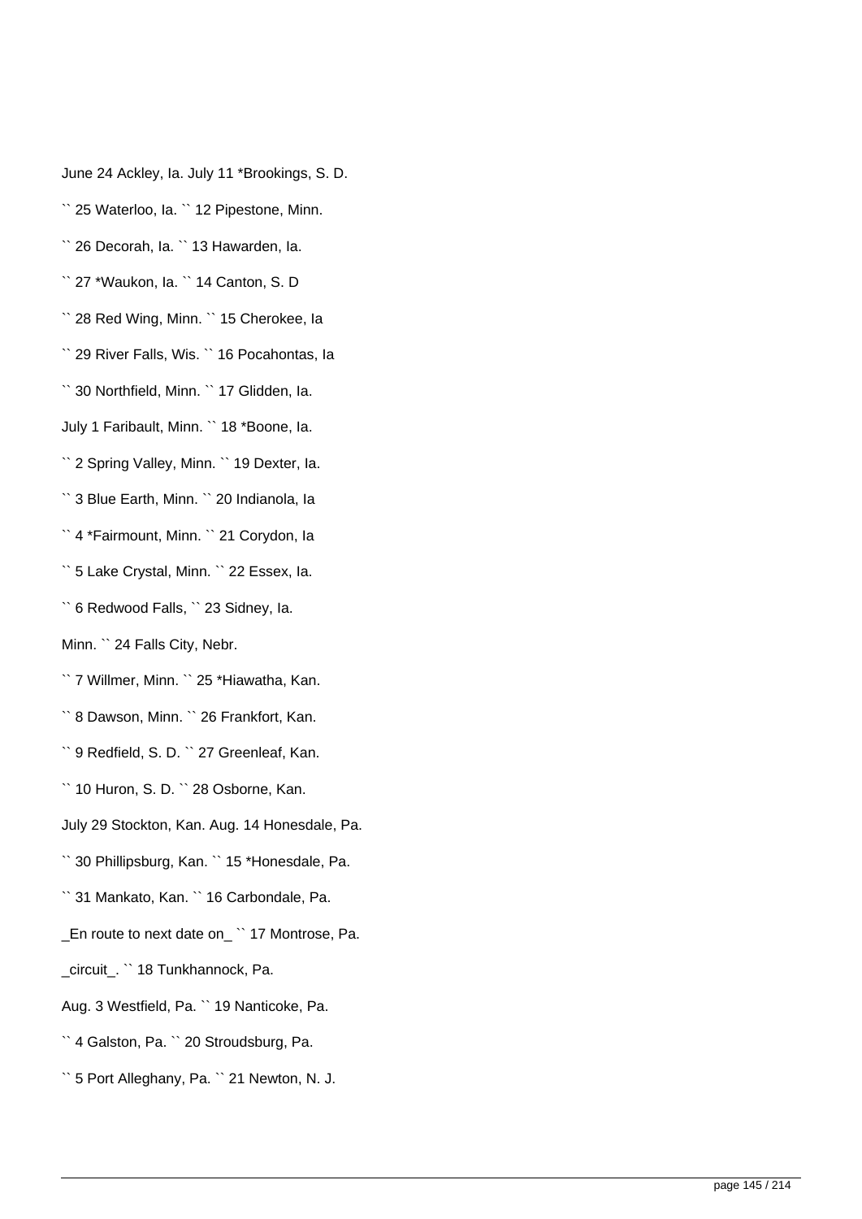June 24 Ackley, Ia. July 11 *Brookings, S. D.

`` 25 Waterloo, Ia. `` 12 Pipestone, Minn.

`` 26 Decorah, Ia. `` 13 Hawarden, Ia.

`` 27 *Waukon, Ia. `` 14 Canton, S. D

`` 28 Red Wing, Minn. `` 15 Cherokee, Ia

`` 29 River Falls, Wis. `` 16 Pocahontas, Ia

`` 30 Northfield, Minn. `` 17 Glidden, Ia.

July 1 Faribault, Minn. `` 18 *Boone, Ia.

`` 2 Spring Valley, Minn. `` 19 Dexter, Ia.

`` 3 Blue Earth, Minn. `` 20 Indianola, Ia

`` 4 *Fairmount, Minn. `` 21 Corydon, Ia

`` 5 Lake Crystal, Minn. `` 22 Essex, Ia.

`` 6 Redwood Falls, `` 23 Sidney, Ia.

Minn. `` 24 Falls City, Nebr.

`` 7 Willmer, Minn. `` 25 *Hiawatha, Kan.

`` 8 Dawson, Minn. `` 26 Frankfort, Kan.

`` 9 Redfield, S. D. `` 27 Greenleaf, Kan.

`` 10 Huron, S. D. `` 28 Osborne, Kan.

July 29 Stockton, Kan. Aug. 14 Honesdale, Pa.

`` 30 Phillipsburg, Kan. `` 15 *Honesdale, Pa.

`` 31 Mankato, Kan. `` 16 Carbondale, Pa.

_En route to next date on_ `` 17 Montrose, Pa.

_circuit_. `` 18 Tunkhannock, Pa.

Aug. 3 Westfield, Pa. `` 19 Nanticoke, Pa.

`` 4 Galston, Pa. `` 20 Stroudsburg, Pa.

`` 5 Port Alleghany, Pa. `` 21 Newton, N. J.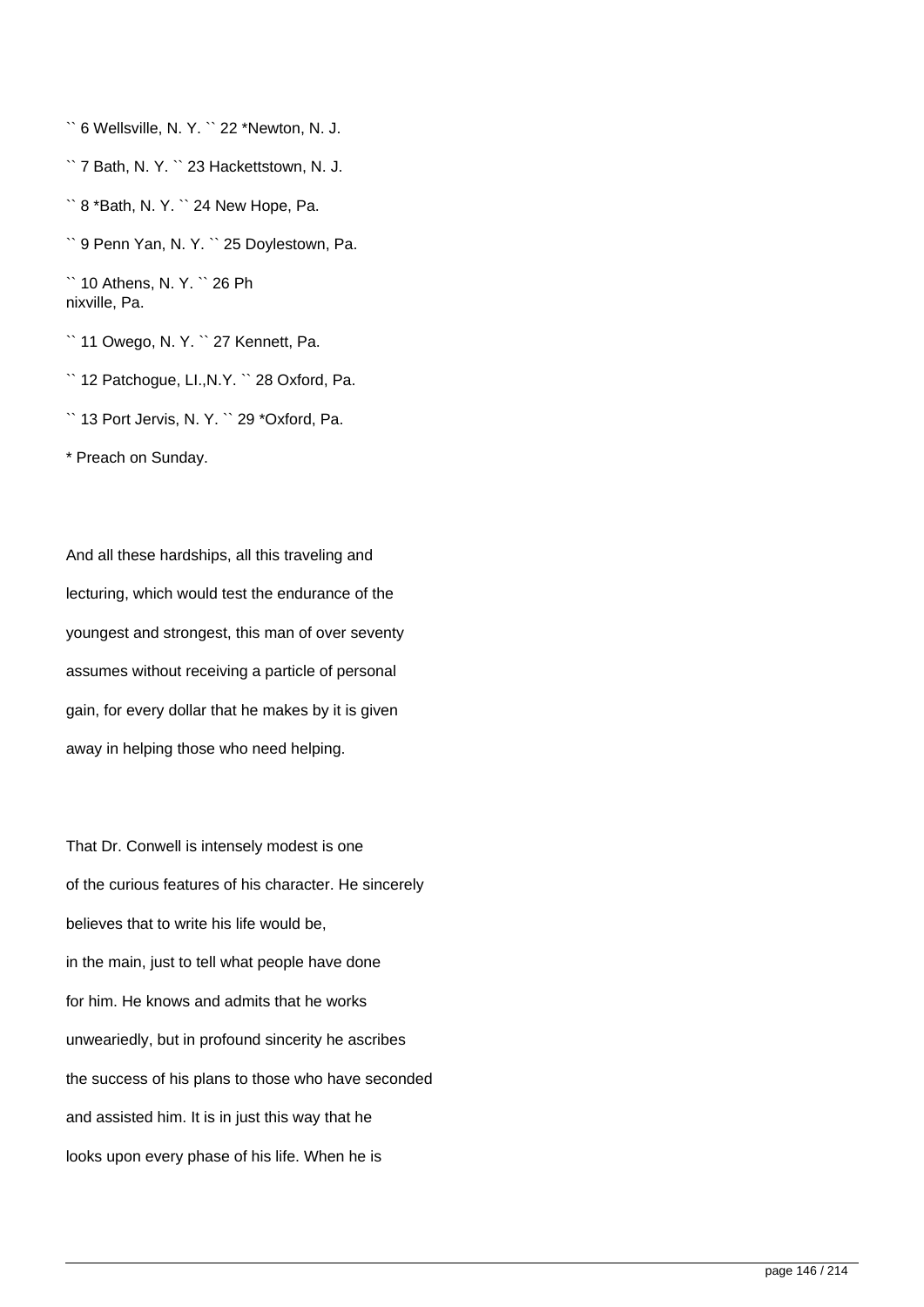`` 6 Wellsville, N. Y. `` 22 *Newton, N. J.

`` 7 Bath, N. Y. `` 23 Hackettstown, N. J.

`` 8 *Bath, N. Y. `` 24 New Hope, Pa.

`` 9 Penn Yan, N. Y. `` 25 Doylestown, Pa.

`` 10 Athens, N. Y. `` 26 Ph
nixville, Pa.

`` 11 Owego, N. Y. `` 27 Kennett, Pa.

`` 12 Patchogue, LI.,N.Y. `` 28 Oxford, Pa.

`` 13 Port Jervis, N. Y. `` 29 *Oxford, Pa.

* Preach on Sunday.

And all these hardships, all this traveling and lecturing, which would test the endurance of the youngest and strongest, this man of over seventy assumes without receiving a particle of personal gain, for every dollar that he makes by it is given away in helping those who need helping.

That Dr. Conwell is intensely modest is one of the curious features of his character. He sincerely believes that to write his life would be, in the main, just to tell what people have done for him. He knows and admits that he works unweariedly, but in profound sincerity he ascribes the success of his plans to those who have seconded and assisted him. It is in just this way that he looks upon every phase of his life. When he is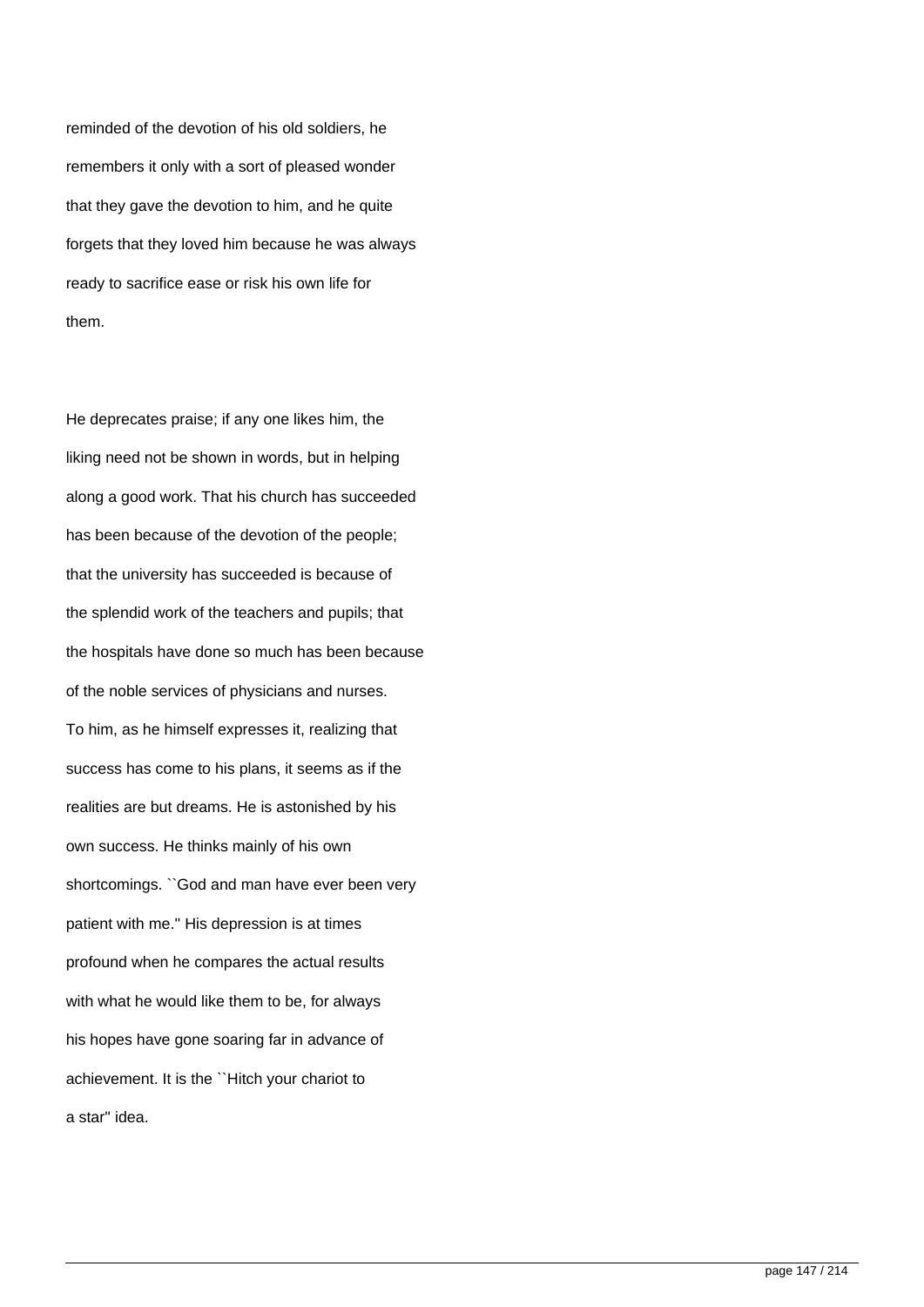reminded of the devotion of his old soldiers, he remembers it only with a sort of pleased wonder that they gave the devotion to him, and he quite forgets that they loved him because he was always ready to sacrifice ease or risk his own life for them.

He deprecates praise; if any one likes him, the liking need not be shown in words, but in helping along a good work. That his church has succeeded has been because of the devotion of the people; that the university has succeeded is because of the splendid work of the teachers and pupils; that the hospitals have done so much has been because of the noble services of physicians and nurses. To him, as he himself expresses it, realizing that success has come to his plans, it seems as if the realities are but dreams. He is astonished by his own success. He thinks mainly of his own shortcomings. ``God and man have ever been very patient with me.'' His depression is at times profound when he compares the actual results with what he would like them to be, for always his hopes have gone soaring far in advance of achievement. It is the ``Hitch your chariot to a star'' idea.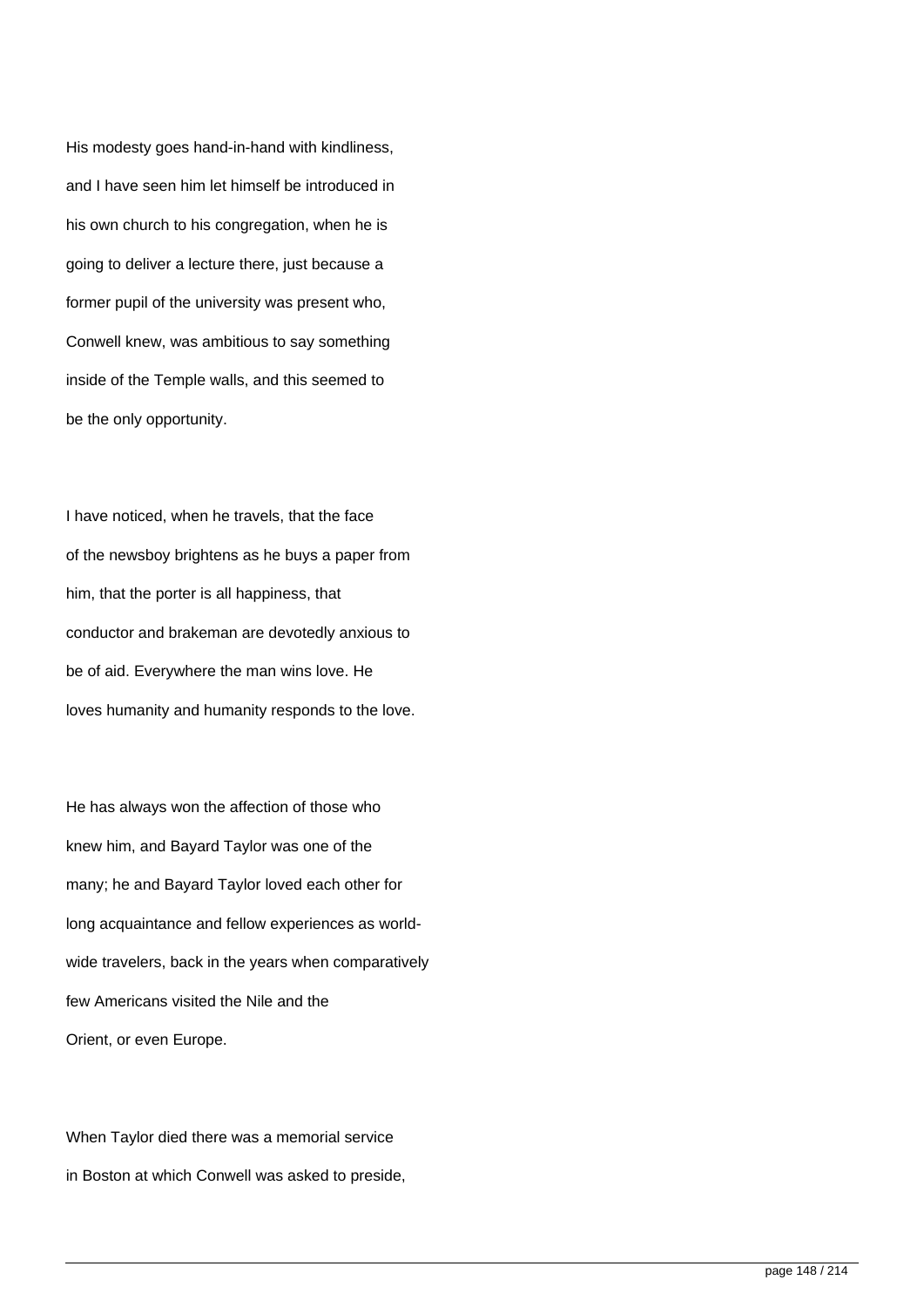His modesty goes hand-in-hand with kindliness, and I have seen him let himself be introduced in his own church to his congregation, when he is going to deliver a lecture there, just because a former pupil of the university was present who, Conwell knew, was ambitious to say something inside of the Temple walls, and this seemed to be the only opportunity.

I have noticed, when he travels, that the face of the newsboy brightens as he buys a paper from him, that the porter is all happiness, that conductor and brakeman are devotedly anxious to be of aid. Everywhere the man wins love. He loves humanity and humanity responds to the love.

He has always won the affection of those who knew him, and Bayard Taylor was one of the many; he and Bayard Taylor loved each other for long acquaintance and fellow experiences as world-wide travelers, back in the years when comparatively few Americans visited the Nile and the Orient, or even Europe.

When Taylor died there was a memorial service in Boston at which Conwell was asked to preside,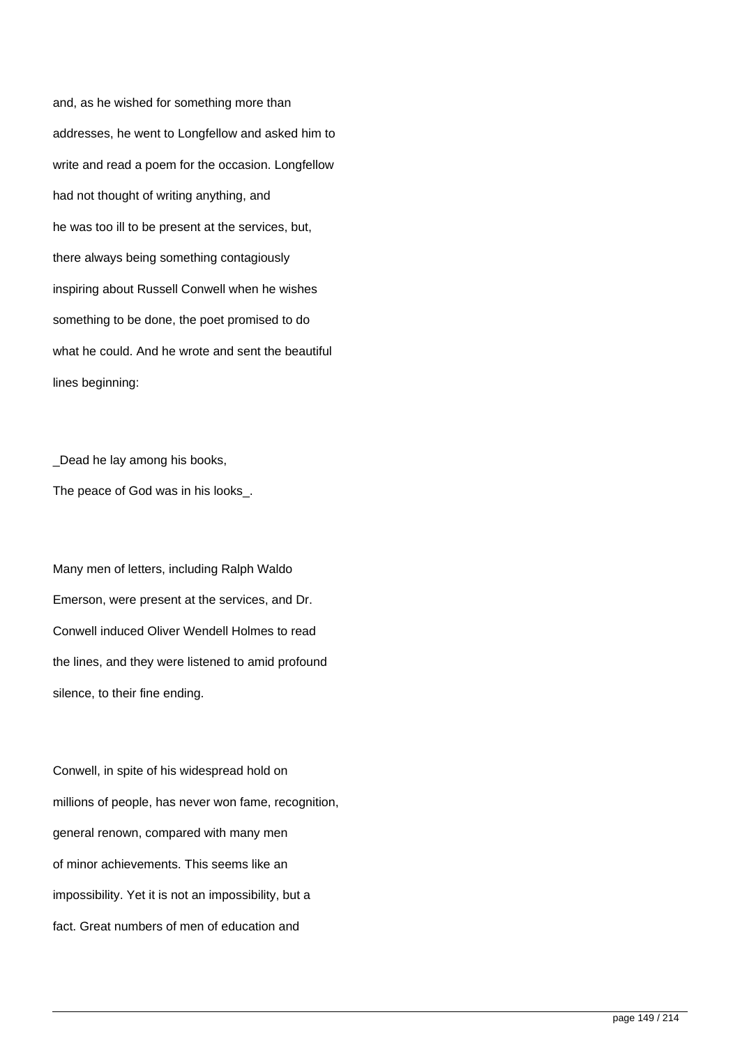and, as he wished for something more than addresses, he went to Longfellow and asked him to write and read a poem for the occasion. Longfellow had not thought of writing anything, and he was too ill to be present at the services, but, there always being something contagiously inspiring about Russell Conwell when he wishes something to be done, the poet promised to do what he could. And he wrote and sent the beautiful lines beginning:

_Dead he lay among his books,
The peace of God was in his looks_.

Many men of letters, including Ralph Waldo Emerson, were present at the services, and Dr. Conwell induced Oliver Wendell Holmes to read the lines, and they were listened to amid profound silence, to their fine ending.

Conwell, in spite of his widespread hold on millions of people, has never won fame, recognition, general renown, compared with many men of minor achievements. This seems like an impossibility. Yet it is not an impossibility, but a fact. Great numbers of men of education and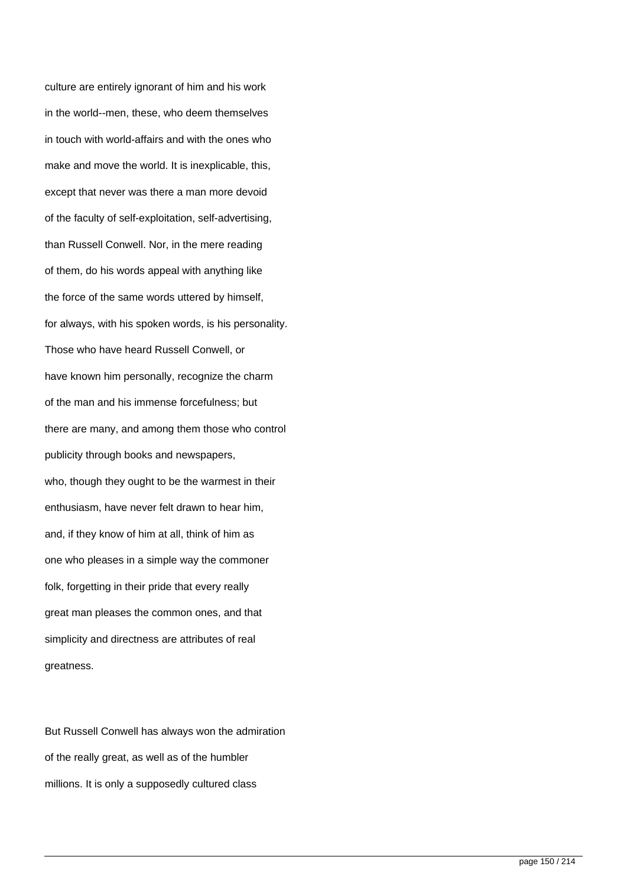culture are entirely ignorant of him and his work in the world--men, these, who deem themselves in touch with world-affairs and with the ones who make and move the world. It is inexplicable, this, except that never was there a man more devoid of the faculty of self-exploitation, self-advertising, than Russell Conwell. Nor, in the mere reading of them, do his words appeal with anything like the force of the same words uttered by himself, for always, with his spoken words, is his personality. Those who have heard Russell Conwell, or have known him personally, recognize the charm of the man and his immense forcefulness; but there are many, and among them those who control publicity through books and newspapers, who, though they ought to be the warmest in their enthusiasm, have never felt drawn to hear him, and, if they know of him at all, think of him as one who pleases in a simple way the commoner folk, forgetting in their pride that every really great man pleases the common ones, and that simplicity and directness are attributes of real greatness.

But Russell Conwell has always won the admiration of the really great, as well as of the humbler millions. It is only a supposedly cultured class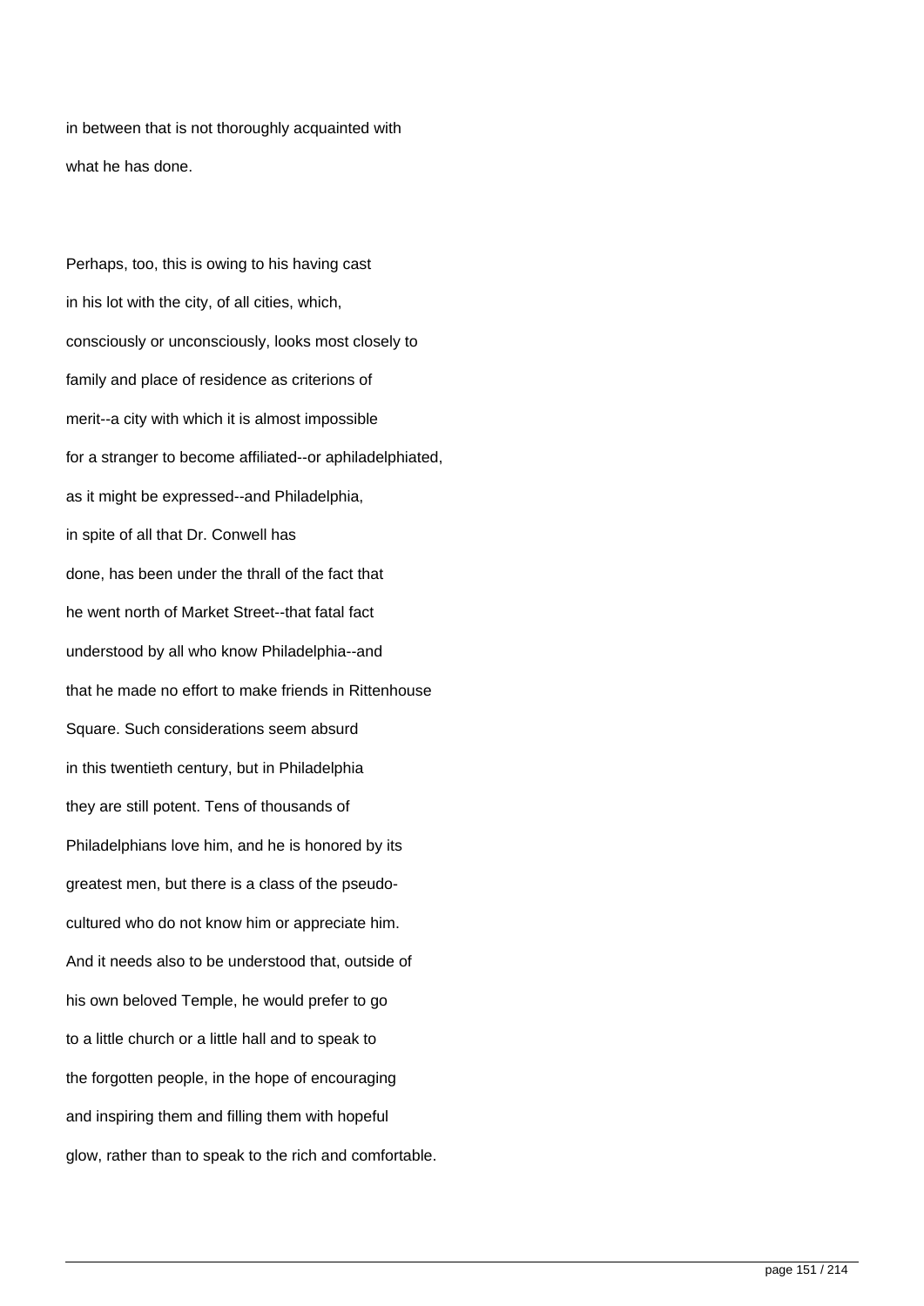in between that is not thoroughly acquainted with what he has done.

Perhaps, too, this is owing to his having cast in his lot with the city, of all cities, which, consciously or unconsciously, looks most closely to family and place of residence as criterions of merit--a city with which it is almost impossible for a stranger to become affiliated--or aphiladelphiated, as it might be expressed--and Philadelphia, in spite of all that Dr. Conwell has done, has been under the thrall of the fact that he went north of Market Street--that fatal fact understood by all who know Philadelphia--and that he made no effort to make friends in Rittenhouse Square. Such considerations seem absurd in this twentieth century, but in Philadelphia they are still potent. Tens of thousands of Philadelphians love him, and he is honored by its greatest men, but there is a class of the pseudo-cultured who do not know him or appreciate him. And it needs also to be understood that, outside of his own beloved Temple, he would prefer to go to a little church or a little hall and to speak to the forgotten people, in the hope of encouraging and inspiring them and filling them with hopeful glow, rather than to speak to the rich and comfortable.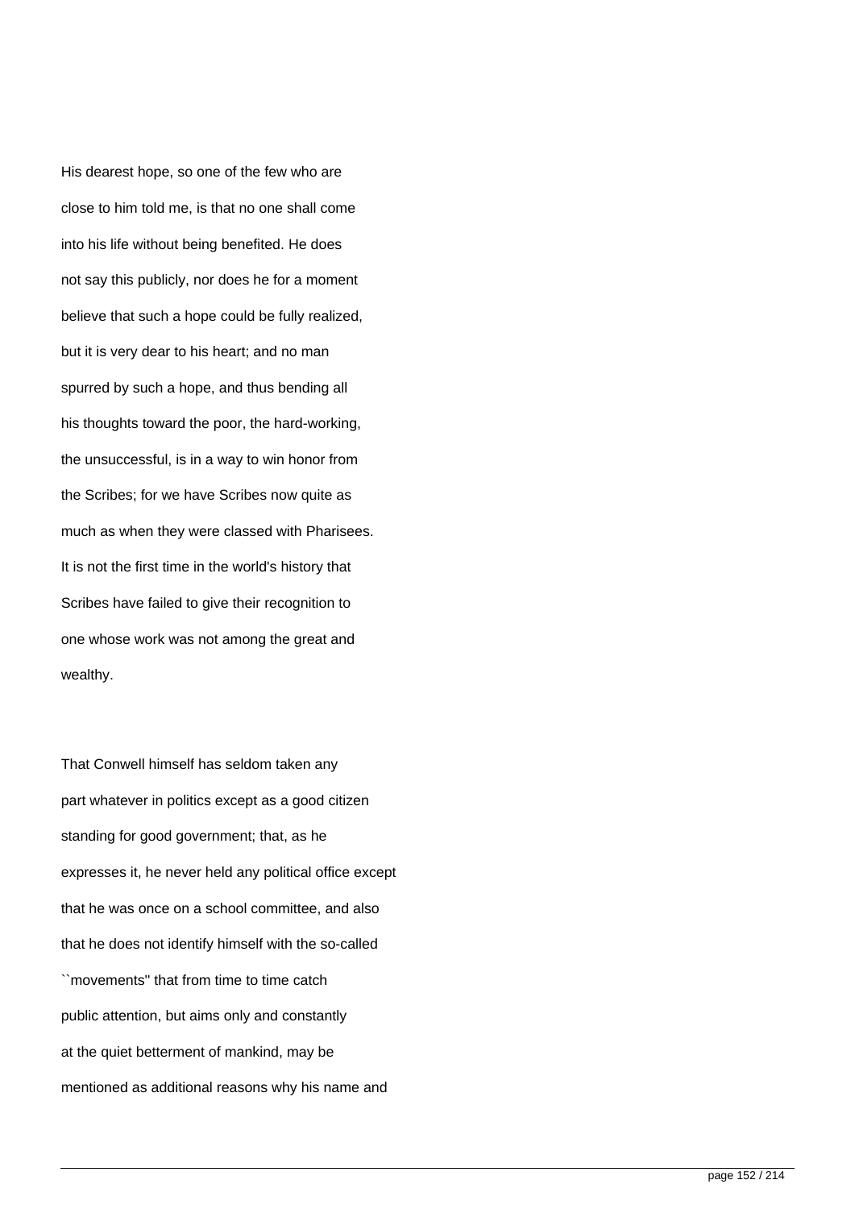His dearest hope, so one of the few who are close to him told me, is that no one shall come into his life without being benefited. He does not say this publicly, nor does he for a moment believe that such a hope could be fully realized, but it is very dear to his heart; and no man spurred by such a hope, and thus bending all his thoughts toward the poor, the hard-working, the unsuccessful, is in a way to win honor from the Scribes; for we have Scribes now quite as much as when they were classed with Pharisees. It is not the first time in the world's history that Scribes have failed to give their recognition to one whose work was not among the great and wealthy.

That Conwell himself has seldom taken any part whatever in politics except as a good citizen standing for good government; that, as he expresses it, he never held any political office except that he was once on a school committee, and also that he does not identify himself with the so-called ``movements'' that from time to time catch public attention, but aims only and constantly at the quiet betterment of mankind, may be mentioned as additional reasons why his name and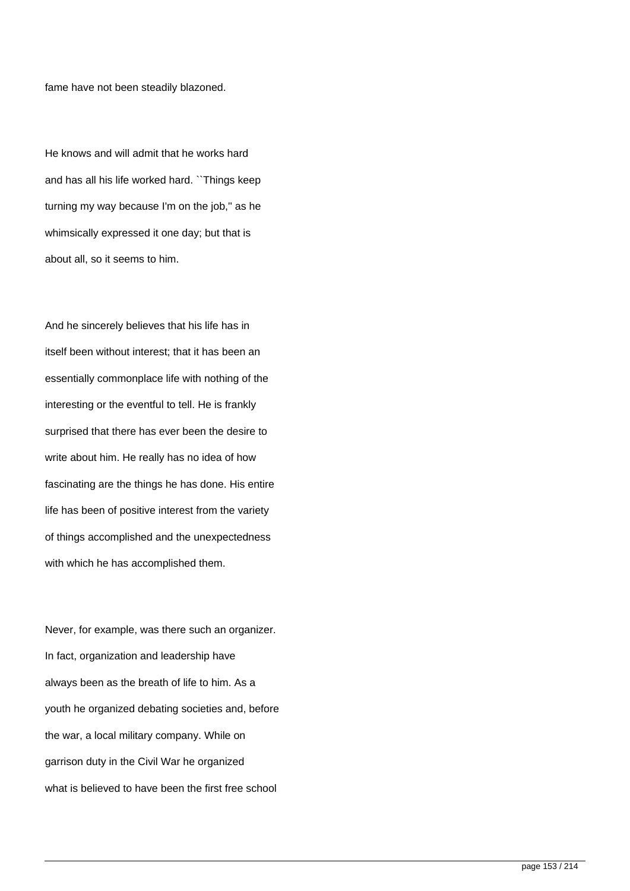fame have not been steadily blazoned.

He knows and will admit that he works hard and has all his life worked hard. ``Things keep turning my way because I'm on the job,'' as he whimsically expressed it one day; but that is about all, so it seems to him.

And he sincerely believes that his life has in itself been without interest; that it has been an essentially commonplace life with nothing of the interesting or the eventful to tell. He is frankly surprised that there has ever been the desire to write about him. He really has no idea of how fascinating are the things he has done. His entire life has been of positive interest from the variety of things accomplished and the unexpectedness with which he has accomplished them.

Never, for example, was there such an organizer. In fact, organization and leadership have always been as the breath of life to him. As a youth he organized debating societies and, before the war, a local military company. While on garrison duty in the Civil War he organized what is believed to have been the first free school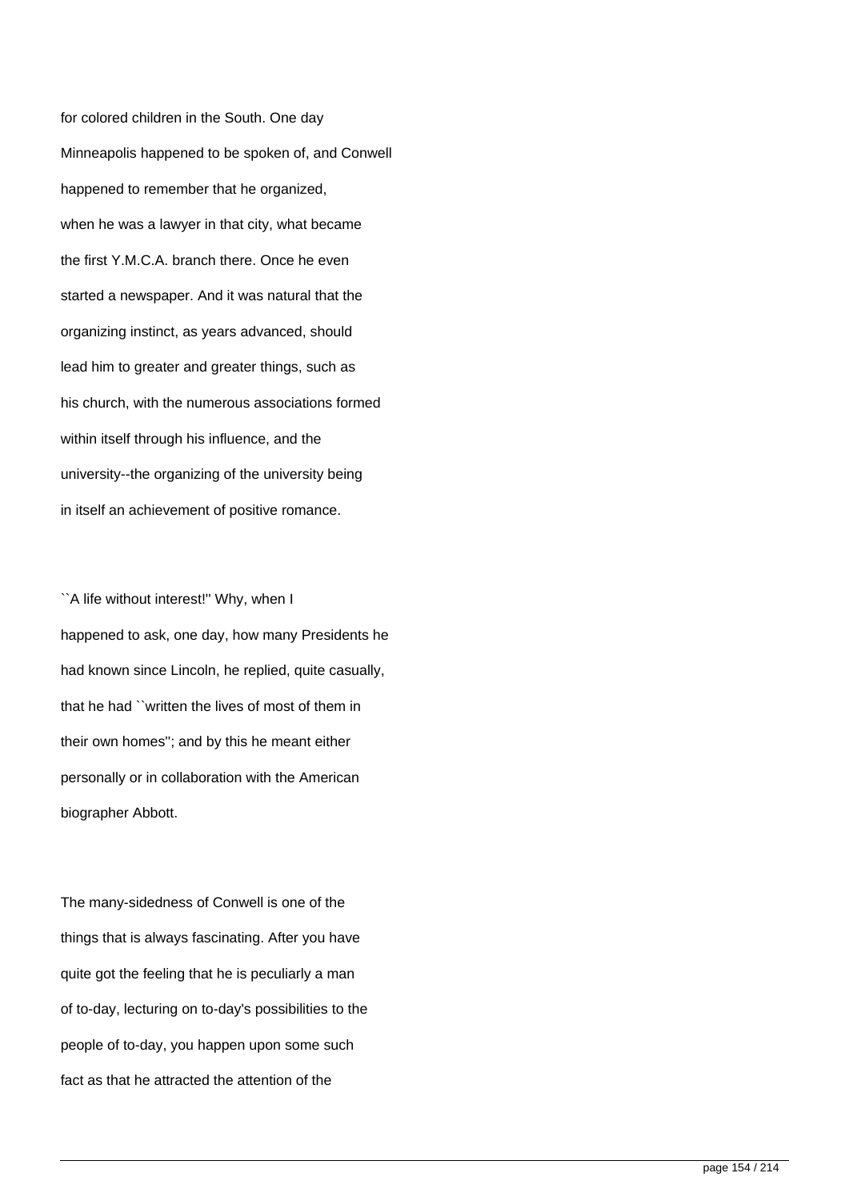for colored children in the South. One day Minneapolis happened to be spoken of, and Conwell happened to remember that he organized, when he was a lawyer in that city, what became the first Y.M.C.A. branch there. Once he even started a newspaper. And it was natural that the organizing instinct, as years advanced, should lead him to greater and greater things, such as his church, with the numerous associations formed within itself through his influence, and the university--the organizing of the university being in itself an achievement of positive romance.

``A life without interest!'' Why, when I happened to ask, one day, how many Presidents he had known since Lincoln, he replied, quite casually, that he had ``written the lives of most of them in their own homes''; and by this he meant either personally or in collaboration with the American biographer Abbott.

The many-sidedness of Conwell is one of the things that is always fascinating. After you have quite got the feeling that he is peculiarly a man of to-day, lecturing on to-day's possibilities to the people of to-day, you happen upon some such fact as that he attracted the attention of the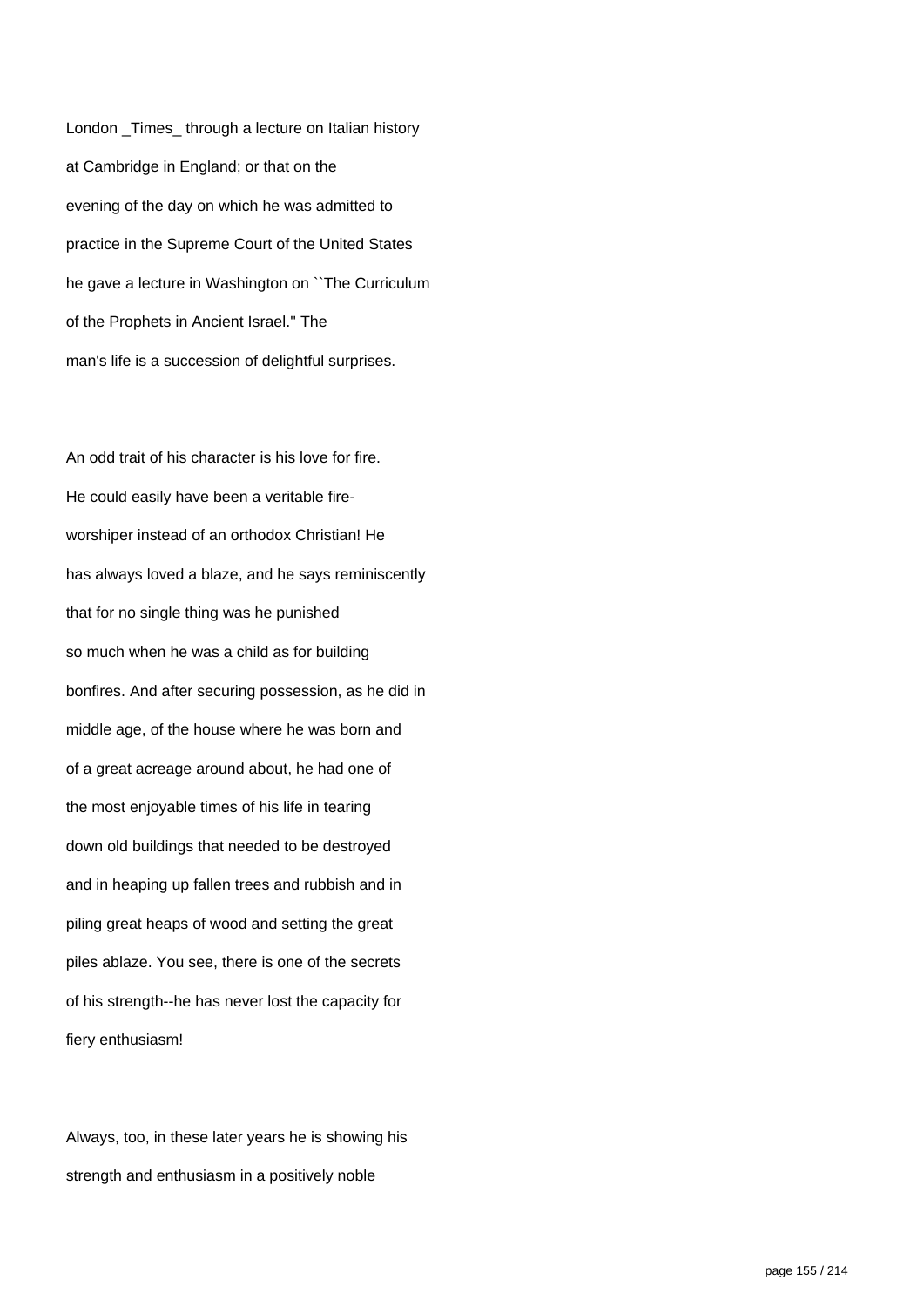London _Times_ through a lecture on Italian history at Cambridge in England; or that on the evening of the day on which he was admitted to practice in the Supreme Court of the United States he gave a lecture in Washington on ``The Curriculum of the Prophets in Ancient Israel." The man's life is a succession of delightful surprises.

An odd trait of his character is his love for fire. He could easily have been a veritable fire-worshiper instead of an orthodox Christian! He has always loved a blaze, and he says reminiscently that for no single thing was he punished so much when he was a child as for building bonfires. And after securing possession, as he did in middle age, of the house where he was born and of a great acreage around about, he had one of the most enjoyable times of his life in tearing down old buildings that needed to be destroyed and in heaping up fallen trees and rubbish and in piling great heaps of wood and setting the great piles ablaze. You see, there is one of the secrets of his strength--he has never lost the capacity for fiery enthusiasm!

Always, too, in these later years he is showing his strength and enthusiasm in a positively noble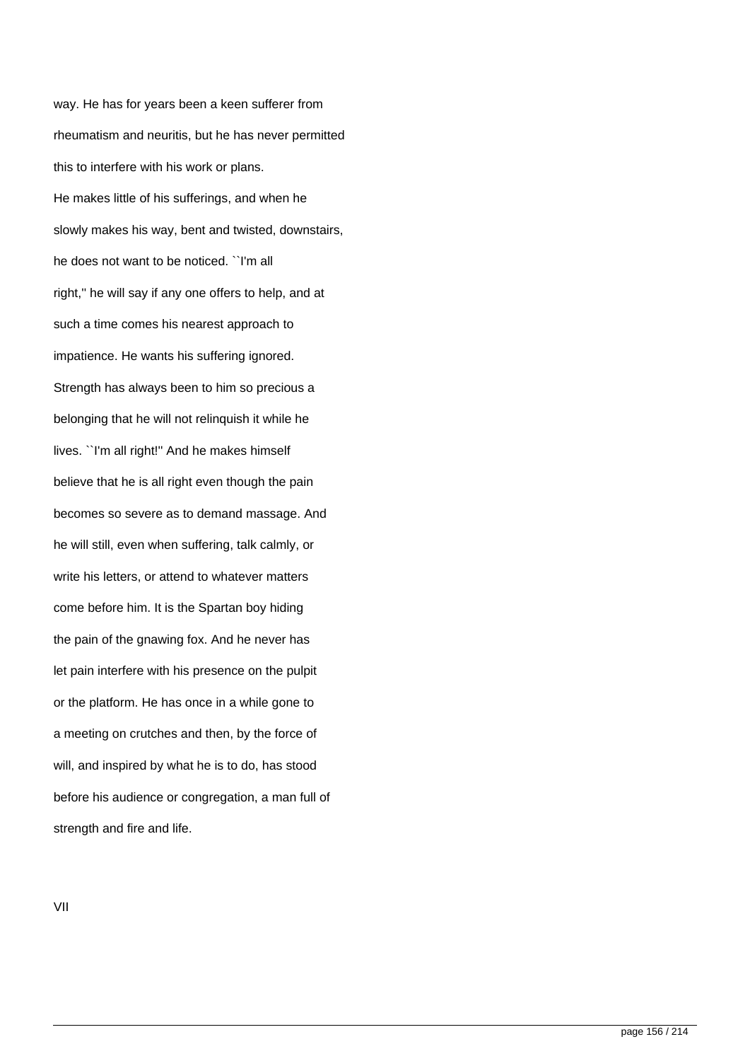way. He has for years been a keen sufferer from rheumatism and neuritis, but he has never permitted this to interfere with his work or plans.

He makes little of his sufferings, and when he slowly makes his way, bent and twisted, downstairs, he does not want to be noticed. ``I'm all right,'' he will say if any one offers to help, and at such a time comes his nearest approach to impatience. He wants his suffering ignored. Strength has always been to him so precious a belonging that he will not relinquish it while he lives. ``I'm all right!'' And he makes himself believe that he is all right even though the pain becomes so severe as to demand massage. And he will still, even when suffering, talk calmly, or write his letters, or attend to whatever matters come before him. It is the Spartan boy hiding the pain of the gnawing fox. And he never has let pain interfere with his presence on the pulpit or the platform. He has once in a while gone to a meeting on crutches and then, by the force of will, and inspired by what he is to do, has stood before his audience or congregation, a man full of strength and fire and life.

## VII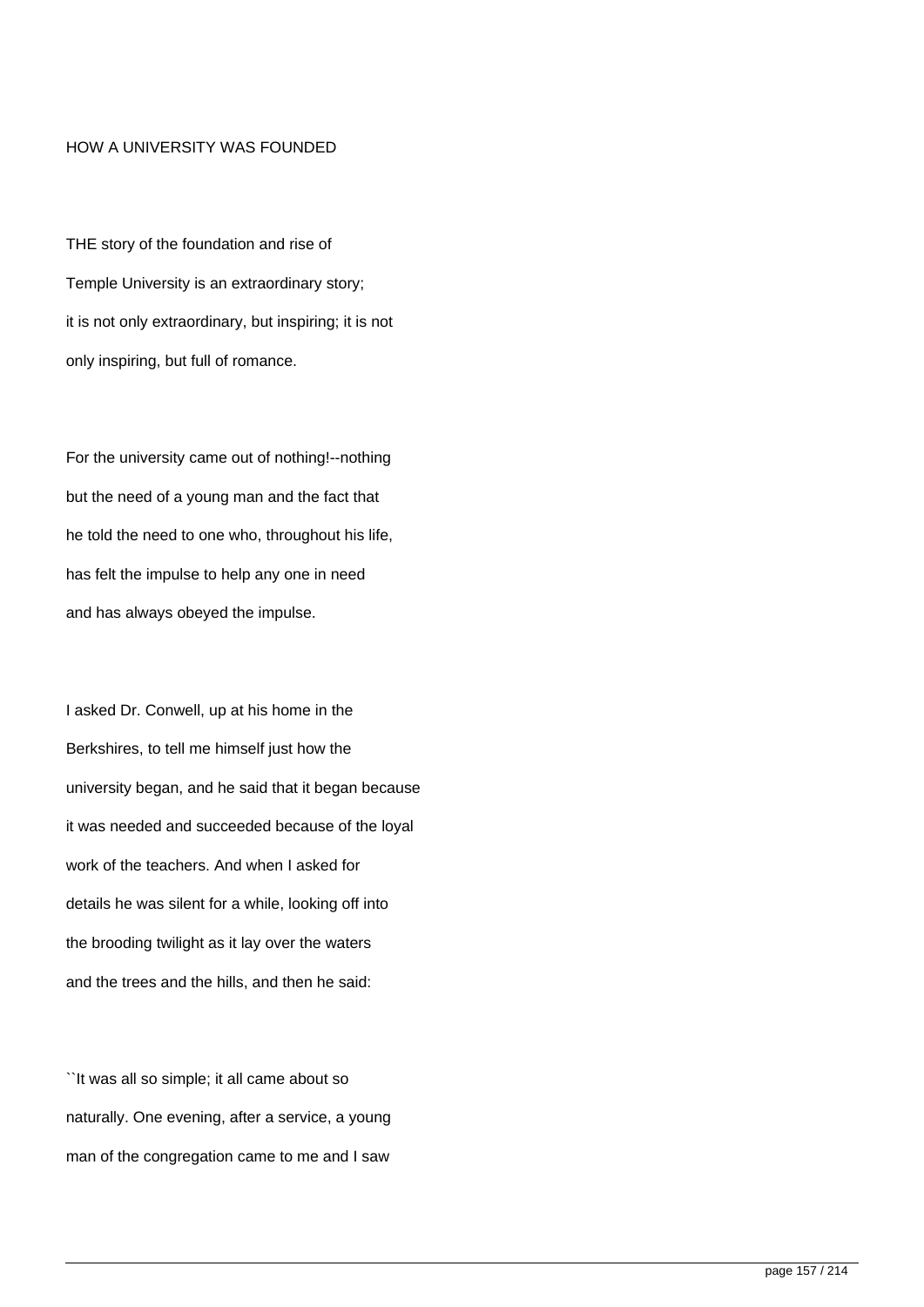## HOW A UNIVERSITY WAS FOUNDED

THE story of the foundation and rise of Temple University is an extraordinary story; it is not only extraordinary, but inspiring; it is not only inspiring, but full of romance.

For the university came out of nothing!--nothing but the need of a young man and the fact that he told the need to one who, throughout his life, has felt the impulse to help any one in need and has always obeyed the impulse.

I asked Dr. Conwell, up at his home in the Berkshires, to tell me himself just how the university began, and he said that it began because it was needed and succeeded because of the loyal work of the teachers. And when I asked for details he was silent for a while, looking off into the brooding twilight as it lay over the waters and the trees and the hills, and then he said:

``It was all so simple; it all came about so naturally. One evening, after a service, a young man of the congregation came to me and I saw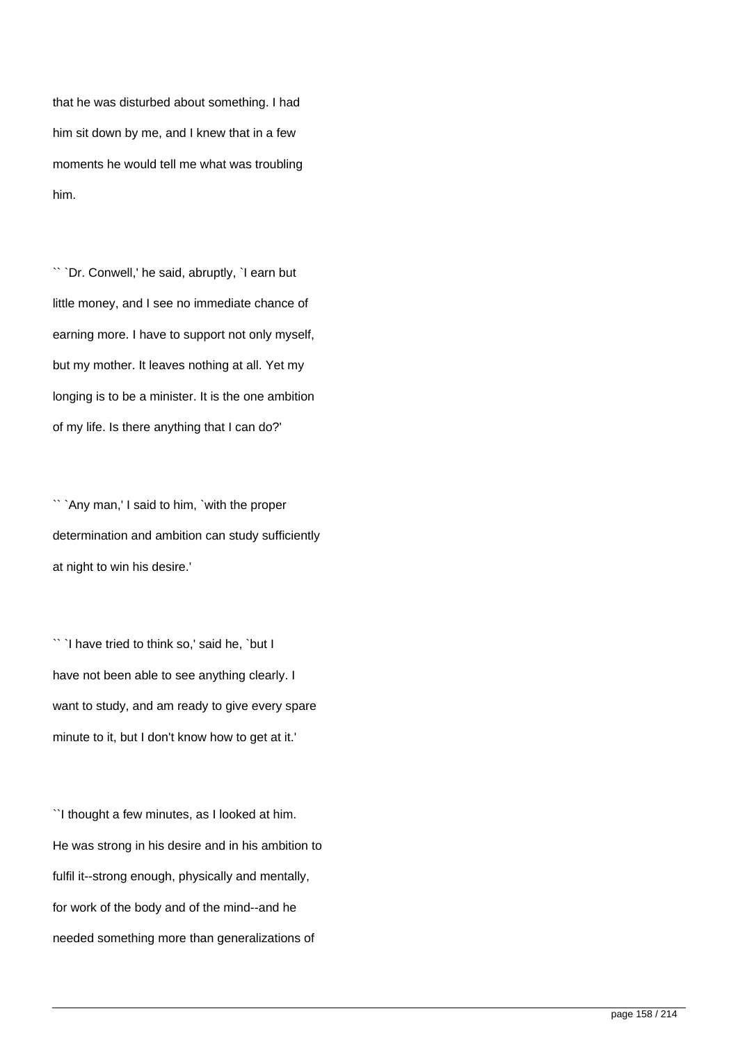that he was disturbed about something. I had him sit down by me, and I knew that in a few moments he would tell me what was troubling him.

`` `Dr. Conwell,' he said, abruptly, `I earn but little money, and I see no immediate chance of earning more. I have to support not only myself, but my mother. It leaves nothing at all. Yet my longing is to be a minister. It is the one ambition of my life. Is there anything that I can do?'

`` `Any man,' I said to him, `with the proper determination and ambition can study sufficiently at night to win his desire.'

`` `I have tried to think so,' said he, `but I have not been able to see anything clearly. I want to study, and am ready to give every spare minute to it, but I don't know how to get at it.'

``I thought a few minutes, as I looked at him. He was strong in his desire and in his ambition to fulfil it--strong enough, physically and mentally, for work of the body and of the mind--and he needed something more than generalizations of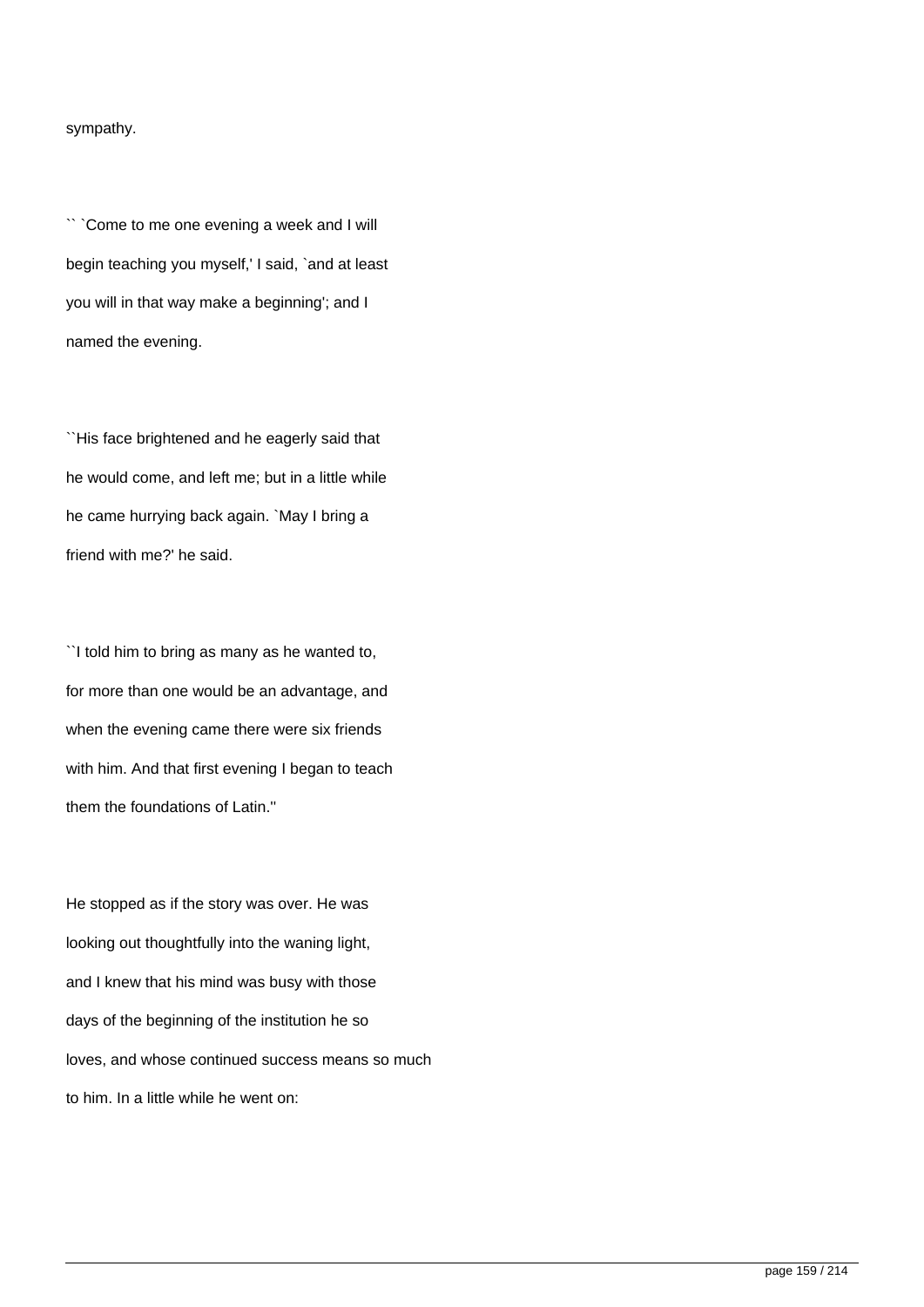sympathy.

`` `Come to me one evening a week and I will begin teaching you myself,' I said, `and at least you will in that way make a beginning'; and I named the evening.

``His face brightened and he eagerly said that he would come, and left me; but in a little while he came hurrying back again. `May I bring a friend with me?' he said.

``I told him to bring as many as he wanted to, for more than one would be an advantage, and when the evening came there were six friends with him. And that first evening I began to teach them the foundations of Latin.''

He stopped as if the story was over. He was looking out thoughtfully into the waning light, and I knew that his mind was busy with those days of the beginning of the institution he so loves, and whose continued success means so much to him. In a little while he went on: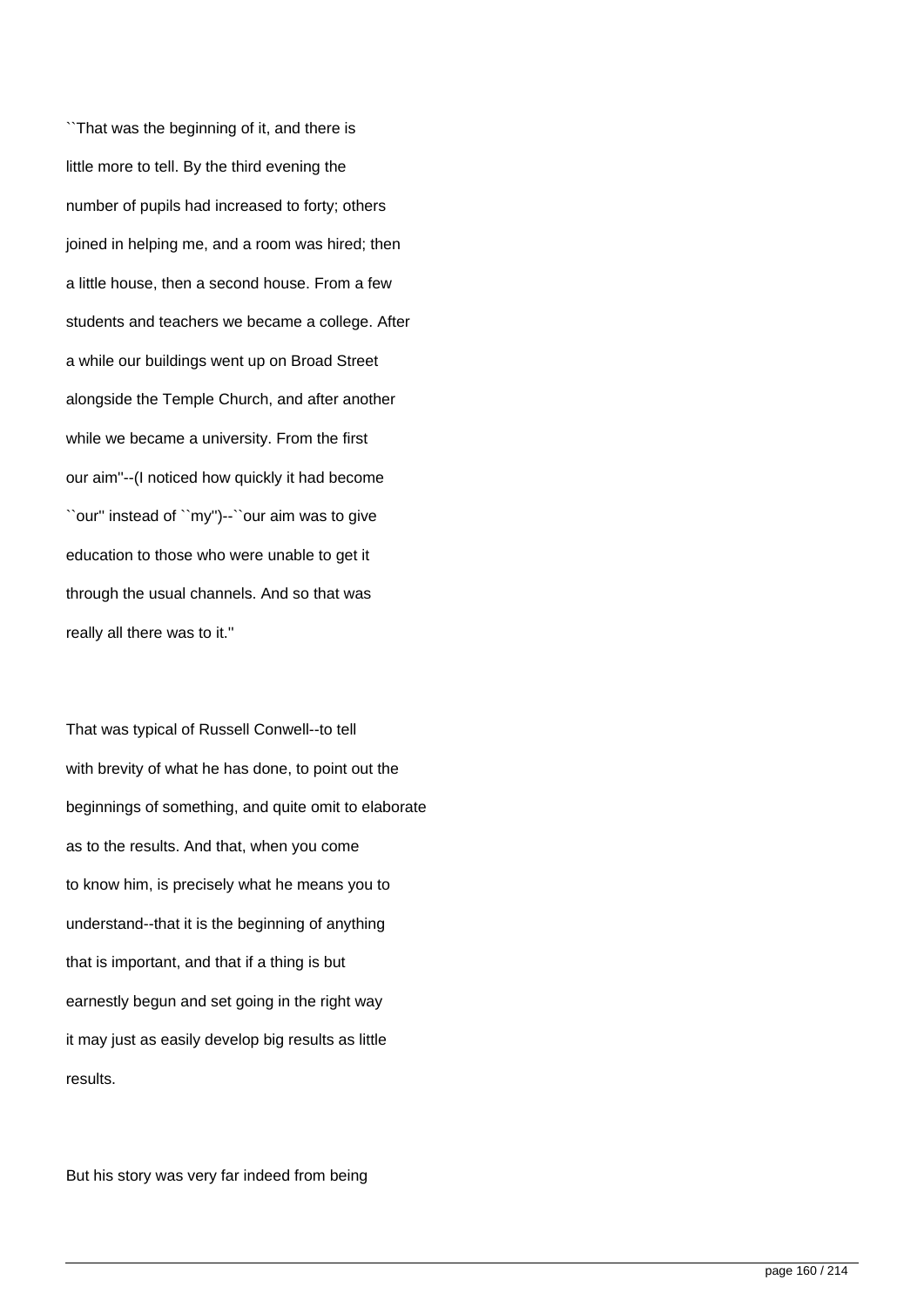``That was the beginning of it, and there is little more to tell. By the third evening the number of pupils had increased to forty; others joined in helping me, and a room was hired; then a little house, then a second house. From a few students and teachers we became a college. After a while our buildings went up on Broad Street alongside the Temple Church, and after another while we became a university. From the first our aim''--(I noticed how quickly it had become ``our'' instead of ``my'')--``our aim was to give education to those who were unable to get it through the usual channels. And so that was really all there was to it.''

That was typical of Russell Conwell--to tell with brevity of what he has done, to point out the beginnings of something, and quite omit to elaborate as to the results. And that, when you come to know him, is precisely what he means you to understand--that it is the beginning of anything that is important, and that if a thing is but earnestly begun and set going in the right way it may just as easily develop big results as little results.

But his story was very far indeed from being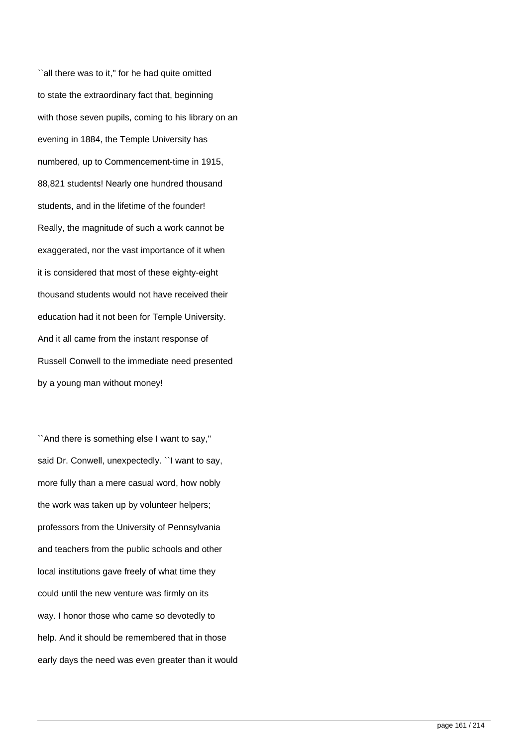``all there was to it,'' for he had quite omitted to state the extraordinary fact that, beginning with those seven pupils, coming to his library on an evening in 1884, the Temple University has numbered, up to Commencement-time in 1915, 88,821 students! Nearly one hundred thousand students, and in the lifetime of the founder! Really, the magnitude of such a work cannot be exaggerated, nor the vast importance of it when it is considered that most of these eighty-eight thousand students would not have received their education had it not been for Temple University. And it all came from the instant response of Russell Conwell to the immediate need presented by a young man without money!

``And there is something else I want to say,'' said Dr. Conwell, unexpectedly. ``I want to say, more fully than a mere casual word, how nobly the work was taken up by volunteer helpers; professors from the University of Pennsylvania and teachers from the public schools and other local institutions gave freely of what time they could until the new venture was firmly on its way. I honor those who came so devotedly to help. And it should be remembered that in those early days the need was even greater than it would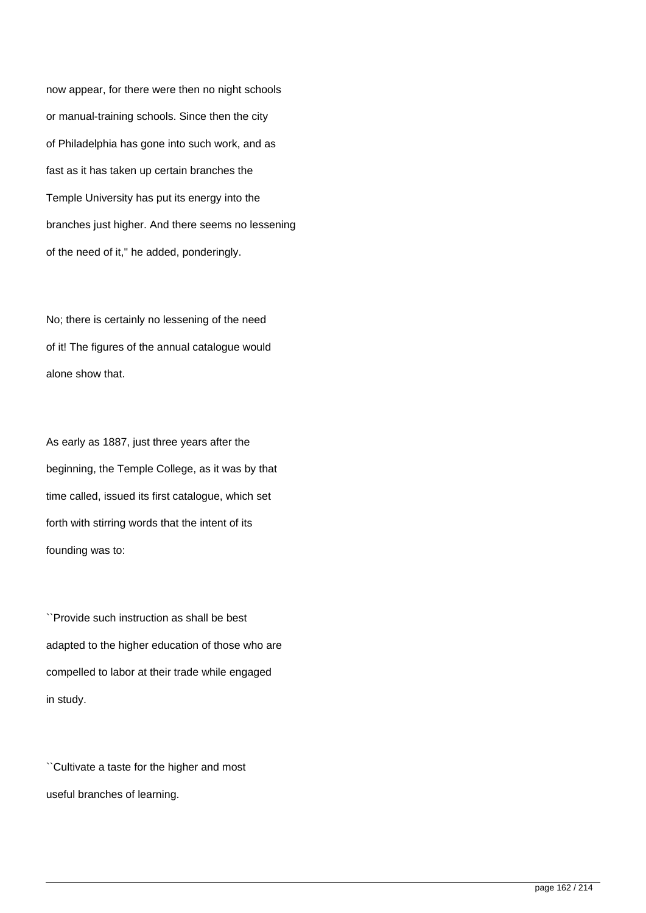now appear, for there were then no night schools or manual-training schools. Since then the city of Philadelphia has gone into such work, and as fast as it has taken up certain branches the Temple University has put its energy into the branches just higher. And there seems no lessening of the need of it," he added, ponderingly.

No; there is certainly no lessening of the need of it! The figures of the annual catalogue would alone show that.

As early as 1887, just three years after the beginning, the Temple College, as it was by that time called, issued its first catalogue, which set forth with stirring words that the intent of its founding was to:

``Provide such instruction as shall be best adapted to the higher education of those who are compelled to labor at their trade while engaged in study.

``Cultivate a taste for the higher and most useful branches of learning.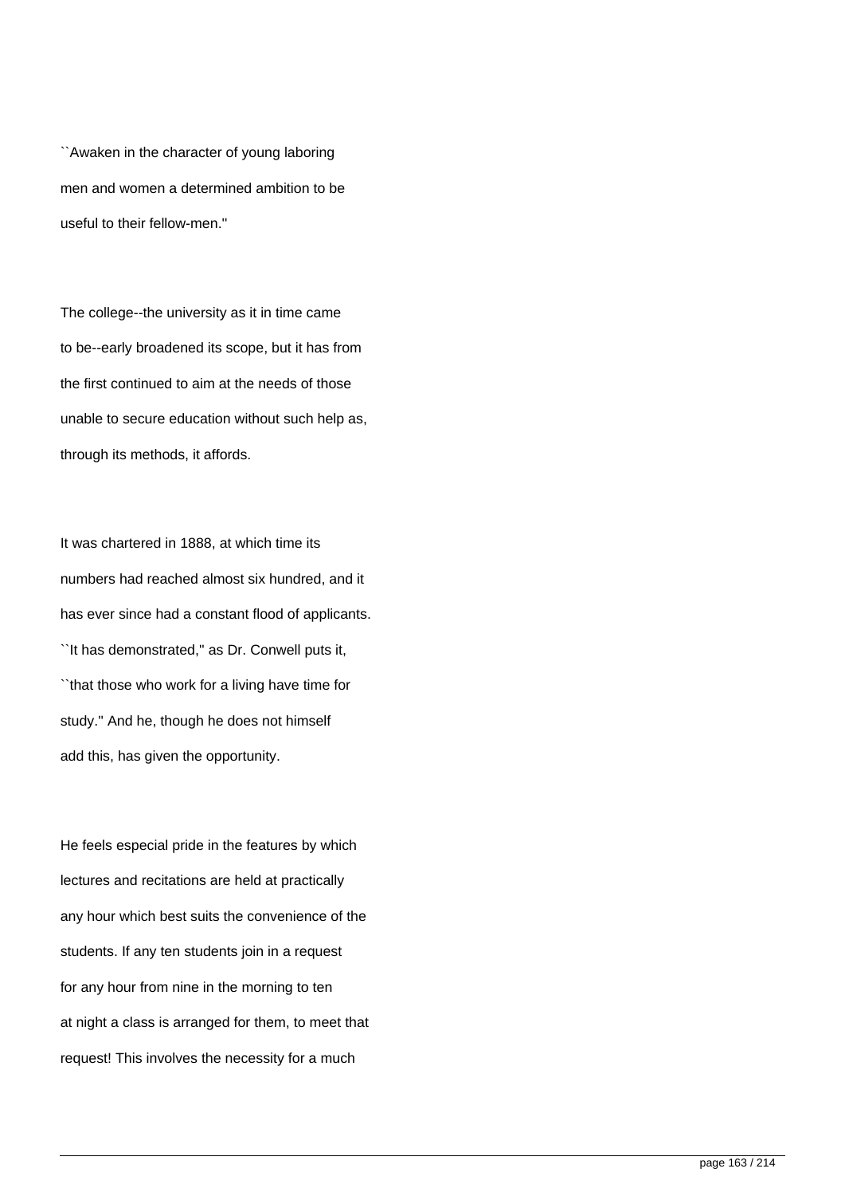``Awaken in the character of young laboring men and women a determined ambition to be useful to their fellow-men.''

The college--the university as it in time came to be--early broadened its scope, but it has from the first continued to aim at the needs of those unable to secure education without such help as, through its methods, it affords.

It was chartered in 1888, at which time its numbers had reached almost six hundred, and it has ever since had a constant flood of applicants. ``It has demonstrated,'' as Dr. Conwell puts it, ``that those who work for a living have time for study.'' And he, though he does not himself add this, has given the opportunity.

He feels especial pride in the features by which lectures and recitations are held at practically any hour which best suits the convenience of the students. If any ten students join in a request for any hour from nine in the morning to ten at night a class is arranged for them, to meet that request! This involves the necessity for a much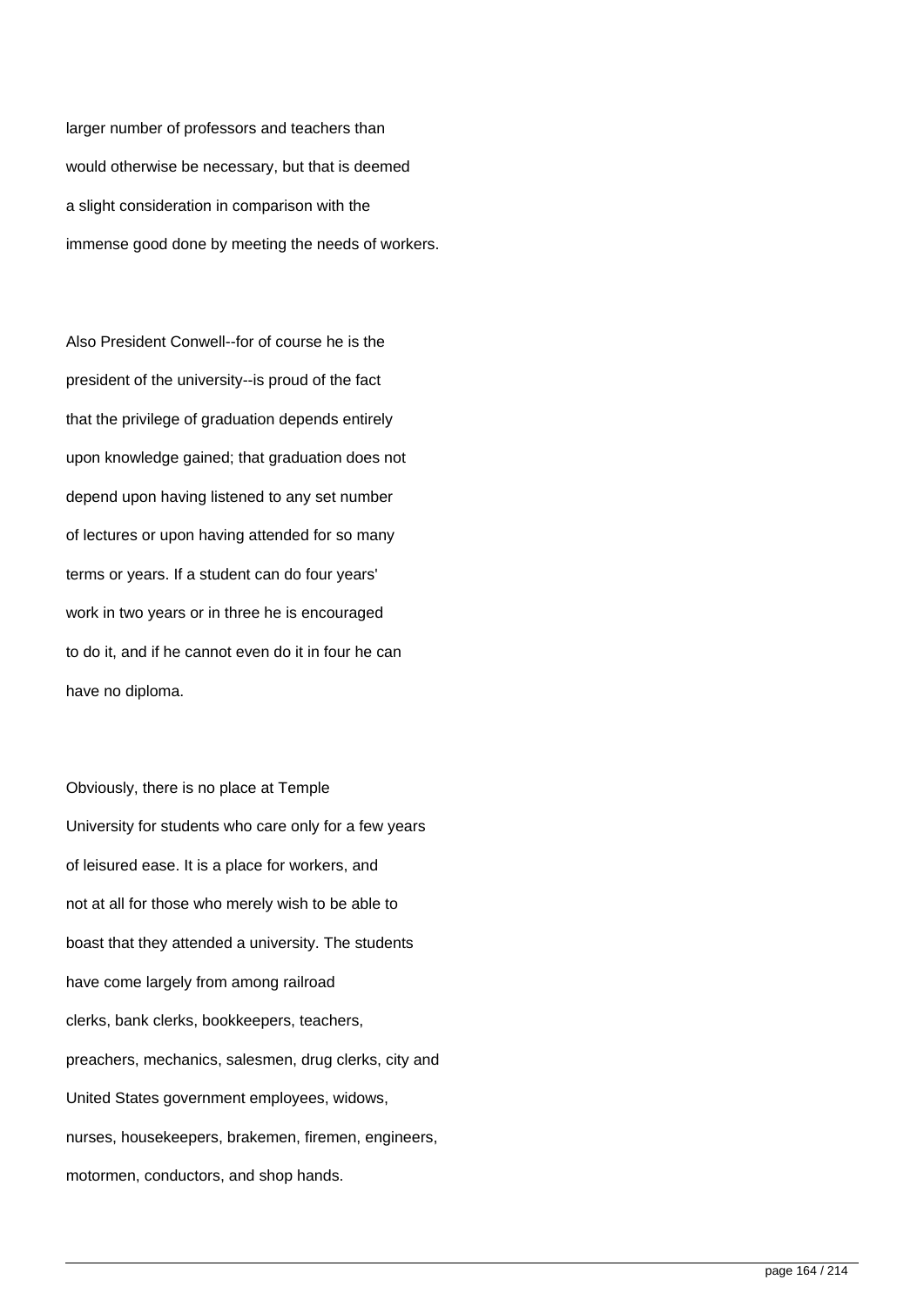larger number of professors and teachers than would otherwise be necessary, but that is deemed a slight consideration in comparison with the immense good done by meeting the needs of workers.

Also President Conwell--for of course he is the president of the university--is proud of the fact that the privilege of graduation depends entirely upon knowledge gained; that graduation does not depend upon having listened to any set number of lectures or upon having attended for so many terms or years. If a student can do four years' work in two years or in three he is encouraged to do it, and if he cannot even do it in four he can have no diploma.

Obviously, there is no place at Temple University for students who care only for a few years of leisured ease. It is a place for workers, and not at all for those who merely wish to be able to boast that they attended a university. The students have come largely from among railroad clerks, bank clerks, bookkeepers, teachers, preachers, mechanics, salesmen, drug clerks, city and United States government employees, widows, nurses, housekeepers, brakemen, firemen, engineers, motormen, conductors, and shop hands.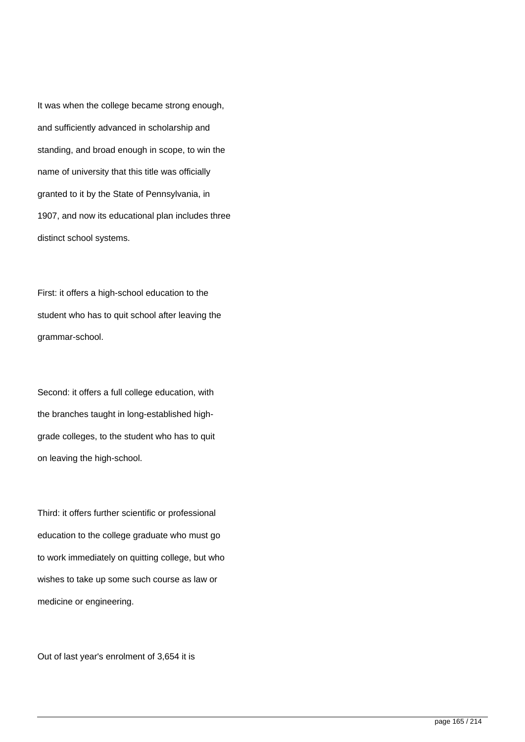It was when the college became strong enough, and sufficiently advanced in scholarship and standing, and broad enough in scope, to win the name of university that this title was officially granted to it by the State of Pennsylvania, in 1907, and now its educational plan includes three distinct school systems.

First: it offers a high-school education to the student who has to quit school after leaving the grammar-school.

Second: it offers a full college education, with the branches taught in long-established high-grade colleges, to the student who has to quit on leaving the high-school.

Third: it offers further scientific or professional education to the college graduate who must go to work immediately on quitting college, but who wishes to take up some such course as law or medicine or engineering.

Out of last year's enrolment of 3,654 it is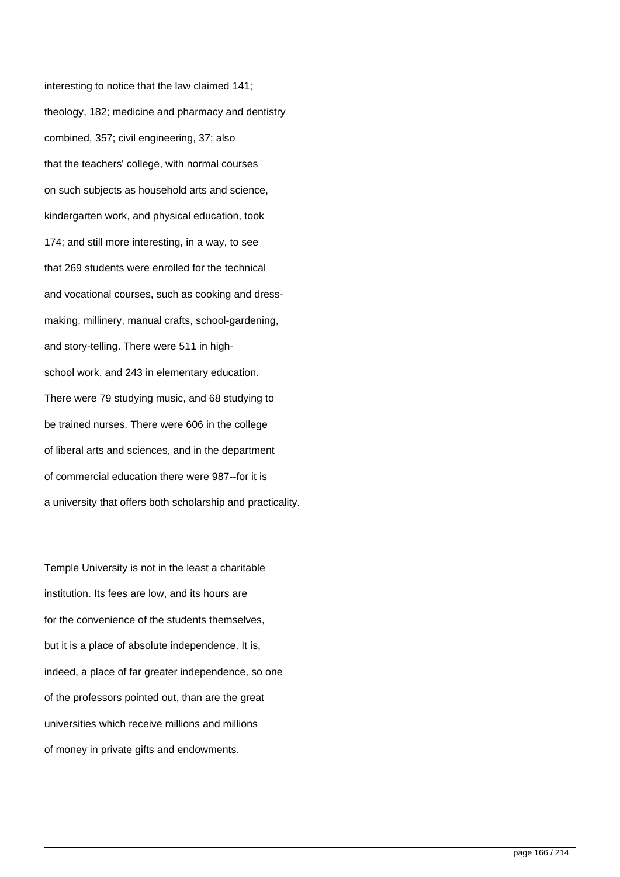interesting to notice that the law claimed 141; theology, 182; medicine and pharmacy and dentistry combined, 357; civil engineering, 37; also that the teachers' college, with normal courses on such subjects as household arts and science, kindergarten work, and physical education, took 174; and still more interesting, in a way, to see that 269 students were enrolled for the technical and vocational courses, such as cooking and dress-making, millinery, manual crafts, school-gardening, and story-telling. There were 511 in high-school work, and 243 in elementary education. There were 79 studying music, and 68 studying to be trained nurses. There were 606 in the college of liberal arts and sciences, and in the department of commercial education there were 987--for it is a university that offers both scholarship and practicality.

Temple University is not in the least a charitable institution. Its fees are low, and its hours are for the convenience of the students themselves, but it is a place of absolute independence. It is, indeed, a place of far greater independence, so one of the professors pointed out, than are the great universities which receive millions and millions of money in private gifts and endowments.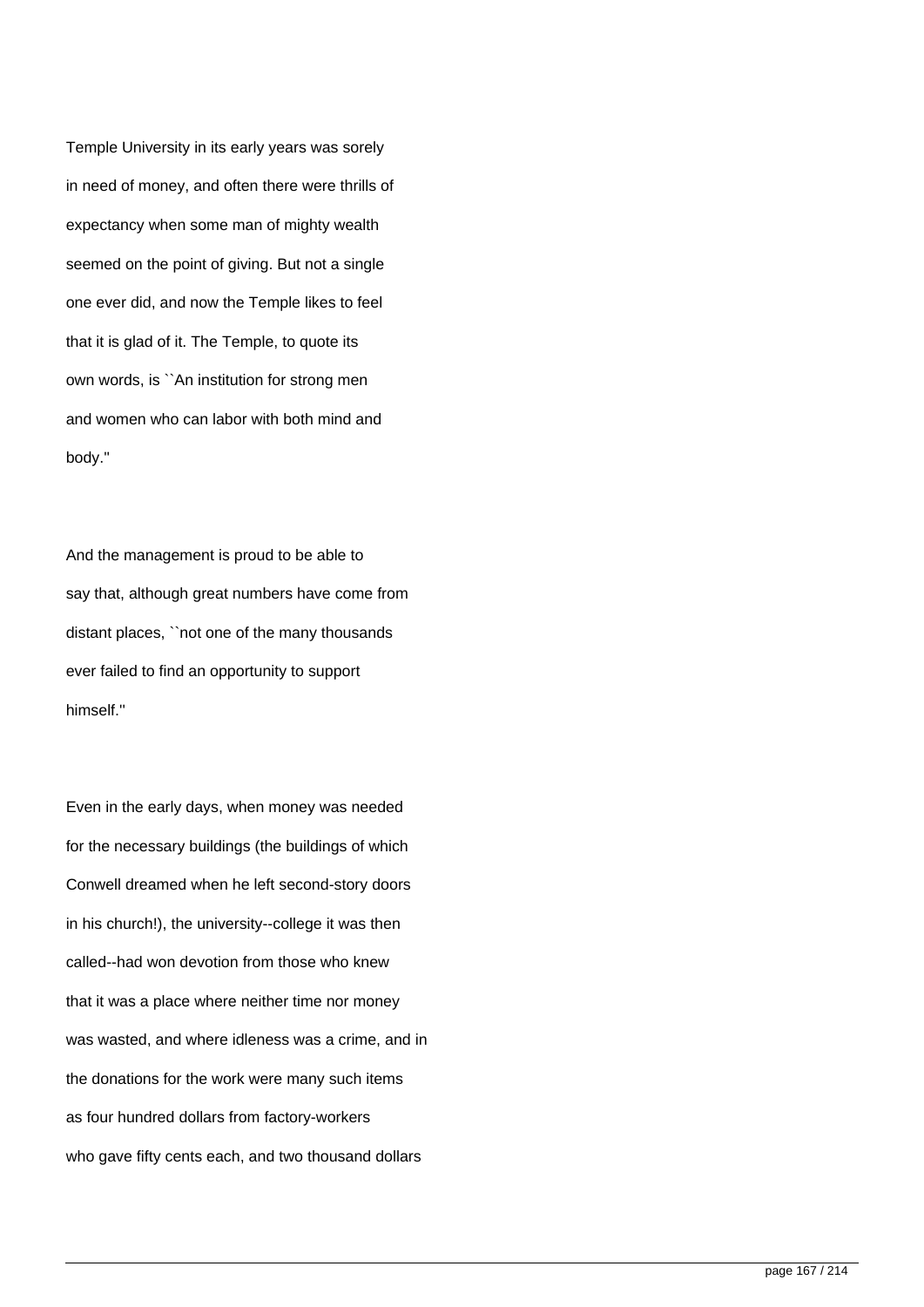Temple University in its early years was sorely in need of money, and often there were thrills of expectancy when some man of mighty wealth seemed on the point of giving. But not a single one ever did, and now the Temple likes to feel that it is glad of it. The Temple, to quote its own words, is ``An institution for strong men and women who can labor with both mind and body.''

And the management is proud to be able to say that, although great numbers have come from distant places, ``not one of the many thousands ever failed to find an opportunity to support himself.''

Even in the early days, when money was needed for the necessary buildings (the buildings of which Conwell dreamed when he left second-story doors in his church!), the university--college it was then called--had won devotion from those who knew that it was a place where neither time nor money was wasted, and where idleness was a crime, and in the donations for the work were many such items as four hundred dollars from factory-workers who gave fifty cents each, and two thousand dollars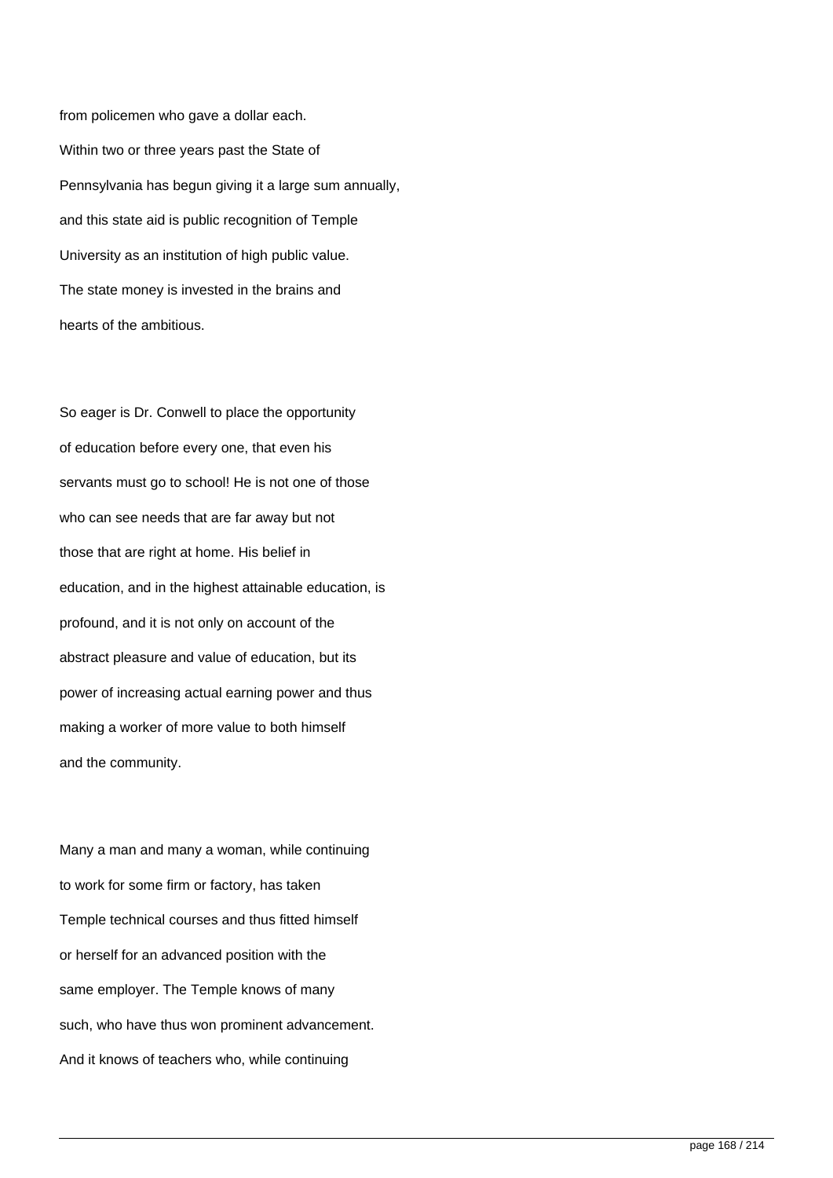from policemen who gave a dollar each. Within two or three years past the State of Pennsylvania has begun giving it a large sum annually, and this state aid is public recognition of Temple University as an institution of high public value. The state money is invested in the brains and hearts of the ambitious.

So eager is Dr. Conwell to place the opportunity of education before every one, that even his servants must go to school! He is not one of those who can see needs that are far away but not those that are right at home. His belief in education, and in the highest attainable education, is profound, and it is not only on account of the abstract pleasure and value of education, but its power of increasing actual earning power and thus making a worker of more value to both himself and the community.

Many a man and many a woman, while continuing to work for some firm or factory, has taken Temple technical courses and thus fitted himself or herself for an advanced position with the same employer. The Temple knows of many such, who have thus won prominent advancement. And it knows of teachers who, while continuing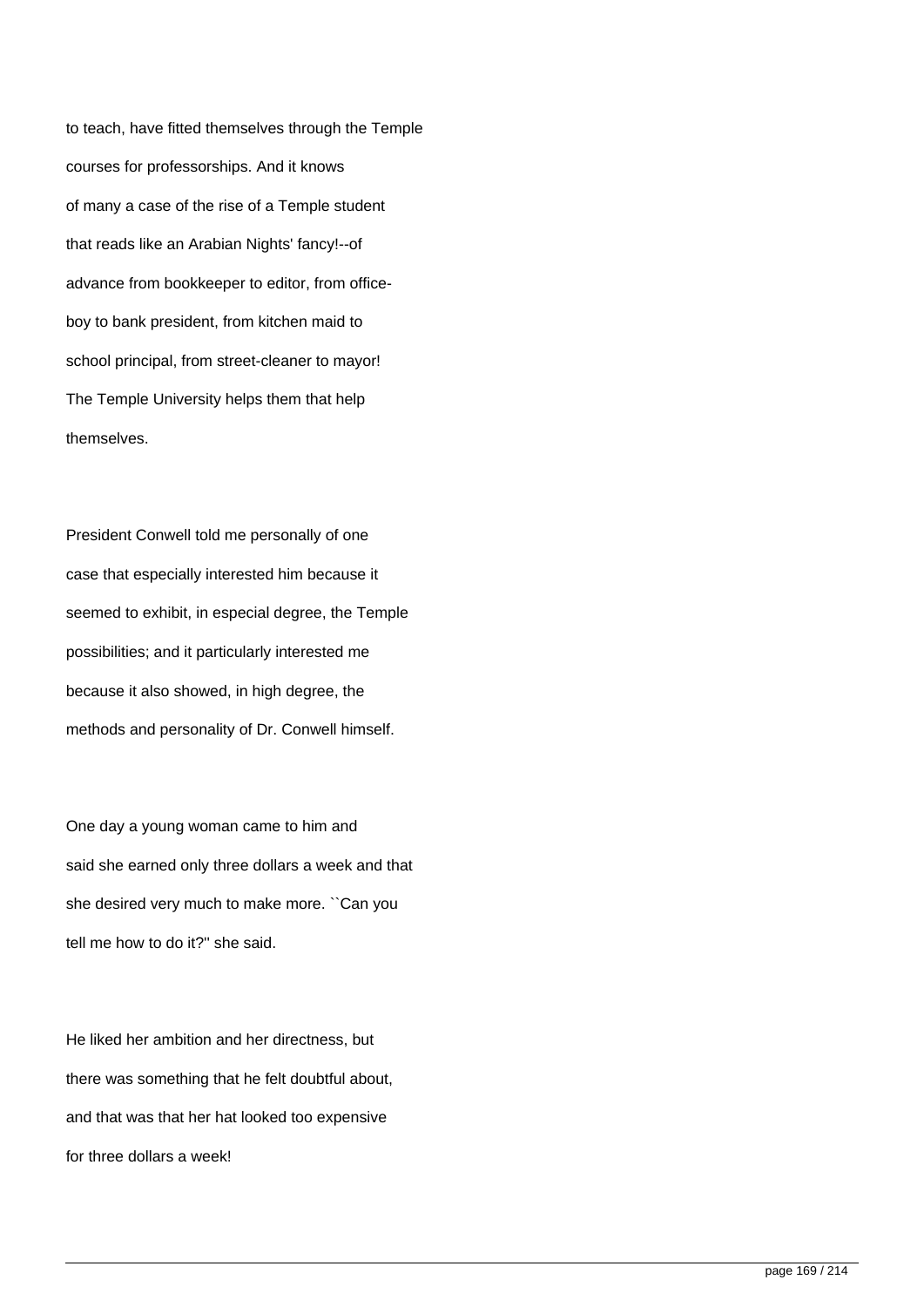to teach, have fitted themselves through the Temple courses for professorships. And it knows of many a case of the rise of a Temple student that reads like an Arabian Nights' fancy!--of advance from bookkeeper to editor, from office-boy to bank president, from kitchen maid to school principal, from street-cleaner to mayor! The Temple University helps them that help themselves.

President Conwell told me personally of one case that especially interested him because it seemed to exhibit, in especial degree, the Temple possibilities; and it particularly interested me because it also showed, in high degree, the methods and personality of Dr. Conwell himself.

One day a young woman came to him and said she earned only three dollars a week and that she desired very much to make more. ``Can you tell me how to do it?'' she said.

He liked her ambition and her directness, but there was something that he felt doubtful about, and that was that her hat looked too expensive for three dollars a week!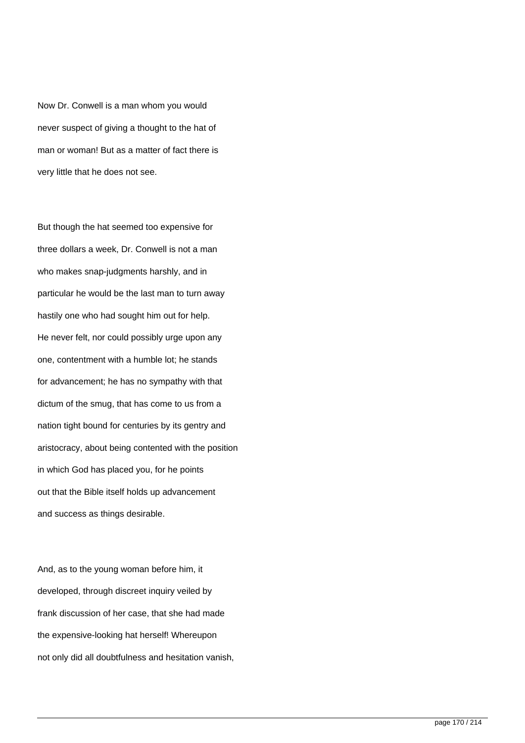Now Dr. Conwell is a man whom you would never suspect of giving a thought to the hat of man or woman! But as a matter of fact there is very little that he does not see.

But though the hat seemed too expensive for three dollars a week, Dr. Conwell is not a man who makes snap-judgments harshly, and in particular he would be the last man to turn away hastily one who had sought him out for help. He never felt, nor could possibly urge upon any one, contentment with a humble lot; he stands for advancement; he has no sympathy with that dictum of the smug, that has come to us from a nation tight bound for centuries by its gentry and aristocracy, about being contented with the position in which God has placed you, for he points out that the Bible itself holds up advancement and success as things desirable.

And, as to the young woman before him, it developed, through discreet inquiry veiled by frank discussion of her case, that she had made the expensive-looking hat herself! Whereupon not only did all doubtfulness and hesitation vanish,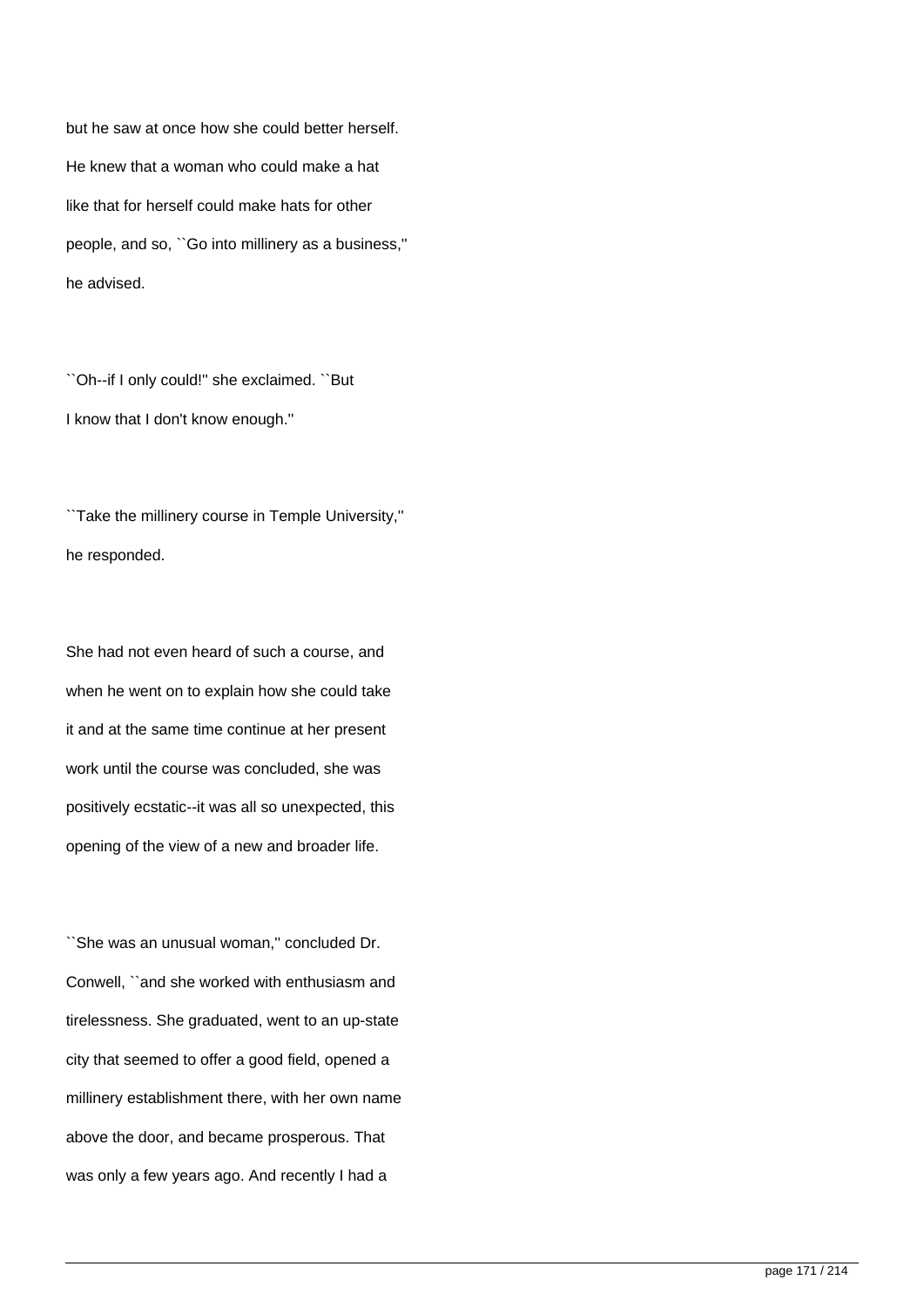but he saw at once how she could better herself. He knew that a woman who could make a hat like that for herself could make hats for other people, and so, ``Go into millinery as a business,'' he advised.

``Oh--if I only could!'' she exclaimed. ``But I know that I don't know enough.''

``Take the millinery course in Temple University,'' he responded.

She had not even heard of such a course, and when he went on to explain how she could take it and at the same time continue at her present work until the course was concluded, she was positively ecstatic--it was all so unexpected, this opening of the view of a new and broader life.

``She was an unusual woman,'' concluded Dr. Conwell, ``and she worked with enthusiasm and tirelessness. She graduated, went to an up-state city that seemed to offer a good field, opened a millinery establishment there, with her own name above the door, and became prosperous. That was only a few years ago. And recently I had a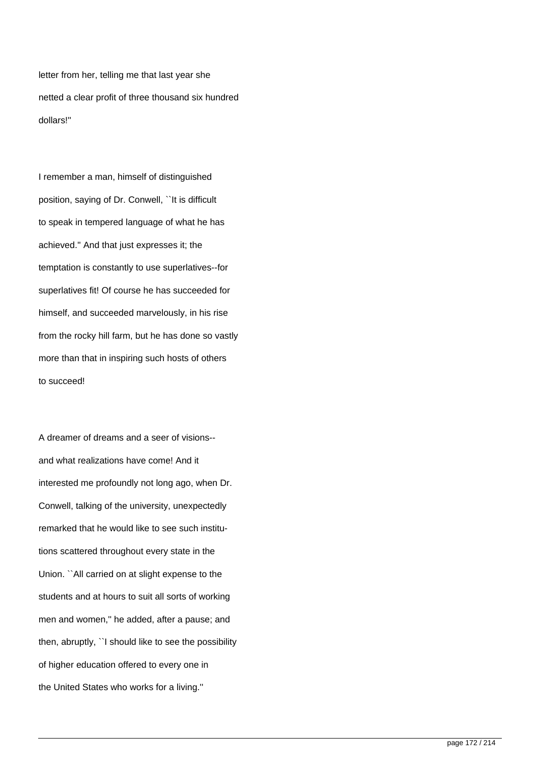letter from her, telling me that last year she netted a clear profit of three thousand six hundred dollars!''

I remember a man, himself of distinguished position, saying of Dr. Conwell, ``It is difficult to speak in tempered language of what he has achieved.'' And that just expresses it; the temptation is constantly to use superlatives--for superlatives fit! Of course he has succeeded for himself, and succeeded marvelously, in his rise from the rocky hill farm, but he has done so vastly more than that in inspiring such hosts of others to succeed!

A dreamer of dreams and a seer of visions--and what realizations have come! And it interested me profoundly not long ago, when Dr. Conwell, talking of the university, unexpectedly remarked that he would like to see such institutions scattered throughout every state in the Union. ``All carried on at slight expense to the students and at hours to suit all sorts of working men and women,'' he added, after a pause; and then, abruptly, ``I should like to see the possibility of higher education offered to every one in the United States who works for a living.''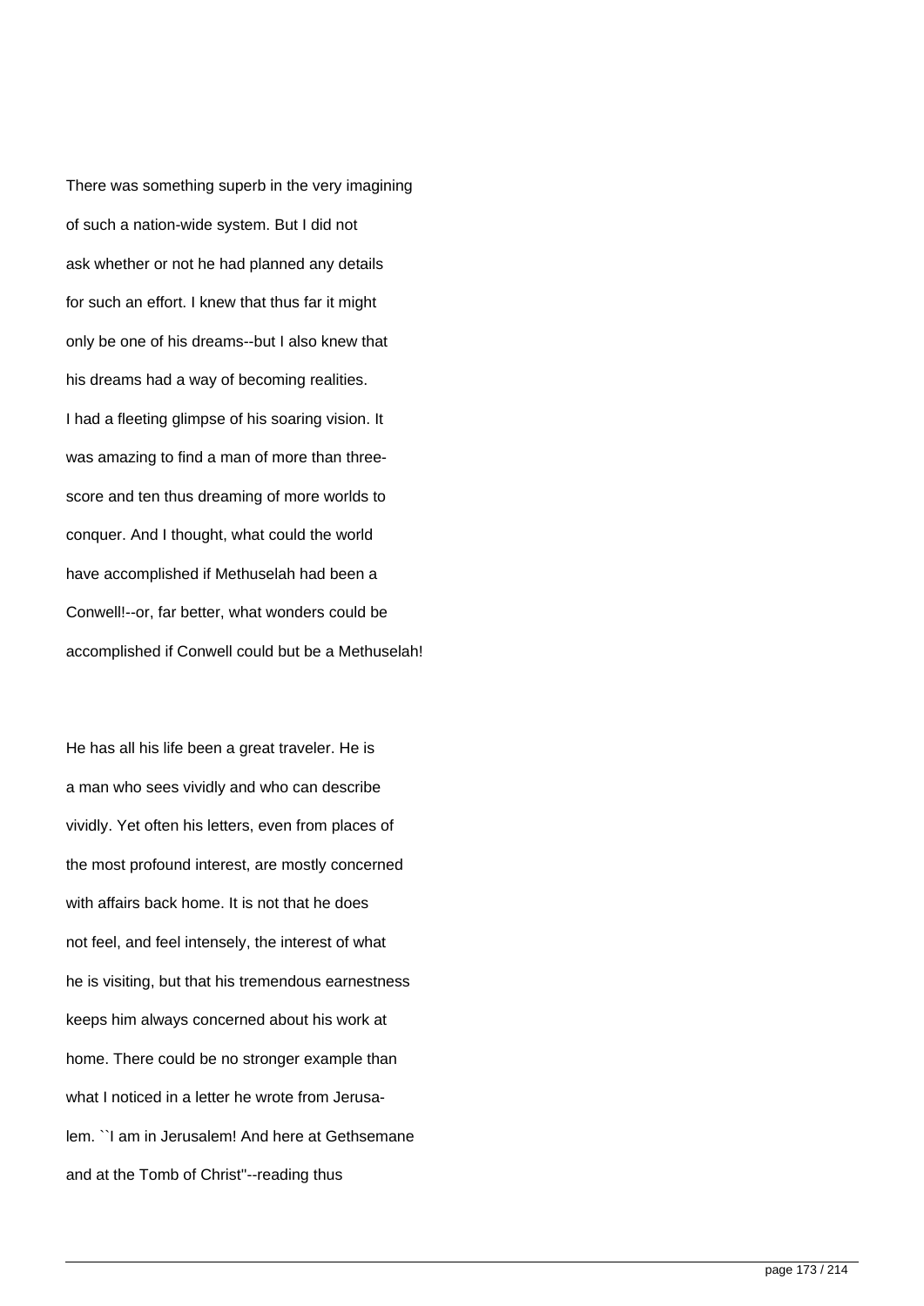There was something superb in the very imagining of such a nation-wide system. But I did not ask whether or not he had planned any details for such an effort. I knew that thus far it might only be one of his dreams--but I also knew that his dreams had a way of becoming realities. I had a fleeting glimpse of his soaring vision. It was amazing to find a man of more than three-score and ten thus dreaming of more worlds to conquer. And I thought, what could the world have accomplished if Methuselah had been a Conwell!--or, far better, what wonders could be accomplished if Conwell could but be a Methuselah!

He has all his life been a great traveler. He is a man who sees vividly and who can describe vividly. Yet often his letters, even from places of the most profound interest, are mostly concerned with affairs back home. It is not that he does not feel, and feel intensely, the interest of what he is visiting, but that his tremendous earnestness keeps him always concerned about his work at home. There could be no stronger example than what I noticed in a letter he wrote from Jerusalem. ``I am in Jerusalem! And here at Gethsemane and at the Tomb of Christ''--reading thus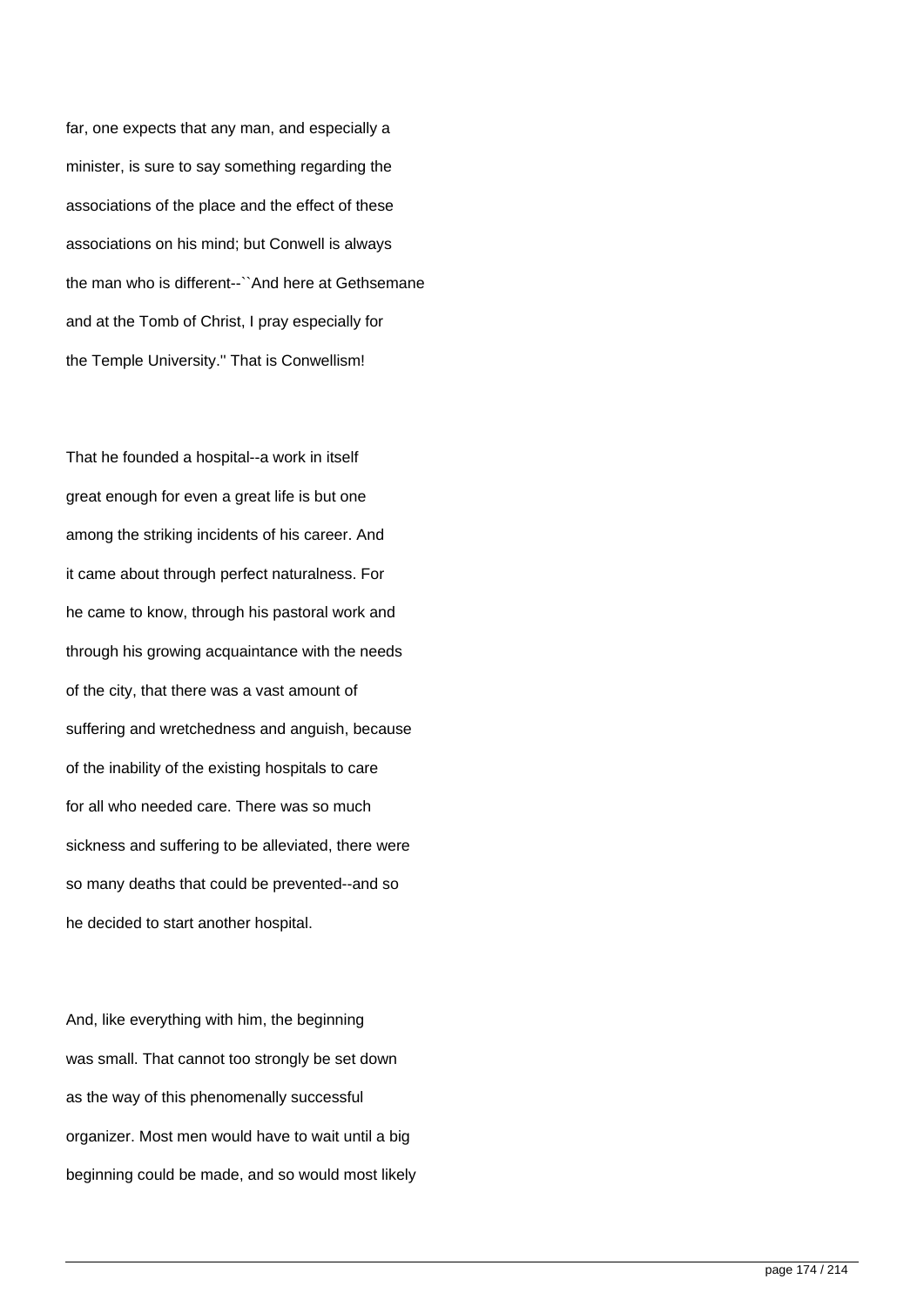far, one expects that any man, and especially a minister, is sure to say something regarding the associations of the place and the effect of these associations on his mind; but Conwell is always the man who is different--``And here at Gethsemane and at the Tomb of Christ, I pray especially for the Temple University.'' That is Conwellism!

That he founded a hospital--a work in itself great enough for even a great life is but one among the striking incidents of his career. And it came about through perfect naturalness. For he came to know, through his pastoral work and through his growing acquaintance with the needs of the city, that there was a vast amount of suffering and wretchedness and anguish, because of the inability of the existing hospitals to care for all who needed care. There was so much sickness and suffering to be alleviated, there were so many deaths that could be prevented--and so he decided to start another hospital.

And, like everything with him, the beginning was small. That cannot too strongly be set down as the way of this phenomenally successful organizer. Most men would have to wait until a big beginning could be made, and so would most likely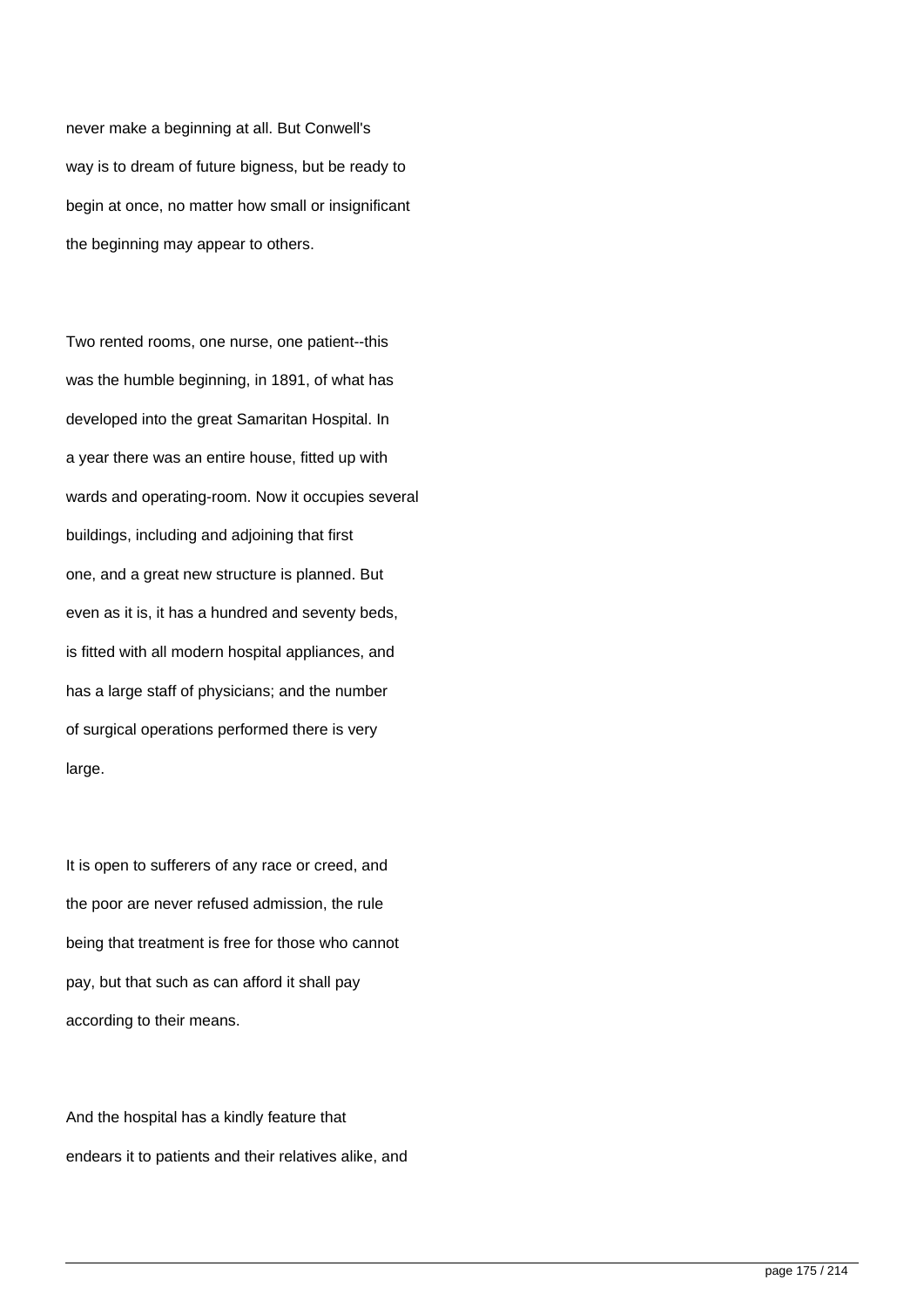never make a beginning at all. But Conwell's way is to dream of future bigness, but be ready to begin at once, no matter how small or insignificant the beginning may appear to others.

Two rented rooms, one nurse, one patient--this was the humble beginning, in 1891, of what has developed into the great Samaritan Hospital. In a year there was an entire house, fitted up with wards and operating-room. Now it occupies several buildings, including and adjoining that first one, and a great new structure is planned. But even as it is, it has a hundred and seventy beds, is fitted with all modern hospital appliances, and has a large staff of physicians; and the number of surgical operations performed there is very large.

It is open to sufferers of any race or creed, and the poor are never refused admission, the rule being that treatment is free for those who cannot pay, but that such as can afford it shall pay according to their means.

And the hospital has a kindly feature that endears it to patients and their relatives alike, and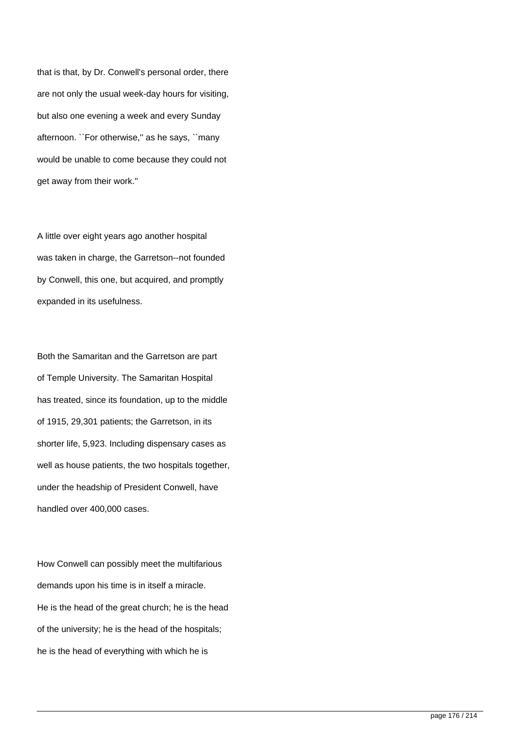that is that, by Dr. Conwell's personal order, there are not only the usual week-day hours for visiting, but also one evening a week and every Sunday afternoon. ``For otherwise,'' as he says, ``many would be unable to come because they could not get away from their work.''

A little over eight years ago another hospital was taken in charge, the Garretson--not founded by Conwell, this one, but acquired, and promptly expanded in its usefulness.

Both the Samaritan and the Garretson are part of Temple University. The Samaritan Hospital has treated, since its foundation, up to the middle of 1915, 29,301 patients; the Garretson, in its shorter life, 5,923. Including dispensary cases as well as house patients, the two hospitals together, under the headship of President Conwell, have handled over 400,000 cases.

How Conwell can possibly meet the multifarious demands upon his time is in itself a miracle. He is the head of the great church; he is the head of the university; he is the head of the hospitals; he is the head of everything with which he is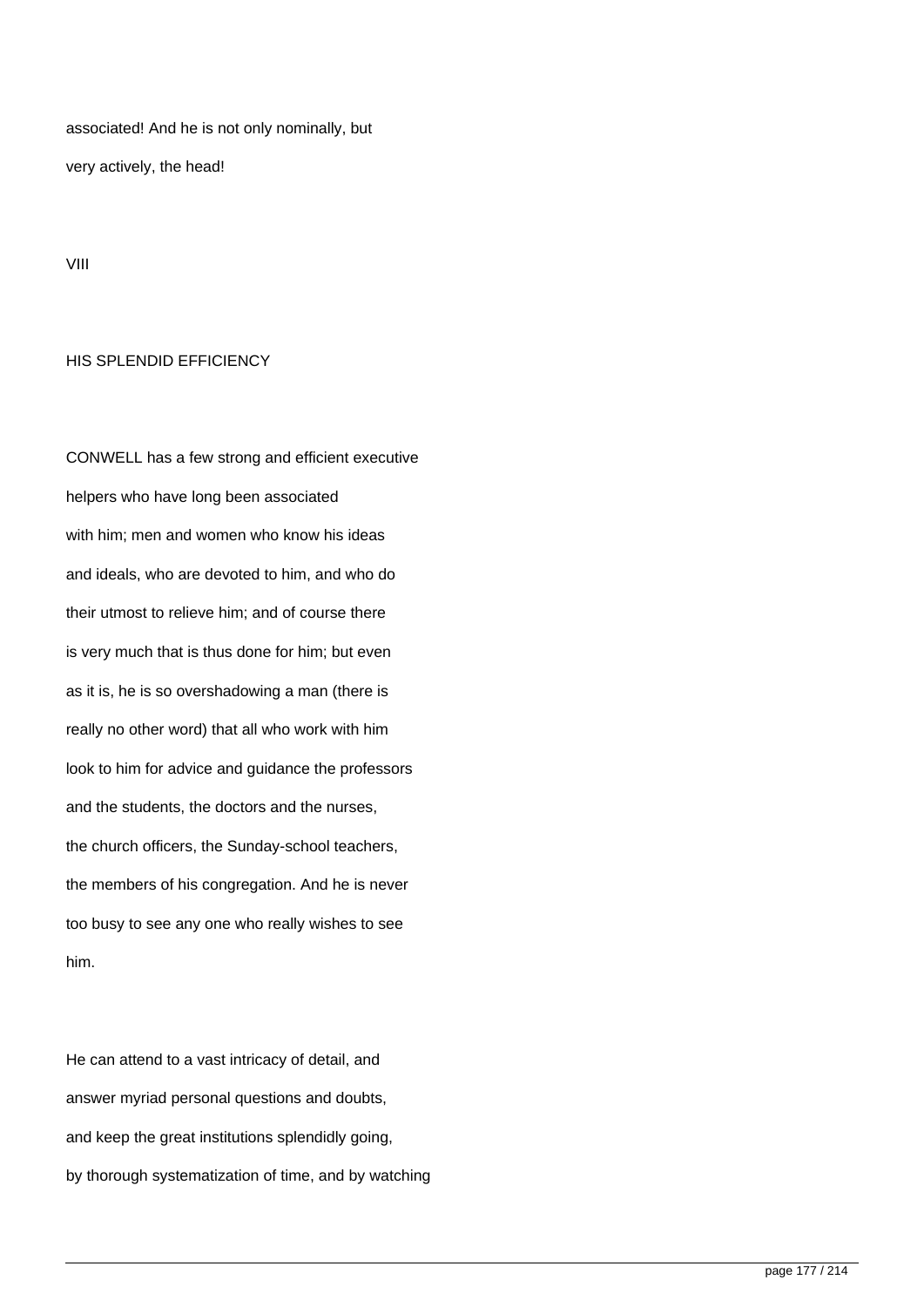associated! And he is not only nominally, but very actively, the head!

# VIII

## HIS SPLENDID EFFICIENCY

CONWELL has a few strong and efficient executive helpers who have long been associated with him; men and women who know his ideas and ideals, who are devoted to him, and who do their utmost to relieve him; and of course there is very much that is thus done for him; but even as it is, he is so overshadowing a man (there is really no other word) that all who work with him look to him for advice and guidance the professors and the students, the doctors and the nurses, the church officers, the Sunday-school teachers, the members of his congregation. And he is never too busy to see any one who really wishes to see him.

He can attend to a vast intricacy of detail, and answer myriad personal questions and doubts, and keep the great institutions splendidly going, by thorough systematization of time, and by watching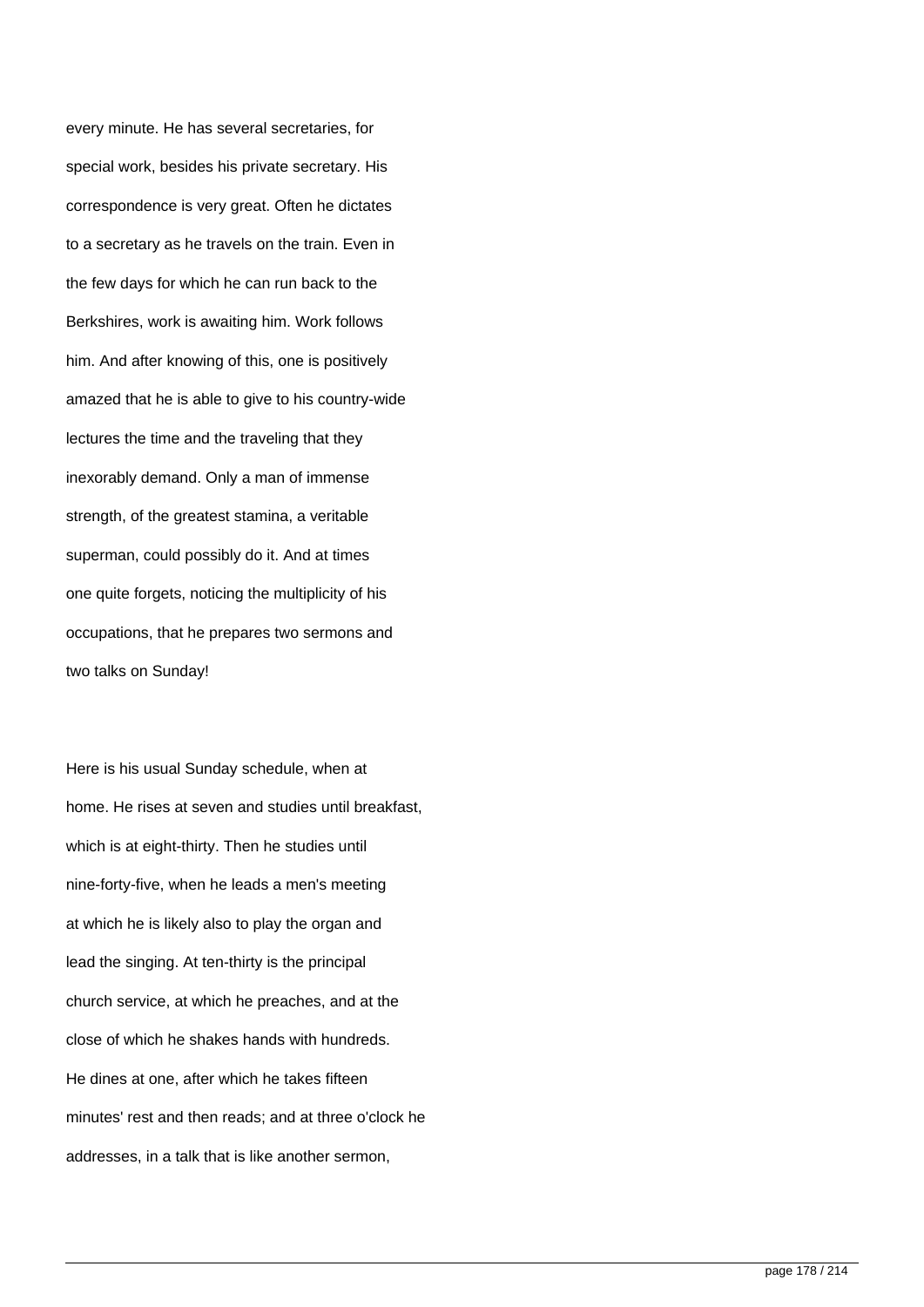every minute. He has several secretaries, for special work, besides his private secretary. His correspondence is very great. Often he dictates to a secretary as he travels on the train. Even in the few days for which he can run back to the Berkshires, work is awaiting him. Work follows him. And after knowing of this, one is positively amazed that he is able to give to his country-wide lectures the time and the traveling that they inexorably demand. Only a man of immense strength, of the greatest stamina, a veritable superman, could possibly do it. And at times one quite forgets, noticing the multiplicity of his occupations, that he prepares two sermons and two talks on Sunday!

Here is his usual Sunday schedule, when at home. He rises at seven and studies until breakfast, which is at eight-thirty. Then he studies until nine-forty-five, when he leads a men's meeting at which he is likely also to play the organ and lead the singing. At ten-thirty is the principal church service, at which he preaches, and at the close of which he shakes hands with hundreds. He dines at one, after which he takes fifteen minutes' rest and then reads; and at three o'clock he addresses, in a talk that is like another sermon,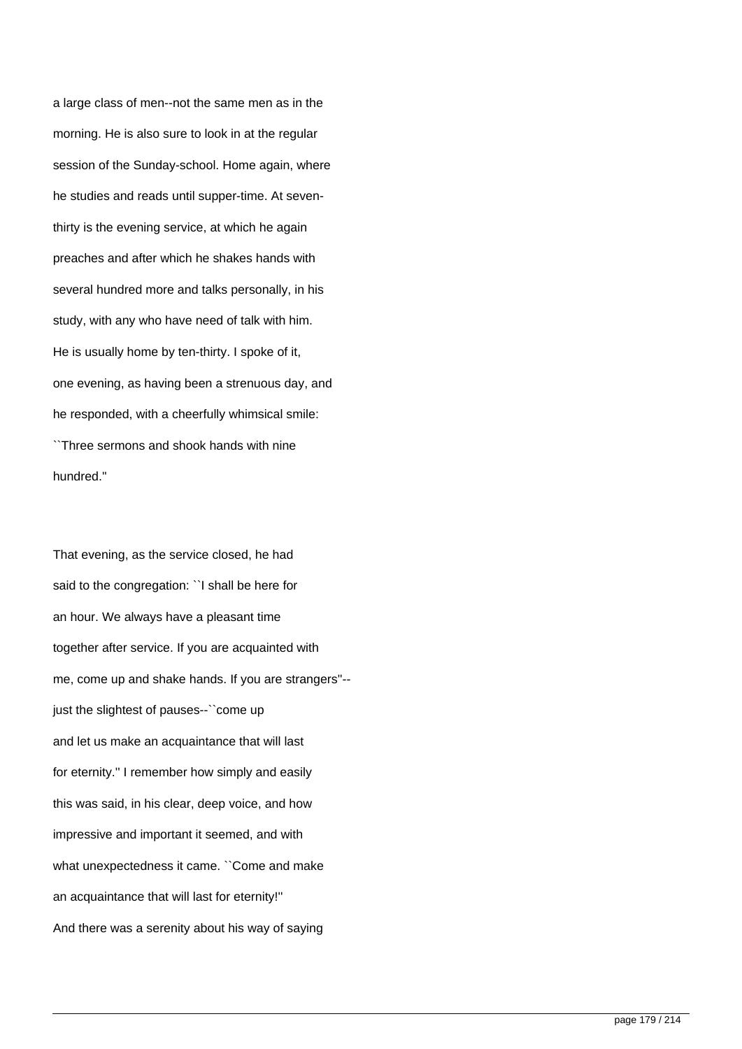a large class of men--not the same men as in the morning. He is also sure to look in at the regular session of the Sunday-school. Home again, where he studies and reads until supper-time. At seven-thirty is the evening service, at which he again preaches and after which he shakes hands with several hundred more and talks personally, in his study, with any who have need of talk with him. He is usually home by ten-thirty. I spoke of it, one evening, as having been a strenuous day, and he responded, with a cheerfully whimsical smile: ``Three sermons and shook hands with nine hundred.''

That evening, as the service closed, he had said to the congregation: ``I shall be here for an hour. We always have a pleasant time together after service. If you are acquainted with me, come up and shake hands. If you are strangers''--just the slightest of pauses--``come up and let us make an acquaintance that will last for eternity.'' I remember how simply and easily this was said, in his clear, deep voice, and how impressive and important it seemed, and with what unexpectedness it came. ``Come and make an acquaintance that will last for eternity!'' And there was a serenity about his way of saying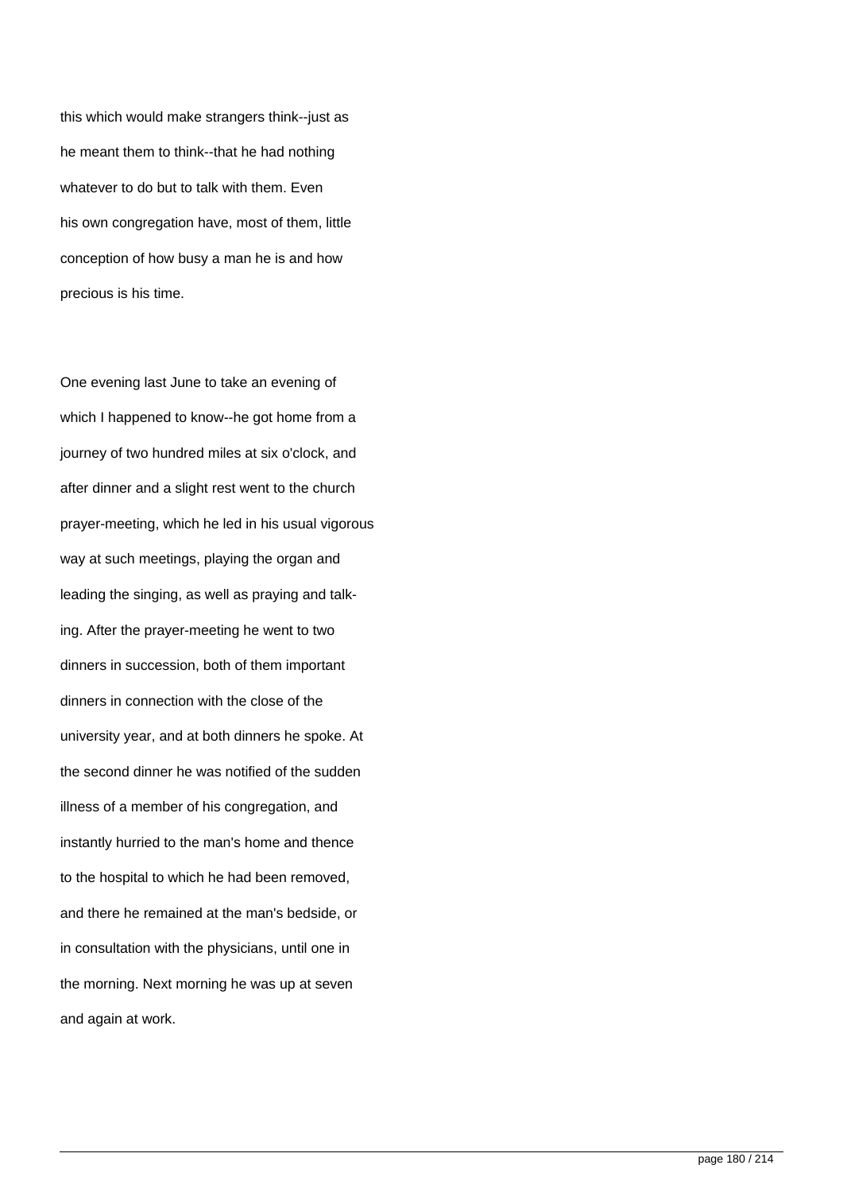this which would make strangers think--just as he meant them to think--that he had nothing whatever to do but to talk with them. Even his own congregation have, most of them, little conception of how busy a man he is and how precious is his time.

One evening last June to take an evening of which I happened to know--he got home from a journey of two hundred miles at six o'clock, and after dinner and a slight rest went to the church prayer-meeting, which he led in his usual vigorous way at such meetings, playing the organ and leading the singing, as well as praying and talking. After the prayer-meeting he went to two dinners in succession, both of them important dinners in connection with the close of the university year, and at both dinners he spoke. At the second dinner he was notified of the sudden illness of a member of his congregation, and instantly hurried to the man's home and thence to the hospital to which he had been removed, and there he remained at the man's bedside, or in consultation with the physicians, until one in the morning. Next morning he was up at seven and again at work.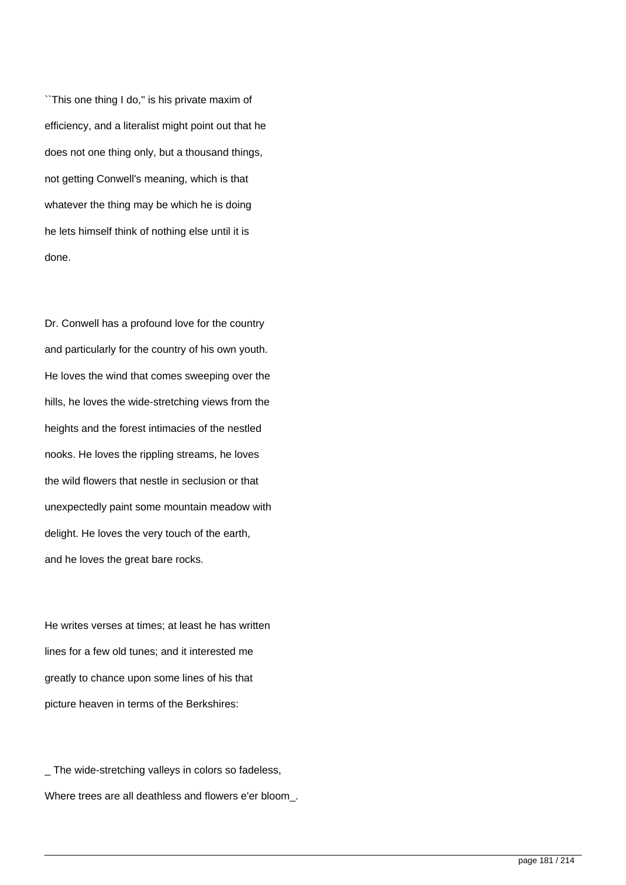``This one thing I do,'' is his private maxim of efficiency, and a literalist might point out that he does not one thing only, but a thousand things, not getting Conwell's meaning, which is that whatever the thing may be which he is doing he lets himself think of nothing else until it is done.

Dr. Conwell has a profound love for the country and particularly for the country of his own youth. He loves the wind that comes sweeping over the hills, he loves the wide-stretching views from the heights and the forest intimacies of the nestled nooks. He loves the rippling streams, he loves the wild flowers that nestle in seclusion or that unexpectedly paint some mountain meadow with delight. He loves the very touch of the earth, and he loves the great bare rocks.

He writes verses at times; at least he has written lines for a few old tunes; and it interested me greatly to chance upon some lines of his that picture heaven in terms of the Berkshires:

_ The wide-stretching valleys in colors so fadeless,
Where trees are all deathless and flowers e'er bloom_.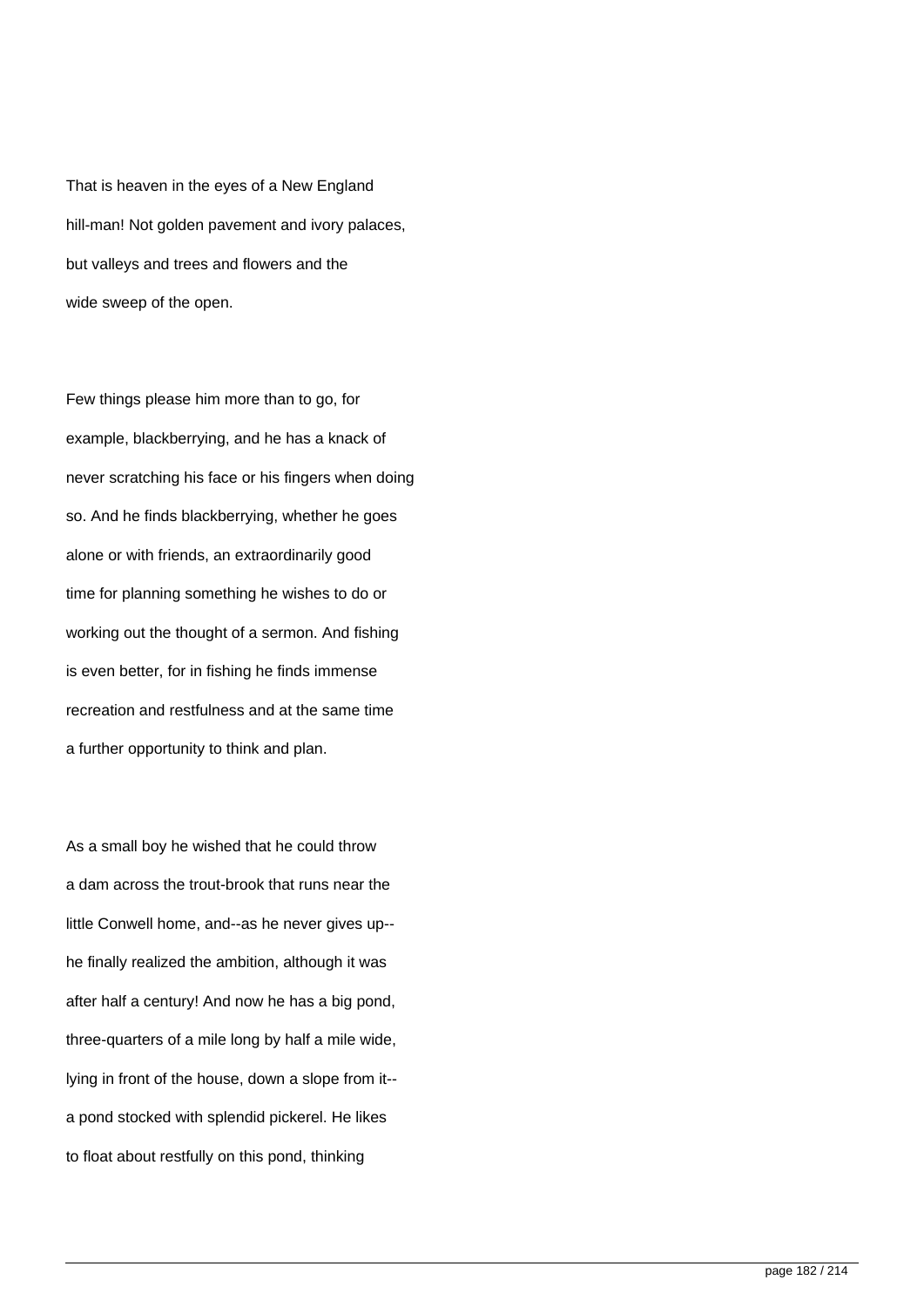That is heaven in the eyes of a New England hill-man! Not golden pavement and ivory palaces, but valleys and trees and flowers and the wide sweep of the open.

Few things please him more than to go, for example, blackberrying, and he has a knack of never scratching his face or his fingers when doing so. And he finds blackberrying, whether he goes alone or with friends, an extraordinarily good time for planning something he wishes to do or working out the thought of a sermon. And fishing is even better, for in fishing he finds immense recreation and restfulness and at the same time a further opportunity to think and plan.

As a small boy he wished that he could throw a dam across the trout-brook that runs near the little Conwell home, and--as he never gives up--he finally realized the ambition, although it was after half a century! And now he has a big pond, three-quarters of a mile long by half a mile wide, lying in front of the house, down a slope from it--a pond stocked with splendid pickerel. He likes to float about restfully on this pond, thinking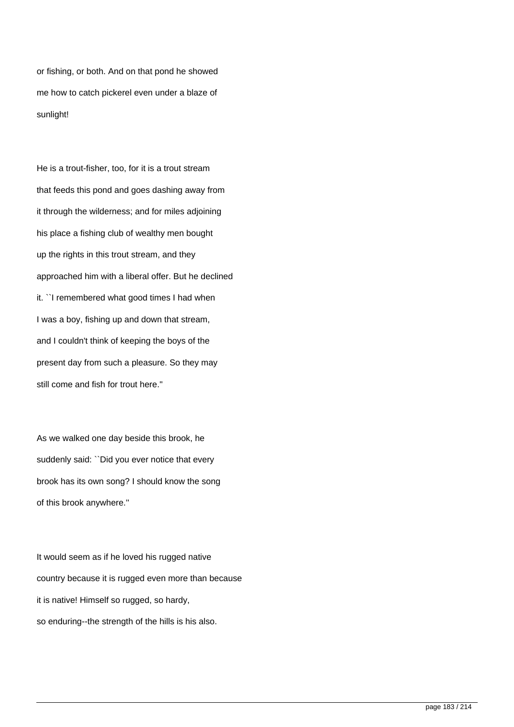or fishing, or both. And on that pond he showed me how to catch pickerel even under a blaze of sunlight!

He is a trout-fisher, too, for it is a trout stream that feeds this pond and goes dashing away from it through the wilderness; and for miles adjoining his place a fishing club of wealthy men bought up the rights in this trout stream, and they approached him with a liberal offer. But he declined it. ``I remembered what good times I had when I was a boy, fishing up and down that stream, and I couldn't think of keeping the boys of the present day from such a pleasure. So they may still come and fish for trout here.''

As we walked one day beside this brook, he suddenly said: ``Did you ever notice that every brook has its own song? I should know the song of this brook anywhere.''

It would seem as if he loved his rugged native country because it is rugged even more than because it is native! Himself so rugged, so hardy, so enduring--the strength of the hills is his also.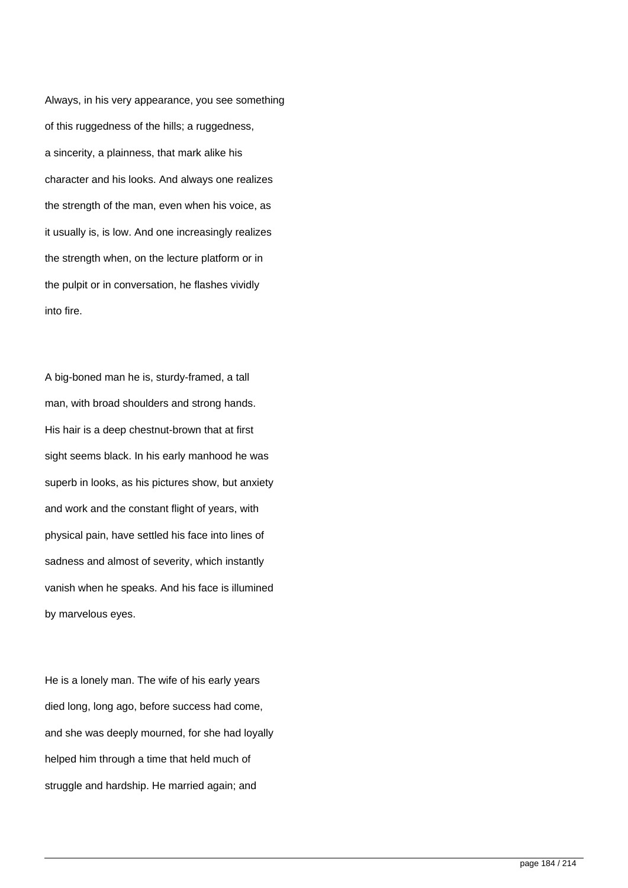Always, in his very appearance, you see something of this ruggedness of the hills; a ruggedness, a sincerity, a plainness, that mark alike his character and his looks. And always one realizes the strength of the man, even when his voice, as it usually is, is low. And one increasingly realizes the strength when, on the lecture platform or in the pulpit or in conversation, he flashes vividly into fire.

A big-boned man he is, sturdy-framed, a tall man, with broad shoulders and strong hands. His hair is a deep chestnut-brown that at first sight seems black. In his early manhood he was superb in looks, as his pictures show, but anxiety and work and the constant flight of years, with physical pain, have settled his face into lines of sadness and almost of severity, which instantly vanish when he speaks. And his face is illumined by marvelous eyes.

He is a lonely man. The wife of his early years died long, long ago, before success had come, and she was deeply mourned, for she had loyally helped him through a time that held much of struggle and hardship. He married again; and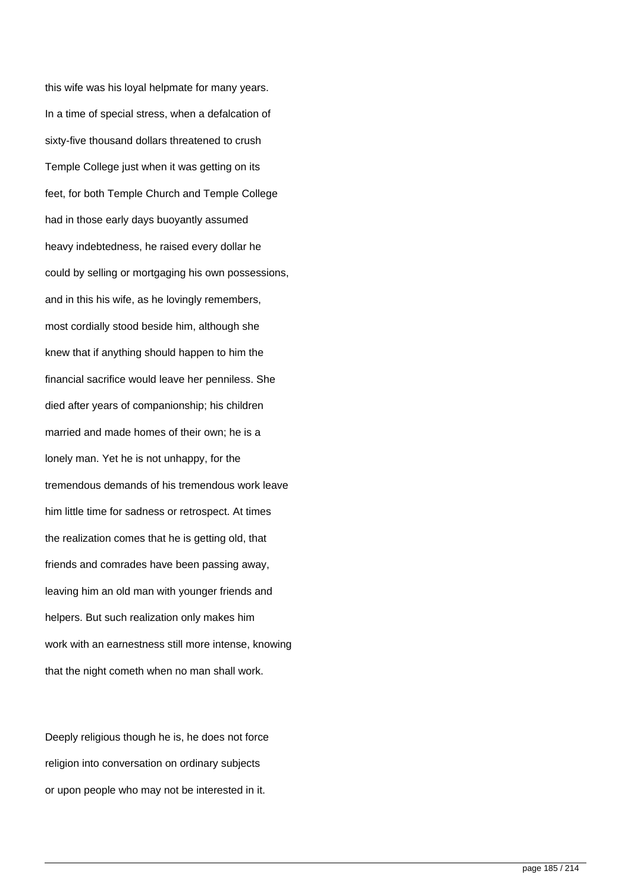this wife was his loyal helpmate for many years. In a time of special stress, when a defalcation of sixty-five thousand dollars threatened to crush Temple College just when it was getting on its feet, for both Temple Church and Temple College had in those early days buoyantly assumed heavy indebtedness, he raised every dollar he could by selling or mortgaging his own possessions, and in this his wife, as he lovingly remembers, most cordially stood beside him, although she knew that if anything should happen to him the financial sacrifice would leave her penniless. She died after years of companionship; his children married and made homes of their own; he is a lonely man. Yet he is not unhappy, for the tremendous demands of his tremendous work leave him little time for sadness or retrospect. At times the realization comes that he is getting old, that friends and comrades have been passing away, leaving him an old man with younger friends and helpers. But such realization only makes him work with an earnestness still more intense, knowing that the night cometh when no man shall work.

Deeply religious though he is, he does not force religion into conversation on ordinary subjects or upon people who may not be interested in it.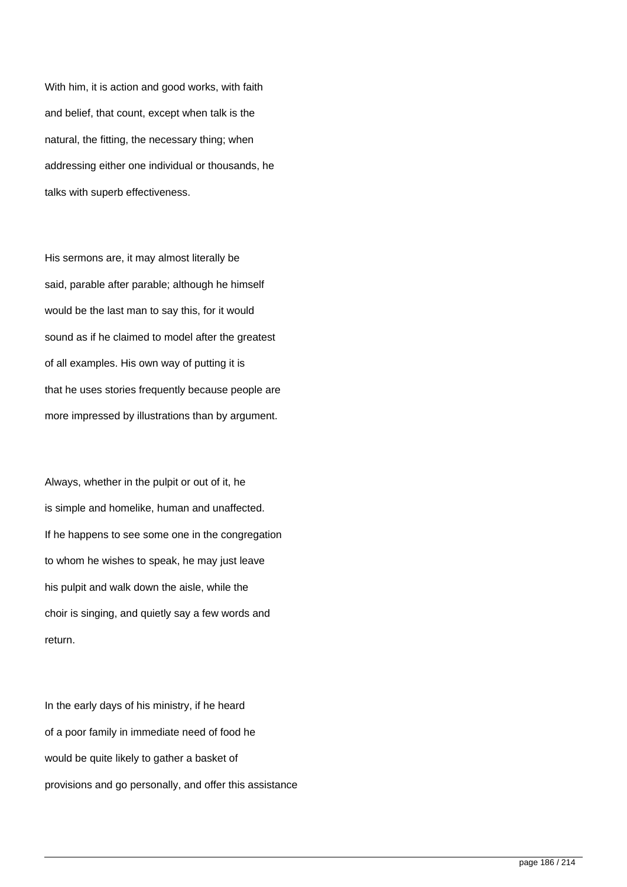With him, it is action and good works, with faith and belief, that count, except when talk is the natural, the fitting, the necessary thing; when addressing either one individual or thousands, he talks with superb effectiveness.

His sermons are, it may almost literally be said, parable after parable; although he himself would be the last man to say this, for it would sound as if he claimed to model after the greatest of all examples. His own way of putting it is that he uses stories frequently because people are more impressed by illustrations than by argument.

Always, whether in the pulpit or out of it, he is simple and homelike, human and unaffected. If he happens to see some one in the congregation to whom he wishes to speak, he may just leave his pulpit and walk down the aisle, while the choir is singing, and quietly say a few words and return.

In the early days of his ministry, if he heard of a poor family in immediate need of food he would be quite likely to gather a basket of provisions and go personally, and offer this assistance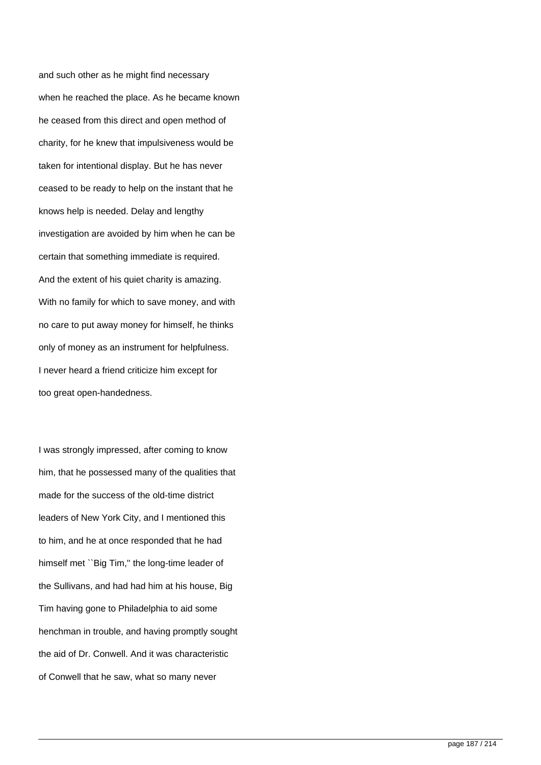and such other as he might find necessary when he reached the place. As he became known he ceased from this direct and open method of charity, for he knew that impulsiveness would be taken for intentional display. But he has never ceased to be ready to help on the instant that he knows help is needed. Delay and lengthy investigation are avoided by him when he can be certain that something immediate is required. And the extent of his quiet charity is amazing. With no family for which to save money, and with no care to put away money for himself, he thinks only of money as an instrument for helpfulness. I never heard a friend criticize him except for too great open-handedness.

I was strongly impressed, after coming to know him, that he possessed many of the qualities that made for the success of the old-time district leaders of New York City, and I mentioned this to him, and he at once responded that he had himself met ``Big Tim,'' the long-time leader of the Sullivans, and had had him at his house, Big Tim having gone to Philadelphia to aid some henchman in trouble, and having promptly sought the aid of Dr. Conwell. And it was characteristic of Conwell that he saw, what so many never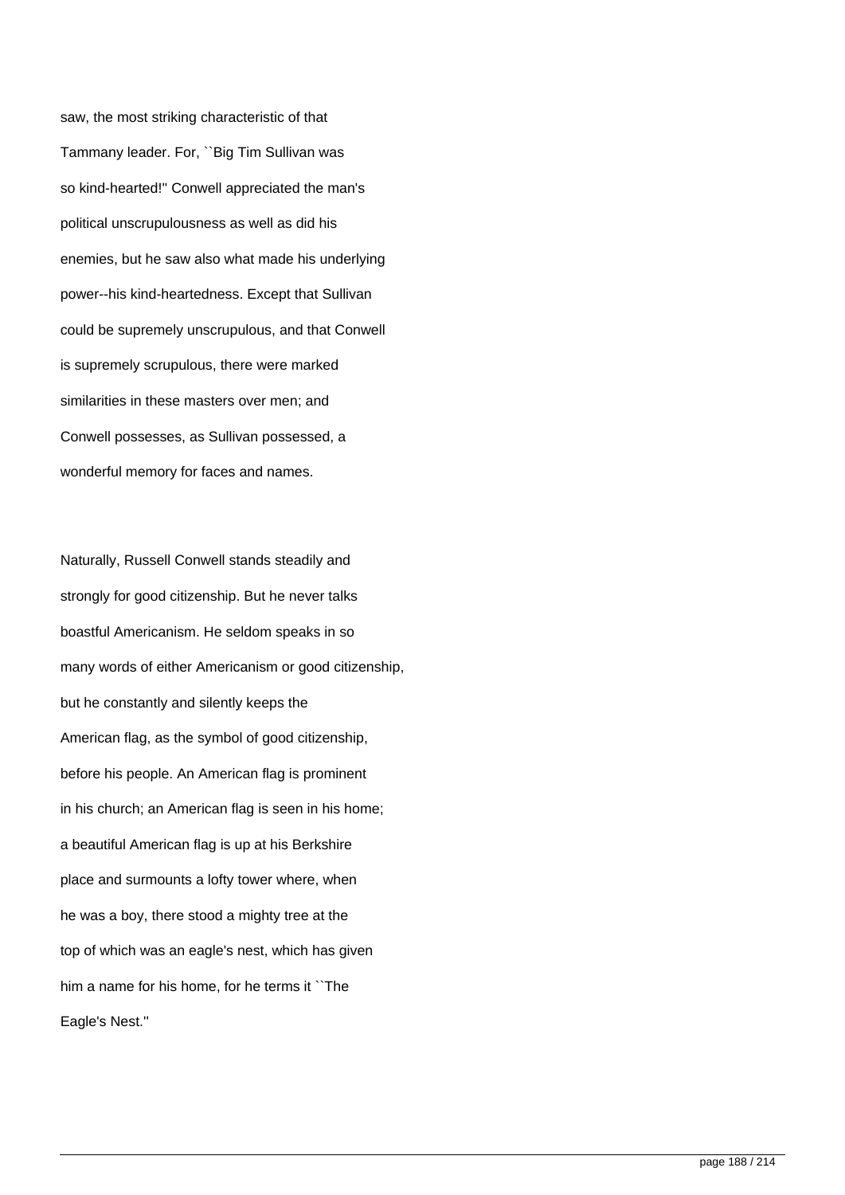saw, the most striking characteristic of that Tammany leader. For, ``Big Tim Sullivan was so kind-hearted!'' Conwell appreciated the man's political unscrupulousness as well as did his enemies, but he saw also what made his underlying power--his kind-heartedness. Except that Sullivan could be supremely unscrupulous, and that Conwell is supremely scrupulous, there were marked similarities in these masters over men; and Conwell possesses, as Sullivan possessed, a wonderful memory for faces and names.

Naturally, Russell Conwell stands steadily and strongly for good citizenship. But he never talks boastful Americanism. He seldom speaks in so many words of either Americanism or good citizenship, but he constantly and silently keeps the American flag, as the symbol of good citizenship, before his people. An American flag is prominent in his church; an American flag is seen in his home; a beautiful American flag is up at his Berkshire place and surmounts a lofty tower where, when he was a boy, there stood a mighty tree at the top of which was an eagle's nest, which has given him a name for his home, for he terms it ``The Eagle's Nest.''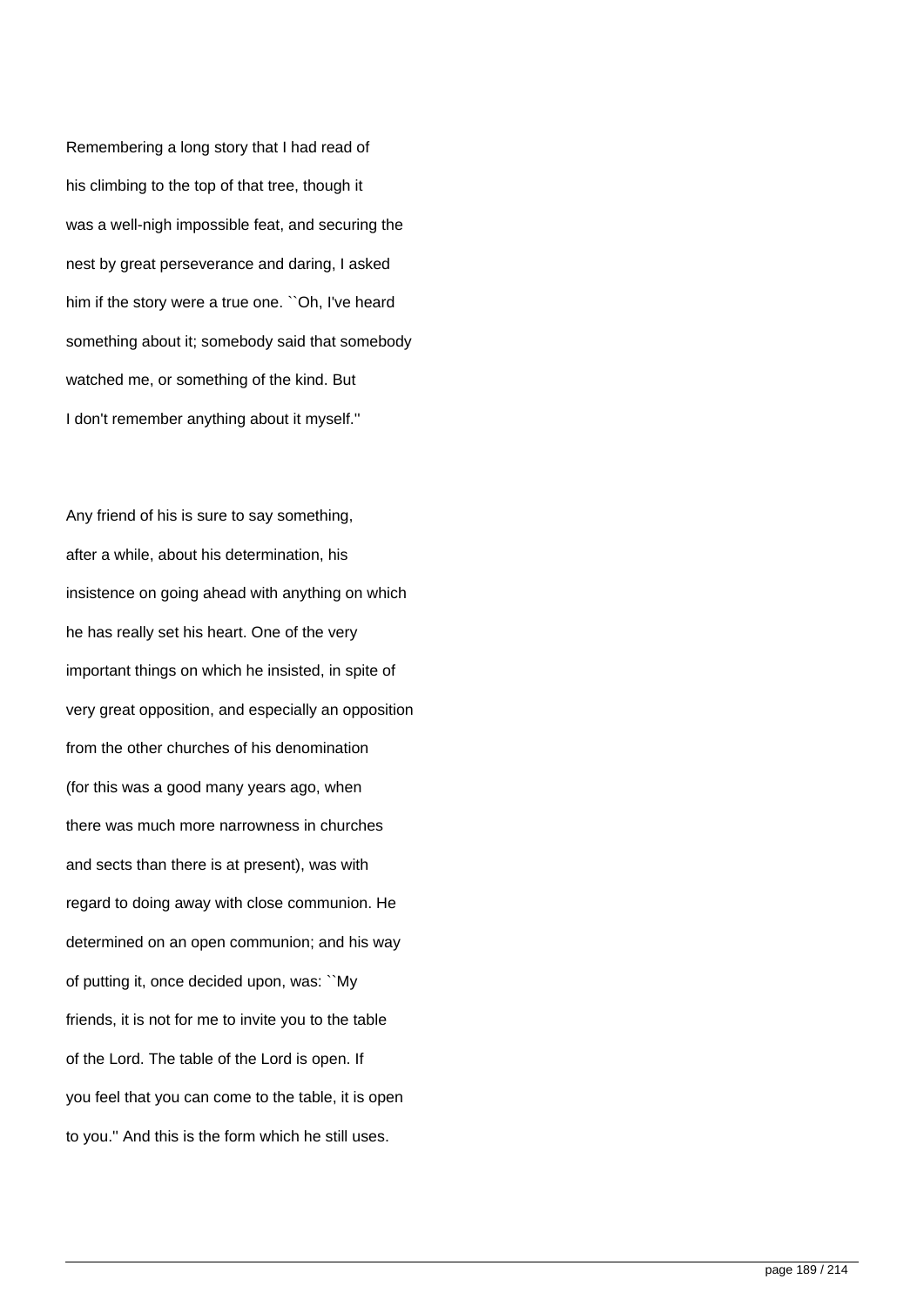Remembering a long story that I had read of his climbing to the top of that tree, though it was a well-nigh impossible feat, and securing the nest by great perseverance and daring, I asked him if the story were a true one. ``Oh, I've heard something about it; somebody said that somebody watched me, or something of the kind. But I don't remember anything about it myself.''

Any friend of his is sure to say something, after a while, about his determination, his insistence on going ahead with anything on which he has really set his heart. One of the very important things on which he insisted, in spite of very great opposition, and especially an opposition from the other churches of his denomination (for this was a good many years ago, when there was much more narrowness in churches and sects than there is at present), was with regard to doing away with close communion. He determined on an open communion; and his way of putting it, once decided upon, was: ``My friends, it is not for me to invite you to the table of the Lord. The table of the Lord is open. If you feel that you can come to the table, it is open to you.'' And this is the form which he still uses.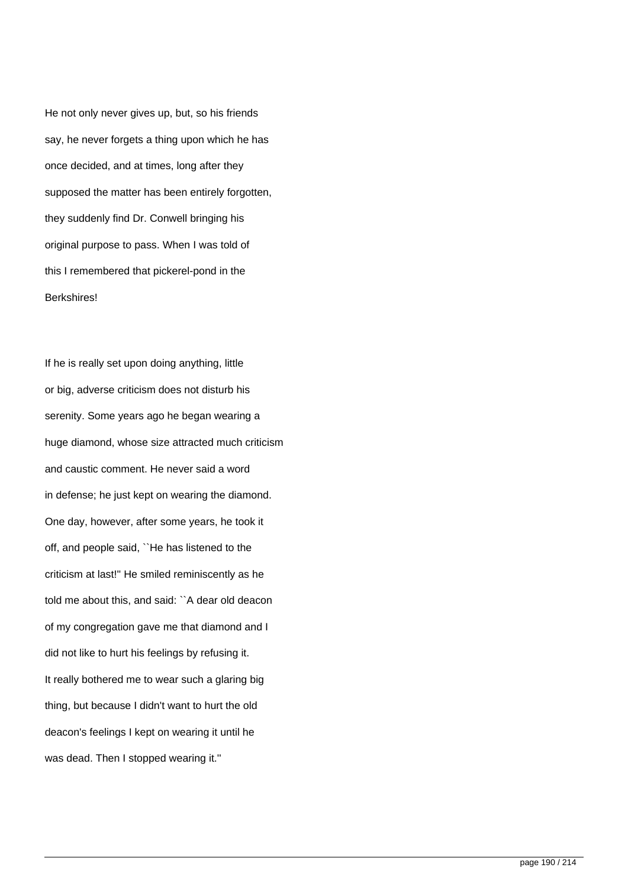He not only never gives up, but, so his friends say, he never forgets a thing upon which he has once decided, and at times, long after they supposed the matter has been entirely forgotten, they suddenly find Dr. Conwell bringing his original purpose to pass. When I was told of this I remembered that pickerel-pond in the Berkshires!

If he is really set upon doing anything, little or big, adverse criticism does not disturb his serenity. Some years ago he began wearing a huge diamond, whose size attracted much criticism and caustic comment. He never said a word in defense; he just kept on wearing the diamond. One day, however, after some years, he took it off, and people said, ``He has listened to the criticism at last!'' He smiled reminiscently as he told me about this, and said: ``A dear old deacon of my congregation gave me that diamond and I did not like to hurt his feelings by refusing it. It really bothered me to wear such a glaring big thing, but because I didn't want to hurt the old deacon's feelings I kept on wearing it until he was dead. Then I stopped wearing it.''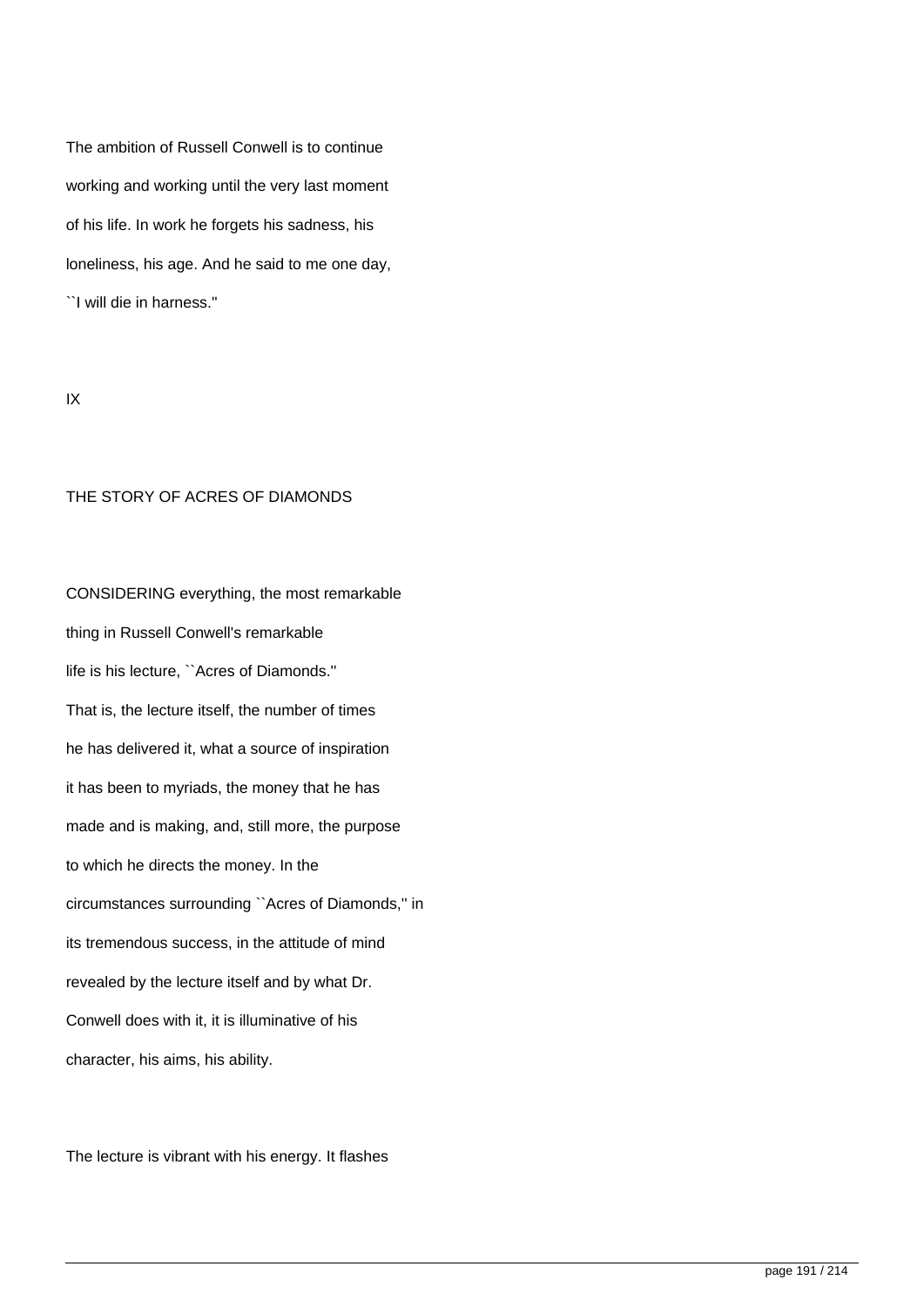The ambition of Russell Conwell is to continue working and working until the very last moment of his life. In work he forgets his sadness, his loneliness, his age. And he said to me one day, ``I will die in harness.''

## IX

## THE STORY OF ACRES OF DIAMONDS

CONSIDERING everything, the most remarkable thing in Russell Conwell's remarkable life is his lecture, ``Acres of Diamonds.'' That is, the lecture itself, the number of times he has delivered it, what a source of inspiration it has been to myriads, the money that he has made and is making, and, still more, the purpose to which he directs the money. In the circumstances surrounding ``Acres of Diamonds,'' in its tremendous success, in the attitude of mind revealed by the lecture itself and by what Dr. Conwell does with it, it is illuminative of his character, his aims, his ability.

The lecture is vibrant with his energy. It flashes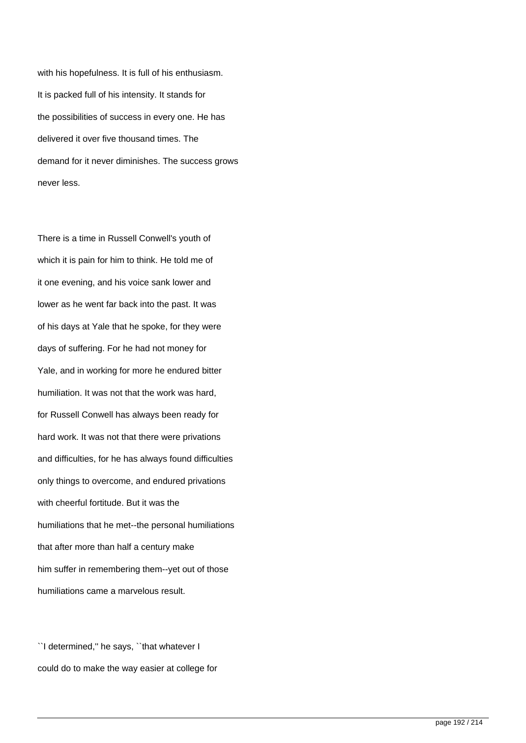with his hopefulness. It is full of his enthusiasm. It is packed full of his intensity. It stands for the possibilities of success in every one. He has delivered it over five thousand times. The demand for it never diminishes. The success grows never less.

There is a time in Russell Conwell's youth of which it is pain for him to think. He told me of it one evening, and his voice sank lower and lower as he went far back into the past. It was of his days at Yale that he spoke, for they were days of suffering. For he had not money for Yale, and in working for more he endured bitter humiliation. It was not that the work was hard, for Russell Conwell has always been ready for hard work. It was not that there were privations and difficulties, for he has always found difficulties only things to overcome, and endured privations with cheerful fortitude. But it was the humiliations that he met--the personal humiliations that after more than half a century make him suffer in remembering them--yet out of those humiliations came a marvelous result.

``I determined,'' he says, ``that whatever I could do to make the way easier at college for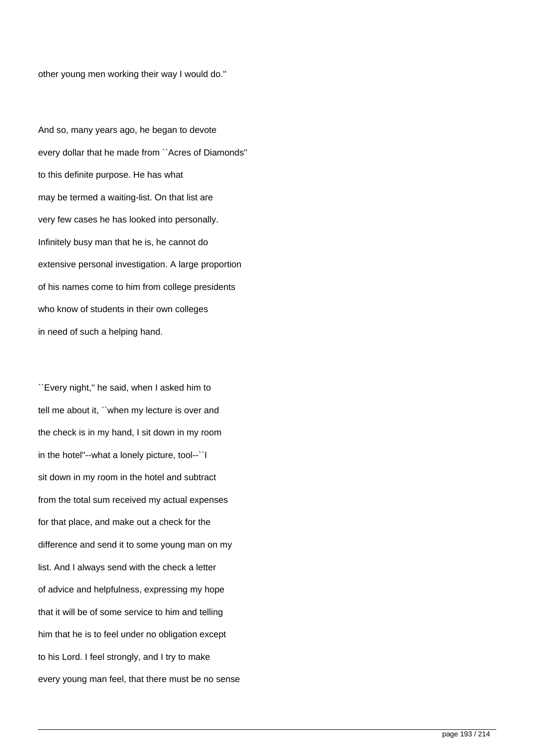other young men working their way I would do.''

And so, many years ago, he began to devote every dollar that he made from ``Acres of Diamonds'' to this definite purpose. He has what may be termed a waiting-list. On that list are very few cases he has looked into personally. Infinitely busy man that he is, he cannot do extensive personal investigation. A large proportion of his names come to him from college presidents who know of students in their own colleges in need of such a helping hand.

``Every night,'' he said, when I asked him to tell me about it, ``when my lecture is over and the check is in my hand, I sit down in my room in the hotel''--what a lonely picture, too!--``I sit down in my room in the hotel and subtract from the total sum received my actual expenses for that place, and make out a check for the difference and send it to some young man on my list. And I always send with the check a letter of advice and helpfulness, expressing my hope that it will be of some service to him and telling him that he is to feel under no obligation except to his Lord. I feel strongly, and I try to make every young man feel, that there must be no sense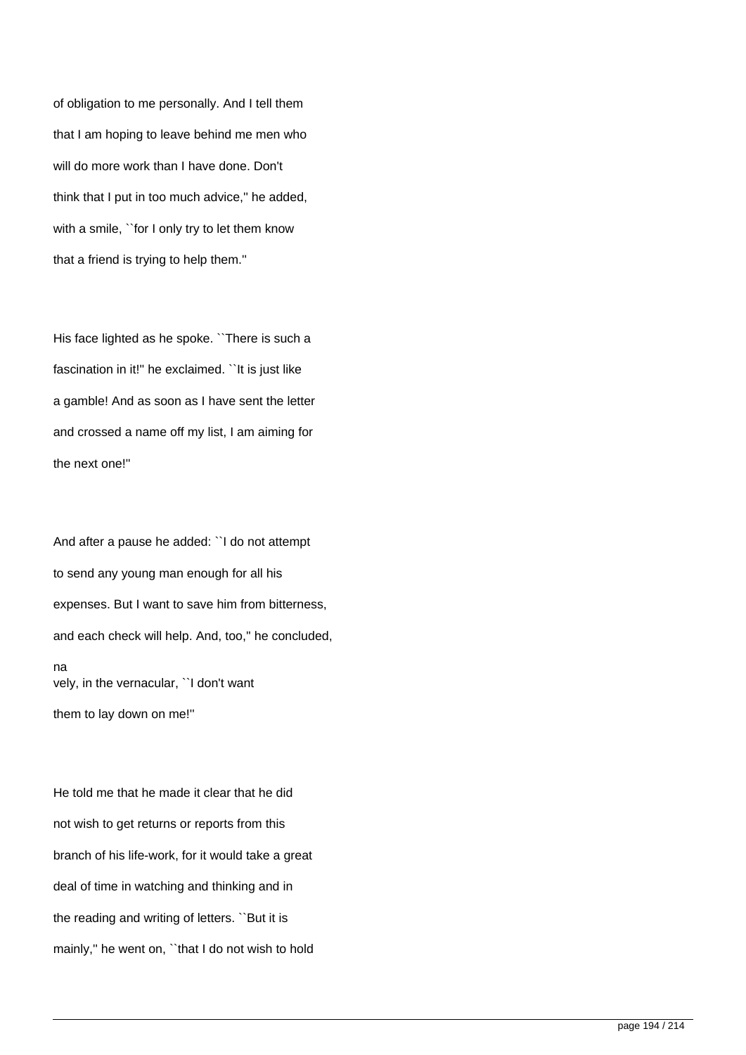of obligation to me personally. And I tell them that I am hoping to leave behind me men who will do more work than I have done. Don't think that I put in too much advice,'' he added, with a smile, ``for I only try to let them know that a friend is trying to help them.''

His face lighted as he spoke. ``There is such a fascination in it!'' he exclaimed. ``It is just like a gamble! And as soon as I have sent the letter and crossed a name off my list, I am aiming for the next one!''

And after a pause he added: ``I do not attempt to send any young man enough for all his expenses. But I want to save him from bitterness, and each check will help. And, too,'' he concluded, na
vely, in the vernacular, ``I don't want them to lay down on me!''

He told me that he made it clear that he did not wish to get returns or reports from this branch of his life-work, for it would take a great deal of time in watching and thinking and in the reading and writing of letters. ``But it is mainly,'' he went on, ``that I do not wish to hold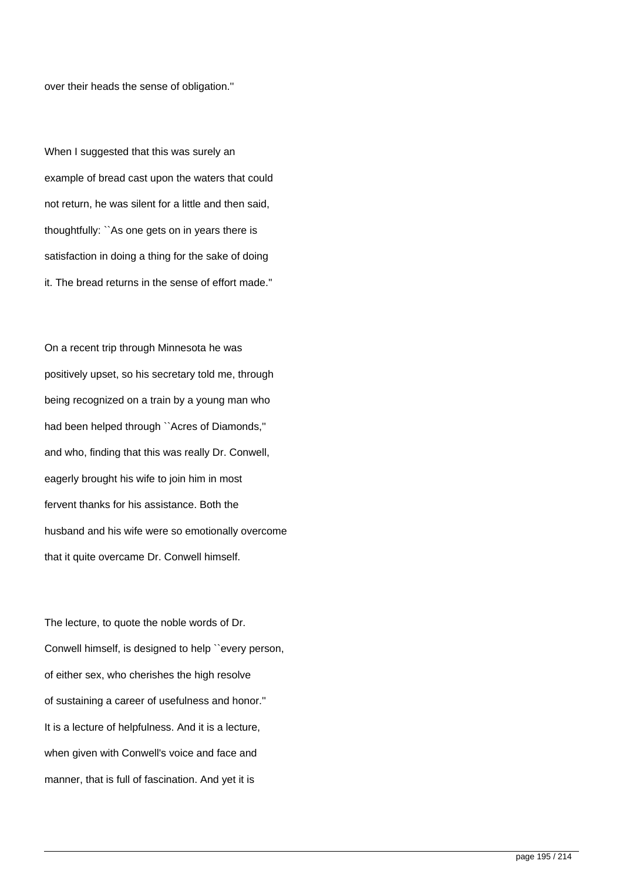over their heads the sense of obligation.''

When I suggested that this was surely an example of bread cast upon the waters that could not return, he was silent for a little and then said, thoughtfully: ``As one gets on in years there is satisfaction in doing a thing for the sake of doing it. The bread returns in the sense of effort made.''

On a recent trip through Minnesota he was positively upset, so his secretary told me, through being recognized on a train by a young man who had been helped through ``Acres of Diamonds,'' and who, finding that this was really Dr. Conwell, eagerly brought his wife to join him in most fervent thanks for his assistance. Both the husband and his wife were so emotionally overcome that it quite overcame Dr. Conwell himself.

The lecture, to quote the noble words of Dr. Conwell himself, is designed to help ``every person, of either sex, who cherishes the high resolve of sustaining a career of usefulness and honor.'' It is a lecture of helpfulness. And it is a lecture, when given with Conwell's voice and face and manner, that is full of fascination. And yet it is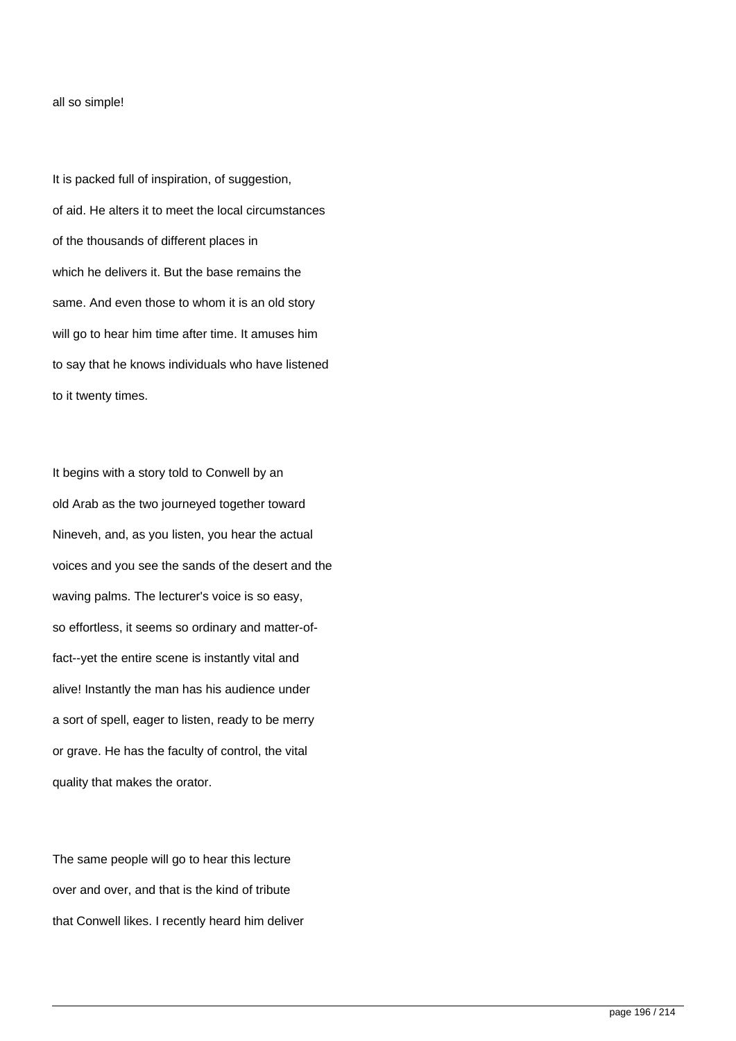all so simple!

It is packed full of inspiration, of suggestion, of aid. He alters it to meet the local circumstances of the thousands of different places in which he delivers it. But the base remains the same. And even those to whom it is an old story will go to hear him time after time. It amuses him to say that he knows individuals who have listened to it twenty times.

It begins with a story told to Conwell by an old Arab as the two journeyed together toward Nineveh, and, as you listen, you hear the actual voices and you see the sands of the desert and the waving palms. The lecturer's voice is so easy, so effortless, it seems so ordinary and matter-of-fact--yet the entire scene is instantly vital and alive! Instantly the man has his audience under a sort of spell, eager to listen, ready to be merry or grave. He has the faculty of control, the vital quality that makes the orator.

The same people will go to hear this lecture over and over, and that is the kind of tribute that Conwell likes. I recently heard him deliver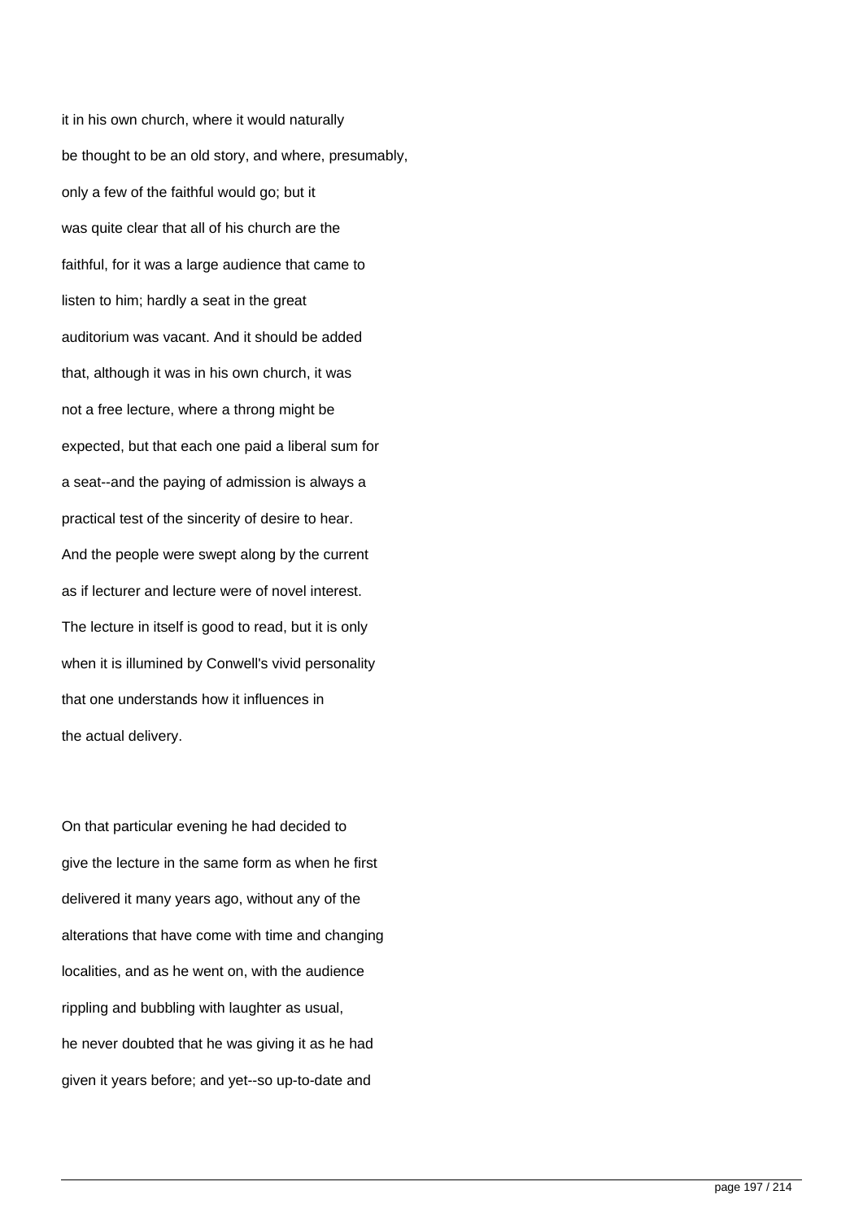it in his own church, where it would naturally be thought to be an old story, and where, presumably, only a few of the faithful would go; but it was quite clear that all of his church are the faithful, for it was a large audience that came to listen to him; hardly a seat in the great auditorium was vacant. And it should be added that, although it was in his own church, it was not a free lecture, where a throng might be expected, but that each one paid a liberal sum for a seat--and the paying of admission is always a practical test of the sincerity of desire to hear. And the people were swept along by the current as if lecturer and lecture were of novel interest. The lecture in itself is good to read, but it is only when it is illumined by Conwell's vivid personality that one understands how it influences in the actual delivery.

On that particular evening he had decided to give the lecture in the same form as when he first delivered it many years ago, without any of the alterations that have come with time and changing localities, and as he went on, with the audience rippling and bubbling with laughter as usual, he never doubted that he was giving it as he had given it years before; and yet--so up-to-date and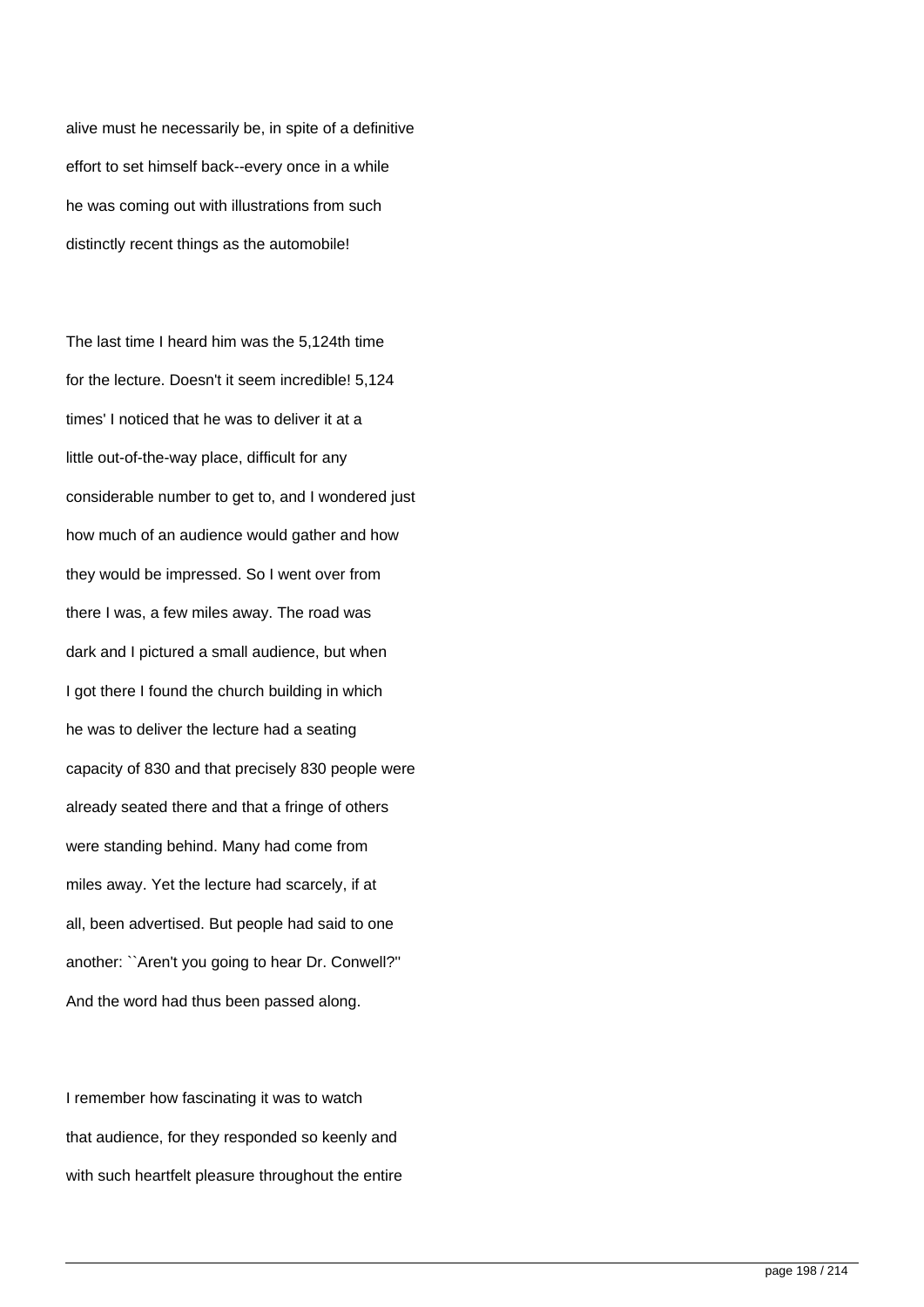alive must he necessarily be, in spite of a definitive effort to set himself back--every once in a while he was coming out with illustrations from such distinctly recent things as the automobile!

The last time I heard him was the 5,124th time for the lecture. Doesn't it seem incredible! 5,124 times' I noticed that he was to deliver it at a little out-of-the-way place, difficult for any considerable number to get to, and I wondered just how much of an audience would gather and how they would be impressed. So I went over from there I was, a few miles away. The road was dark and I pictured a small audience, but when I got there I found the church building in which he was to deliver the lecture had a seating capacity of 830 and that precisely 830 people were already seated there and that a fringe of others were standing behind. Many had come from miles away. Yet the lecture had scarcely, if at all, been advertised. But people had said to one another: ``Aren't you going to hear Dr. Conwell?'' And the word had thus been passed along.

I remember how fascinating it was to watch that audience, for they responded so keenly and with such heartfelt pleasure throughout the entire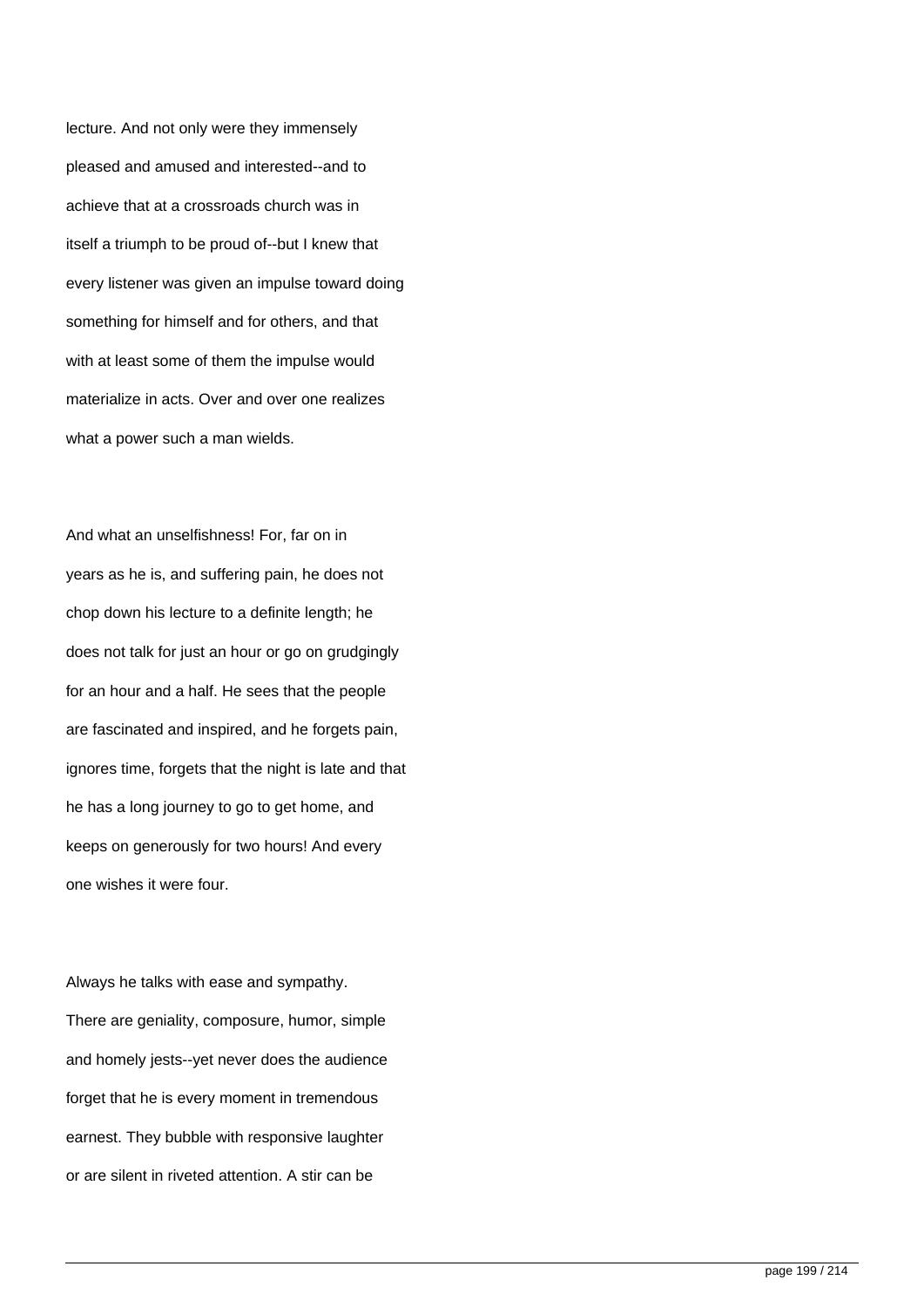lecture. And not only were they immensely pleased and amused and interested--and to achieve that at a crossroads church was in itself a triumph to be proud of--but I knew that every listener was given an impulse toward doing something for himself and for others, and that with at least some of them the impulse would materialize in acts. Over and over one realizes what a power such a man wields.

And what an unselfishness! For, far on in years as he is, and suffering pain, he does not chop down his lecture to a definite length; he does not talk for just an hour or go on grudgingly for an hour and a half. He sees that the people are fascinated and inspired, and he forgets pain, ignores time, forgets that the night is late and that he has a long journey to go to get home, and keeps on generously for two hours! And every one wishes it were four.

Always he talks with ease and sympathy. There are geniality, composure, humor, simple and homely jests--yet never does the audience forget that he is every moment in tremendous earnest. They bubble with responsive laughter or are silent in riveted attention. A stir can be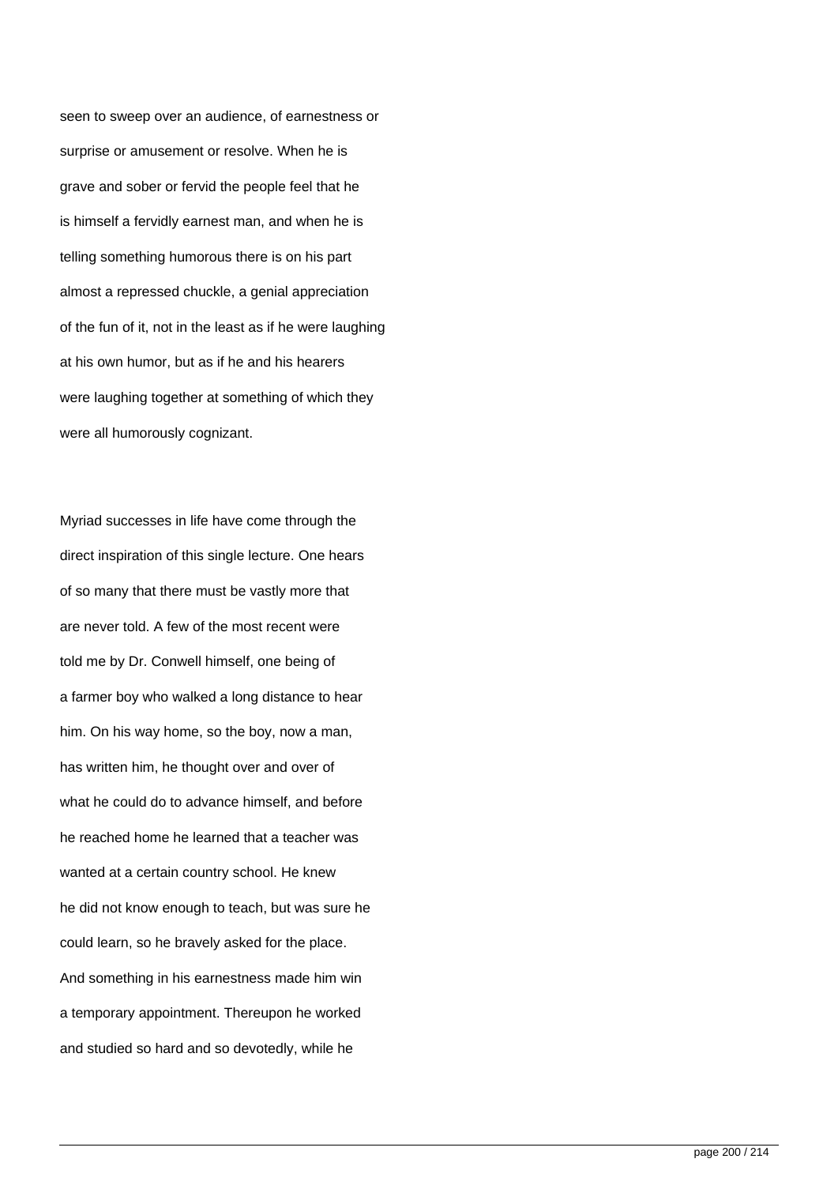seen to sweep over an audience, of earnestness or surprise or amusement or resolve. When he is grave and sober or fervid the people feel that he is himself a fervidly earnest man, and when he is telling something humorous there is on his part almost a repressed chuckle, a genial appreciation of the fun of it, not in the least as if he were laughing at his own humor, but as if he and his hearers were laughing together at something of which they were all humorously cognizant.

Myriad successes in life have come through the direct inspiration of this single lecture. One hears of so many that there must be vastly more that are never told. A few of the most recent were told me by Dr. Conwell himself, one being of a farmer boy who walked a long distance to hear him. On his way home, so the boy, now a man, has written him, he thought over and over of what he could do to advance himself, and before he reached home he learned that a teacher was wanted at a certain country school. He knew he did not know enough to teach, but was sure he could learn, so he bravely asked for the place. And something in his earnestness made him win a temporary appointment. Thereupon he worked and studied so hard and so devotedly, while he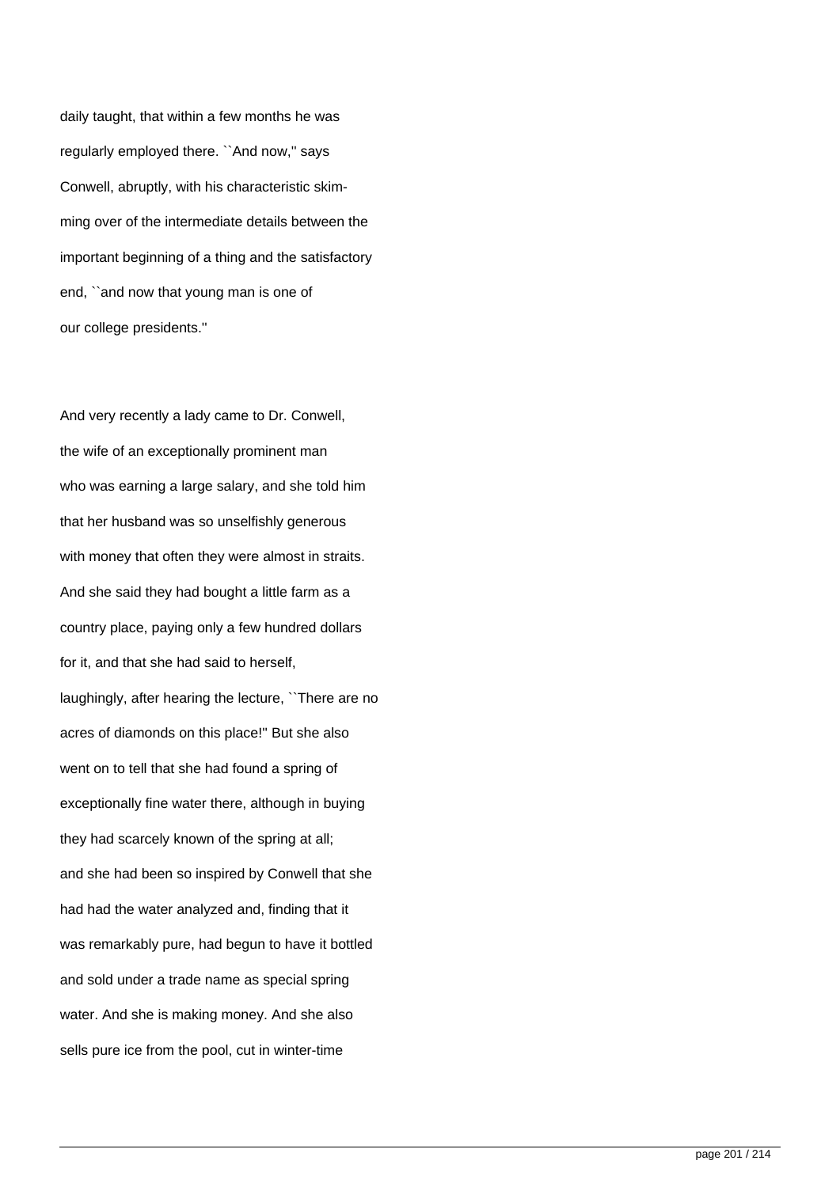daily taught, that within a few months he was regularly employed there. ``And now,'' says Conwell, abruptly, with his characteristic skimming over of the intermediate details between the important beginning of a thing and the satisfactory end, ``and now that young man is one of our college presidents.''

And very recently a lady came to Dr. Conwell, the wife of an exceptionally prominent man who was earning a large salary, and she told him that her husband was so unselfishly generous with money that often they were almost in straits. And she said they had bought a little farm as a country place, paying only a few hundred dollars for it, and that she had said to herself, laughingly, after hearing the lecture, ``There are no acres of diamonds on this place!'' But she also went on to tell that she had found a spring of exceptionally fine water there, although in buying they had scarcely known of the spring at all; and she had been so inspired by Conwell that she had had the water analyzed and, finding that it was remarkably pure, had begun to have it bottled and sold under a trade name as special spring water. And she is making money. And she also sells pure ice from the pool, cut in winter-time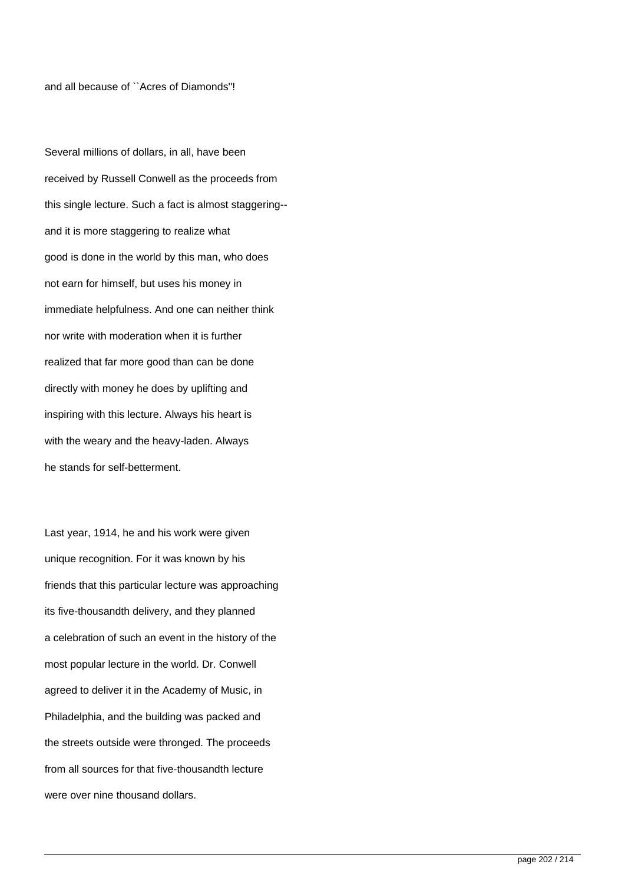and all because of ``Acres of Diamonds''!

Several millions of dollars, in all, have been received by Russell Conwell as the proceeds from this single lecture. Such a fact is almost staggering--and it is more staggering to realize what good is done in the world by this man, who does not earn for himself, but uses his money in immediate helpfulness. And one can neither think nor write with moderation when it is further realized that far more good than can be done directly with money he does by uplifting and inspiring with this lecture. Always his heart is with the weary and the heavy-laden. Always he stands for self-betterment.

Last year, 1914, he and his work were given unique recognition. For it was known by his friends that this particular lecture was approaching its five-thousandth delivery, and they planned a celebration of such an event in the history of the most popular lecture in the world. Dr. Conwell agreed to deliver it in the Academy of Music, in Philadelphia, and the building was packed and the streets outside were thronged. The proceeds from all sources for that five-thousandth lecture were over nine thousand dollars.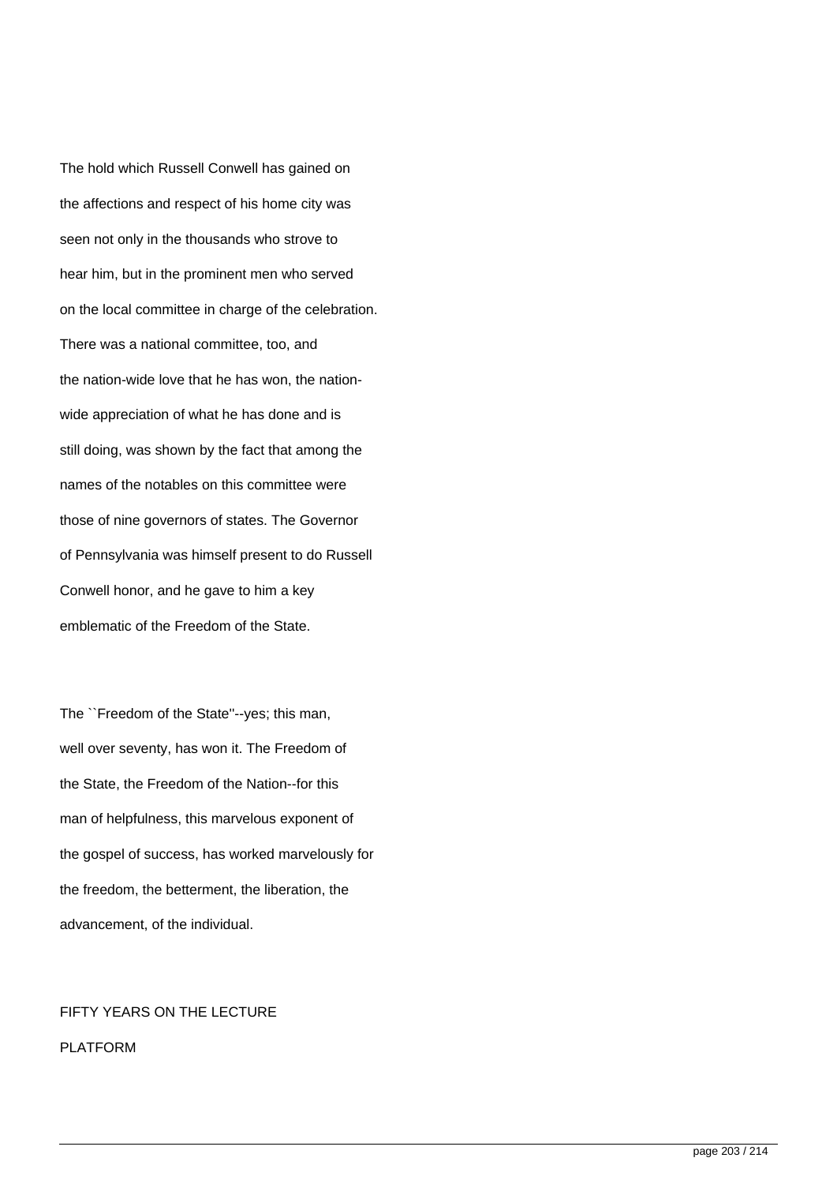The hold which Russell Conwell has gained on the affections and respect of his home city was seen not only in the thousands who strove to hear him, but in the prominent men who served on the local committee in charge of the celebration. There was a national committee, too, and the nation-wide love that he has won, the nation-wide appreciation of what he has done and is still doing, was shown by the fact that among the names of the notables on this committee were those of nine governors of states. The Governor of Pennsylvania was himself present to do Russell Conwell honor, and he gave to him a key emblematic of the Freedom of the State.

The ``Freedom of the State''--yes; this man, well over seventy, has won it. The Freedom of the State, the Freedom of the Nation--for this man of helpfulness, this marvelous exponent of the gospel of success, has worked marvelously for the freedom, the betterment, the liberation, the advancement, of the individual.

## FIFTY YEARS ON THE LECTURE PLATFORM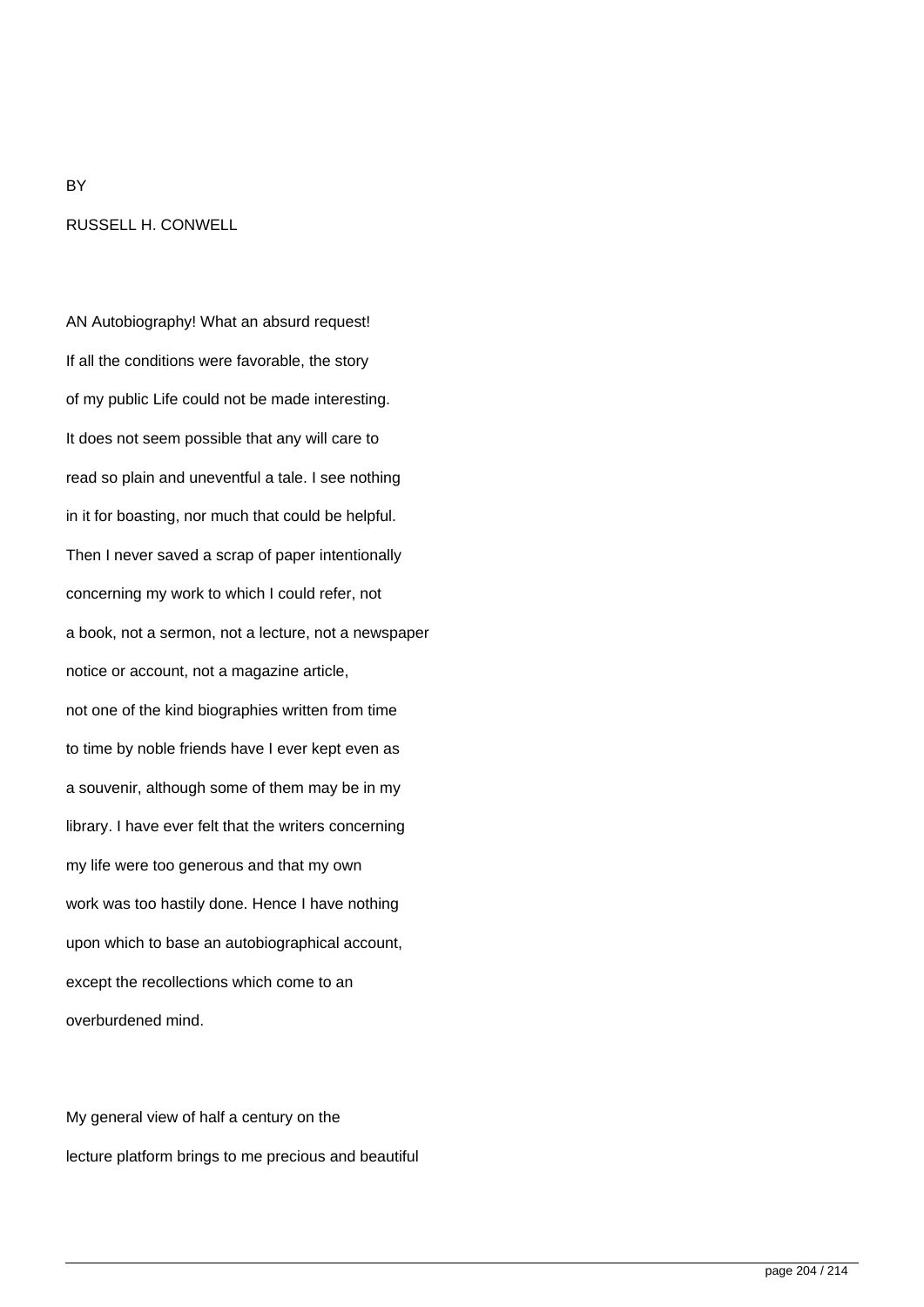BY

RUSSELL H. CONWELL

AN Autobiography! What an absurd request! If all the conditions were favorable, the story of my public Life could not be made interesting. It does not seem possible that any will care to read so plain and uneventful a tale. I see nothing in it for boasting, nor much that could be helpful. Then I never saved a scrap of paper intentionally concerning my work to which I could refer, not a book, not a sermon, not a lecture, not a newspaper notice or account, not a magazine article, not one of the kind biographies written from time to time by noble friends have I ever kept even as a souvenir, although some of them may be in my library. I have ever felt that the writers concerning my life were too generous and that my own work was too hastily done. Hence I have nothing upon which to base an autobiographical account, except the recollections which come to an overburdened mind.

My general view of half a century on the lecture platform brings to me precious and beautiful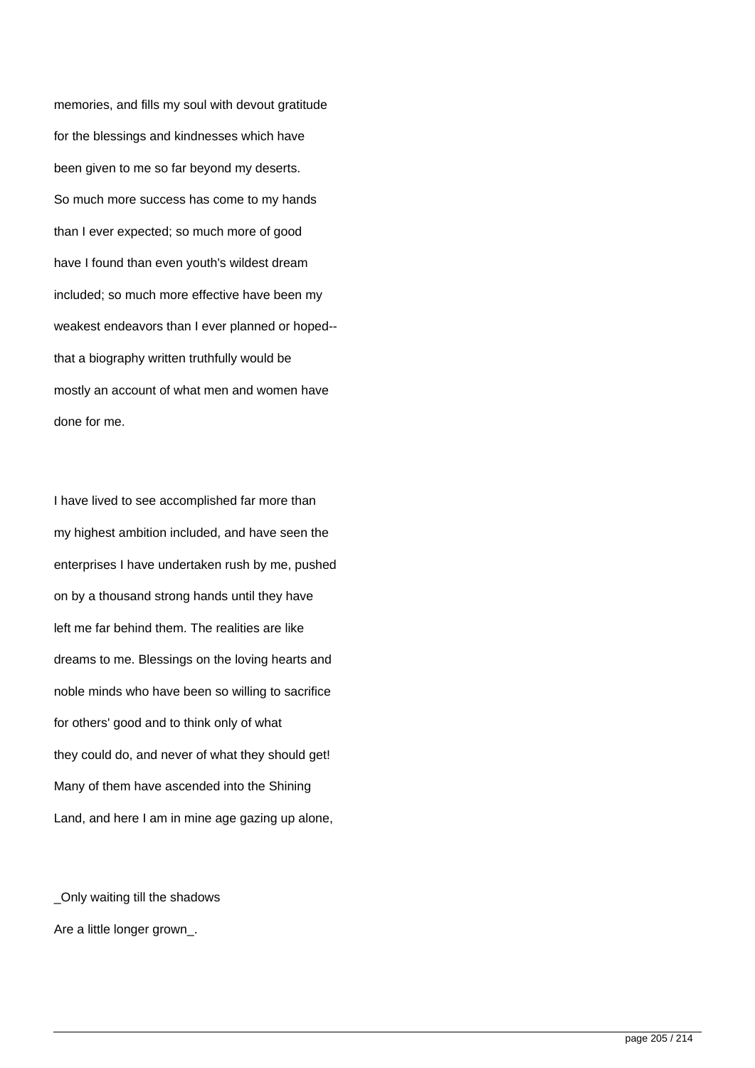memories, and fills my soul with devout gratitude for the blessings and kindnesses which have been given to me so far beyond my deserts. So much more success has come to my hands than I ever expected; so much more of good have I found than even youth's wildest dream included; so much more effective have been my weakest endeavors than I ever planned or hoped--that a biography written truthfully would be mostly an account of what men and women have done for me.

I have lived to see accomplished far more than my highest ambition included, and have seen the enterprises I have undertaken rush by me, pushed on by a thousand strong hands until they have left me far behind them. The realities are like dreams to me. Blessings on the loving hearts and noble minds who have been so willing to sacrifice for others' good and to think only of what they could do, and never of what they should get! Many of them have ascended into the Shining Land, and here I am in mine age gazing up alone,

_Only waiting till the shadows
Are a little longer grown_.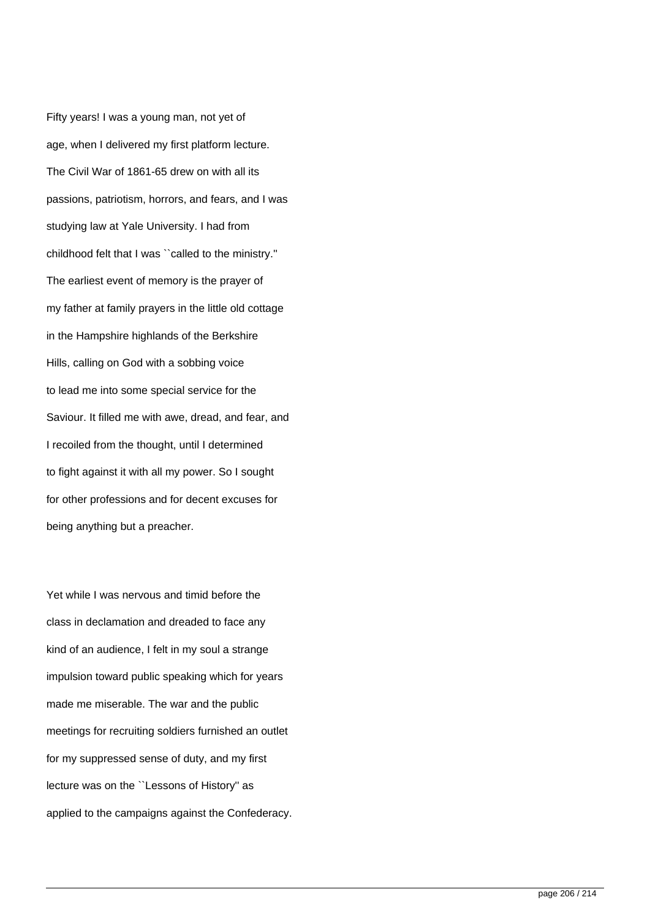Fifty years! I was a young man, not yet of age, when I delivered my first platform lecture. The Civil War of 1861-65 drew on with all its passions, patriotism, horrors, and fears, and I was studying law at Yale University. I had from childhood felt that I was ``called to the ministry.'' The earliest event of memory is the prayer of my father at family prayers in the little old cottage in the Hampshire highlands of the Berkshire Hills, calling on God with a sobbing voice to lead me into some special service for the Saviour. It filled me with awe, dread, and fear, and I recoiled from the thought, until I determined to fight against it with all my power. So I sought for other professions and for decent excuses for being anything but a preacher.

Yet while I was nervous and timid before the class in declamation and dreaded to face any kind of an audience, I felt in my soul a strange impulsion toward public speaking which for years made me miserable. The war and the public meetings for recruiting soldiers furnished an outlet for my suppressed sense of duty, and my first lecture was on the ``Lessons of History'' as applied to the campaigns against the Confederacy.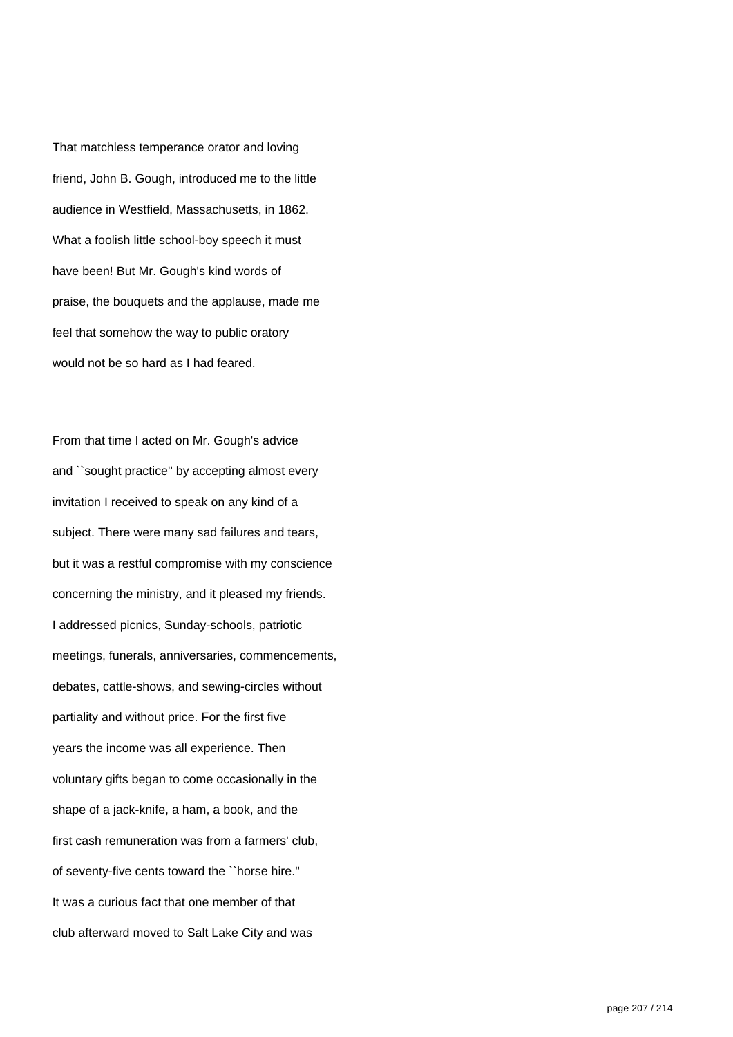That matchless temperance orator and loving friend, John B. Gough, introduced me to the little audience in Westfield, Massachusetts, in 1862. What a foolish little school-boy speech it must have been! But Mr. Gough's kind words of praise, the bouquets and the applause, made me feel that somehow the way to public oratory would not be so hard as I had feared.

From that time I acted on Mr. Gough's advice and ``sought practice'' by accepting almost every invitation I received to speak on any kind of a subject. There were many sad failures and tears, but it was a restful compromise with my conscience concerning the ministry, and it pleased my friends. I addressed picnics, Sunday-schools, patriotic meetings, funerals, anniversaries, commencements, debates, cattle-shows, and sewing-circles without partiality and without price. For the first five years the income was all experience. Then voluntary gifts began to come occasionally in the shape of a jack-knife, a ham, a book, and the first cash remuneration was from a farmers' club, of seventy-five cents toward the ``horse hire.'' It was a curious fact that one member of that club afterward moved to Salt Lake City and was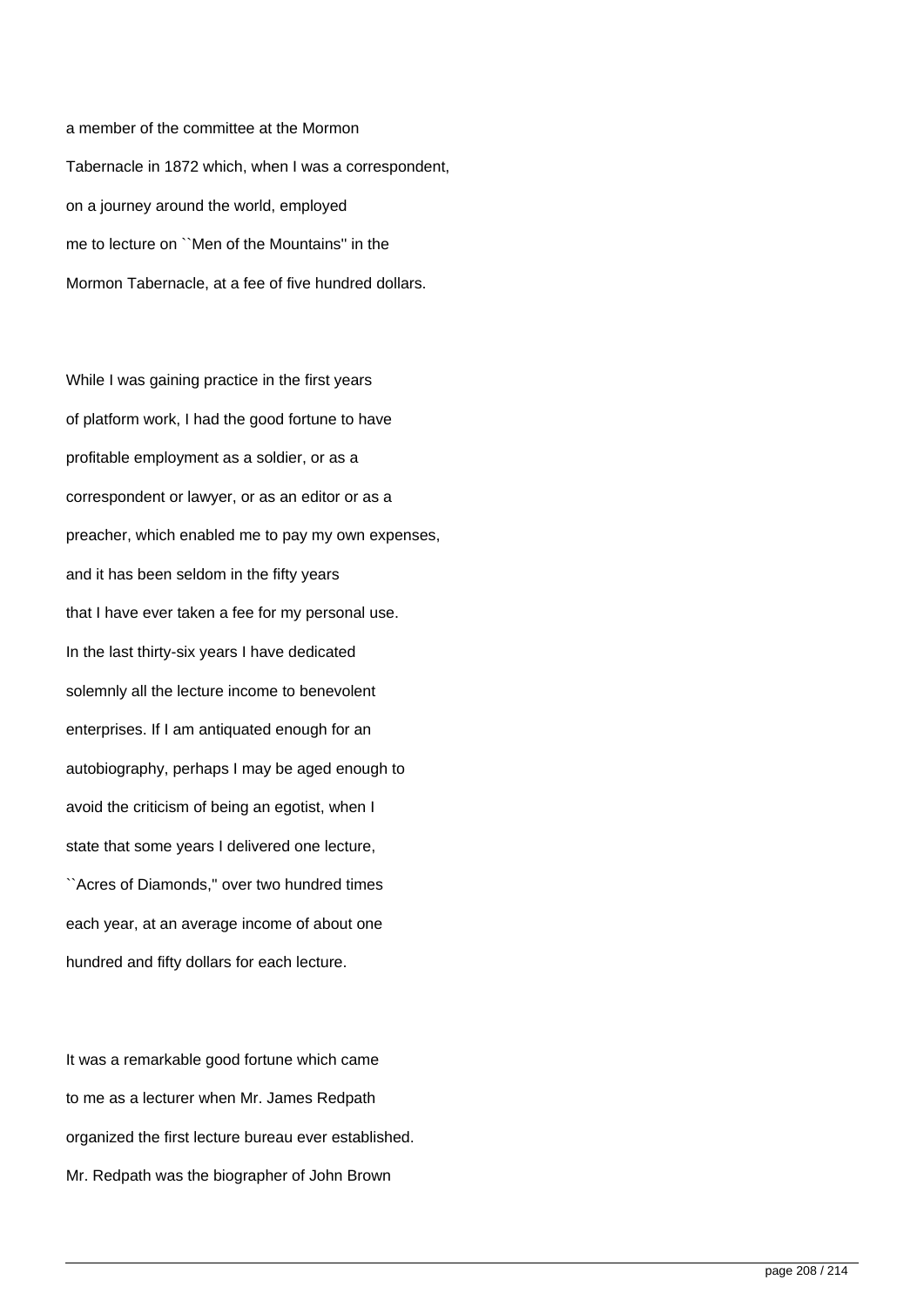a member of the committee at the Mormon Tabernacle in 1872 which, when I was a correspondent, on a journey around the world, employed me to lecture on ``Men of the Mountains'' in the Mormon Tabernacle, at a fee of five hundred dollars.

While I was gaining practice in the first years of platform work, I had the good fortune to have profitable employment as a soldier, or as a correspondent or lawyer, or as an editor or as a preacher, which enabled me to pay my own expenses, and it has been seldom in the fifty years that I have ever taken a fee for my personal use. In the last thirty-six years I have dedicated solemnly all the lecture income to benevolent enterprises. If I am antiquated enough for an autobiography, perhaps I may be aged enough to avoid the criticism of being an egotist, when I state that some years I delivered one lecture, ``Acres of Diamonds,'' over two hundred times each year, at an average income of about one hundred and fifty dollars for each lecture.

It was a remarkable good fortune which came to me as a lecturer when Mr. James Redpath organized the first lecture bureau ever established. Mr. Redpath was the biographer of John Brown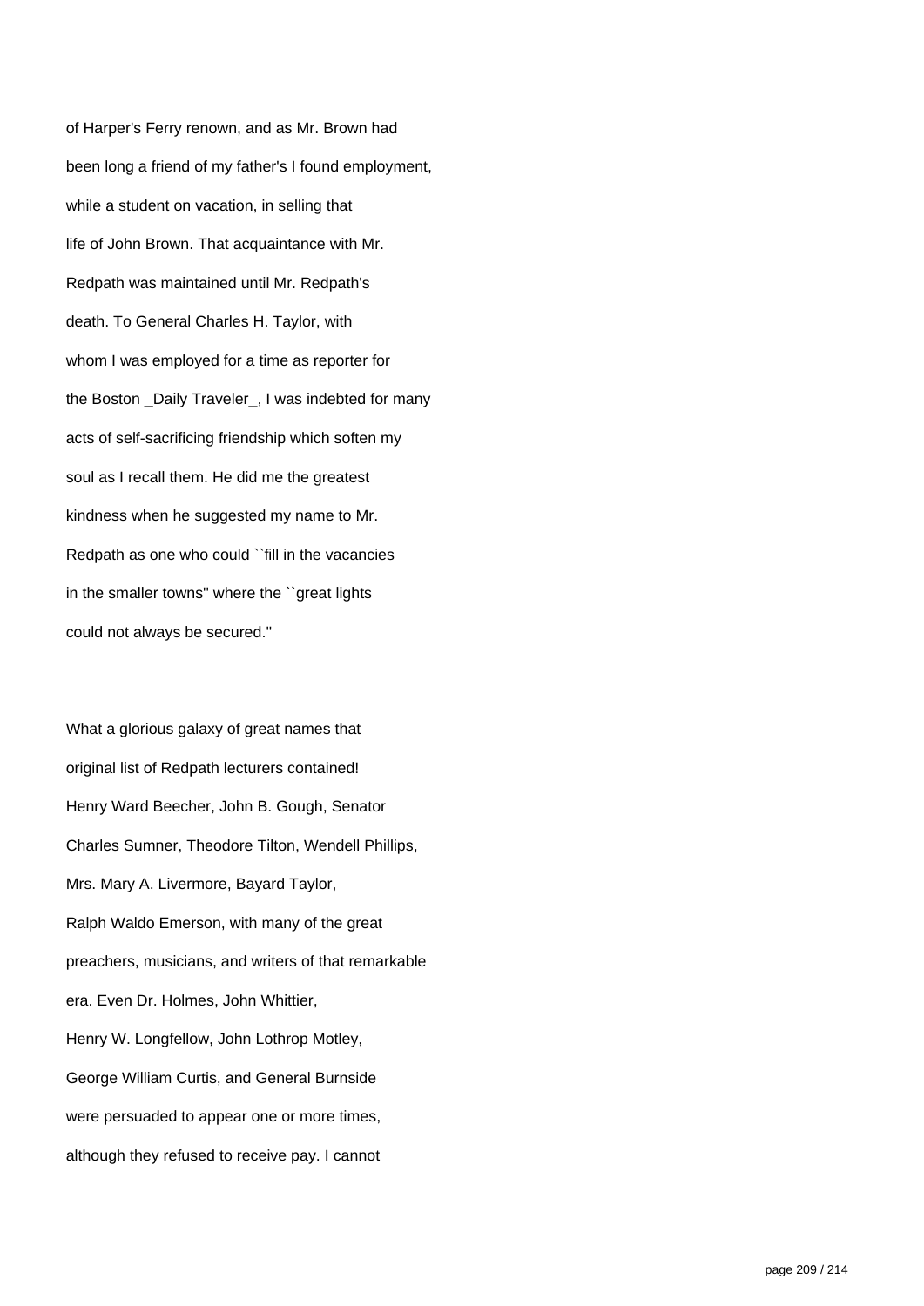of Harper's Ferry renown, and as Mr. Brown had been long a friend of my father's I found employment, while a student on vacation, in selling that life of John Brown. That acquaintance with Mr. Redpath was maintained until Mr. Redpath's death. To General Charles H. Taylor, with whom I was employed for a time as reporter for the Boston _Daily Traveler_, I was indebted for many acts of self-sacrificing friendship which soften my soul as I recall them. He did me the greatest kindness when he suggested my name to Mr. Redpath as one who could ``fill in the vacancies in the smaller towns'' where the ``great lights could not always be secured.''

What a glorious galaxy of great names that original list of Redpath lecturers contained! Henry Ward Beecher, John B. Gough, Senator Charles Sumner, Theodore Tilton, Wendell Phillips, Mrs. Mary A. Livermore, Bayard Taylor, Ralph Waldo Emerson, with many of the great preachers, musicians, and writers of that remarkable era. Even Dr. Holmes, John Whittier, Henry W. Longfellow, John Lothrop Motley, George William Curtis, and General Burnside were persuaded to appear one or more times, although they refused to receive pay. I cannot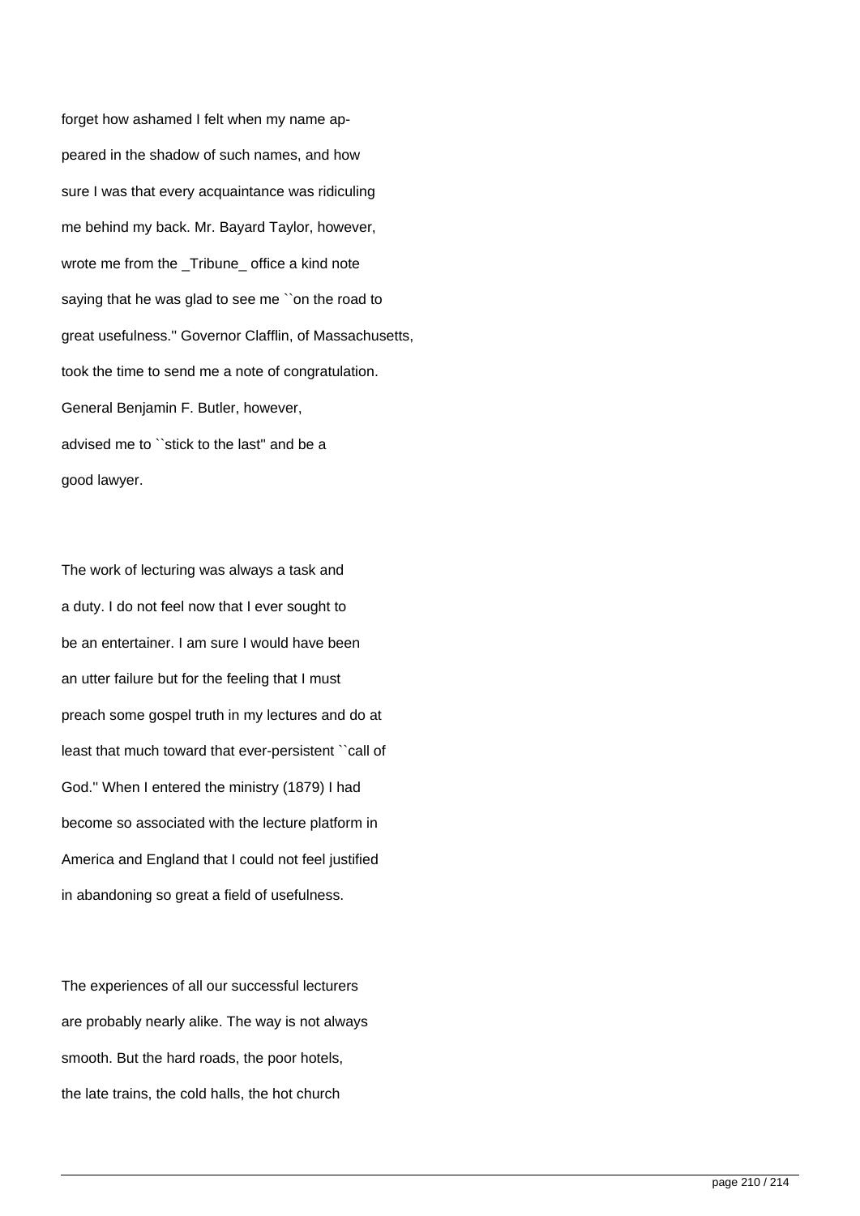forget how ashamed I felt when my name appeared in the shadow of such names, and how sure I was that every acquaintance was ridiculing me behind my back. Mr. Bayard Taylor, however, wrote me from the _Tribune_ office a kind note saying that he was glad to see me ``on the road to great usefulness.'' Governor Clafflin, of Massachusetts, took the time to send me a note of congratulation. General Benjamin F. Butler, however, advised me to ``stick to the last'' and be a good lawyer.

The work of lecturing was always a task and a duty. I do not feel now that I ever sought to be an entertainer. I am sure I would have been an utter failure but for the feeling that I must preach some gospel truth in my lectures and do at least that much toward that ever-persistent ``call of God.'' When I entered the ministry (1879) I had become so associated with the lecture platform in America and England that I could not feel justified in abandoning so great a field of usefulness.

The experiences of all our successful lecturers are probably nearly alike. The way is not always smooth. But the hard roads, the poor hotels, the late trains, the cold halls, the hot church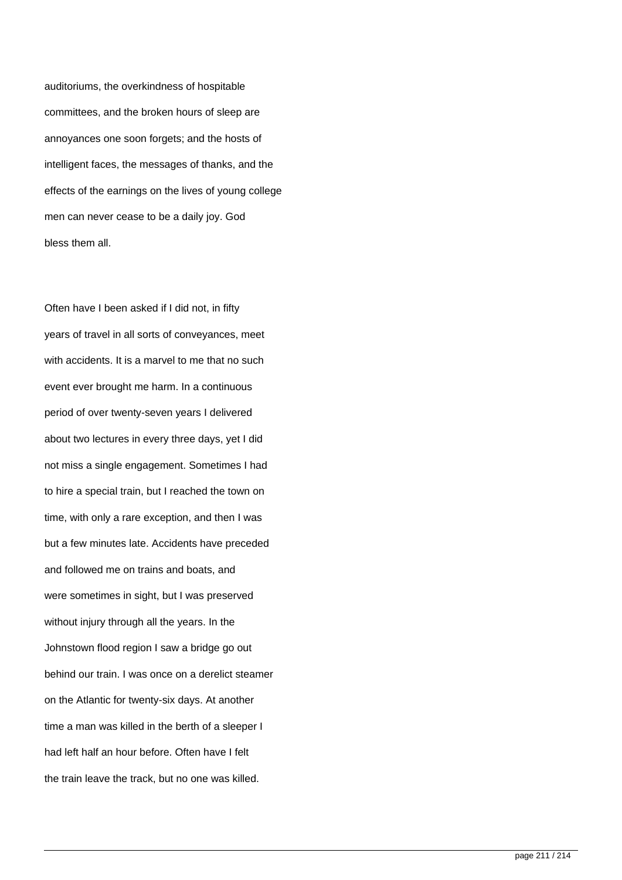auditoriums, the overkindness of hospitable committees, and the broken hours of sleep are annoyances one soon forgets; and the hosts of intelligent faces, the messages of thanks, and the effects of the earnings on the lives of young college men can never cease to be a daily joy. God bless them all.

Often have I been asked if I did not, in fifty years of travel in all sorts of conveyances, meet with accidents. It is a marvel to me that no such event ever brought me harm. In a continuous period of over twenty-seven years I delivered about two lectures in every three days, yet I did not miss a single engagement. Sometimes I had to hire a special train, but I reached the town on time, with only a rare exception, and then I was but a few minutes late. Accidents have preceded and followed me on trains and boats, and were sometimes in sight, but I was preserved without injury through all the years. In the Johnstown flood region I saw a bridge go out behind our train. I was once on a derelict steamer on the Atlantic for twenty-six days. At another time a man was killed in the berth of a sleeper I had left half an hour before. Often have I felt the train leave the track, but no one was killed.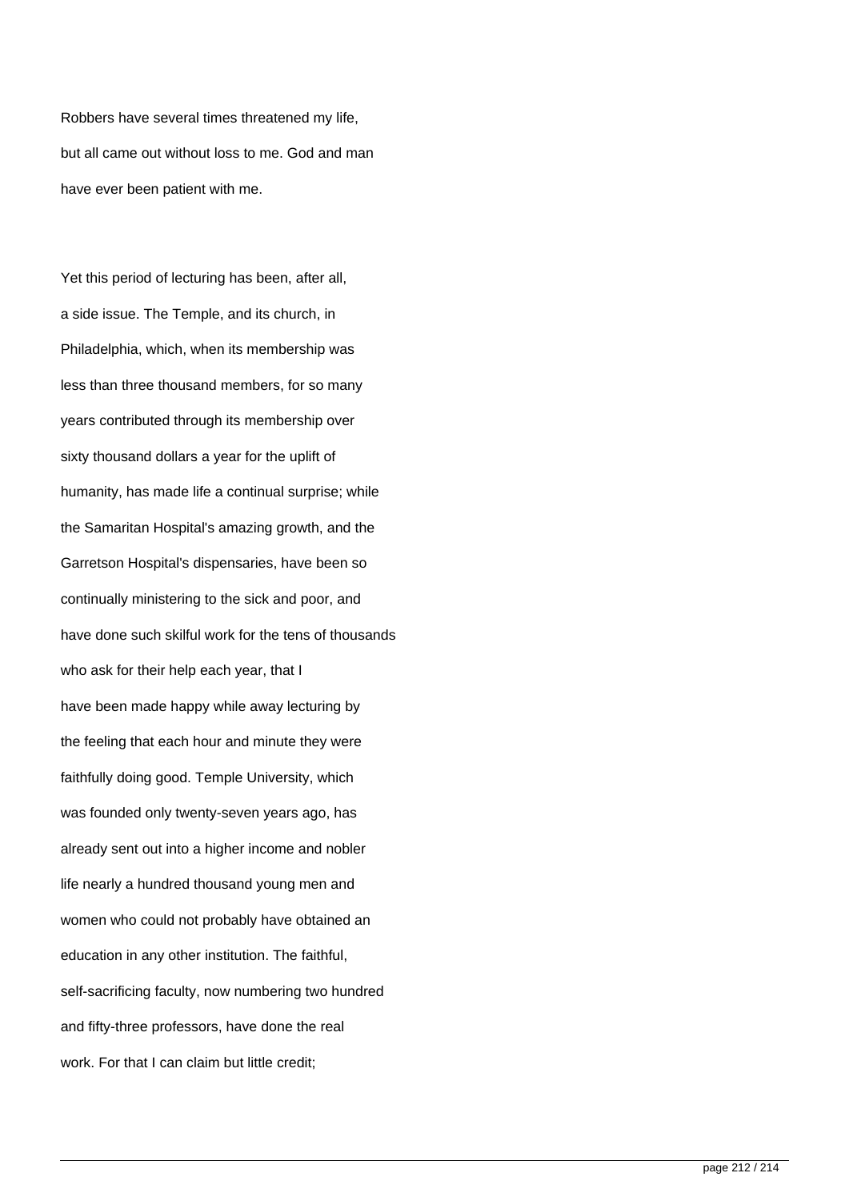Robbers have several times threatened my life, but all came out without loss to me. God and man have ever been patient with me.

Yet this period of lecturing has been, after all, a side issue. The Temple, and its church, in Philadelphia, which, when its membership was less than three thousand members, for so many years contributed through its membership over sixty thousand dollars a year for the uplift of humanity, has made life a continual surprise; while the Samaritan Hospital's amazing growth, and the Garretson Hospital's dispensaries, have been so continually ministering to the sick and poor, and have done such skilful work for the tens of thousands who ask for their help each year, that I have been made happy while away lecturing by the feeling that each hour and minute they were faithfully doing good. Temple University, which was founded only twenty-seven years ago, has already sent out into a higher income and nobler life nearly a hundred thousand young men and women who could not probably have obtained an education in any other institution. The faithful, self-sacrificing faculty, now numbering two hundred and fifty-three professors, have done the real work. For that I can claim but little credit;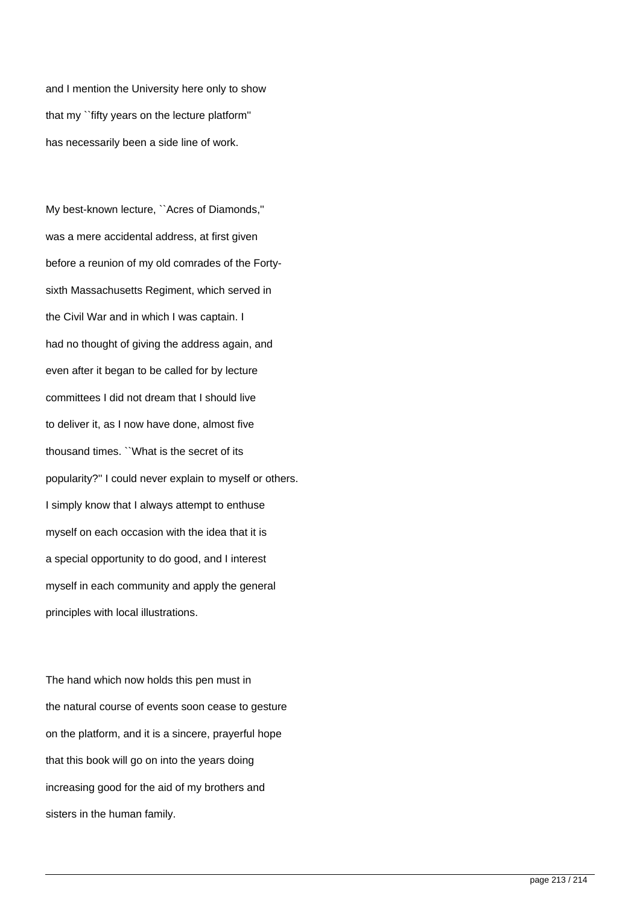and I mention the University here only to show that my ``fifty years on the lecture platform'' has necessarily been a side line of work.

My best-known lecture, ``Acres of Diamonds,'' was a mere accidental address, at first given before a reunion of my old comrades of the Forty-sixth Massachusetts Regiment, which served in the Civil War and in which I was captain. I had no thought of giving the address again, and even after it began to be called for by lecture committees I did not dream that I should live to deliver it, as I now have done, almost five thousand times. ``What is the secret of its popularity?'' I could never explain to myself or others. I simply know that I always attempt to enthuse myself on each occasion with the idea that it is a special opportunity to do good, and I interest myself in each community and apply the general principles with local illustrations.

The hand which now holds this pen must in the natural course of events soon cease to gesture on the platform, and it is a sincere, prayerful hope that this book will go on into the years doing increasing good for the aid of my brothers and sisters in the human family.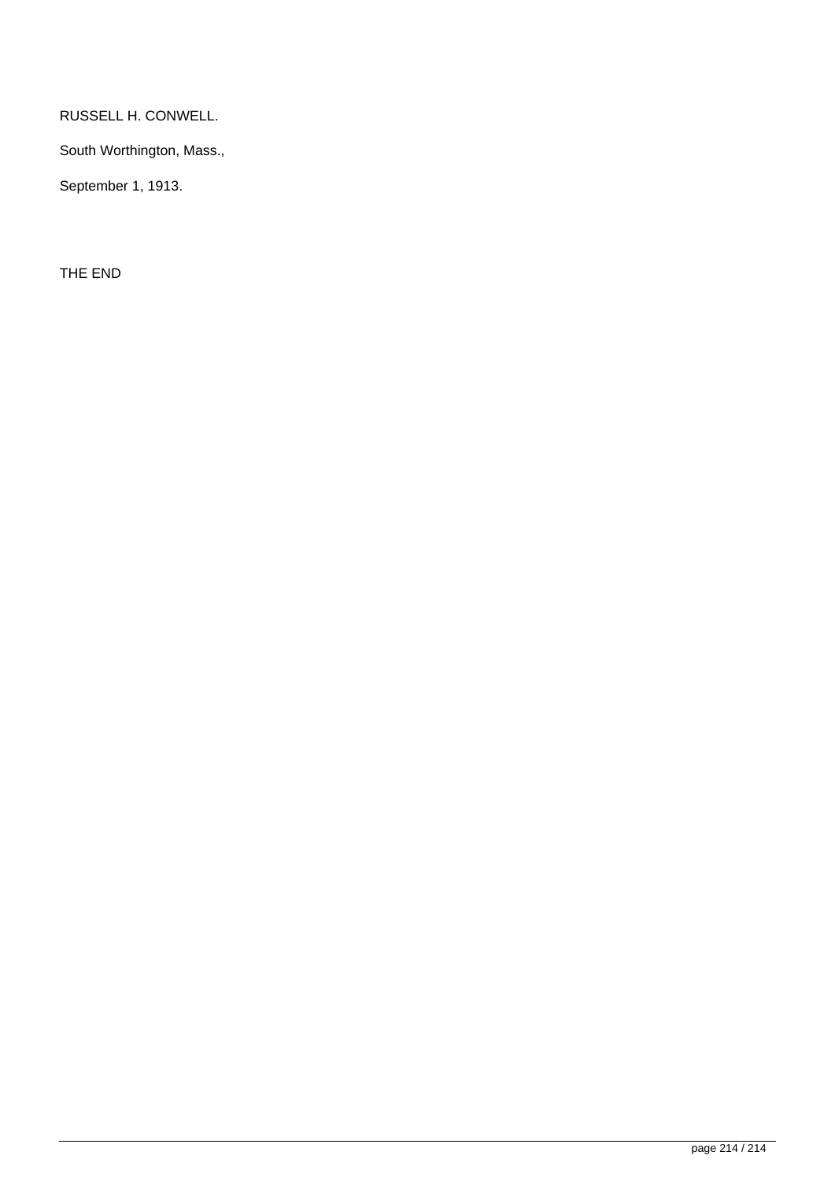RUSSELL H. CONWELL.

South Worthington, Mass.,

September 1, 1913.

THE END